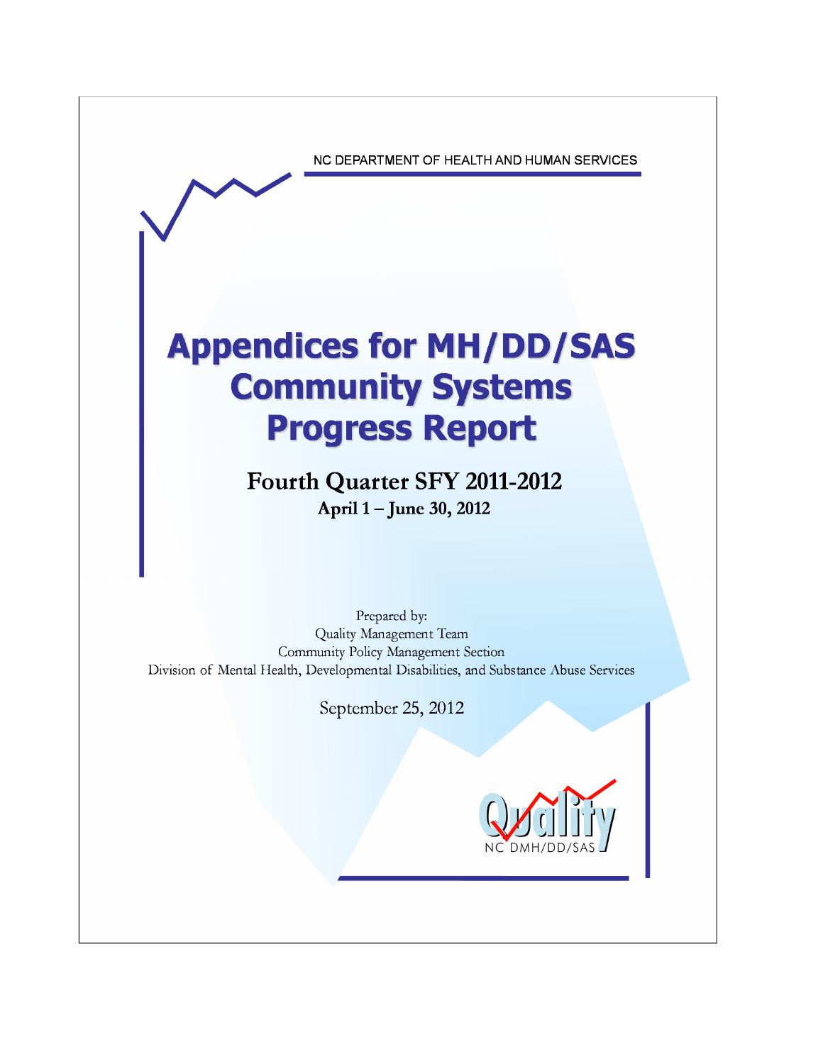NC DEPARTMENT OF HEALTH AND HUMAN SERVICES

# Appendices for MH/DD/SAS Community Systems Progress Report

## Fourth Quarter SFY 2011-2012

### April 1 – June 30, 2012

Prepared by:
Quality Management Team
Community Policy Management Section
Division of Mental Health, Developmental Disabilities, and Substance Abuse Services

September 25, 2012

Quality
NC DMH/DD/SAS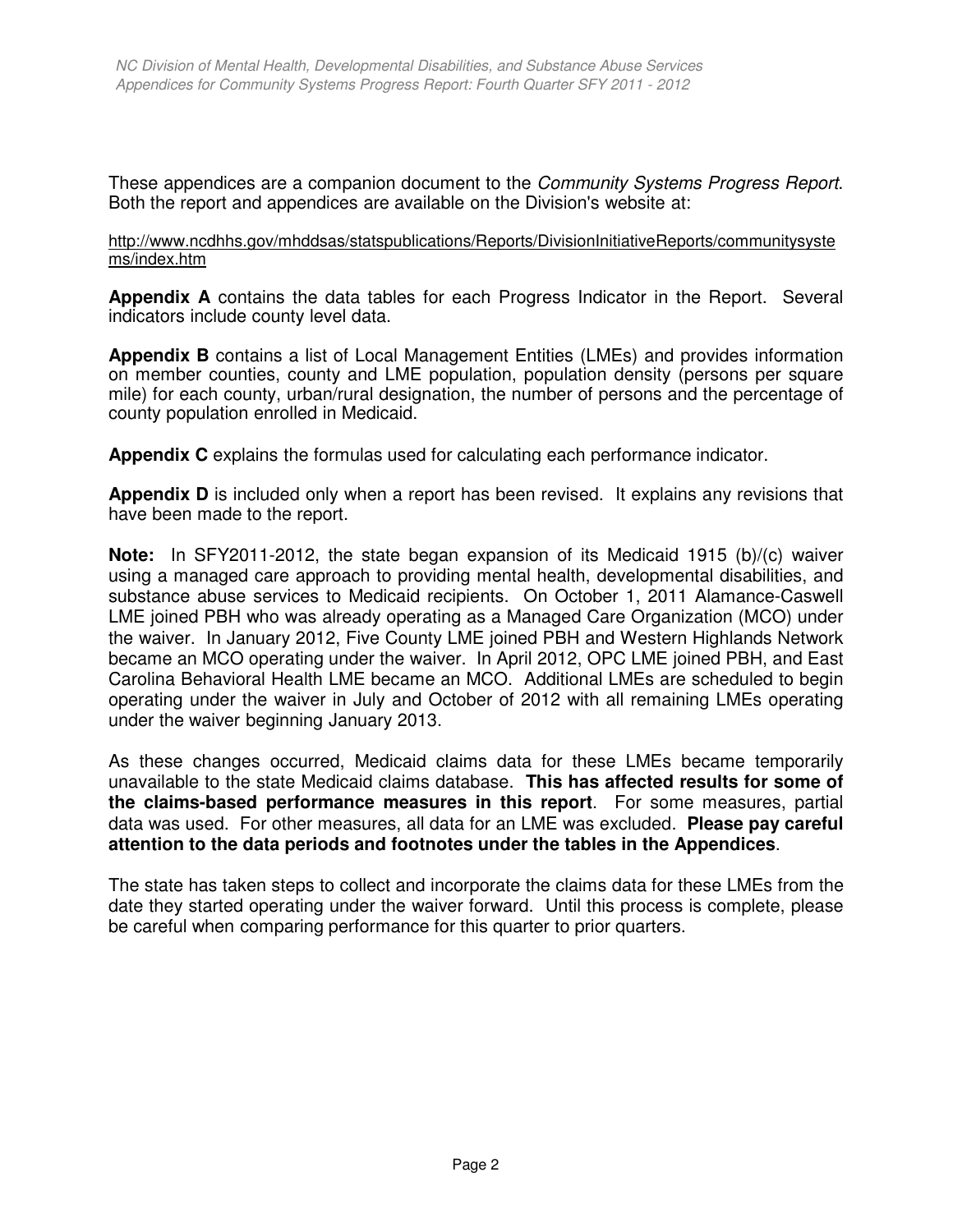These appendices are a companion document to the *Community Systems Progress Report*. Both the report and appendices are available on the Division's website at:

http://www.ncdhhs.gov/mhddsas/statspublications/Reports/DivisionInitiativeReports/communitysystems/index.htm

**Appendix A** contains the data tables for each Progress Indicator in the Report. Several indicators include county level data.

**Appendix B** contains a list of Local Management Entities (LMEs) and provides information on member counties, county and LME population, population density (persons per square mile) for each county, urban/rural designation, the number of persons and the percentage of county population enrolled in Medicaid.

**Appendix C** explains the formulas used for calculating each performance indicator.

**Appendix D** is included only when a report has been revised. It explains any revisions that have been made to the report.

**Note:** In SFY2011-2012, the state began expansion of its Medicaid 1915 (b)/(c) waiver using a managed care approach to providing mental health, developmental disabilities, and substance abuse services to Medicaid recipients. On October 1, 2011 Alamance-Caswell LME joined PBH who was already operating as a Managed Care Organization (MCO) under the waiver. In January 2012, Five County LME joined PBH and Western Highlands Network became an MCO operating under the waiver. In April 2012, OPC LME joined PBH, and East Carolina Behavioral Health LME became an MCO. Additional LMEs are scheduled to begin operating under the waiver in July and October of 2012 with all remaining LMEs operating under the waiver beginning January 2013.

As these changes occurred, Medicaid claims data for these LMEs became temporarily unavailable to the state Medicaid claims database. **This has affected results for some of the claims-based performance measures in this report**. For some measures, partial data was used. For other measures, all data for an LME was excluded. **Please pay careful attention to the data periods and footnotes under the tables in the Appendices**.

The state has taken steps to collect and incorporate the claims data for these LMEs from the date they started operating under the waiver forward. Until this process is complete, please be careful when comparing performance for this quarter to prior quarters.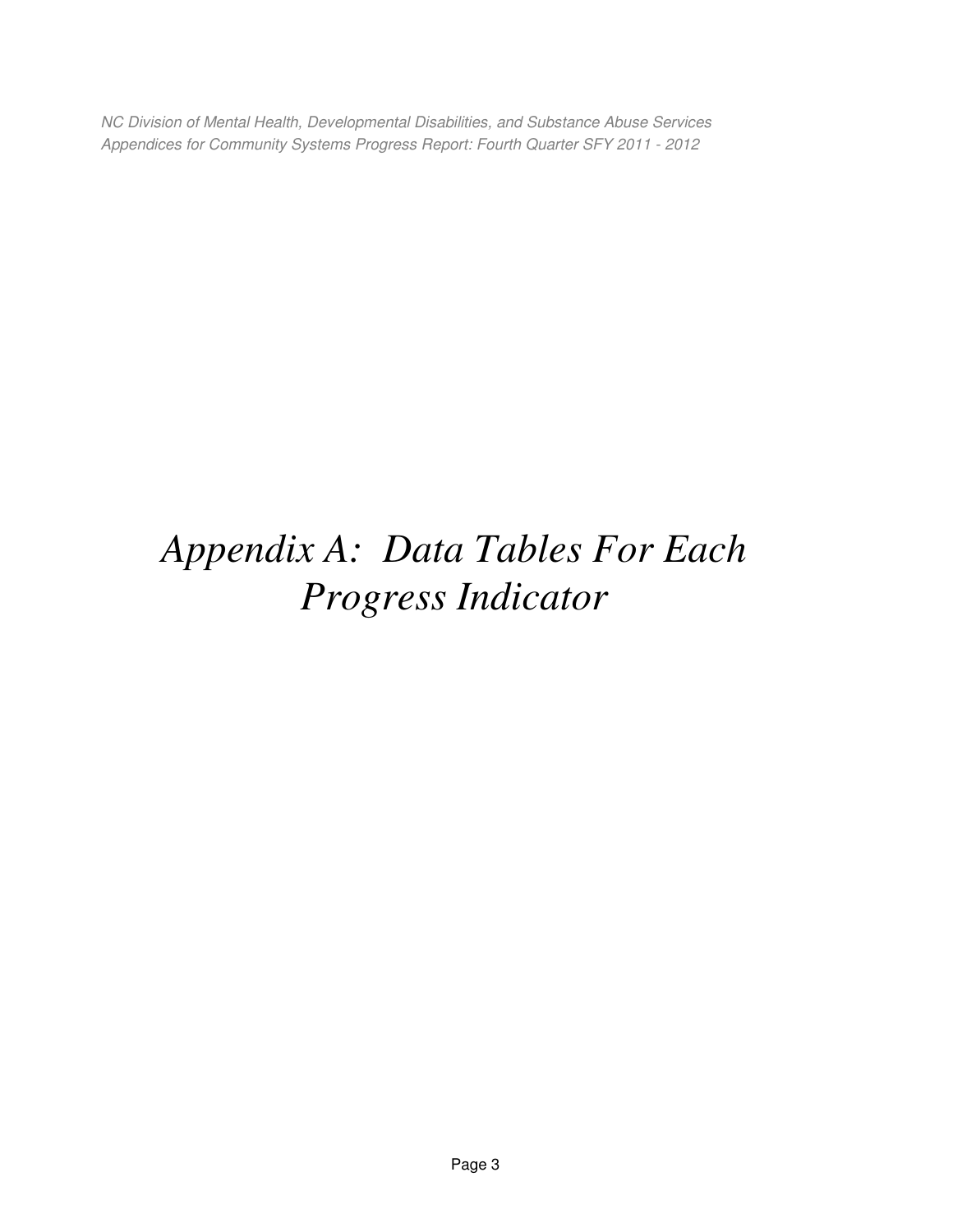# *Appendix A: Data Tables For Each Progress Indicator*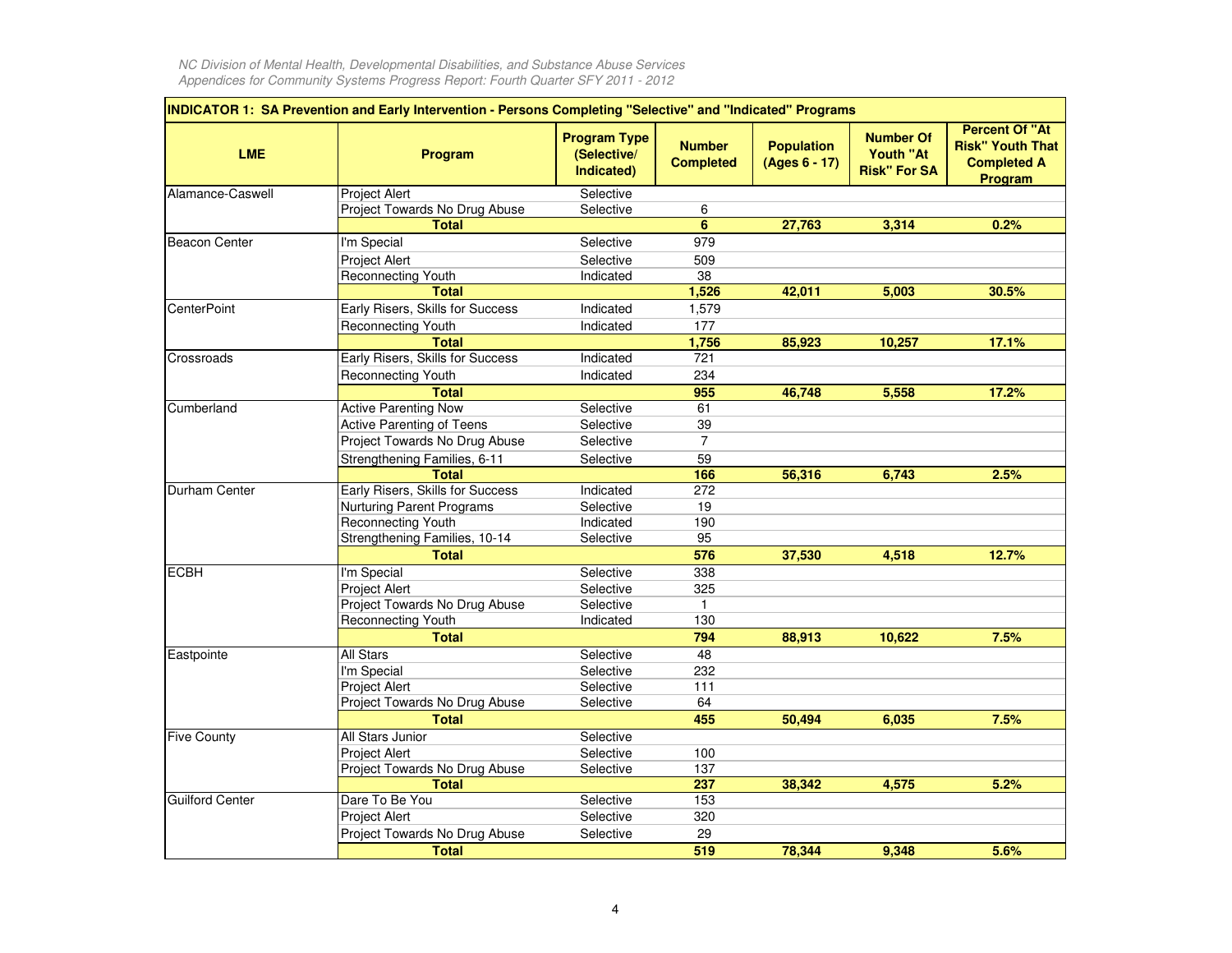| INDICATOR 1: SA Prevention and Early Intervention - Persons Completing "Selective" and "Indicated" Programs | | | | | | |
|---|---|---|---|---|---|---|
| **LME** | **Program** | **Program Type (Selective/ Indicated)** | **Number Completed** | **Population (Ages 6 - 17)** | **Number Of Youth "At Risk" For SA** | **Percent Of "At Risk" Youth That Completed A Program** |
| Alamance-Caswell | Project Alert | Selective | | | | |
| | Project Towards No Drug Abuse | Selective | 6 | | | |
| | **Total** | | **6** | **27,763** | **3,314** | **0.2%** |
| Beacon Center | I'm Special | Selective | 979 | | | |
| | Project Alert | Selective | 509 | | | |
| | Reconnecting Youth | Indicated | 38 | | | |
| | **Total** | | **1,526** | **42,011** | **5,003** | **30.5%** |
| CenterPoint | Early Risers, Skills for Success | Indicated | 1,579 | | | |
| | Reconnecting Youth | Indicated | 177 | | | |
| | **Total** | | **1,756** | **85,923** | **10,257** | **17.1%** |
| Crossroads | Early Risers, Skills for Success | Indicated | 721 | | | |
| | Reconnecting Youth | Indicated | 234 | | | |
| | **Total** | | **955** | **46,748** | **5,558** | **17.2%** |
| Cumberland | Active Parenting Now | Selective | 61 | | | |
| | Active Parenting of Teens | Selective | 39 | | | |
| | Project Towards No Drug Abuse | Selective | 7 | | | |
| | Strengthening Families, 6-11 | Selective | 59 | | | |
| | **Total** | | **166** | **56,316** | **6,743** | **2.5%** |
| Durham Center | Early Risers, Skills for Success | Indicated | 272 | | | |
| | Nurturing Parent Programs | Selective | 19 | | | |
| | Reconnecting Youth | Indicated | 190 | | | |
| | Strengthening Families, 10-14 | Selective | 95 | | | |
| | **Total** | | **576** | **37,530** | **4,518** | **12.7%** |
| ECBH | I'm Special | Selective | 338 | | | |
| | Project Alert | Selective | 325 | | | |
| | Project Towards No Drug Abuse | Selective | 1 | | | |
| | Reconnecting Youth | Indicated | 130 | | | |
| | **Total** | | **794** | **88,913** | **10,622** | **7.5%** |
| Eastpointe | All Stars | Selective | 48 | | | |
| | I'm Special | Selective | 232 | | | |
| | Project Alert | Selective | 111 | | | |
| | Project Towards No Drug Abuse | Selective | 64 | | | |
| | **Total** | | **455** | **50,494** | **6,035** | **7.5%** |
| Five County | All Stars Junior | Selective | | | | |
| | Project Alert | Selective | 100 | | | |
| | Project Towards No Drug Abuse | Selective | 137 | | | |
| | **Total** | | **237** | **38,342** | **4,575** | **5.2%** |
| Guilford Center | Dare To Be You | Selective | 153 | | | |
| | Project Alert | Selective | 320 | | | |
| | Project Towards No Drug Abuse | Selective | 29 | | | |
| | **Total** | | **519** | **78,344** | **9,348** | **5.6%** |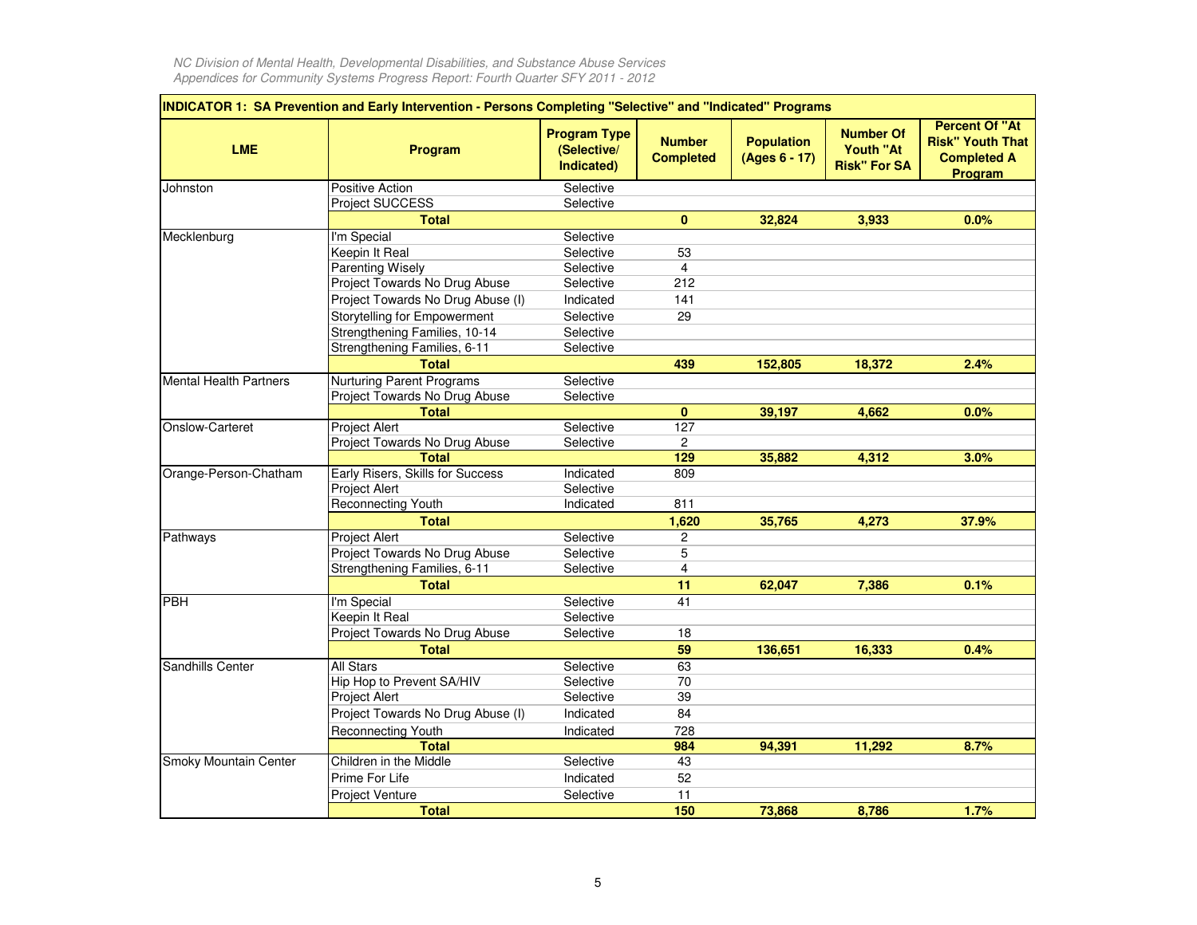## INDICATOR 1: SA Prevention and Early Intervention - Persons Completing "Selective" and "Indicated" Programs

| LME | Program | Program Type (Selective/ Indicated) | Number Completed | Population (Ages 6 - 17) | Number Of Youth "At Risk" For SA | Percent Of "At Risk" Youth That Completed A Program |
|---|---|---|---|---|---|---|
| Johnston | Positive Action | Selective | | | | |
| | Project SUCCESS | Selective | | | | |
| | **Total** | | **0** | **32,824** | **3,933** | **0.0%** |
| Mecklenburg | I'm Special | Selective | | | | |
| | Keepin It Real | Selective | 53 | | | |
| | Parenting Wisely | Selective | 4 | | | |
| | Project Towards No Drug Abuse | Selective | 212 | | | |
| | Project Towards No Drug Abuse (I) | Indicated | 141 | | | |
| | Storytelling for Empowerment | Selective | 29 | | | |
| | Strengthening Families, 10-14 | Selective | | | | |
| | Strengthening Families, 6-11 | Selective | | | | |
| | **Total** | | **439** | **152,805** | **18,372** | **2.4%** |
| Mental Health Partners | Nurturing Parent Programs | Selective | | | | |
| | Project Towards No Drug Abuse | Selective | | | | |
| | **Total** | | **0** | **39,197** | **4,662** | **0.0%** |
| Onslow-Carteret | Project Alert | Selective | 127 | | | |
| | Project Towards No Drug Abuse | Selective | 2 | | | |
| | **Total** | | **129** | **35,882** | **4,312** | **3.0%** |
| Orange-Person-Chatham | Early Risers, Skills for Success | Indicated | 809 | | | |
| | Project Alert | Selective | | | | |
| | Reconnecting Youth | Indicated | 811 | | | |
| | **Total** | | **1,620** | **35,765** | **4,273** | **37.9%** |
| Pathways | Project Alert | Selective | 2 | | | |
| | Project Towards No Drug Abuse | Selective | 5 | | | |
| | Strengthening Families, 6-11 | Selective | 4 | | | |
| | **Total** | | **11** | **62,047** | **7,386** | **0.1%** |
| PBH | I'm Special | Selective | 41 | | | |
| | Keepin It Real | Selective | | | | |
| | Project Towards No Drug Abuse | Selective | 18 | | | |
| | **Total** | | **59** | **136,651** | **16,333** | **0.4%** |
| Sandhills Center | All Stars | Selective | 63 | | | |
| | Hip Hop to Prevent SA/HIV | Selective | 70 | | | |
| | Project Alert | Selective | 39 | | | |
| | Project Towards No Drug Abuse (I) | Indicated | 84 | | | |
| | Reconnecting Youth | Indicated | 728 | | | |
| | **Total** | | **984** | **94,391** | **11,292** | **8.7%** |
| Smoky Mountain Center | Children in the Middle | Selective | 43 | | | |
| | Prime For Life | Indicated | 52 | | | |
| | Project Venture | Selective | 11 | | | |
| | **Total** | | **150** | **73,868** | **8,786** | **1.7%** |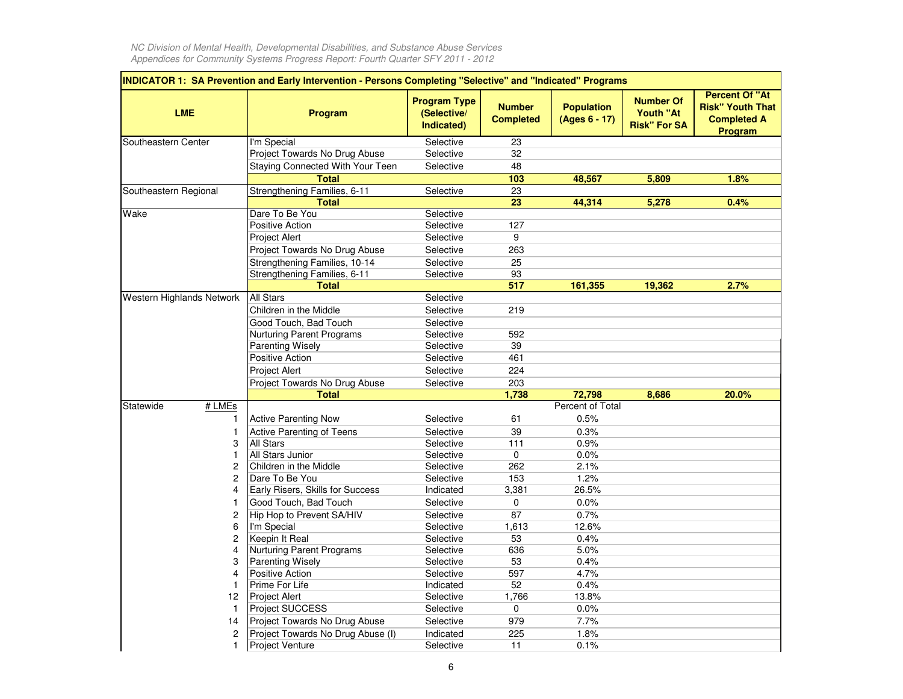INDICATOR 1: SA Prevention and Early Intervention - Persons Completing "Selective" and "Indicated" Programs

| LME | | Program | Program Type (Selective/ Indicated) | Number Completed | Population (Ages 6 - 17) | Number Of Youth "At Risk" For SA | Percent Of "At Risk" Youth That Completed A Program |
|---|---|---|---|---|---|---|---|
| Southeastern Center | | I'm Special | Selective | 23 | | | |
| | | Project Towards No Drug Abuse | Selective | 32 | | | |
| | | Staying Connected With Your Teen | Selective | 48 | | | |
| | | **Total** | | **103** | **48,567** | **5,809** | **1.8%** |
| Southeastern Regional | | Strengthening Families, 6-11 | Selective | 23 | | | |
| | | **Total** | | **23** | **44,314** | **5,278** | **0.4%** |
| Wake | | Dare To Be You | Selective | | | | |
| | | Positive Action | Selective | 127 | | | |
| | | Project Alert | Selective | 9 | | | |
| | | Project Towards No Drug Abuse | Selective | 263 | | | |
| | | Strengthening Families, 10-14 | Selective | 25 | | | |
| | | Strengthening Families, 6-11 | Selective | 93 | | | |
| | | **Total** | | **517** | **161,355** | **19,362** | **2.7%** |
| Western Highlands Network | | All Stars | Selective | | | | |
| | | Children in the Middle | Selective | 219 | | | |
| | | Good Touch, Bad Touch | Selective | | | | |
| | | Nurturing Parent Programs | Selective | 592 | | | |
| | | Parenting Wisely | Selective | 39 | | | |
| | | Positive Action | Selective | 461 | | | |
| | | Project Alert | Selective | 224 | | | |
| | | Project Towards No Drug Abuse | Selective | 203 | | | |
| | | **Total** | | **1,738** | **72,798** | **8,686** | **20.0%** |
| Statewide | # LMEs | | | | Percent of Total | | |
| | 1 | Active Parenting Now | Selective | 61 | 0.5% | | |
| | 1 | Active Parenting of Teens | Selective | 39 | 0.3% | | |
| | 3 | All Stars | Selective | 111 | 0.9% | | |
| | 1 | All Stars Junior | Selective | 0 | 0.0% | | |
| | 2 | Children in the Middle | Selective | 262 | 2.1% | | |
| | 2 | Dare To Be You | Selective | 153 | 1.2% | | |
| | 4 | Early Risers, Skills for Success | Indicated | 3,381 | 26.5% | | |
| | 1 | Good Touch, Bad Touch | Selective | 0 | 0.0% | | |
| | 2 | Hip Hop to Prevent SA/HIV | Selective | 87 | 0.7% | | |
| | 6 | I'm Special | Selective | 1,613 | 12.6% | | |
| | 2 | Keepin It Real | Selective | 53 | 0.4% | | |
| | 4 | Nurturing Parent Programs | Selective | 636 | 5.0% | | |
| | 3 | Parenting Wisely | Selective | 53 | 0.4% | | |
| | 4 | Positive Action | Selective | 597 | 4.7% | | |
| | 1 | Prime For Life | Indicated | 52 | 0.4% | | |
| | 12 | Project Alert | Selective | 1,766 | 13.8% | | |
| | 1 | Project SUCCESS | Selective | 0 | 0.0% | | |
| | 14 | Project Towards No Drug Abuse | Selective | 979 | 7.7% | | |
| | 2 | Project Towards No Drug Abuse (I) | Indicated | 225 | 1.8% | | |
| | 1 | Project Venture | Selective | 11 | 0.1% | | |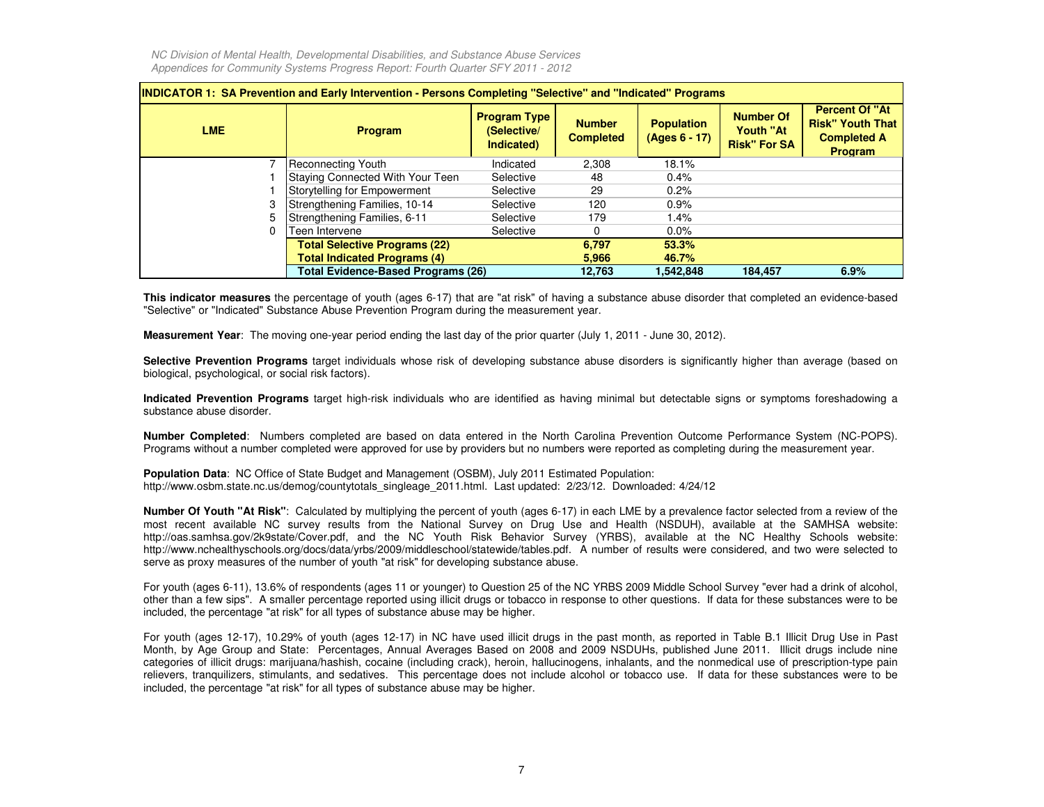| INDICATOR 1: SA Prevention and Early Intervention - Persons Completing "Selective" and "Indicated" Programs | | | | | | |
|---|---|---|---|---|---|---|
| **LME** | **Program** | **Program Type (Selective/ Indicated)** | **Number Completed** | **Population (Ages 6 - 17)** | **Number Of Youth "At Risk" For SA** | **Percent Of "At Risk" Youth That Completed A Program** |
| 7 | Reconnecting Youth | Indicated | 2,308 | 18.1% | | |
| 1 | Staying Connected With Your Teen | Selective | 48 | 0.4% | | |
| 1 | Storytelling for Empowerment | Selective | 29 | 0.2% | | |
| 3 | Strengthening Families, 10-14 | Selective | 120 | 0.9% | | |
| 5 | Strengthening Families, 6-11 | Selective | 179 | 1.4% | | |
| 0 | Teen Intervene | Selective | 0 | 0.0% | | |
| | **Total Selective Programs (22)** | | **6,797** | **53.3%** | | |
| | **Total Indicated Programs (4)** | | **5,966** | **46.7%** | | |
| | **Total Evidence-Based Programs (26)** | | **12,763** | **1,542,848** | **184,457** | **6.9%** |

**This indicator measures** the percentage of youth (ages 6-17) that are "at risk" of having a substance abuse disorder that completed an evidence-based "Selective" or "Indicated" Substance Abuse Prevention Program during the measurement year.

**Measurement Year**: The moving one-year period ending the last day of the prior quarter (July 1, 2011 - June 30, 2012).

**Selective Prevention Programs** target individuals whose risk of developing substance abuse disorders is significantly higher than average (based on biological, psychological, or social risk factors).

**Indicated Prevention Programs** target high-risk individuals who are identified as having minimal but detectable signs or symptoms foreshadowing a substance abuse disorder.

**Number Completed**: Numbers completed are based on data entered in the North Carolina Prevention Outcome Performance System (NC-POPS). Programs without a number completed were approved for use by providers but no numbers were reported as completing during the measurement year.

**Population Data**: NC Office of State Budget and Management (OSBM), July 2011 Estimated Population: http://www.osbm.state.nc.us/demog/countytotals_singleage_2011.html. Last updated: 2/23/12. Downloaded: 4/24/12

**Number Of Youth "At Risk"**: Calculated by multiplying the percent of youth (ages 6-17) in each LME by a prevalence factor selected from a review of the most recent available NC survey results from the National Survey on Drug Use and Health (NSDUH), available at the SAMHSA website: http://oas.samhsa.gov/2k9state/Cover.pdf, and the NC Youth Risk Behavior Survey (YRBS), available at the NC Healthy Schools website: http://www.nchealthyschools.org/docs/data/yrbs/2009/middleschool/statewide/tables.pdf. A number of results were considered, and two were selected to serve as proxy measures of the number of youth "at risk" for developing substance abuse.

For youth (ages 6-11), 13.6% of respondents (ages 11 or younger) to Question 25 of the NC YRBS 2009 Middle School Survey "ever had a drink of alcohol, other than a few sips". A smaller percentage reported using illicit drugs or tobacco in response to other questions. If data for these substances were to be included, the percentage "at risk" for all types of substance abuse may be higher.

For youth (ages 12-17), 10.29% of youth (ages 12-17) in NC have used illicit drugs in the past month, as reported in Table B.1 Illicit Drug Use in Past Month, by Age Group and State: Percentages, Annual Averages Based on 2008 and 2009 NSDUHs, published June 2011. Illicit drugs include nine categories of illicit drugs: marijuana/hashish, cocaine (including crack), heroin, hallucinogens, inhalants, and the nonmedical use of prescription-type pain relievers, tranquilizers, stimulants, and sedatives. This percentage does not include alcohol or tobacco use. If data for these substances were to be included, the percentage "at risk" for all types of substance abuse may be higher.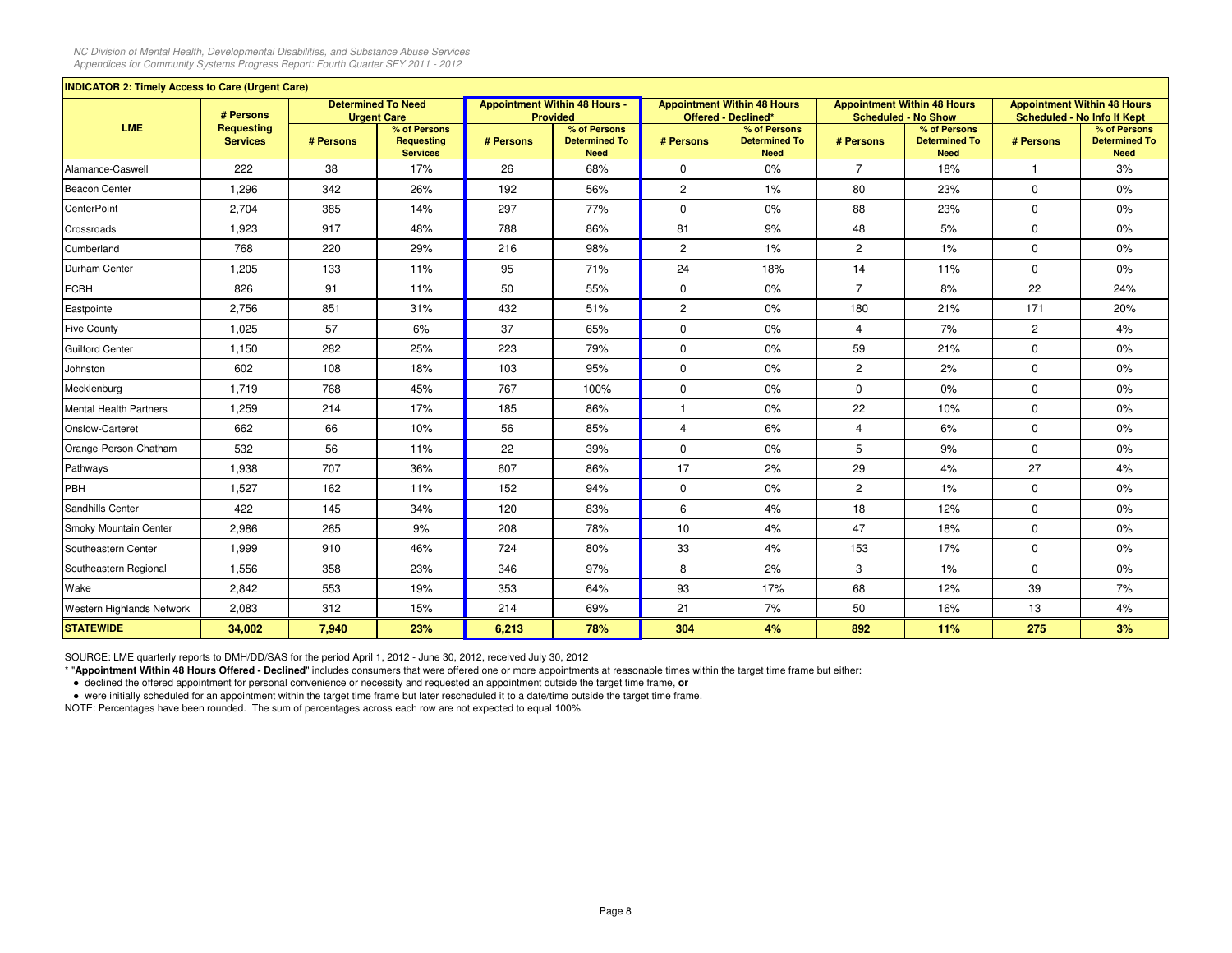## INDICATOR 2: Timely Access to Care (Urgent Care)

| LME | # Persons Requesting Services | Determined To Need Urgent Care | | Appointment Within 48 Hours - Provided | | Appointment Within 48 Hours Offered - Declined* | | Appointment Within 48 Hours Scheduled - No Show | | Appointment Within 48 Hours Scheduled - No Info If Kept | |
|---|---|---|---|---|---|---|---|---|---|---|---|
| | | # Persons | % of Persons Requesting Services | # Persons | % of Persons Determined To Need | # Persons | % of Persons Determined To Need | # Persons | % of Persons Determined To Need | # Persons | % of Persons Determined To Need |
| Alamance-Caswell | 222 | 38 | 17% | 26 | 68% | 0 | 0% | 7 | 18% | 1 | 3% |
| Beacon Center | 1,296 | 342 | 26% | 192 | 56% | 2 | 1% | 80 | 23% | 0 | 0% |
| CenterPoint | 2,704 | 385 | 14% | 297 | 77% | 0 | 0% | 88 | 23% | 0 | 0% |
| Crossroads | 1,923 | 917 | 48% | 788 | 86% | 81 | 9% | 48 | 5% | 0 | 0% |
| Cumberland | 768 | 220 | 29% | 216 | 98% | 2 | 1% | 2 | 1% | 0 | 0% |
| Durham Center | 1,205 | 133 | 11% | 95 | 71% | 24 | 18% | 14 | 11% | 0 | 0% |
| ECBH | 826 | 91 | 11% | 50 | 55% | 0 | 0% | 7 | 8% | 22 | 24% |
| Eastpointe | 2,756 | 851 | 31% | 432 | 51% | 2 | 0% | 180 | 21% | 171 | 20% |
| Five County | 1,025 | 57 | 6% | 37 | 65% | 0 | 0% | 4 | 7% | 2 | 4% |
| Guilford Center | 1,150 | 282 | 25% | 223 | 79% | 0 | 0% | 59 | 21% | 0 | 0% |
| Johnston | 602 | 108 | 18% | 103 | 95% | 0 | 0% | 2 | 2% | 0 | 0% |
| Mecklenburg | 1,719 | 768 | 45% | 767 | 100% | 0 | 0% | 0 | 0% | 0 | 0% |
| Mental Health Partners | 1,259 | 214 | 17% | 185 | 86% | 1 | 0% | 22 | 10% | 0 | 0% |
| Onslow-Carteret | 662 | 66 | 10% | 56 | 85% | 4 | 6% | 4 | 6% | 0 | 0% |
| Orange-Person-Chatham | 532 | 56 | 11% | 22 | 39% | 0 | 0% | 5 | 9% | 0 | 0% |
| Pathways | 1,938 | 707 | 36% | 607 | 86% | 17 | 2% | 29 | 4% | 27 | 4% |
| PBH | 1,527 | 162 | 11% | 152 | 94% | 0 | 0% | 2 | 1% | 0 | 0% |
| Sandhills Center | 422 | 145 | 34% | 120 | 83% | 6 | 4% | 18 | 12% | 0 | 0% |
| Smoky Mountain Center | 2,986 | 265 | 9% | 208 | 78% | 10 | 4% | 47 | 18% | 0 | 0% |
| Southeastern Center | 1,999 | 910 | 46% | 724 | 80% | 33 | 4% | 153 | 17% | 0 | 0% |
| Southeastern Regional | 1,556 | 358 | 23% | 346 | 97% | 8 | 2% | 3 | 1% | 0 | 0% |
| Wake | 2,842 | 553 | 19% | 353 | 64% | 93 | 17% | 68 | 12% | 39 | 7% |
| Western Highlands Network | 2,083 | 312 | 15% | 214 | 69% | 21 | 7% | 50 | 16% | 13 | 4% |
| **STATEWIDE** | **34,002** | **7,940** | **23%** | **6,213** | **78%** | **304** | **4%** | **892** | **11%** | **275** | **3%** |

SOURCE: LME quarterly reports to DMH/DD/SAS for the period April 1, 2012 - June 30, 2012, received July 30, 2012

* "**Appointment Within 48 Hours Offered - Declined**" includes consumers that were offered one or more appointments at reasonable times within the target time frame but either:

- declined the offered appointment for personal convenience or necessity and requested an appointment outside the target time frame, **or**
- were initially scheduled for an appointment within the target time frame but later rescheduled it to a date/time outside the target time frame.

NOTE: Percentages have been rounded. The sum of percentages across each row are not expected to equal 100%.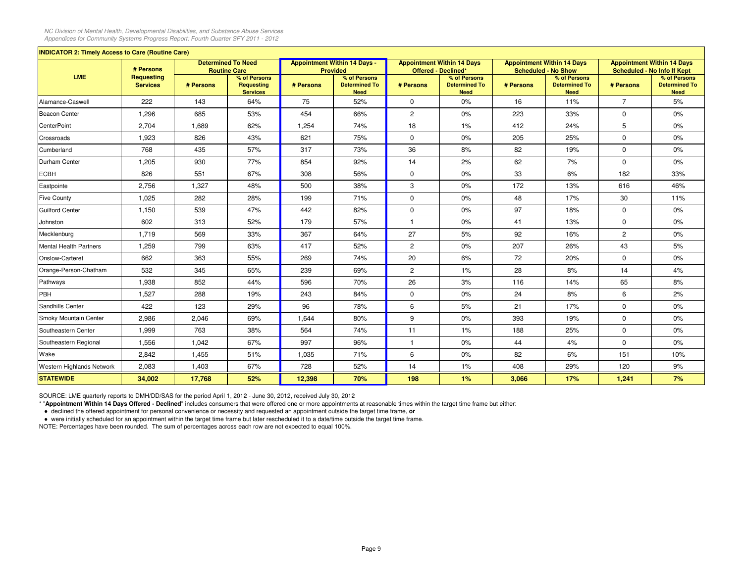## INDICATOR 2: Timely Access to Care (Routine Care)

| LME | # Persons Requesting Services | Determined To Need Routine Care | | Appointment Within 14 Days - Provided | | Appointment Within 14 Days Offered - Declined* | | Appointment Within 14 Days Scheduled - No Show | | Appointment Within 14 Days Scheduled - No Info If Kept | |
|---|---|---|---|---|---|---|---|---|---|---|---|
| | | # Persons | % of Persons Requesting Services | # Persons | % of Persons Determined To Need | # Persons | % of Persons Determined To Need | # Persons | % of Persons Determined To Need | # Persons | % of Persons Determined To Need |
| Alamance-Caswell | 222 | 143 | 64% | 75 | 52% | 0 | 0% | 16 | 11% | 7 | 5% |
| Beacon Center | 1,296 | 685 | 53% | 454 | 66% | 2 | 0% | 223 | 33% | 0 | 0% |
| CenterPoint | 2,704 | 1,689 | 62% | 1,254 | 74% | 18 | 1% | 412 | 24% | 5 | 0% |
| Crossroads | 1,923 | 826 | 43% | 621 | 75% | 0 | 0% | 205 | 25% | 0 | 0% |
| Cumberland | 768 | 435 | 57% | 317 | 73% | 36 | 8% | 82 | 19% | 0 | 0% |
| Durham Center | 1,205 | 930 | 77% | 854 | 92% | 14 | 2% | 62 | 7% | 0 | 0% |
| ECBH | 826 | 551 | 67% | 308 | 56% | 0 | 0% | 33 | 6% | 182 | 33% |
| Eastpointe | 2,756 | 1,327 | 48% | 500 | 38% | 3 | 0% | 172 | 13% | 616 | 46% |
| Five County | 1,025 | 282 | 28% | 199 | 71% | 0 | 0% | 48 | 17% | 30 | 11% |
| Guilford Center | 1,150 | 539 | 47% | 442 | 82% | 0 | 0% | 97 | 18% | 0 | 0% |
| Johnston | 602 | 313 | 52% | 179 | 57% | 1 | 0% | 41 | 13% | 0 | 0% |
| Mecklenburg | 1,719 | 569 | 33% | 367 | 64% | 27 | 5% | 92 | 16% | 2 | 0% |
| Mental Health Partners | 1,259 | 799 | 63% | 417 | 52% | 2 | 0% | 207 | 26% | 43 | 5% |
| Onslow-Carteret | 662 | 363 | 55% | 269 | 74% | 20 | 6% | 72 | 20% | 0 | 0% |
| Orange-Person-Chatham | 532 | 345 | 65% | 239 | 69% | 2 | 1% | 28 | 8% | 14 | 4% |
| Pathways | 1,938 | 852 | 44% | 596 | 70% | 26 | 3% | 116 | 14% | 65 | 8% |
| PBH | 1,527 | 288 | 19% | 243 | 84% | 0 | 0% | 24 | 8% | 6 | 2% |
| Sandhills Center | 422 | 123 | 29% | 96 | 78% | 6 | 5% | 21 | 17% | 0 | 0% |
| Smoky Mountain Center | 2,986 | 2,046 | 69% | 1,644 | 80% | 9 | 0% | 393 | 19% | 0 | 0% |
| Southeastern Center | 1,999 | 763 | 38% | 564 | 74% | 11 | 1% | 188 | 25% | 0 | 0% |
| Southeastern Regional | 1,556 | 1,042 | 67% | 997 | 96% | 1 | 0% | 44 | 4% | 0 | 0% |
| Wake | 2,842 | 1,455 | 51% | 1,035 | 71% | 6 | 0% | 82 | 6% | 151 | 10% |
| Western Highlands Network | 2,083 | 1,403 | 67% | 728 | 52% | 14 | 1% | 408 | 29% | 120 | 9% |
| **STATEWIDE** | **34,002** | **17,768** | **52%** | **12,398** | **70%** | **198** | **1%** | **3,066** | **17%** | **1,241** | **7%** |

SOURCE: LME quarterly reports to DMH/DD/SAS for the period April 1, 2012 - June 30, 2012, received July 30, 2012

* "**Appointment Within 14 Days Offered - Declined**" includes consumers that were offered one or more appointments at reasonable times within the target time frame but either:

- declined the offered appointment for personal convenience or necessity and requested an appointment outside the target time frame, **or**
- were initially scheduled for an appointment within the target time frame but later rescheduled it to a date/time outside the target time frame.

NOTE: Percentages have been rounded. The sum of percentages across each row are not expected to equal 100%.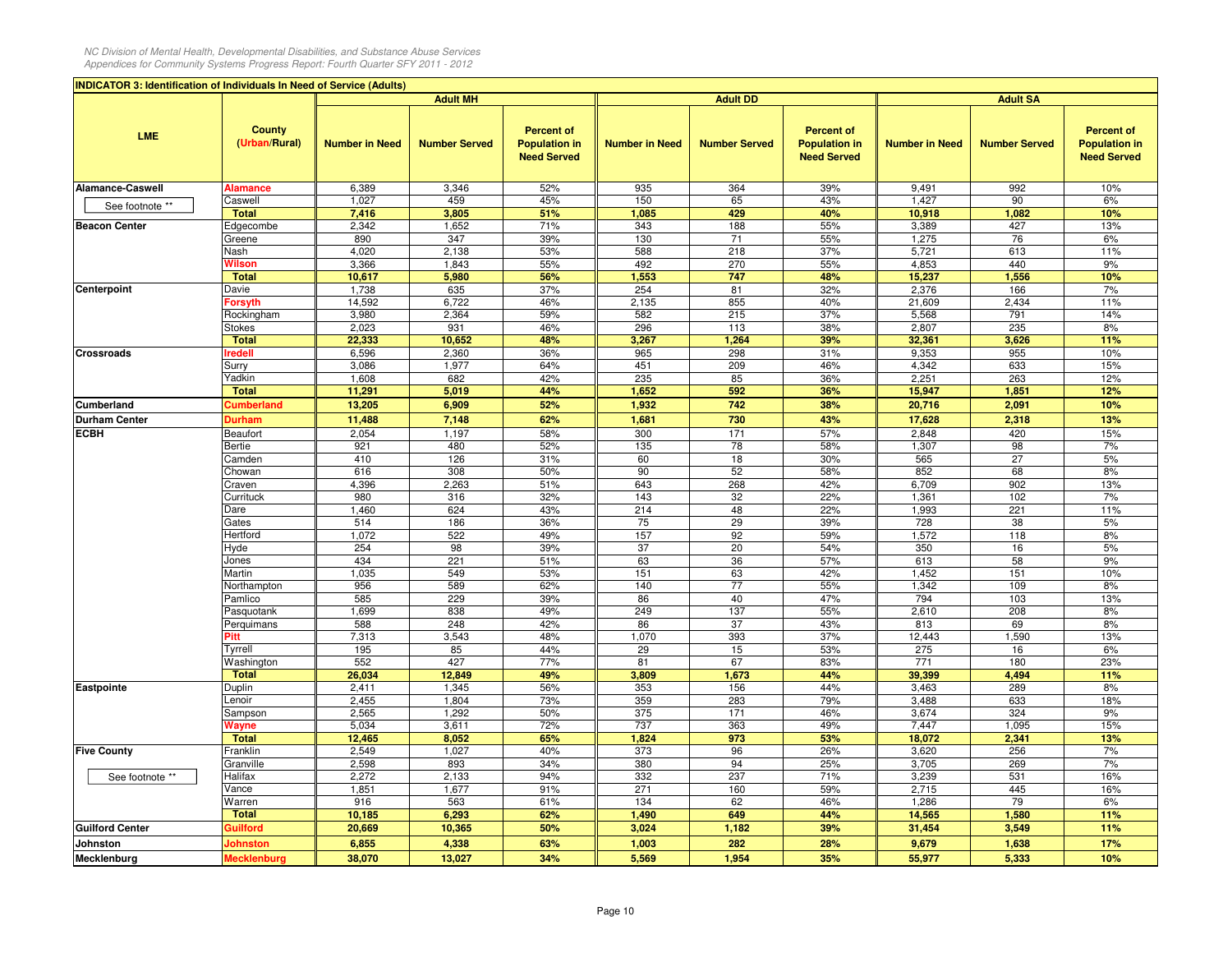## INDICATOR 3: Identification of Individuals In Need of Service (Adults)

| LME | County (Urban/Rural) | Adult MH | | | Adult DD | | | Adult SA | | |
|---|---|---|---|---|---|---|---|---|---|---|
| | | Number in Need | Number Served | Percent of Population in Need Served | Number in Need | Number Served | Percent of Population in Need Served | Number in Need | Number Served | Percent of Population in Need Served |
| Alamance-Caswell | Alamance | 6,389 | 3,346 | 52% | 935 | 364 | 39% | 9,491 | 992 | 10% |
| See footnote ** | Caswell | 1,027 | 459 | 45% | 150 | 65 | 43% | 1,427 | 90 | 6% |
| | **Total** | **7,416** | **3,805** | **51%** | **1,085** | **429** | **40%** | **10,918** | **1,082** | **10%** |
| Beacon Center | Edgecombe | 2,342 | 1,652 | 71% | 343 | 188 | 55% | 3,389 | 427 | 13% |
| | Greene | 890 | 347 | 39% | 130 | 71 | 55% | 1,275 | 76 | 6% |
| | Nash | 4,020 | 2,138 | 53% | 588 | 218 | 37% | 5,721 | 613 | 11% |
| | Wilson | 3,366 | 1,843 | 55% | 492 | 270 | 55% | 4,853 | 440 | 9% |
| | **Total** | **10,617** | **5,980** | **56%** | **1,553** | **747** | **48%** | **15,237** | **1,556** | **10%** |
| Centerpoint | Davie | 1,738 | 635 | 37% | 254 | 81 | 32% | 2,376 | 166 | 7% |
| | Forsyth | 14,592 | 6,722 | 46% | 2,135 | 855 | 40% | 21,609 | 2,434 | 11% |
| | Rockingham | 3,980 | 2,364 | 59% | 582 | 215 | 37% | 5,568 | 791 | 14% |
| | Stokes | 2,023 | 931 | 46% | 296 | 113 | 38% | 2,807 | 235 | 8% |
| | **Total** | **22,333** | **10,652** | **48%** | **3,267** | **1,264** | **39%** | **32,361** | **3,626** | **11%** |
| Crossroads | Iredell | 6,596 | 2,360 | 36% | 965 | 298 | 31% | 9,353 | 955 | 10% |
| | Surry | 3,086 | 1,977 | 64% | 451 | 209 | 46% | 4,342 | 633 | 15% |
| | Yadkin | 1,608 | 682 | 42% | 235 | 85 | 36% | 2,251 | 263 | 12% |
| | **Total** | **11,291** | **5,019** | **44%** | **1,652** | **592** | **36%** | **15,947** | **1,851** | **12%** |
| Cumberland | Cumberland | **13,205** | **6,909** | **52%** | **1,932** | **742** | **38%** | **20,716** | **2,091** | **10%** |
| Durham Center | Durham | **11,488** | **7,148** | **62%** | **1,681** | **730** | **43%** | **17,628** | **2,318** | **13%** |
| ECBH | Beaufort | 2,054 | 1,197 | 58% | 300 | 171 | 57% | 2,848 | 420 | 15% |
| | Bertie | 921 | 480 | 52% | 135 | 78 | 58% | 1,307 | 98 | 7% |
| | Camden | 410 | 126 | 31% | 60 | 18 | 30% | 565 | 27 | 5% |
| | Chowan | 616 | 308 | 50% | 90 | 52 | 58% | 852 | 68 | 8% |
| | Craven | 4,396 | 2,263 | 51% | 643 | 268 | 42% | 6,709 | 902 | 13% |
| | Currituck | 980 | 316 | 32% | 143 | 32 | 22% | 1,361 | 102 | 7% |
| | Dare | 1,460 | 624 | 43% | 214 | 48 | 22% | 1,993 | 221 | 11% |
| | Gates | 514 | 186 | 36% | 75 | 29 | 39% | 728 | 38 | 5% |
| | Hertford | 1,072 | 522 | 49% | 157 | 92 | 59% | 1,572 | 118 | 8% |
| | Hyde | 254 | 98 | 39% | 37 | 20 | 54% | 350 | 16 | 5% |
| | Jones | 434 | 221 | 51% | 63 | 36 | 57% | 613 | 58 | 9% |
| | Martin | 1,035 | 549 | 53% | 151 | 63 | 42% | 1,452 | 151 | 10% |
| | Northampton | 956 | 589 | 62% | 140 | 77 | 55% | 1,342 | 109 | 8% |
| | Pamlico | 585 | 229 | 39% | 86 | 40 | 47% | 794 | 103 | 13% |
| | Pasquotank | 1,699 | 838 | 49% | 249 | 137 | 55% | 2,610 | 208 | 8% |
| | Perquimans | 588 | 248 | 42% | 86 | 37 | 43% | 813 | 69 | 8% |
| | Pitt | 7,313 | 3,543 | 48% | 1,070 | 393 | 37% | 12,443 | 1,590 | 13% |
| | Tyrrell | 195 | 85 | 44% | 29 | 15 | 53% | 275 | 16 | 6% |
| | Washington | 552 | 427 | 77% | 81 | 67 | 83% | 771 | 180 | 23% |
| | **Total** | **26,034** | **12,849** | **49%** | **3,809** | **1,673** | **44%** | **39,399** | **4,494** | **11%** |
| Eastpointe | Duplin | 2,411 | 1,345 | 56% | 353 | 156 | 44% | 3,463 | 289 | 8% |
| | Lenoir | 2,455 | 1,804 | 73% | 359 | 283 | 79% | 3,488 | 633 | 18% |
| | Sampson | 2,565 | 1,292 | 50% | 375 | 171 | 46% | 3,674 | 324 | 9% |
| | Wayne | 5,034 | 3,611 | 72% | 737 | 363 | 49% | 7,447 | 1,095 | 15% |
| | **Total** | **12,465** | **8,052** | **65%** | **1,824** | **973** | **53%** | **18,072** | **2,341** | **13%** |
| Five County | Franklin | 2,549 | 1,027 | 40% | 373 | 96 | 26% | 3,620 | 256 | 7% |
| | Granville | 2,598 | 893 | 34% | 380 | 94 | 25% | 3,705 | 269 | 7% |
| See footnote ** | Halifax | 2,272 | 2,133 | 94% | 332 | 237 | 71% | 3,239 | 531 | 16% |
| | Vance | 1,851 | 1,677 | 91% | 271 | 160 | 59% | 2,715 | 445 | 16% |
| | Warren | 916 | 563 | 61% | 134 | 62 | 46% | 1,286 | 79 | 6% |
| | **Total** | **10,185** | **6,293** | **62%** | **1,490** | **649** | **44%** | **14,565** | **1,580** | **11%** |
| Guilford Center | Guilford | **20,669** | **10,365** | **50%** | **3,024** | **1,182** | **39%** | **31,454** | **3,549** | **11%** |
| Johnston | Johnston | **6,855** | **4,338** | **63%** | **1,003** | **282** | **28%** | **9,679** | **1,638** | **17%** |
| Mecklenburg | Mecklenburg | **38,070** | **13,027** | **34%** | **5,569** | **1,954** | **35%** | **55,977** | **5,333** | **10%** |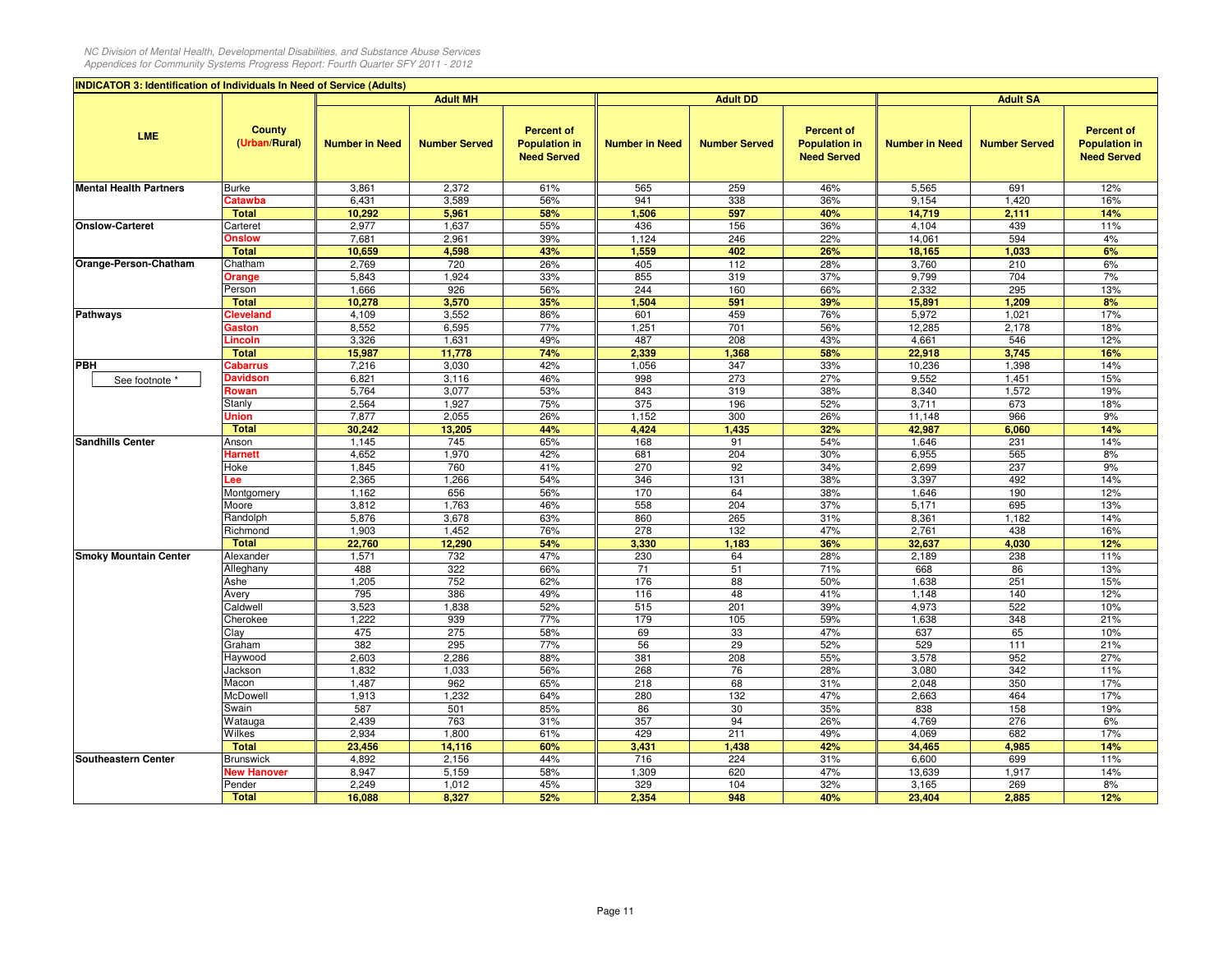**INDICATOR 3: Identification of Individuals In Need of Service (Adults)**

| LME | County (Urban/Rural) | Adult MH | | | Adult DD | | | Adult SA | | |
|---|---|---|---|---|---|---|---|---|---|---|
| | | Number in Need | Number Served | Percent of Population in Need Served | Number in Need | Number Served | Percent of Population in Need Served | Number in Need | Number Served | Percent of Population in Need Served |
| Mental Health Partners | Burke | 3,861 | 2,372 | 61% | 565 | 259 | 46% | 5,565 | 691 | 12% |
| | Catawba | 6,431 | 3,589 | 56% | 941 | 338 | 36% | 9,154 | 1,420 | 16% |
| | **Total** | **10,292** | **5,961** | **58%** | **1,506** | **597** | **40%** | **14,719** | **2,111** | **14%** |
| Onslow-Carteret | Carteret | 2,977 | 1,637 | 55% | 436 | 156 | 36% | 4,104 | 439 | 11% |
| | Onslow | 7,681 | 2,961 | 39% | 1,124 | 246 | 22% | 14,061 | 594 | 4% |
| | **Total** | **10,659** | **4,598** | **43%** | **1,559** | **402** | **26%** | **18,165** | **1,033** | **6%** |
| Orange-Person-Chatham | Chatham | 2,769 | 720 | 26% | 405 | 112 | 28% | 3,760 | 210 | 6% |
| | Orange | 5,843 | 1,924 | 33% | 855 | 319 | 37% | 9,799 | 704 | 7% |
| | Person | 1,666 | 926 | 56% | 244 | 160 | 66% | 2,332 | 295 | 13% |
| | **Total** | **10,278** | **3,570** | **35%** | **1,504** | **591** | **39%** | **15,891** | **1,209** | **8%** |
| Pathways | Cleveland | 4,109 | 3,552 | 86% | 601 | 459 | 76% | 5,972 | 1,021 | 17% |
| | Gaston | 8,552 | 6,595 | 77% | 1,251 | 701 | 56% | 12,285 | 2,178 | 18% |
| | Lincoln | 3,326 | 1,631 | 49% | 487 | 208 | 43% | 4,661 | 546 | 12% |
| | **Total** | **15,987** | **11,778** | **74%** | **2,339** | **1,368** | **58%** | **22,918** | **3,745** | **16%** |
| PBH (See footnote *) | Cabarrus | 7,216 | 3,030 | 42% | 1,056 | 347 | 33% | 10,236 | 1,398 | 14% |
| | Davidson | 6,821 | 3,116 | 46% | 998 | 273 | 27% | 9,552 | 1,451 | 15% |
| | Rowan | 5,764 | 3,077 | 53% | 843 | 319 | 38% | 8,340 | 1,572 | 19% |
| | Stanly | 2,564 | 1,927 | 75% | 375 | 196 | 52% | 3,711 | 673 | 18% |
| | Union | 7,877 | 2,055 | 26% | 1,152 | 300 | 26% | 11,148 | 966 | 9% |
| | **Total** | **30,242** | **13,205** | **44%** | **4,424** | **1,435** | **32%** | **42,987** | **6,060** | **14%** |
| Sandhills Center | Anson | 1,145 | 745 | 65% | 168 | 91 | 54% | 1,646 | 231 | 14% |
| | Harnett | 4,652 | 1,970 | 42% | 681 | 204 | 30% | 6,955 | 565 | 8% |
| | Hoke | 1,845 | 760 | 41% | 270 | 92 | 34% | 2,699 | 237 | 9% |
| | Lee | 2,365 | 1,266 | 54% | 346 | 131 | 38% | 3,397 | 492 | 14% |
| | Montgomery | 1,162 | 656 | 56% | 170 | 64 | 38% | 1,646 | 190 | 12% |
| | Moore | 3,812 | 1,763 | 46% | 558 | 204 | 37% | 5,171 | 695 | 13% |
| | Randolph | 5,876 | 3,678 | 63% | 860 | 265 | 31% | 8,361 | 1,182 | 14% |
| | Richmond | 1,903 | 1,452 | 76% | 278 | 132 | 47% | 2,761 | 438 | 16% |
| | **Total** | **22,760** | **12,290** | **54%** | **3,330** | **1,183** | **36%** | **32,637** | **4,030** | **12%** |
| Smoky Mountain Center | Alexander | 1,571 | 732 | 47% | 230 | 64 | 28% | 2,189 | 238 | 11% |
| | Alleghany | 488 | 322 | 66% | 71 | 51 | 71% | 668 | 86 | 13% |
| | Ashe | 1,205 | 752 | 62% | 176 | 88 | 50% | 1,638 | 251 | 15% |
| | Avery | 795 | 386 | 49% | 116 | 48 | 41% | 1,148 | 140 | 12% |
| | Caldwell | 3,523 | 1,838 | 52% | 515 | 201 | 39% | 4,973 | 522 | 10% |
| | Cherokee | 1,222 | 939 | 77% | 179 | 105 | 59% | 1,638 | 348 | 21% |
| | Clay | 475 | 275 | 58% | 69 | 33 | 47% | 637 | 65 | 10% |
| | Graham | 382 | 295 | 77% | 56 | 29 | 52% | 529 | 111 | 21% |
| | Haywood | 2,603 | 2,286 | 88% | 381 | 208 | 55% | 3,578 | 952 | 27% |
| | Jackson | 1,832 | 1,033 | 56% | 268 | 76 | 28% | 3,080 | 342 | 11% |
| | Macon | 1,487 | 962 | 65% | 218 | 68 | 31% | 2,048 | 350 | 17% |
| | McDowell | 1,913 | 1,232 | 64% | 280 | 132 | 47% | 2,663 | 464 | 17% |
| | Swain | 587 | 501 | 85% | 86 | 30 | 35% | 838 | 158 | 19% |
| | Watauga | 2,439 | 763 | 31% | 357 | 94 | 26% | 4,769 | 276 | 6% |
| | Wilkes | 2,934 | 1,800 | 61% | 429 | 211 | 49% | 4,069 | 682 | 17% |
| | **Total** | **23,456** | **14,116** | **60%** | **3,431** | **1,438** | **42%** | **34,465** | **4,985** | **14%** |
| Southeastern Center | Brunswick | 4,892 | 2,156 | 44% | 716 | 224 | 31% | 6,600 | 699 | 11% |
| | New Hanover | 8,947 | 5,159 | 58% | 1,309 | 620 | 47% | 13,639 | 1,917 | 14% |
| | Pender | 2,249 | 1,012 | 45% | 329 | 104 | 32% | 3,165 | 269 | 8% |
| | **Total** | **16,088** | **8,327** | **52%** | **2,354** | **948** | **40%** | **23,404** | **2,885** | **12%** |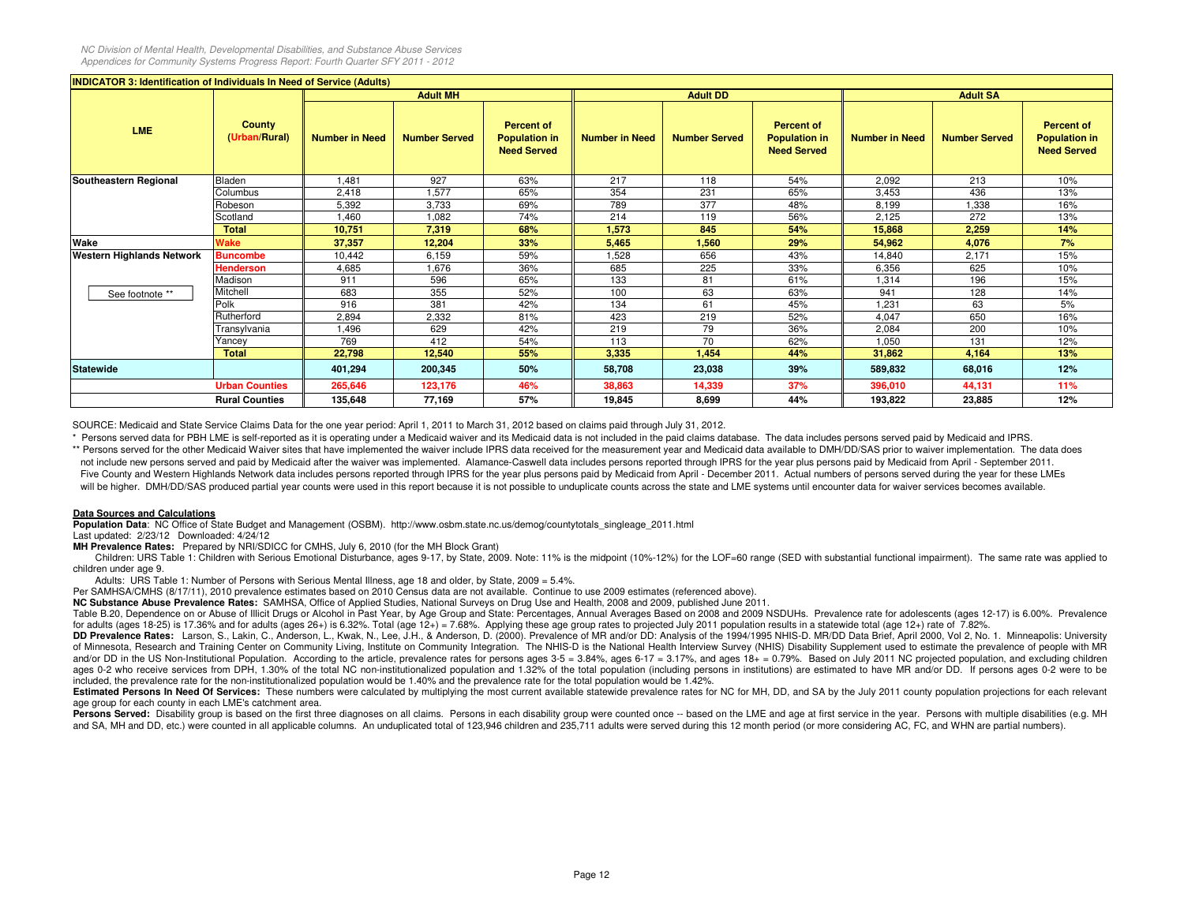**INDICATOR 3: Identification of Individuals In Need of Service (Adults)**

| LME | County (Urban/Rural) | Adult MH | | | Adult DD | | | Adult SA | | |
|---|---|---|---|---|---|---|---|---|---|---|
| | | Number in Need | Number Served | Percent of Population in Need Served | Number in Need | Number Served | Percent of Population in Need Served | Number in Need | Number Served | Percent of Population in Need Served |
| **Southeastern Regional** | Bladen | 1,481 | 927 | 63% | 217 | 118 | 54% | 2,092 | 213 | 10% |
| | Columbus | 2,418 | 1,577 | 65% | 354 | 231 | 65% | 3,453 | 436 | 13% |
| | Robeson | 5,392 | 3,733 | 69% | 789 | 377 | 48% | 8,199 | 1,338 | 16% |
| | Scotland | 1,460 | 1,082 | 74% | 214 | 119 | 56% | 2,125 | 272 | 13% |
| | **Total** | **10,751** | **7,319** | **68%** | **1,573** | **845** | **54%** | **15,868** | **2,259** | **14%** |
| **Wake** | **Wake** | **37,357** | **12,204** | **33%** | **5,465** | **1,560** | **29%** | **54,962** | **4,076** | **7%** |
| **Western Highlands Network** | **Buncombe** | 10,442 | 6,159 | 59% | 1,528 | 656 | 43% | 14,840 | 2,171 | 15% |
| | **Henderson** | 4,685 | 1,676 | 36% | 685 | 225 | 33% | 6,356 | 625 | 10% |
| | Madison | 911 | 596 | 65% | 133 | 81 | 61% | 1,314 | 196 | 15% |
| See footnote ** | Mitchell | 683 | 355 | 52% | 100 | 63 | 63% | 941 | 128 | 14% |
| | Polk | 916 | 381 | 42% | 134 | 61 | 45% | 1,231 | 63 | 5% |
| | Rutherford | 2,894 | 2,332 | 81% | 423 | 219 | 52% | 4,047 | 650 | 16% |
| | Transylvania | 1,496 | 629 | 42% | 219 | 79 | 36% | 2,084 | 200 | 10% |
| | Yancey | 769 | 412 | 54% | 113 | 70 | 62% | 1,050 | 131 | 12% |
| | **Total** | **22,798** | **12,540** | **55%** | **3,335** | **1,454** | **44%** | **31,862** | **4,164** | **13%** |
| **Statewide** | | **401,294** | **200,345** | **50%** | **58,708** | **23,038** | **39%** | **589,832** | **68,016** | **12%** |
| | **Urban Counties** | **265,646** | **123,176** | **46%** | **38,863** | **14,339** | **37%** | **396,010** | **44,131** | **11%** |
| | **Rural Counties** | **135,648** | **77,169** | **57%** | **19,845** | **8,699** | **44%** | **193,822** | **23,885** | **12%** |

SOURCE: Medicaid and State Service Claims Data for the one year period: April 1, 2011 to March 31, 2012 based on claims paid through July 31, 2012.

\* Persons served data for PBH LME is self-reported as it is operating under a Medicaid waiver and its Medicaid data is not included in the paid claims database. The data includes persons served paid by Medicaid and IPRS.

** Persons served for the other Medicaid Waiver sites that have implemented the waiver include IPRS data received for the measurement year and Medicaid data available to DMH/DD/SAS prior to waiver implementation. The data does not include new persons served and paid by Medicaid after the waiver was implemented. Alamance-Caswell data includes persons reported through IPRS for the year plus persons paid by Medicaid from April - September 2011. Five County and Western Highlands Network data includes persons reported through IPRS for the year plus persons paid by Medicaid from April - December 2011. Actual numbers of persons served during the year for these LMEs will be higher. DMH/DD/SAS produced partial year counts were used in this report because it is not possible to unduplicate counts across the state and LME systems until encounter data for waiver services becomes available.

**Data Sources and Calculations**

**Population Data**: NC Office of State Budget and Management (OSBM). http://www.osbm.state.nc.us/demog/countytotals_singleage_2011.html
Last updated: 2/23/12 Downloaded: 4/24/12

**MH Prevalence Rates:** Prepared by NRI/SDICC for CMHS, July 6, 2010 (for the MH Block Grant)

Children: URS Table 1: Children with Serious Emotional Disturbance, ages 9-17, by State, 2009. Note: 11% is the midpoint (10%-12%) for the LOF=60 range (SED with substantial functional impairment). The same rate was applied to children under age 9.

Adults: URS Table 1: Number of Persons with Serious Mental Illness, age 18 and older, by State, 2009 = 5.4%.

Per SAMHSA/CMHS (8/17/11), 2010 prevalence estimates based on 2010 Census data are not available. Continue to use 2009 estimates (referenced above).

**NC Substance Abuse Prevalence Rates:** SAMHSA, Office of Applied Studies, National Surveys on Drug Use and Health, 2008 and 2009, published June 2011.

Table B.20, Dependence on or Abuse of Illicit Drugs or Alcohol in Past Year, by Age Group and State: Percentages, Annual Averages Based on 2008 and 2009 NSDUHs. Prevalence rate for adolescents (ages 12-17) is 6.00%. Prevalence for adults (ages 18-25) is 17.36% and for adults (ages 26+) is 6.32%. Total (age 12+) = 7.68%. Applying these age group rates to projected July 2011 population results in a statewide total (age 12+) rate of 7.82%.

**DD Prevalence Rates:** Larson, S., Lakin, C., Anderson, L., Kwak, N., Lee, J.H., & Anderson, D. (2000). Prevalence of MR and/or DD: Analysis of the 1994/1995 NHIS-D. MR/DD Data Brief, April 2000, Vol 2, No. 1. Minneapolis: University of Minnesota, Research and Training Center on Community Living, Institute on Community Integration. The NHIS-D is the National Health Interview Survey (NHIS) Disability Supplement used to estimate the prevalence of people with MR and/or DD in the US Non-Institutional Population. According to the article, prevalence rates for persons ages 3-5 = 3.84%, ages 6-17 = 3.17%, and ages 18+ = 0.79%. Based on July 2011 NC projected population, and excluding children ages 0-2 who receive services from DPH, 1.30% of the total NC non-institutionalized population and 1.32% of the total population (including persons in institutions) are estimated to have MR and/or DD. If persons ages 0-2 were to be included, the prevalence rate for the non-institutionalized population would be 1.40% and the prevalence rate for the total population would be 1.42%.

**Estimated Persons In Need Of Services:** These numbers were calculated by multiplying the most current available statewide prevalence rates for NC for MH, DD, and SA by the July 2011 county population projections for each relevant age group for each county in each LME's catchment area.

**Persons Served:** Disability group is based on the first three diagnoses on all claims. Persons in each disability group were counted once -- based on the LME and age at first service in the year. Persons with multiple disabilities (e.g. MH and SA, MH and DD, etc.) were counted in all applicable columns. An unduplicated total of 123,946 children and 235,711 adults were served during this 12 month period (or more considering AC, FC, and WHN are partial numbers).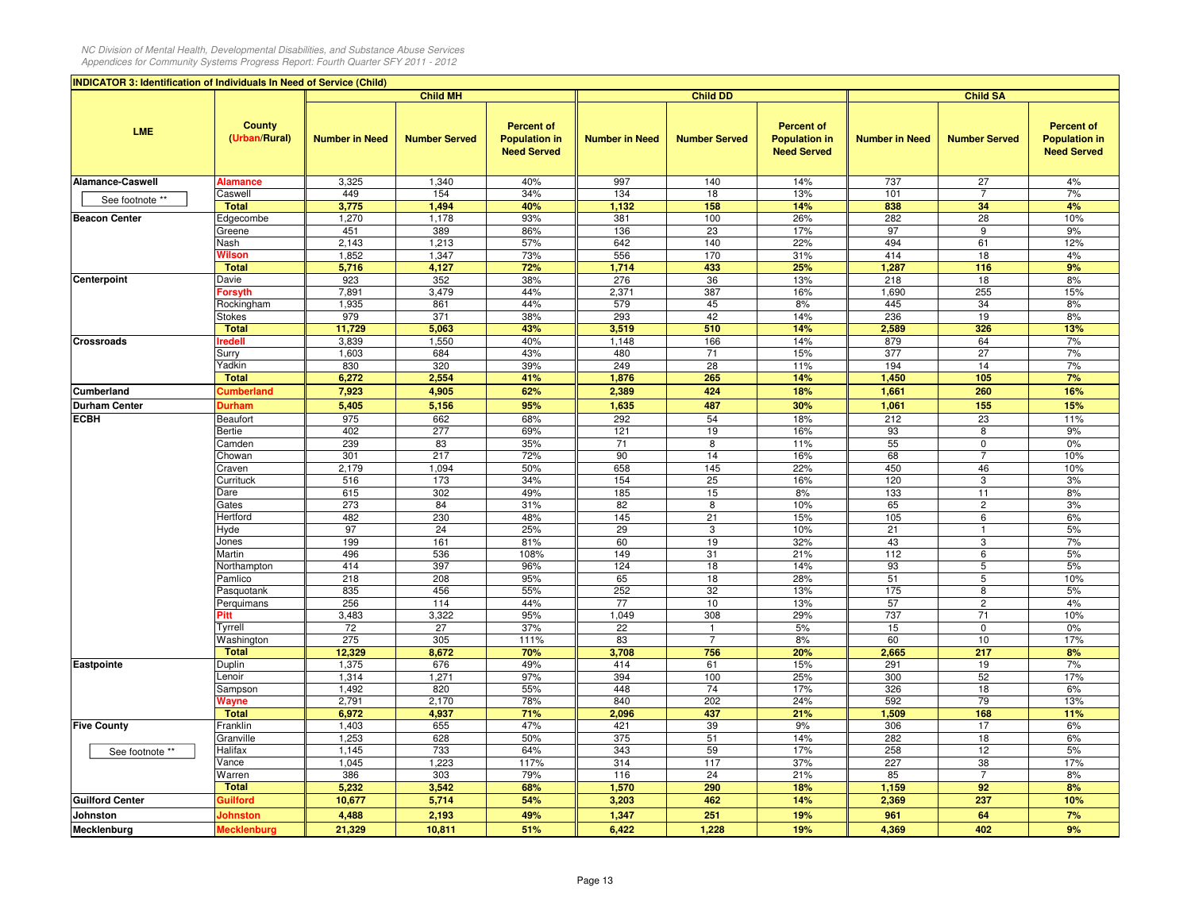## INDICATOR 3: Identification of Individuals In Need of Service (Child)

| LME | County (Urban/Rural) | Child MH | | | Child DD | | | Child SA | | |
|---|---|---|---|---|---|---|---|---|---|---|
| | | Number in Need | Number Served | Percent of Population in Need Served | Number in Need | Number Served | Percent of Population in Need Served | Number in Need | Number Served | Percent of Population in Need Served |
| Alamance-Caswell | Alamance | 3,325 | 1,340 | 40% | 997 | 140 | 14% | 737 | 27 | 4% |
| See footnote ** | Caswell | 449 | 154 | 34% | 134 | 18 | 13% | 101 | 7 | 7% |
| | **Total** | **3,775** | **1,494** | **40%** | **1,132** | **158** | **14%** | **838** | **34** | **4%** |
| Beacon Center | Edgecombe | 1,270 | 1,178 | 93% | 381 | 100 | 26% | 282 | 28 | 10% |
| | Greene | 451 | 389 | 86% | 136 | 23 | 17% | 97 | 9 | 9% |
| | Nash | 2,143 | 1,213 | 57% | 642 | 140 | 22% | 494 | 61 | 12% |
| | Wilson | 1,852 | 1,347 | 73% | 556 | 170 | 31% | 414 | 18 | 4% |
| | **Total** | **5,716** | **4,127** | **72%** | **1,714** | **433** | **25%** | **1,287** | **116** | **9%** |
| Centerpoint | Davie | 923 | 352 | 38% | 276 | 36 | 13% | 218 | 18 | 8% |
| | Forsyth | 7,891 | 3,479 | 44% | 2,371 | 387 | 16% | 1,690 | 255 | 15% |
| | Rockingham | 1,935 | 861 | 44% | 579 | 45 | 8% | 445 | 34 | 8% |
| | Stokes | 979 | 371 | 38% | 293 | 42 | 14% | 236 | 19 | 8% |
| | **Total** | **11,729** | **5,063** | **43%** | **3,519** | **510** | **14%** | **2,589** | **326** | **13%** |
| Crossroads | Iredell | 3,839 | 1,550 | 40% | 1,148 | 166 | 14% | 879 | 64 | 7% |
| | Surry | 1,603 | 684 | 43% | 480 | 71 | 15% | 377 | 27 | 7% |
| | Yadkin | 830 | 320 | 39% | 249 | 28 | 11% | 194 | 14 | 7% |
| | **Total** | **6,272** | **2,554** | **41%** | **1,876** | **265** | **14%** | **1,450** | **105** | **7%** |
| Cumberland | Cumberland | **7,923** | **4,905** | **62%** | **2,389** | **424** | **18%** | **1,661** | **260** | **16%** |
| Durham Center | Durham | **5,405** | **5,156** | **95%** | **1,635** | **487** | **30%** | **1,061** | **155** | **15%** |
| ECBH | Beaufort | 975 | 662 | 68% | 292 | 54 | 18% | 212 | 23 | 11% |
| | Bertie | 402 | 277 | 69% | 121 | 19 | 16% | 93 | 8 | 9% |
| | Camden | 239 | 83 | 35% | 71 | 8 | 11% | 55 | 0 | 0% |
| | Chowan | 301 | 217 | 72% | 90 | 14 | 16% | 68 | 7 | 10% |
| | Craven | 2,179 | 1,094 | 50% | 658 | 145 | 22% | 450 | 46 | 10% |
| | Currituck | 516 | 173 | 34% | 154 | 25 | 16% | 120 | 3 | 3% |
| | Dare | 615 | 302 | 49% | 185 | 15 | 8% | 133 | 11 | 8% |
| | Gates | 273 | 84 | 31% | 82 | 8 | 10% | 65 | 2 | 3% |
| | Hertford | 482 | 230 | 48% | 145 | 21 | 15% | 105 | 6 | 6% |
| | Hyde | 97 | 24 | 25% | 29 | 3 | 10% | 21 | 1 | 5% |
| | Jones | 199 | 161 | 81% | 60 | 19 | 32% | 43 | 3 | 7% |
| | Martin | 496 | 536 | 108% | 149 | 31 | 21% | 112 | 6 | 5% |
| | Northampton | 414 | 397 | 96% | 124 | 18 | 14% | 93 | 5 | 5% |
| | Pamlico | 218 | 208 | 95% | 65 | 18 | 28% | 51 | 5 | 10% |
| | Pasquotank | 835 | 456 | 55% | 252 | 32 | 13% | 175 | 8 | 5% |
| | Perquimans | 256 | 114 | 44% | 77 | 10 | 13% | 57 | 2 | 4% |
| | Pitt | 3,483 | 3,322 | 95% | 1,049 | 308 | 29% | 737 | 71 | 10% |
| | Tyrrell | 72 | 27 | 37% | 22 | 1 | 5% | 15 | 0 | 0% |
| | Washington | 275 | 305 | 111% | 83 | 7 | 8% | 60 | 10 | 17% |
| | **Total** | **12,329** | **8,672** | **70%** | **3,708** | **756** | **20%** | **2,665** | **217** | **8%** |
| Eastpointe | Duplin | 1,375 | 676 | 49% | 414 | 61 | 15% | 291 | 19 | 7% |
| | Lenoir | 1,314 | 1,271 | 97% | 394 | 100 | 25% | 300 | 52 | 17% |
| | Sampson | 1,492 | 820 | 55% | 448 | 74 | 17% | 326 | 18 | 6% |
| | Wayne | 2,791 | 2,170 | 78% | 840 | 202 | 24% | 592 | 79 | 13% |
| | **Total** | **6,972** | **4,937** | **71%** | **2,096** | **437** | **21%** | **1,509** | **168** | **11%** |
| Five County | Franklin | 1,403 | 655 | 47% | 421 | 39 | 9% | 306 | 17 | 6% |
| | Granville | 1,253 | 628 | 50% | 375 | 51 | 14% | 282 | 18 | 6% |
| See footnote ** | Halifax | 1,145 | 733 | 64% | 343 | 59 | 17% | 258 | 12 | 5% |
| | Vance | 1,045 | 1,223 | 117% | 314 | 117 | 37% | 227 | 38 | 17% |
| | Warren | 386 | 303 | 79% | 116 | 24 | 21% | 85 | 7 | 8% |
| | **Total** | **5,232** | **3,542** | **68%** | **1,570** | **290** | **18%** | **1,159** | **92** | **8%** |
| Guilford Center | Guilford | **10,677** | **5,714** | **54%** | **3,203** | **462** | **14%** | **2,369** | **237** | **10%** |
| Johnston | Johnston | **4,488** | **2,193** | **49%** | **1,347** | **251** | **19%** | **961** | **64** | **7%** |
| Mecklenburg | Mecklenburg | **21,329** | **10,811** | **51%** | **6,422** | **1,228** | **19%** | **4,369** | **402** | **9%** |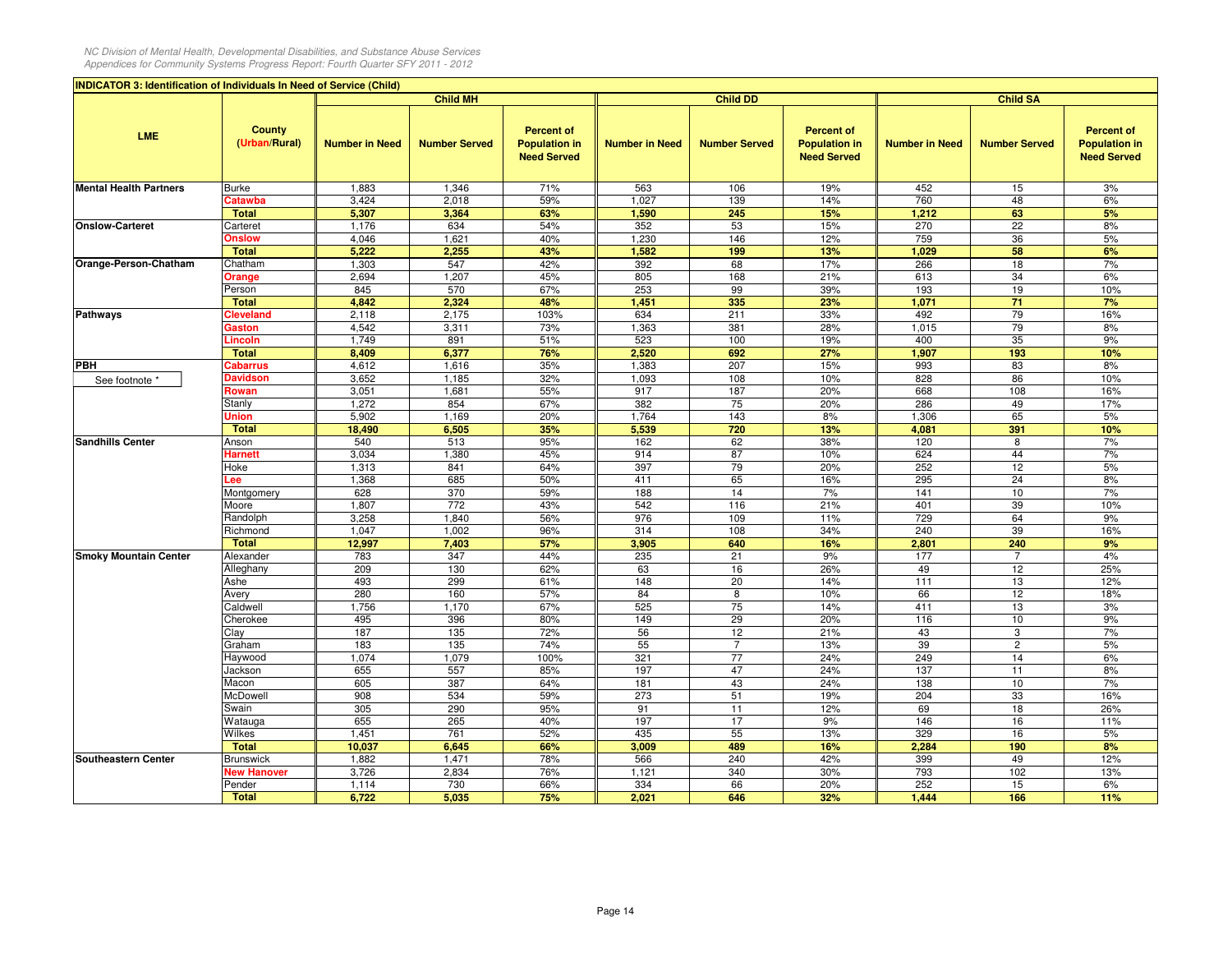**INDICATOR 3: Identification of Individuals In Need of Service (Child)**

| LME | County (Urban/Rural) | Child MH | | | Child DD | | | Child SA | | |
|---|---|---|---|---|---|---|---|---|---|---|
| | | Number in Need | Number Served | Percent of Population in Need Served | Number in Need | Number Served | Percent of Population in Need Served | Number in Need | Number Served | Percent of Population in Need Served |
| Mental Health Partners | Burke | 1,883 | 1,346 | 71% | 563 | 106 | 19% | 452 | 15 | 3% |
| | Catawba | 3,424 | 2,018 | 59% | 1,027 | 139 | 14% | 760 | 48 | 6% |
| | **Total** | **5,307** | **3,364** | **63%** | **1,590** | **245** | **15%** | **1,212** | **63** | **5%** |
| Onslow-Carteret | Carteret | 1,176 | 634 | 54% | 352 | 53 | 15% | 270 | 22 | 8% |
| | Onslow | 4,046 | 1,621 | 40% | 1,230 | 146 | 12% | 759 | 36 | 5% |
| | **Total** | **5,222** | **2,255** | **43%** | **1,582** | **199** | **13%** | **1,029** | **58** | **6%** |
| Orange-Person-Chatham | Chatham | 1,303 | 547 | 42% | 392 | 68 | 17% | 266 | 18 | 7% |
| | Orange | 2,694 | 1,207 | 45% | 805 | 168 | 21% | 613 | 34 | 6% |
| | Person | 845 | 570 | 67% | 253 | 99 | 39% | 193 | 19 | 10% |
| | **Total** | **4,842** | **2,324** | **48%** | **1,451** | **335** | **23%** | **1,071** | **71** | **7%** |
| Pathways | Cleveland | 2,118 | 2,175 | 103% | 634 | 211 | 33% | 492 | 79 | 16% |
| | Gaston | 4,542 | 3,311 | 73% | 1,363 | 381 | 28% | 1,015 | 79 | 8% |
| | Lincoln | 1,749 | 891 | 51% | 523 | 100 | 19% | 400 | 35 | 9% |
| | **Total** | **8,409** | **6,377** | **76%** | **2,520** | **692** | **27%** | **1,907** | **193** | **10%** |
| PBH | Cabarrus | 4,612 | 1,616 | 35% | 1,383 | 207 | 15% | 993 | 83 | 8% |
| See footnote * | Davidson | 3,652 | 1,185 | 32% | 1,093 | 108 | 10% | 828 | 86 | 10% |
| | Rowan | 3,051 | 1,681 | 55% | 917 | 187 | 20% | 668 | 108 | 16% |
| | Stanly | 1,272 | 854 | 67% | 382 | 75 | 20% | 286 | 49 | 17% |
| | Union | 5,902 | 1,169 | 20% | 1,764 | 143 | 8% | 1,306 | 65 | 5% |
| | **Total** | **18,490** | **6,505** | **35%** | **5,539** | **720** | **13%** | **4,081** | **391** | **10%** |
| Sandhills Center | Anson | 540 | 513 | 95% | 162 | 62 | 38% | 120 | 8 | 7% |
| | Harnett | 3,034 | 1,380 | 45% | 914 | 87 | 10% | 624 | 44 | 7% |
| | Hoke | 1,313 | 841 | 64% | 397 | 79 | 20% | 252 | 12 | 5% |
| | Lee | 1,368 | 685 | 50% | 411 | 65 | 16% | 295 | 24 | 8% |
| | Montgomery | 628 | 370 | 59% | 188 | 14 | 7% | 141 | 10 | 7% |
| | Moore | 1,807 | 772 | 43% | 542 | 116 | 21% | 401 | 39 | 10% |
| | Randolph | 3,258 | 1,840 | 56% | 976 | 109 | 11% | 729 | 64 | 9% |
| | Richmond | 1,047 | 1,002 | 96% | 314 | 108 | 34% | 240 | 39 | 16% |
| | **Total** | **12,997** | **7,403** | **57%** | **3,905** | **640** | **16%** | **2,801** | **240** | **9%** |
| Smoky Mountain Center | Alexander | 783 | 347 | 44% | 235 | 21 | 9% | 177 | 7 | 4% |
| | Alleghany | 209 | 130 | 62% | 63 | 16 | 26% | 49 | 12 | 25% |
| | Ashe | 493 | 299 | 61% | 148 | 20 | 14% | 111 | 13 | 12% |
| | Avery | 280 | 160 | 57% | 84 | 8 | 10% | 66 | 12 | 18% |
| | Caldwell | 1,756 | 1,170 | 67% | 525 | 75 | 14% | 411 | 13 | 3% |
| | Cherokee | 495 | 396 | 80% | 149 | 29 | 20% | 116 | 10 | 9% |
| | Clay | 187 | 135 | 72% | 56 | 12 | 21% | 43 | 3 | 7% |
| | Graham | 183 | 135 | 74% | 55 | 7 | 13% | 39 | 2 | 5% |
| | Haywood | 1,074 | 1,079 | 100% | 321 | 77 | 24% | 249 | 14 | 6% |
| | Jackson | 655 | 557 | 85% | 197 | 47 | 24% | 137 | 11 | 8% |
| | Macon | 605 | 387 | 64% | 181 | 43 | 24% | 138 | 10 | 7% |
| | McDowell | 908 | 534 | 59% | 273 | 51 | 19% | 204 | 33 | 16% |
| | Swain | 305 | 290 | 95% | 91 | 11 | 12% | 69 | 18 | 26% |
| | Watauga | 655 | 265 | 40% | 197 | 17 | 9% | 146 | 16 | 11% |
| | Wilkes | 1,451 | 761 | 52% | 435 | 55 | 13% | 329 | 16 | 5% |
| | **Total** | **10,037** | **6,645** | **66%** | **3,009** | **489** | **16%** | **2,284** | **190** | **8%** |
| Southeastern Center | Brunswick | 1,882 | 1,471 | 78% | 566 | 240 | 42% | 399 | 49 | 12% |
| | New Hanover | 3,726 | 2,834 | 76% | 1,121 | 340 | 30% | 793 | 102 | 13% |
| | Pender | 1,114 | 730 | 66% | 334 | 66 | 20% | 252 | 15 | 6% |
| | **Total** | **6,722** | **5,035** | **75%** | **2,021** | **646** | **32%** | **1,444** | **166** | **11%** |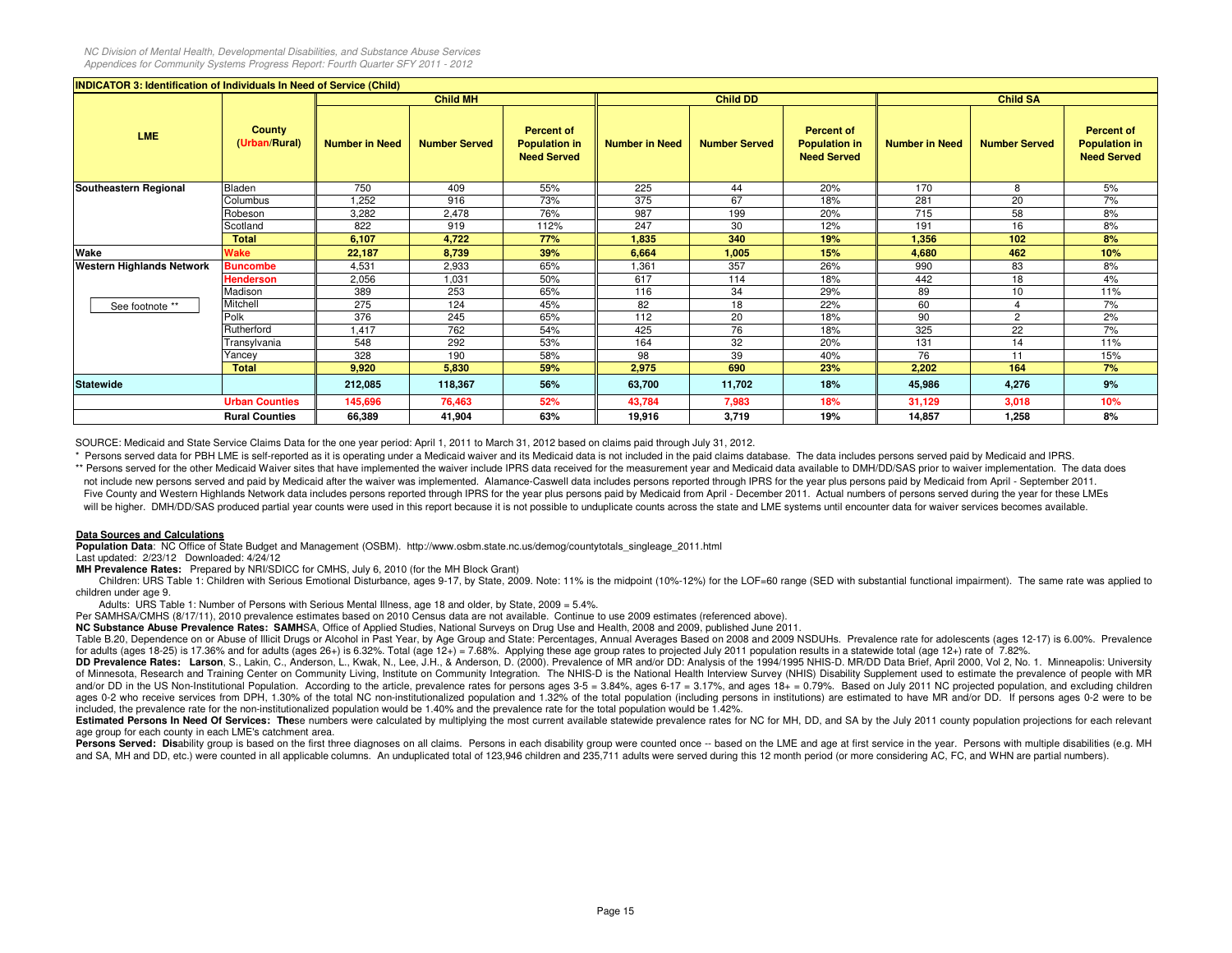**INDICATOR 3: Identification of Individuals In Need of Service (Child)**

| LME | County (Urban/Rural) | Child MH | | | Child DD | | | Child SA | | |
|---|---|---|---|---|---|---|---|---|---|---|
| | | Number in Need | Number Served | Percent of Population in Need Served | Number in Need | Number Served | Percent of Population in Need Served | Number in Need | Number Served | Percent of Population in Need Served |
| Southeastern Regional | Bladen | 750 | 409 | 55% | 225 | 44 | 20% | 170 | 8 | 5% |
| | Columbus | 1,252 | 916 | 73% | 375 | 67 | 18% | 281 | 20 | 7% |
| | Robeson | 3,282 | 2,478 | 76% | 987 | 199 | 20% | 715 | 58 | 8% |
| | Scotland | 822 | 919 | 112% | 247 | 30 | 12% | 191 | 16 | 8% |
| | **Total** | **6,107** | **4,722** | **77%** | **1,835** | **340** | **19%** | **1,356** | **102** | **8%** |
| **Wake** | **Wake** | **22,187** | **8,739** | **39%** | **6,664** | **1,005** | **15%** | **4,680** | **462** | **10%** |
| **Western Highlands Network** | **Buncombe** | 4,531 | 2,933 | 65% | 1,361 | 357 | 26% | 990 | 83 | 8% |
| | **Henderson** | 2,056 | 1,031 | 50% | 617 | 114 | 18% | 442 | 18 | 4% |
| | Madison | 389 | 253 | 65% | 116 | 34 | 29% | 89 | 10 | 11% |
| See footnote ** | Mitchell | 275 | 124 | 45% | 82 | 18 | 22% | 60 | 4 | 7% |
| | Polk | 376 | 245 | 65% | 112 | 20 | 18% | 90 | 2 | 2% |
| | Rutherford | 1,417 | 762 | 54% | 425 | 76 | 18% | 325 | 22 | 7% |
| | Transylvania | 548 | 292 | 53% | 164 | 32 | 20% | 131 | 14 | 11% |
| | Yancey | 328 | 190 | 58% | 98 | 39 | 40% | 76 | 11 | 15% |
| | **Total** | **9,920** | **5,830** | **59%** | **2,975** | **690** | **23%** | **2,202** | **164** | **7%** |
| **Statewide** | | **212,085** | **118,367** | **56%** | **63,700** | **11,702** | **18%** | **45,986** | **4,276** | **9%** |
| | **Urban Counties** | **145,696** | **76,463** | **52%** | **43,784** | **7,983** | **18%** | **31,129** | **3,018** | **10%** |
| | **Rural Counties** | **66,389** | **41,904** | **63%** | **19,916** | **3,719** | **19%** | **14,857** | **1,258** | **8%** |

SOURCE: Medicaid and State Service Claims Data for the one year period: April 1, 2011 to March 31, 2012 based on claims paid through July 31, 2012.

\* Persons served data for PBH LME is self-reported as it is operating under a Medicaid waiver and its Medicaid data is not included in the paid claims database. The data includes persons served paid by Medicaid and IPRS.

** Persons served for the other Medicaid Waiver sites that have implemented the waiver include IPRS data received for the measurement year and Medicaid data available to DMH/DD/SAS prior to waiver implementation. The data does not include new persons served and paid by Medicaid after the waiver was implemented. Alamance-Caswell data includes persons reported through IPRS for the year plus persons paid by Medicaid from April - September 2011. Five County and Western Highlands Network data includes persons reported through IPRS for the year plus persons paid by Medicaid from April - December 2011. Actual numbers of persons served during the year for these LMEs will be higher. DMH/DD/SAS produced partial year counts were used in this report because it is not possible to unduplicate counts across the state and LME systems until encounter data for waiver services becomes available.

**Data Sources and Calculations**

**Population Data**: NC Office of State Budget and Management (OSBM). http://www.osbm.state.nc.us/demog/countytotals_singleage_2011.html

Last updated: 2/23/12 Downloaded: 4/24/12

**MH Prevalence Rates:** Prepared by NRI/SDICC for CMHS, July 6, 2010 (for the MH Block Grant)

Children: URS Table 1: Children with Serious Emotional Disturbance, ages 9-17, by State, 2009. Note: 11% is the midpoint (10%-12%) for the LOF=60 range (SED with substantial functional impairment). The same rate was applied to children under age 9.

Adults: URS Table 1: Number of Persons with Serious Mental Illness, age 18 and older, by State, 2009 = 5.4%.

Per SAMHSA/CMHS (8/17/11), 2010 prevalence estimates based on 2010 Census data are not available. Continue to use 2009 estimates (referenced above).

**NC Substance Abuse Prevalence Rates: SAMH**SA, Office of Applied Studies, National Surveys on Drug Use and Health, 2008 and 2009, published June 2011.

Table B.20, Dependence on or Abuse of Illicit Drugs or Alcohol in Past Year, by Age Group and State: Percentages, Annual Averages Based on 2008 and 2009 NSDUHs. Prevalence rate for adolescents (ages 12-17) is 6.00%. Prevalence for adults (ages 18-25) is 17.36% and for adults (ages 26+) is 6.32%. Total (age 12+) = 7.68%. Applying these age group rates to projected July 2011 population results in a statewide total (age 12+) rate of 7.82%.

**DD Prevalence Rates: Larson**, S., Lakin, C., Anderson, L., Kwak, N., Lee, J.H., & Anderson, D. (2000). Prevalence of MR and/or DD: Analysis of the 1994/1995 NHIS-D. MR/DD Data Brief, April 2000, Vol 2, No. 1. Minneapolis: University of Minnesota, Research and Training Center on Community Living, Institute on Community Integration. The NHIS-D is the National Health Interview Survey (NHIS) Disability Supplement used to estimate the prevalence of people with MR and/or DD in the US Non-Institutional Population. According to the article, prevalence rates for persons ages 3-5 = 3.84%, ages 6-17 = 3.17%, and ages 18+ = 0.79%. Based on July 2011 NC projected population, and excluding children ages 0-2 who receive services from DPH, 1.30% of the total NC non-institutionalized population and 1.32% of the total population (including persons in institutions) are estimated to have MR and/or DD. If persons ages 0-2 were to be included, the prevalence rate for the non-institutionalized population would be 1.40% and the prevalence rate for the total population would be 1.42%.

**Estimated Persons In Need Of Services: The**se numbers were calculated by multiplying the most current available statewide prevalence rates for NC for MH, DD, and SA by the July 2011 county population projections for each relevant age group for each county in each LME's catchment area.

**Persons Served: Dis**ability group is based on the first three diagnoses on all claims. Persons in each disability group were counted once -- based on the LME and age at first service in the year. Persons with multiple disabilities (e.g. MH and SA, MH and DD, etc.) were counted in all applicable columns. An unduplicated total of 123,946 children and 235,711 adults were served during this 12 month period (or more considering AC, FC, and WHN are partial numbers).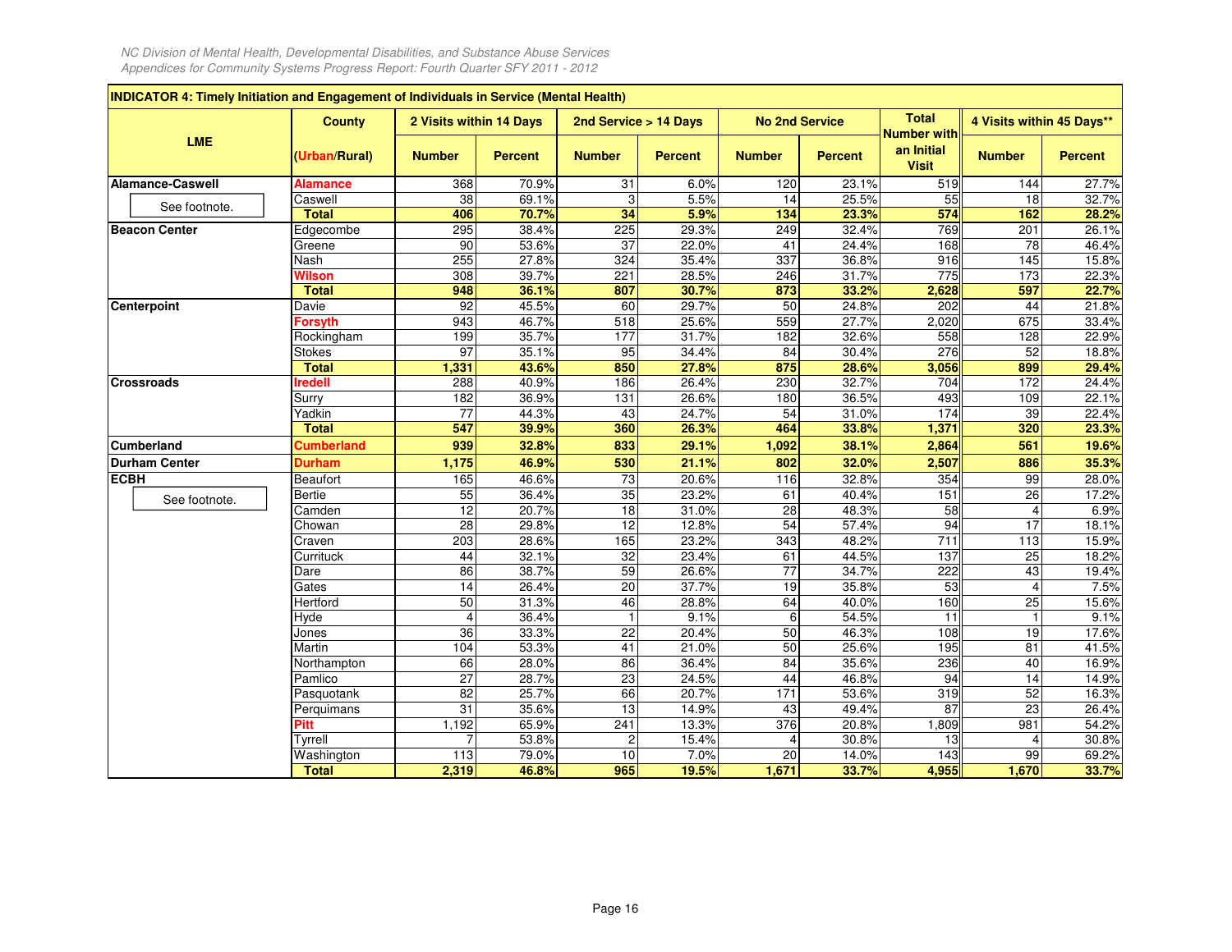*NC Division of Mental Health, Developmental Disabilities, and Substance Abuse Services*
*Appendices for Community Systems Progress Report: Fourth Quarter SFY 2011 - 2012*

**INDICATOR 4: Timely Initiation and Engagement of Individuals in Service (Mental Health)**

| LME | County (Urban/Rural) | 2 Visits within 14 Days | | 2nd Service > 14 Days | | No 2nd Service | | Total Number with an Initial Visit | 4 Visits within 45 Days** | |
|---|---|---|---|---|---|---|---|---|---|---|
| | | Number | Percent | Number | Percent | Number | Percent | | Number | Percent |
| **Alamance-Caswell** | **Alamance** | 368 | 70.9% | 31 | 6.0% | 120 | 23.1% | 519 | 144 | 27.7% |
| See footnote. | Caswell | 38 | 69.1% | 3 | 5.5% | 14 | 25.5% | 55 | 18 | 32.7% |
| | **Total** | **406** | **70.7%** | **34** | **5.9%** | **134** | **23.3%** | **574** | **162** | **28.2%** |
| **Beacon Center** | Edgecombe | 295 | 38.4% | 225 | 29.3% | 249 | 32.4% | 769 | 201 | 26.1% |
| | Greene | 90 | 53.6% | 37 | 22.0% | 41 | 24.4% | 168 | 78 | 46.4% |
| | Nash | 255 | 27.8% | 324 | 35.4% | 337 | 36.8% | 916 | 145 | 15.8% |
| | **Wilson** | 308 | 39.7% | 221 | 28.5% | 246 | 31.7% | 775 | 173 | 22.3% |
| | **Total** | **948** | **36.1%** | **807** | **30.7%** | **873** | **33.2%** | **2,628** | **597** | **22.7%** |
| **Centerpoint** | Davie | 92 | 45.5% | 60 | 29.7% | 50 | 24.8% | 202 | 44 | 21.8% |
| | **Forsyth** | 943 | 46.7% | 518 | 25.6% | 559 | 27.7% | 2,020 | 675 | 33.4% |
| | Rockingham | 199 | 35.7% | 177 | 31.7% | 182 | 32.6% | 558 | 128 | 22.9% |
| | Stokes | 97 | 35.1% | 95 | 34.4% | 84 | 30.4% | 276 | 52 | 18.8% |
| | **Total** | **1,331** | **43.6%** | **850** | **27.8%** | **875** | **28.6%** | **3,056** | **899** | **29.4%** |
| **Crossroads** | **Iredell** | 288 | 40.9% | 186 | 26.4% | 230 | 32.7% | 704 | 172 | 24.4% |
| | Surry | 182 | 36.9% | 131 | 26.6% | 180 | 36.5% | 493 | 109 | 22.1% |
| | Yadkin | 77 | 44.3% | 43 | 24.7% | 54 | 31.0% | 174 | 39 | 22.4% |
| | **Total** | **547** | **39.9%** | **360** | **26.3%** | **464** | **33.8%** | **1,371** | **320** | **23.3%** |
| **Cumberland** | **Cumberland** | **939** | **32.8%** | **833** | **29.1%** | **1,092** | **38.1%** | **2,864** | **561** | **19.6%** |
| **Durham Center** | **Durham** | **1,175** | **46.9%** | **530** | **21.1%** | **802** | **32.0%** | **2,507** | **886** | **35.3%** |
| **ECBH** | Beaufort | 165 | 46.6% | 73 | 20.6% | 116 | 32.8% | 354 | 99 | 28.0% |
| See footnote. | Bertie | 55 | 36.4% | 35 | 23.2% | 61 | 40.4% | 151 | 26 | 17.2% |
| | Camden | 12 | 20.7% | 18 | 31.0% | 28 | 48.3% | 58 | 4 | 6.9% |
| | Chowan | 28 | 29.8% | 12 | 12.8% | 54 | 57.4% | 94 | 17 | 18.1% |
| | Craven | 203 | 28.6% | 165 | 23.2% | 343 | 48.2% | 711 | 113 | 15.9% |
| | Currituck | 44 | 32.1% | 32 | 23.4% | 61 | 44.5% | 137 | 25 | 18.2% |
| | Dare | 86 | 38.7% | 59 | 26.6% | 77 | 34.7% | 222 | 43 | 19.4% |
| | Gates | 14 | 26.4% | 20 | 37.7% | 19 | 35.8% | 53 | 4 | 7.5% |
| | Hertford | 50 | 31.3% | 46 | 28.8% | 64 | 40.0% | 160 | 25 | 15.6% |
| | Hyde | 4 | 36.4% | 1 | 9.1% | 6 | 54.5% | 11 | 1 | 9.1% |
| | Jones | 36 | 33.3% | 22 | 20.4% | 50 | 46.3% | 108 | 19 | 17.6% |
| | Martin | 104 | 53.3% | 41 | 21.0% | 50 | 25.6% | 195 | 81 | 41.5% |
| | Northampton | 66 | 28.0% | 86 | 36.4% | 84 | 35.6% | 236 | 40 | 16.9% |
| | Pamlico | 27 | 28.7% | 23 | 24.5% | 44 | 46.8% | 94 | 14 | 14.9% |
| | Pasquotank | 82 | 25.7% | 66 | 20.7% | 171 | 53.6% | 319 | 52 | 16.3% |
| | Perquimans | 31 | 35.6% | 13 | 14.9% | 43 | 49.4% | 87 | 23 | 26.4% |
| | **Pitt** | 1,192 | 65.9% | 241 | 13.3% | 376 | 20.8% | 1,809 | 981 | 54.2% |
| | Tyrrell | 7 | 53.8% | 2 | 15.4% | 4 | 30.8% | 13 | 4 | 30.8% |
| | Washington | 113 | 79.0% | 10 | 7.0% | 20 | 14.0% | 143 | 99 | 69.2% |
| | **Total** | **2,319** | **46.8%** | **965** | **19.5%** | **1,671** | **33.7%** | **4,955** | **1,670** | **33.7%** |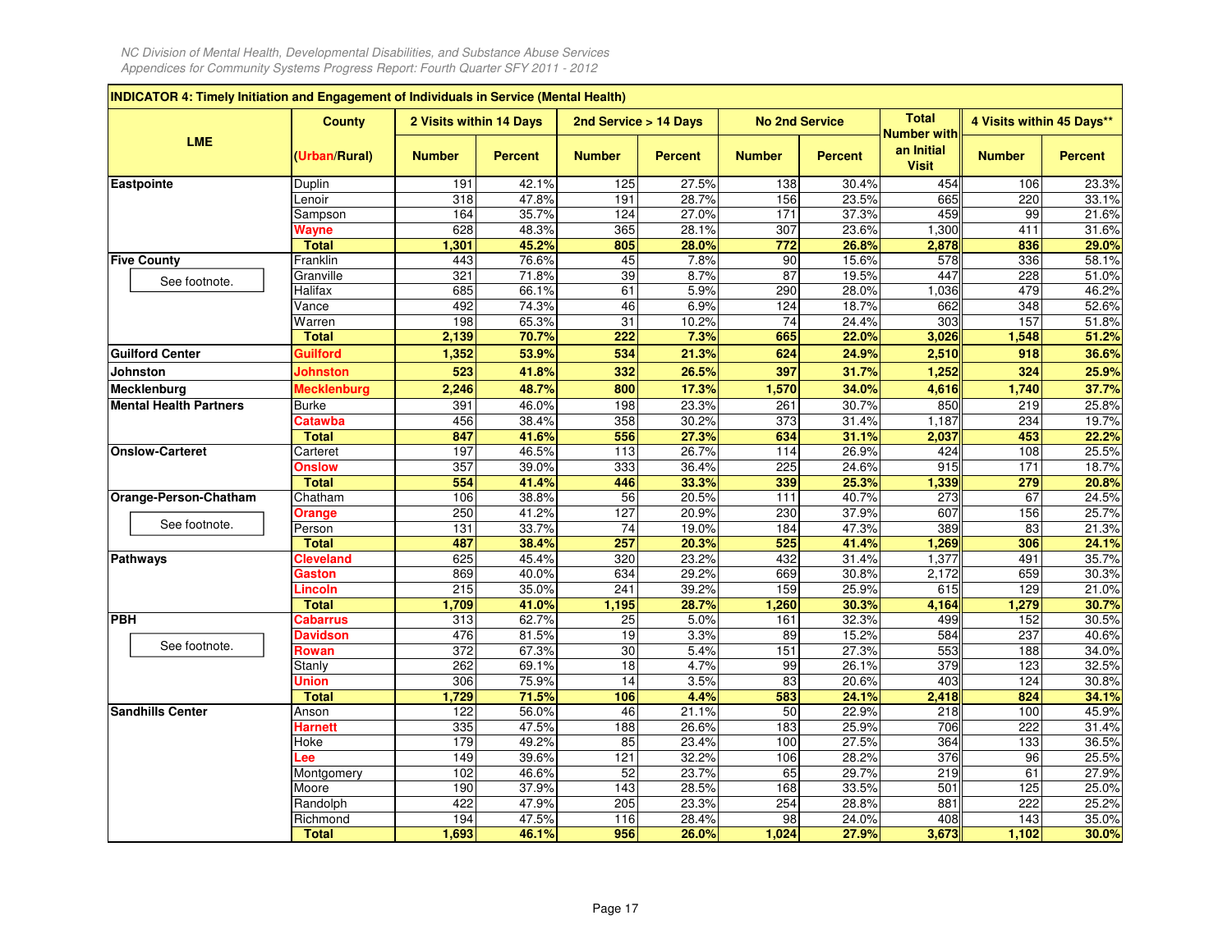*NC Division of Mental Health, Developmental Disabilities, and Substance Abuse Services*
*Appendices for Community Systems Progress Report: Fourth Quarter SFY 2011 - 2012*

**INDICATOR 4: Timely Initiation and Engagement of Individuals in Service (Mental Health)**

| LME | County (Urban/Rural) | 2 Visits within 14 Days | | 2nd Service > 14 Days | | No 2nd Service | | Total Number with an Initial Visit | 4 Visits within 45 Days** | |
|---|---|---|---|---|---|---|---|---|---|---|
| | | Number | Percent | Number | Percent | Number | Percent | | Number | Percent |
| **Eastpointe** | Duplin | 191 | 42.1% | 125 | 27.5% | 138 | 30.4% | 454 | 106 | 23.3% |
| | Lenoir | 318 | 47.8% | 191 | 28.7% | 156 | 23.5% | 665 | 220 | 33.1% |
| | Sampson | 164 | 35.7% | 124 | 27.0% | 171 | 37.3% | 459 | 99 | 21.6% |
| | **Wayne** | 628 | 48.3% | 365 | 28.1% | 307 | 23.6% | 1,300 | 411 | 31.6% |
| | **Total** | **1,301** | **45.2%** | **805** | **28.0%** | **772** | **26.8%** | **2,878** | **836** | **29.0%** |
| **Five County** See footnote. | Franklin | 443 | 76.6% | 45 | 7.8% | 90 | 15.6% | 578 | 336 | 58.1% |
| | Granville | 321 | 71.8% | 39 | 8.7% | 87 | 19.5% | 447 | 228 | 51.0% |
| | Halifax | 685 | 66.1% | 61 | 5.9% | 290 | 28.0% | 1,036 | 479 | 46.2% |
| | Vance | 492 | 74.3% | 46 | 6.9% | 124 | 18.7% | 662 | 348 | 52.6% |
| | Warren | 198 | 65.3% | 31 | 10.2% | 74 | 24.4% | 303 | 157 | 51.8% |
| | **Total** | **2,139** | **70.7%** | **222** | **7.3%** | **665** | **22.0%** | **3,026** | **1,548** | **51.2%** |
| **Guilford Center** | **Guilford** | **1,352** | **53.9%** | **534** | **21.3%** | **624** | **24.9%** | **2,510** | **918** | **36.6%** |
| **Johnston** | **Johnston** | **523** | **41.8%** | **332** | **26.5%** | **397** | **31.7%** | **1,252** | **324** | **25.9%** |
| **Mecklenburg** | **Mecklenburg** | **2,246** | **48.7%** | **800** | **17.3%** | **1,570** | **34.0%** | **4,616** | **1,740** | **37.7%** |
| **Mental Health Partners** | Burke | 391 | 46.0% | 198 | 23.3% | 261 | 30.7% | 850 | 219 | 25.8% |
| | **Catawba** | 456 | 38.4% | 358 | 30.2% | 373 | 31.4% | 1,187 | 234 | 19.7% |
| | **Total** | **847** | **41.6%** | **556** | **27.3%** | **634** | **31.1%** | **2,037** | **453** | **22.2%** |
| **Onslow-Carteret** | Carteret | 197 | 46.5% | 113 | 26.7% | 114 | 26.9% | 424 | 108 | 25.5% |
| | **Onslow** | 357 | 39.0% | 333 | 36.4% | 225 | 24.6% | 915 | 171 | 18.7% |
| | **Total** | **554** | **41.4%** | **446** | **33.3%** | **339** | **25.3%** | **1,339** | **279** | **20.8%** |
| **Orange-Person-Chatham** See footnote. | Chatham | 106 | 38.8% | 56 | 20.5% | 111 | 40.7% | 273 | 67 | 24.5% |
| | **Orange** | 250 | 41.2% | 127 | 20.9% | 230 | 37.9% | 607 | 156 | 25.7% |
| | Person | 131 | 33.7% | 74 | 19.0% | 184 | 47.3% | 389 | 83 | 21.3% |
| | **Total** | **487** | **38.4%** | **257** | **20.3%** | **525** | **41.4%** | **1,269** | **306** | **24.1%** |
| **Pathways** | **Cleveland** | 625 | 45.4% | 320 | 23.2% | 432 | 31.4% | 1,377 | 491 | 35.7% |
| | **Gaston** | 869 | 40.0% | 634 | 29.2% | 669 | 30.8% | 2,172 | 659 | 30.3% |
| | **Lincoln** | 215 | 35.0% | 241 | 39.2% | 159 | 25.9% | 615 | 129 | 21.0% |
| | **Total** | **1,709** | **41.0%** | **1,195** | **28.7%** | **1,260** | **30.3%** | **4,164** | **1,279** | **30.7%** |
| **PBH** See footnote. | **Cabarrus** | 313 | 62.7% | 25 | 5.0% | 161 | 32.3% | 499 | 152 | 30.5% |
| | **Davidson** | 476 | 81.5% | 19 | 3.3% | 89 | 15.2% | 584 | 237 | 40.6% |
| | **Rowan** | 372 | 67.3% | 30 | 5.4% | 151 | 27.3% | 553 | 188 | 34.0% |
| | Stanly | 262 | 69.1% | 18 | 4.7% | 99 | 26.1% | 379 | 123 | 32.5% |
| | **Union** | 306 | 75.9% | 14 | 3.5% | 83 | 20.6% | 403 | 124 | 30.8% |
| | **Total** | **1,729** | **71.5%** | **106** | **4.4%** | **583** | **24.1%** | **2,418** | **824** | **34.1%** |
| **Sandhills Center** | Anson | 122 | 56.0% | 46 | 21.1% | 50 | 22.9% | 218 | 100 | 45.9% |
| | **Harnett** | 335 | 47.5% | 188 | 26.6% | 183 | 25.9% | 706 | 222 | 31.4% |
| | Hoke | 179 | 49.2% | 85 | 23.4% | 100 | 27.5% | 364 | 133 | 36.5% |
| | **Lee** | 149 | 39.6% | 121 | 32.2% | 106 | 28.2% | 376 | 96 | 25.5% |
| | Montgomery | 102 | 46.6% | 52 | 23.7% | 65 | 29.7% | 219 | 61 | 27.9% |
| | Moore | 190 | 37.9% | 143 | 28.5% | 168 | 33.5% | 501 | 125 | 25.0% |
| | Randolph | 422 | 47.9% | 205 | 23.3% | 254 | 28.8% | 881 | 222 | 25.2% |
| | Richmond | 194 | 47.5% | 116 | 28.4% | 98 | 24.0% | 408 | 143 | 35.0% |
| | **Total** | **1,693** | **46.1%** | **956** | **26.0%** | **1,024** | **27.9%** | **3,673** | **1,102** | **30.0%** |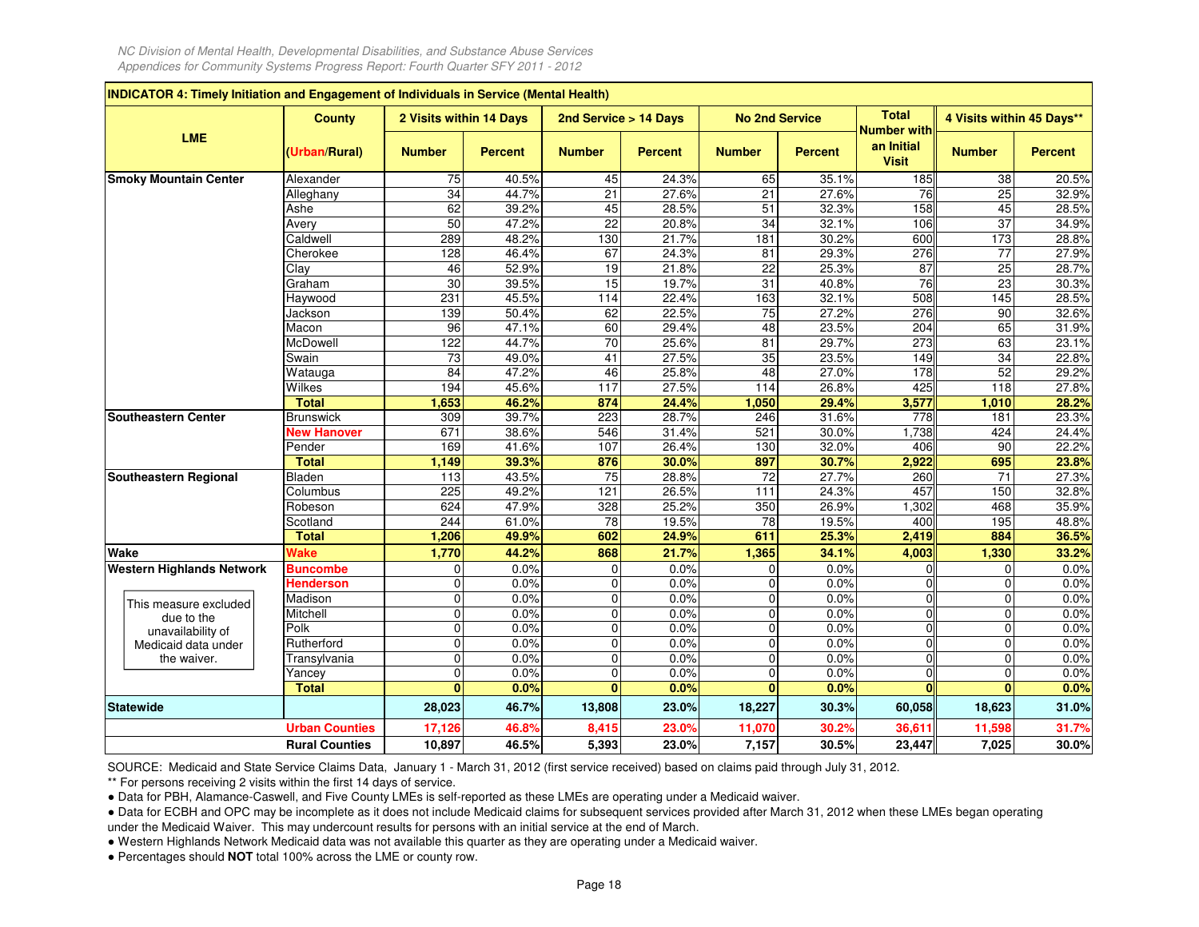NC Division of Mental Health, Developmental Disabilities, and Substance Abuse Services
Appendices for Community Systems Progress Report: Fourth Quarter SFY 2011 - 2012

**INDICATOR 4: Timely Initiation and Engagement of Individuals in Service (Mental Health)**

| LME | County | 2 Visits within 14 Days | | 2nd Service > 14 Days | | No 2nd Service | | Total Number with an Initial Visit | 4 Visits within 45 Days** | |
|---|---|---|---|---|---|---|---|---|---|---|
| | (Urban/Rural) | Number | Percent | Number | Percent | Number | Percent | | Number | Percent |
| Smoky Mountain Center | Alexander | 75 | 40.5% | 45 | 24.3% | 65 | 35.1% | 185 | 38 | 20.5% |
| | Alleghany | 34 | 44.7% | 21 | 27.6% | 21 | 27.6% | 76 | 25 | 32.9% |
| | Ashe | 62 | 39.2% | 45 | 28.5% | 51 | 32.3% | 158 | 45 | 28.5% |
| | Avery | 50 | 47.2% | 22 | 20.8% | 34 | 32.1% | 106 | 37 | 34.9% |
| | Caldwell | 289 | 48.2% | 130 | 21.7% | 181 | 30.2% | 600 | 173 | 28.8% |
| | Cherokee | 128 | 46.4% | 67 | 24.3% | 81 | 29.3% | 276 | 77 | 27.9% |
| | Clay | 46 | 52.9% | 19 | 21.8% | 22 | 25.3% | 87 | 25 | 28.7% |
| | Graham | 30 | 39.5% | 15 | 19.7% | 31 | 40.8% | 76 | 23 | 30.3% |
| | Haywood | 231 | 45.5% | 114 | 22.4% | 163 | 32.1% | 508 | 145 | 28.5% |
| | Jackson | 139 | 50.4% | 62 | 22.5% | 75 | 27.2% | 276 | 90 | 32.6% |
| | Macon | 96 | 47.1% | 60 | 29.4% | 48 | 23.5% | 204 | 65 | 31.9% |
| | McDowell | 122 | 44.7% | 70 | 25.6% | 81 | 29.7% | 273 | 63 | 23.1% |
| | Swain | 73 | 49.0% | 41 | 27.5% | 35 | 23.5% | 149 | 34 | 22.8% |
| | Watauga | 84 | 47.2% | 46 | 25.8% | 48 | 27.0% | 178 | 52 | 29.2% |
| | Wilkes | 194 | 45.6% | 117 | 27.5% | 114 | 26.8% | 425 | 118 | 27.8% |
| | **Total** | **1,653** | **46.2%** | **874** | **24.4%** | **1,050** | **29.4%** | **3,577** | **1,010** | **28.2%** |
| Southeastern Center | Brunswick | 309 | 39.7% | 223 | 28.7% | 246 | 31.6% | 778 | 181 | 23.3% |
| | **New Hanover** | 671 | 38.6% | 546 | 31.4% | 521 | 30.0% | 1,738 | 424 | 24.4% |
| | Pender | 169 | 41.6% | 107 | 26.4% | 130 | 32.0% | 406 | 90 | 22.2% |
| | **Total** | **1,149** | **39.3%** | **876** | **30.0%** | **897** | **30.7%** | **2,922** | **695** | **23.8%** |
| Southeastern Regional | Bladen | 113 | 43.5% | 75 | 28.8% | 72 | 27.7% | 260 | 71 | 27.3% |
| | Columbus | 225 | 49.2% | 121 | 26.5% | 111 | 24.3% | 457 | 150 | 32.8% |
| | Robeson | 624 | 47.9% | 328 | 25.2% | 350 | 26.9% | 1,302 | 468 | 35.9% |
| | Scotland | 244 | 61.0% | 78 | 19.5% | 78 | 19.5% | 400 | 195 | 48.8% |
| | **Total** | **1,206** | **49.9%** | **602** | **24.9%** | **611** | **25.3%** | **2,419** | **884** | **36.5%** |
| Wake | **Wake** | **1,770** | **44.2%** | **868** | **21.7%** | **1,365** | **34.1%** | **4,003** | **1,330** | **33.2%** |
| Western Highlands Network | **Buncombe** | 0 | 0.0% | 0 | 0.0% | 0 | 0.0% | 0 | 0 | 0.0% |
| | **Henderson** | 0 | 0.0% | 0 | 0.0% | 0 | 0.0% | 0 | 0 | 0.0% |
| This measure excluded due to the unavailability of Medicaid data under the waiver. | Madison | 0 | 0.0% | 0 | 0.0% | 0 | 0.0% | 0 | 0 | 0.0% |
| | Mitchell | 0 | 0.0% | 0 | 0.0% | 0 | 0.0% | 0 | 0 | 0.0% |
| | Polk | 0 | 0.0% | 0 | 0.0% | 0 | 0.0% | 0 | 0 | 0.0% |
| | Rutherford | 0 | 0.0% | 0 | 0.0% | 0 | 0.0% | 0 | 0 | 0.0% |
| | Transylvania | 0 | 0.0% | 0 | 0.0% | 0 | 0.0% | 0 | 0 | 0.0% |
| | Yancey | 0 | 0.0% | 0 | 0.0% | 0 | 0.0% | 0 | 0 | 0.0% |
| | **Total** | **0** | **0.0%** | **0** | **0.0%** | **0** | **0.0%** | **0** | **0** | **0.0%** |
| **Statewide** | | **28,023** | **46.7%** | **13,808** | **23.0%** | **18,227** | **30.3%** | **60,058** | **18,623** | **31.0%** |
| | **Urban Counties** | **17,126** | **46.8%** | **8,415** | **23.0%** | **11,070** | **30.2%** | **36,611** | **11,598** | **31.7%** |
| | **Rural Counties** | **10,897** | **46.5%** | **5,393** | **23.0%** | **7,157** | **30.5%** | **23,447** | **7,025** | **30.0%** |

SOURCE: Medicaid and State Service Claims Data, January 1 - March 31, 2012 (first service received) based on claims paid through July 31, 2012.

** For persons receiving 2 visits within the first 14 days of service.

- Data for PBH, Alamance-Caswell, and Five County LMEs is self-reported as these LMEs are operating under a Medicaid waiver.
- Data for ECBH and OPC may be incomplete as it does not include Medicaid claims for subsequent services provided after March 31, 2012 when these LMEs began operating under the Medicaid Waiver. This may undercount results for persons with an initial service at the end of March.
- Western Highlands Network Medicaid data was not available this quarter as they are operating under a Medicaid waiver.
- Percentages should **NOT** total 100% across the LME or county row.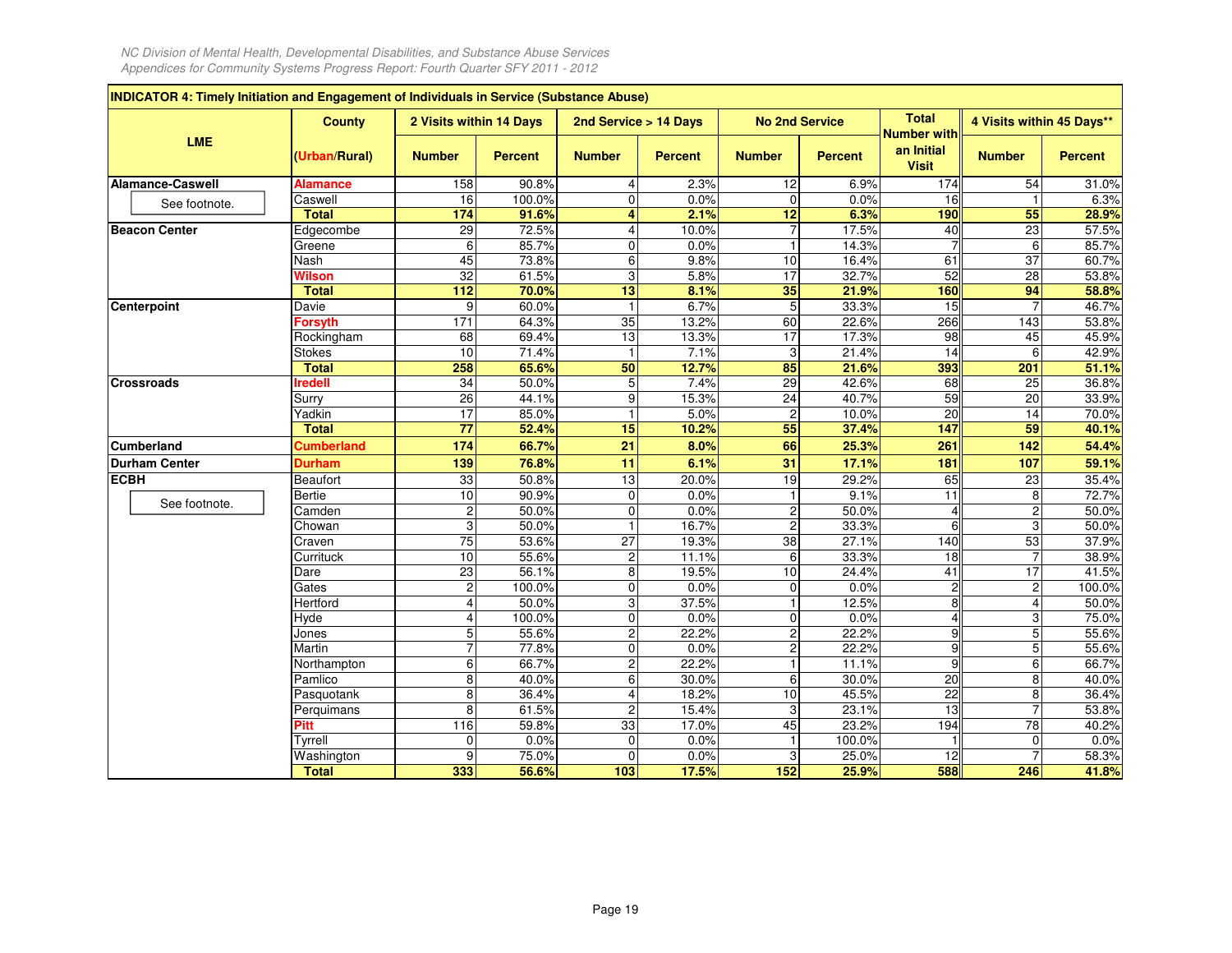*NC Division of Mental Health, Developmental Disabilities, and Substance Abuse Services*
*Appendices for Community Systems Progress Report: Fourth Quarter SFY 2011 - 2012*

**INDICATOR 4: Timely Initiation and Engagement of Individuals in Service (Substance Abuse)**

| LME | County | 2 Visits within 14 Days | | 2nd Service > 14 Days | | No 2nd Service | | Total Number with an Initial Visit | 4 Visits within 45 Days** | |
|---|---|---|---|---|---|---|---|---|---|---|
| | (Urban/Rural) | Number | Percent | Number | Percent | Number | Percent | | Number | Percent |
| **Alamance-Caswell** | **Alamance** | 158 | 90.8% | 4 | 2.3% | 12 | 6.9% | 174 | 54 | 31.0% |
| See footnote. | Caswell | 16 | 100.0% | 0 | 0.0% | 0 | 0.0% | 16 | 1 | 6.3% |
| | **Total** | **174** | **91.6%** | **4** | **2.1%** | **12** | **6.3%** | **190** | **55** | **28.9%** |
| **Beacon Center** | Edgecombe | 29 | 72.5% | 4 | 10.0% | 7 | 17.5% | 40 | 23 | 57.5% |
| | Greene | 6 | 85.7% | 0 | 0.0% | 1 | 14.3% | 7 | 6 | 85.7% |
| | Nash | 45 | 73.8% | 6 | 9.8% | 10 | 16.4% | 61 | 37 | 60.7% |
| | **Wilson** | 32 | 61.5% | 3 | 5.8% | 17 | 32.7% | 52 | 28 | 53.8% |
| | **Total** | **112** | **70.0%** | **13** | **8.1%** | **35** | **21.9%** | **160** | **94** | **58.8%** |
| **Centerpoint** | Davie | 9 | 60.0% | 1 | 6.7% | 5 | 33.3% | 15 | 7 | 46.7% |
| | **Forsyth** | 171 | 64.3% | 35 | 13.2% | 60 | 22.6% | 266 | 143 | 53.8% |
| | Rockingham | 68 | 69.4% | 13 | 13.3% | 17 | 17.3% | 98 | 45 | 45.9% |
| | Stokes | 10 | 71.4% | 1 | 7.1% | 3 | 21.4% | 14 | 6 | 42.9% |
| | **Total** | **258** | **65.6%** | **50** | **12.7%** | **85** | **21.6%** | **393** | **201** | **51.1%** |
| **Crossroads** | **Iredell** | 34 | 50.0% | 5 | 7.4% | 29 | 42.6% | 68 | 25 | 36.8% |
| | Surry | 26 | 44.1% | 9 | 15.3% | 24 | 40.7% | 59 | 20 | 33.9% |
| | Yadkin | 17 | 85.0% | 1 | 5.0% | 2 | 10.0% | 20 | 14 | 70.0% |
| | **Total** | **77** | **52.4%** | **15** | **10.2%** | **55** | **37.4%** | **147** | **59** | **40.1%** |
| **Cumberland** | **Cumberland** | **174** | **66.7%** | **21** | **8.0%** | **66** | **25.3%** | **261** | **142** | **54.4%** |
| **Durham Center** | **Durham** | **139** | **76.8%** | **11** | **6.1%** | **31** | **17.1%** | **181** | **107** | **59.1%** |
| **ECBH** | Beaufort | 33 | 50.8% | 13 | 20.0% | 19 | 29.2% | 65 | 23 | 35.4% |
| See footnote. | Bertie | 10 | 90.9% | 0 | 0.0% | 1 | 9.1% | 11 | 8 | 72.7% |
| | Camden | 2 | 50.0% | 0 | 0.0% | 2 | 50.0% | 4 | 2 | 50.0% |
| | Chowan | 3 | 50.0% | 1 | 16.7% | 2 | 33.3% | 6 | 3 | 50.0% |
| | Craven | 75 | 53.6% | 27 | 19.3% | 38 | 27.1% | 140 | 53 | 37.9% |
| | Currituck | 10 | 55.6% | 2 | 11.1% | 6 | 33.3% | 18 | 7 | 38.9% |
| | Dare | 23 | 56.1% | 8 | 19.5% | 10 | 24.4% | 41 | 17 | 41.5% |
| | Gates | 2 | 100.0% | 0 | 0.0% | 0 | 0.0% | 2 | 2 | 100.0% |
| | Hertford | 4 | 50.0% | 3 | 37.5% | 1 | 12.5% | 8 | 4 | 50.0% |
| | Hyde | 4 | 100.0% | 0 | 0.0% | 0 | 0.0% | 4 | 3 | 75.0% |
| | Jones | 5 | 55.6% | 2 | 22.2% | 2 | 22.2% | 9 | 5 | 55.6% |
| | Martin | 7 | 77.8% | 0 | 0.0% | 2 | 22.2% | 9 | 5 | 55.6% |
| | Northampton | 6 | 66.7% | 2 | 22.2% | 1 | 11.1% | 9 | 6 | 66.7% |
| | Pamlico | 8 | 40.0% | 6 | 30.0% | 6 | 30.0% | 20 | 8 | 40.0% |
| | Pasquotank | 8 | 36.4% | 4 | 18.2% | 10 | 45.5% | 22 | 8 | 36.4% |
| | Perquimans | 8 | 61.5% | 2 | 15.4% | 3 | 23.1% | 13 | 7 | 53.8% |
| | **Pitt** | 116 | 59.8% | 33 | 17.0% | 45 | 23.2% | 194 | 78 | 40.2% |
| | Tyrrell | 0 | 0.0% | 0 | 0.0% | 1 | 100.0% | 1 | 0 | 0.0% |
| | Washington | 9 | 75.0% | 0 | 0.0% | 3 | 25.0% | 12 | 7 | 58.3% |
| | **Total** | **333** | **56.6%** | **103** | **17.5%** | **152** | **25.9%** | **588** | **246** | **41.8%** |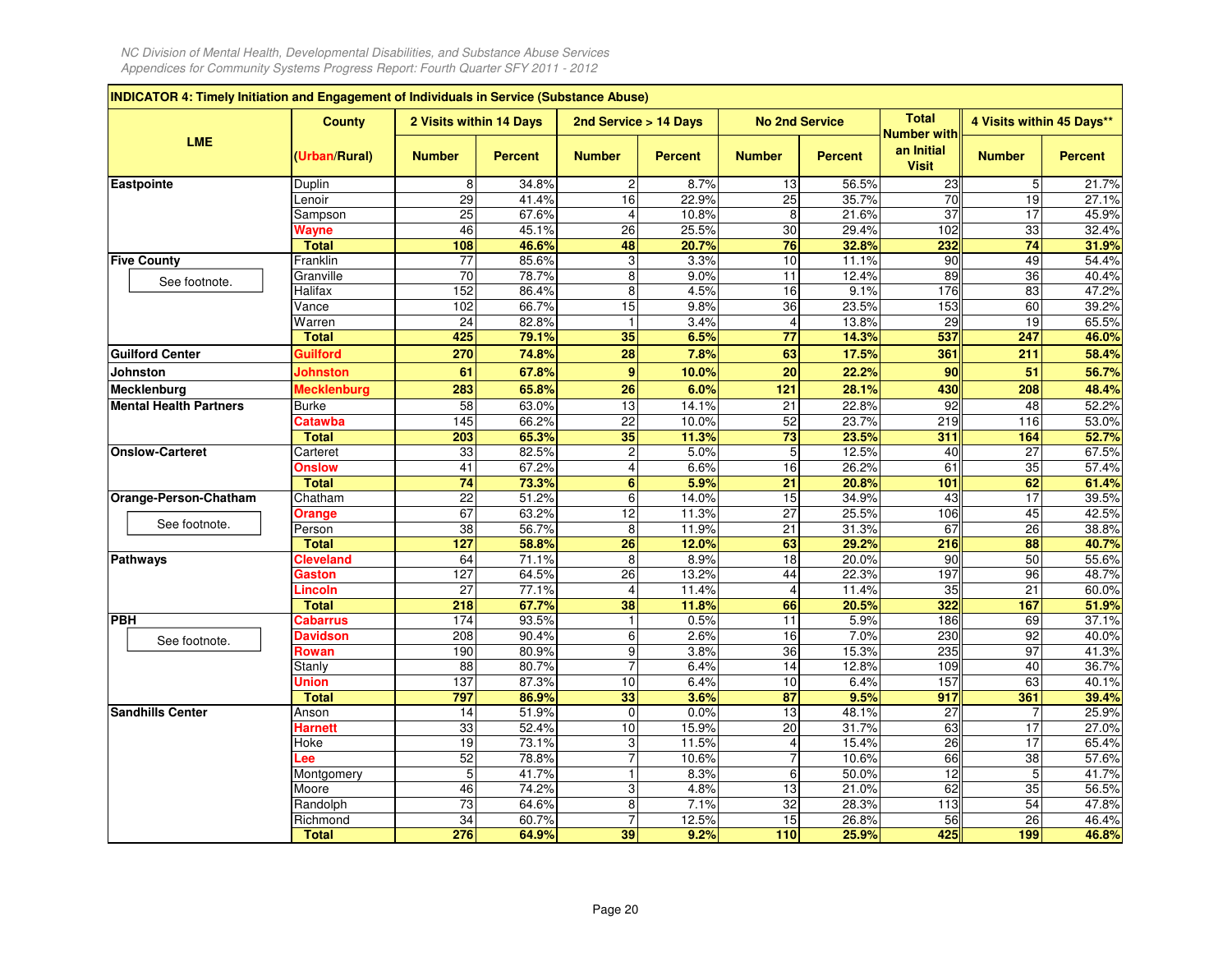*NC Division of Mental Health, Developmental Disabilities, and Substance Abuse Services*
*Appendices for Community Systems Progress Report: Fourth Quarter SFY 2011 - 2012*

**INDICATOR 4: Timely Initiation and Engagement of Individuals in Service (Substance Abuse)**

| LME | County (Urban/Rural) | 2 Visits within 14 Days Number | 2 Visits within 14 Days Percent | 2nd Service > 14 Days Number | 2nd Service > 14 Days Percent | No 2nd Service Number | No 2nd Service Percent | Total Number with an Initial Visit | 4 Visits within 45 Days** Number | 4 Visits within 45 Days** Percent |
|---|---|---|---|---|---|---|---|---|---|---|
| **Eastpointe** | Duplin | 8 | 34.8% | 2 | 8.7% | 13 | 56.5% | 23 | 5 | 21.7% |
| | Lenoir | 29 | 41.4% | 16 | 22.9% | 25 | 35.7% | 70 | 19 | 27.1% |
| | Sampson | 25 | 67.6% | 4 | 10.8% | 8 | 21.6% | 37 | 17 | 45.9% |
| | **Wayne** | 46 | 45.1% | 26 | 25.5% | 30 | 29.4% | 102 | 33 | 32.4% |
| | **Total** | **108** | **46.6%** | **48** | **20.7%** | **76** | **32.8%** | **232** | **74** | **31.9%** |
| **Five County** (See footnote.) | Franklin | 77 | 85.6% | 3 | 3.3% | 10 | 11.1% | 90 | 49 | 54.4% |
| | Granville | 70 | 78.7% | 8 | 9.0% | 11 | 12.4% | 89 | 36 | 40.4% |
| | Halifax | 152 | 86.4% | 8 | 4.5% | 16 | 9.1% | 176 | 83 | 47.2% |
| | Vance | 102 | 66.7% | 15 | 9.8% | 36 | 23.5% | 153 | 60 | 39.2% |
| | Warren | 24 | 82.8% | 1 | 3.4% | 4 | 13.8% | 29 | 19 | 65.5% |
| | **Total** | **425** | **79.1%** | **35** | **6.5%** | **77** | **14.3%** | **537** | **247** | **46.0%** |
| **Guilford Center** | **Guilford** | **270** | **74.8%** | **28** | **7.8%** | **63** | **17.5%** | **361** | **211** | **58.4%** |
| **Johnston** | **Johnston** | **61** | **67.8%** | **9** | **10.0%** | **20** | **22.2%** | **90** | **51** | **56.7%** |
| **Mecklenburg** | **Mecklenburg** | **283** | **65.8%** | **26** | **6.0%** | **121** | **28.1%** | **430** | **208** | **48.4%** |
| **Mental Health Partners** | Burke | 58 | 63.0% | 13 | 14.1% | 21 | 22.8% | 92 | 48 | 52.2% |
| | **Catawba** | 145 | 66.2% | 22 | 10.0% | 52 | 23.7% | 219 | 116 | 53.0% |
| | **Total** | **203** | **65.3%** | **35** | **11.3%** | **73** | **23.5%** | **311** | **164** | **52.7%** |
| **Onslow-Carteret** | Carteret | 33 | 82.5% | 2 | 5.0% | 5 | 12.5% | 40 | 27 | 67.5% |
| | **Onslow** | 41 | 67.2% | 4 | 6.6% | 16 | 26.2% | 61 | 35 | 57.4% |
| | **Total** | **74** | **73.3%** | **6** | **5.9%** | **21** | **20.8%** | **101** | **62** | **61.4%** |
| **Orange-Person-Chatham** (See footnote.) | Chatham | 22 | 51.2% | 6 | 14.0% | 15 | 34.9% | 43 | 17 | 39.5% |
| | **Orange** | 67 | 63.2% | 12 | 11.3% | 27 | 25.5% | 106 | 45 | 42.5% |
| | Person | 38 | 56.7% | 8 | 11.9% | 21 | 31.3% | 67 | 26 | 38.8% |
| | **Total** | **127** | **58.8%** | **26** | **12.0%** | **63** | **29.2%** | **216** | **88** | **40.7%** |
| **Pathways** | **Cleveland** | 64 | 71.1% | 8 | 8.9% | 18 | 20.0% | 90 | 50 | 55.6% |
| | **Gaston** | 127 | 64.5% | 26 | 13.2% | 44 | 22.3% | 197 | 96 | 48.7% |
| | **Lincoln** | 27 | 77.1% | 4 | 11.4% | 4 | 11.4% | 35 | 21 | 60.0% |
| | **Total** | **218** | **67.7%** | **38** | **11.8%** | **66** | **20.5%** | **322** | **167** | **51.9%** |
| **PBH** (See footnote.) | **Cabarrus** | 174 | 93.5% | 1 | 0.5% | 11 | 5.9% | 186 | 69 | 37.1% |
| | **Davidson** | 208 | 90.4% | 6 | 2.6% | 16 | 7.0% | 230 | 92 | 40.0% |
| | **Rowan** | 190 | 80.9% | 9 | 3.8% | 36 | 15.3% | 235 | 97 | 41.3% |
| | Stanly | 88 | 80.7% | 7 | 6.4% | 14 | 12.8% | 109 | 40 | 36.7% |
| | **Union** | 137 | 87.3% | 10 | 6.4% | 10 | 6.4% | 157 | 63 | 40.1% |
| | **Total** | **797** | **86.9%** | **33** | **3.6%** | **87** | **9.5%** | **917** | **361** | **39.4%** |
| **Sandhills Center** | Anson | 14 | 51.9% | 0 | 0.0% | 13 | 48.1% | 27 | 7 | 25.9% |
| | **Harnett** | 33 | 52.4% | 10 | 15.9% | 20 | 31.7% | 63 | 17 | 27.0% |
| | Hoke | 19 | 73.1% | 3 | 11.5% | 4 | 15.4% | 26 | 17 | 65.4% |
| | **Lee** | 52 | 78.8% | 7 | 10.6% | 7 | 10.6% | 66 | 38 | 57.6% |
| | Montgomery | 5 | 41.7% | 1 | 8.3% | 6 | 50.0% | 12 | 5 | 41.7% |
| | Moore | 46 | 74.2% | 3 | 4.8% | 13 | 21.0% | 62 | 35 | 56.5% |
| | Randolph | 73 | 64.6% | 8 | 7.1% | 32 | 28.3% | 113 | 54 | 47.8% |
| | Richmond | 34 | 60.7% | 7 | 12.5% | 15 | 26.8% | 56 | 26 | 46.4% |
| | **Total** | **276** | **64.9%** | **39** | **9.2%** | **110** | **25.9%** | **425** | **199** | **46.8%** |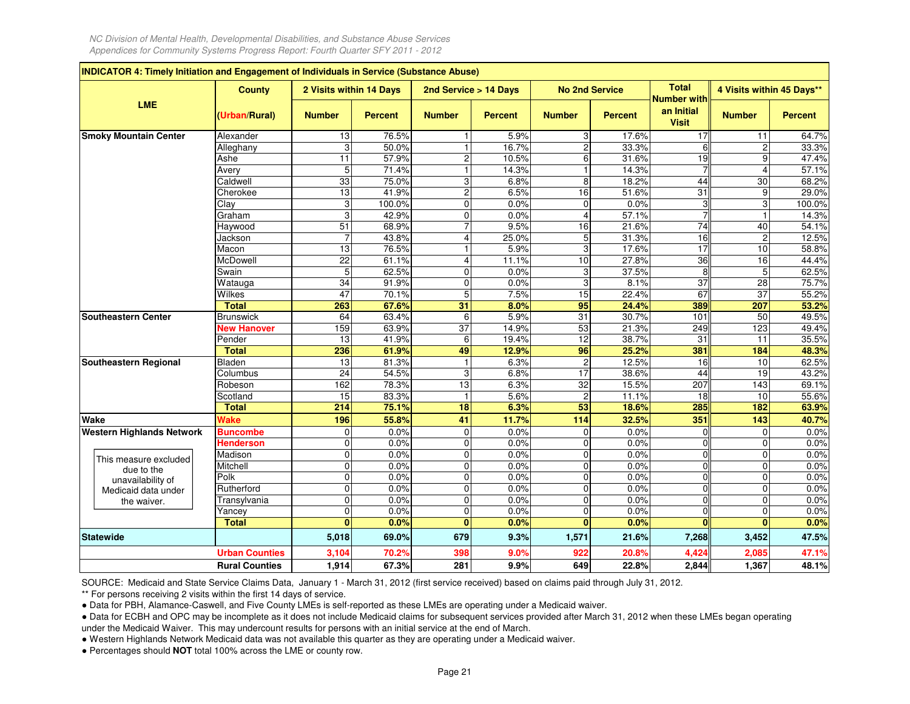**INDICATOR 4: Timely Initiation and Engagement of Individuals in Service (Substance Abuse)**

| LME | County (Urban/Rural) | 2 Visits within 14 Days Number | 2 Visits within 14 Days Percent | 2nd Service > 14 Days Number | 2nd Service > 14 Days Percent | No 2nd Service Number | No 2nd Service Percent | Total Number with an Initial Visit | 4 Visits within 45 Days** Number | 4 Visits within 45 Days** Percent |
|---|---|---|---|---|---|---|---|---|---|---|
| Smoky Mountain Center | Alexander | 13 | 76.5% | 1 | 5.9% | 3 | 17.6% | 17 | 11 | 64.7% |
| | Alleghany | 3 | 50.0% | 1 | 16.7% | 2 | 33.3% | 6 | 2 | 33.3% |
| | Ashe | 11 | 57.9% | 2 | 10.5% | 6 | 31.6% | 19 | 9 | 47.4% |
| | Avery | 5 | 71.4% | 1 | 14.3% | 1 | 14.3% | 7 | 4 | 57.1% |
| | Caldwell | 33 | 75.0% | 3 | 6.8% | 8 | 18.2% | 44 | 30 | 68.2% |
| | Cherokee | 13 | 41.9% | 2 | 6.5% | 16 | 51.6% | 31 | 9 | 29.0% |
| | Clay | 3 | 100.0% | 0 | 0.0% | 0 | 0.0% | 3 | 3 | 100.0% |
| | Graham | 3 | 42.9% | 0 | 0.0% | 4 | 57.1% | 7 | 1 | 14.3% |
| | Haywood | 51 | 68.9% | 7 | 9.5% | 16 | 21.6% | 74 | 40 | 54.1% |
| | Jackson | 7 | 43.8% | 4 | 25.0% | 5 | 31.3% | 16 | 2 | 12.5% |
| | Macon | 13 | 76.5% | 1 | 5.9% | 3 | 17.6% | 17 | 10 | 58.8% |
| | McDowell | 22 | 61.1% | 4 | 11.1% | 10 | 27.8% | 36 | 16 | 44.4% |
| | Swain | 5 | 62.5% | 0 | 0.0% | 3 | 37.5% | 8 | 5 | 62.5% |
| | Watauga | 34 | 91.9% | 0 | 0.0% | 3 | 8.1% | 37 | 28 | 75.7% |
| | Wilkes | 47 | 70.1% | 5 | 7.5% | 15 | 22.4% | 67 | 37 | 55.2% |
| | **Total** | **263** | **67.6%** | **31** | **8.0%** | **95** | **24.4%** | **389** | **207** | **53.2%** |
| Southeastern Center | Brunswick | 64 | 63.4% | 6 | 5.9% | 31 | 30.7% | 101 | 50 | 49.5% |
| | **New Hanover** | 159 | 63.9% | 37 | 14.9% | 53 | 21.3% | 249 | 123 | 49.4% |
| | Pender | 13 | 41.9% | 6 | 19.4% | 12 | 38.7% | 31 | 11 | 35.5% |
| | **Total** | **236** | **61.9%** | **49** | **12.9%** | **96** | **25.2%** | **381** | **184** | **48.3%** |
| Southeastern Regional | Bladen | 13 | 81.3% | 1 | 6.3% | 2 | 12.5% | 16 | 10 | 62.5% |
| | Columbus | 24 | 54.5% | 3 | 6.8% | 17 | 38.6% | 44 | 19 | 43.2% |
| | Robeson | 162 | 78.3% | 13 | 6.3% | 32 | 15.5% | 207 | 143 | 69.1% |
| | Scotland | 15 | 83.3% | 1 | 5.6% | 2 | 11.1% | 18 | 10 | 55.6% |
| | **Total** | **214** | **75.1%** | **18** | **6.3%** | **53** | **18.6%** | **285** | **182** | **63.9%** |
| **Wake** | **Wake** | **196** | **55.8%** | **41** | **11.7%** | **114** | **32.5%** | **351** | **143** | **40.7%** |
| Western Highlands Network | **Buncombe** | 0 | 0.0% | 0 | 0.0% | 0 | 0.0% | 0 | 0 | 0.0% |
| | **Henderson** | 0 | 0.0% | 0 | 0.0% | 0 | 0.0% | 0 | 0 | 0.0% |
| This measure excluded due to the unavailability of Medicaid data under the waiver. | Madison | 0 | 0.0% | 0 | 0.0% | 0 | 0.0% | 0 | 0 | 0.0% |
| | Mitchell | 0 | 0.0% | 0 | 0.0% | 0 | 0.0% | 0 | 0 | 0.0% |
| | Polk | 0 | 0.0% | 0 | 0.0% | 0 | 0.0% | 0 | 0 | 0.0% |
| | Rutherford | 0 | 0.0% | 0 | 0.0% | 0 | 0.0% | 0 | 0 | 0.0% |
| | Transylvania | 0 | 0.0% | 0 | 0.0% | 0 | 0.0% | 0 | 0 | 0.0% |
| | Yancey | 0 | 0.0% | 0 | 0.0% | 0 | 0.0% | 0 | 0 | 0.0% |
| | **Total** | **0** | **0.0%** | **0** | **0.0%** | **0** | **0.0%** | **0** | **0** | **0.0%** |
| **Statewide** | | **5,018** | **69.0%** | **679** | **9.3%** | **1,571** | **21.6%** | **7,268** | **3,452** | **47.5%** |
| | **Urban Counties** | **3,104** | **70.2%** | **398** | **9.0%** | **922** | **20.8%** | **4,424** | **2,085** | **47.1%** |
| | **Rural Counties** | **1,914** | **67.3%** | **281** | **9.9%** | **649** | **22.8%** | **2,844** | **1,367** | **48.1%** |

SOURCE: Medicaid and State Service Claims Data, January 1 - March 31, 2012 (first service received) based on claims paid through July 31, 2012.

** For persons receiving 2 visits within the first 14 days of service.

- Data for PBH, Alamance-Caswell, and Five County LMEs is self-reported as these LMEs are operating under a Medicaid waiver.
- Data for ECBH and OPC may be incomplete as it does not include Medicaid claims for subsequent services provided after March 31, 2012 when these LMEs began operating under the Medicaid Waiver. This may undercount results for persons with an initial service at the end of March.
- Western Highlands Network Medicaid data was not available this quarter as they are operating under a Medicaid waiver.
- Percentages should **NOT** total 100% across the LME or county row.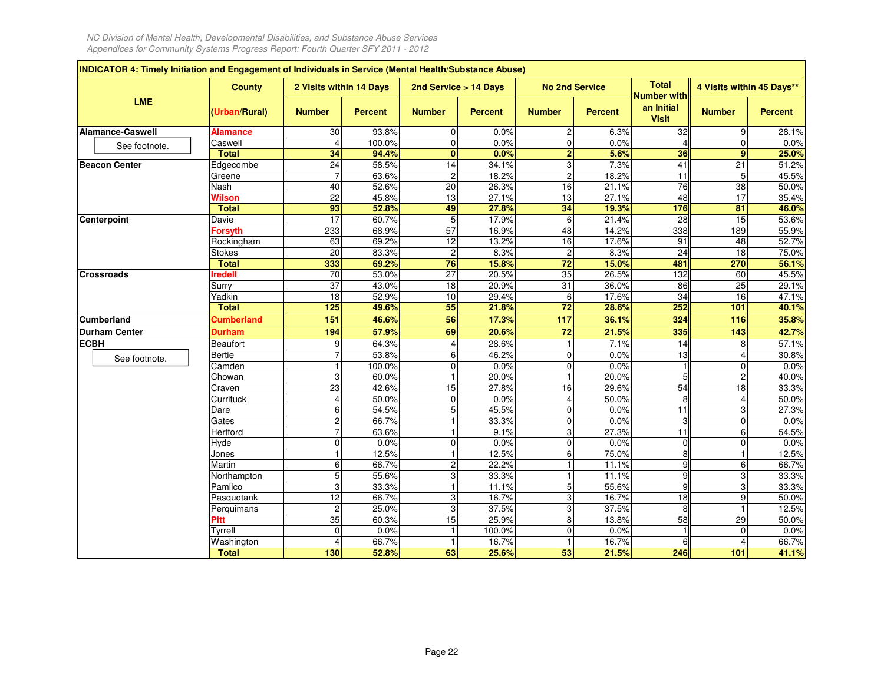**INDICATOR 4: Timely Initiation and Engagement of Individuals in Service (Mental Health/Substance Abuse)**

| LME | County (Urban/Rural) | 2 Visits within 14 Days Number | 2 Visits within 14 Days Percent | 2nd Service > 14 Days Number | 2nd Service > 14 Days Percent | No 2nd Service Number | No 2nd Service Percent | Total Number with an Initial Visit | 4 Visits within 45 Days** Number | 4 Visits within 45 Days** Percent |
|---|---|---|---|---|---|---|---|---|---|---|
| Alamance-Caswell | **Alamance** | 30 | 93.8% | 0 | 0.0% | 2 | 6.3% | 32 | 9 | 28.1% |
| See footnote. | Caswell | 4 | 100.0% | 0 | 0.0% | 0 | 0.0% | 4 | 0 | 0.0% |
| | **Total** | **34** | **94.4%** | **0** | **0.0%** | **2** | **5.6%** | **36** | **9** | **25.0%** |
| Beacon Center | Edgecombe | 24 | 58.5% | 14 | 34.1% | 3 | 7.3% | 41 | 21 | 51.2% |
| | Greene | 7 | 63.6% | 2 | 18.2% | 2 | 18.2% | 11 | 5 | 45.5% |
| | Nash | 40 | 52.6% | 20 | 26.3% | 16 | 21.1% | 76 | 38 | 50.0% |
| | **Wilson** | 22 | 45.8% | 13 | 27.1% | 13 | 27.1% | 48 | 17 | 35.4% |
| | **Total** | **93** | **52.8%** | **49** | **27.8%** | **34** | **19.3%** | **176** | **81** | **46.0%** |
| Centerpoint | Davie | 17 | 60.7% | 5 | 17.9% | 6 | 21.4% | 28 | 15 | 53.6% |
| | **Forsyth** | 233 | 68.9% | 57 | 16.9% | 48 | 14.2% | 338 | 189 | 55.9% |
| | Rockingham | 63 | 69.2% | 12 | 13.2% | 16 | 17.6% | 91 | 48 | 52.7% |
| | Stokes | 20 | 83.3% | 2 | 8.3% | 2 | 8.3% | 24 | 18 | 75.0% |
| | **Total** | **333** | **69.2%** | **76** | **15.8%** | **72** | **15.0%** | **481** | **270** | **56.1%** |
| Crossroads | **Iredell** | 70 | 53.0% | 27 | 20.5% | 35 | 26.5% | 132 | 60 | 45.5% |
| | Surry | 37 | 43.0% | 18 | 20.9% | 31 | 36.0% | 86 | 25 | 29.1% |
| | Yadkin | 18 | 52.9% | 10 | 29.4% | 6 | 17.6% | 34 | 16 | 47.1% |
| | **Total** | **125** | **49.6%** | **55** | **21.8%** | **72** | **28.6%** | **252** | **101** | **40.1%** |
| Cumberland | **Cumberland** | **151** | **46.6%** | **56** | **17.3%** | **117** | **36.1%** | **324** | **116** | **35.8%** |
| Durham Center | **Durham** | **194** | **57.9%** | **69** | **20.6%** | **72** | **21.5%** | **335** | **143** | **42.7%** |
| ECBH | Beaufort | 9 | 64.3% | 4 | 28.6% | 1 | 7.1% | 14 | 8 | 57.1% |
| See footnote. | Bertie | 7 | 53.8% | 6 | 46.2% | 0 | 0.0% | 13 | 4 | 30.8% |
| | Camden | 1 | 100.0% | 0 | 0.0% | 0 | 0.0% | 1 | 0 | 0.0% |
| | Chowan | 3 | 60.0% | 1 | 20.0% | 1 | 20.0% | 5 | 2 | 40.0% |
| | Craven | 23 | 42.6% | 15 | 27.8% | 16 | 29.6% | 54 | 18 | 33.3% |
| | Currituck | 4 | 50.0% | 0 | 0.0% | 4 | 50.0% | 8 | 4 | 50.0% |
| | Dare | 6 | 54.5% | 5 | 45.5% | 0 | 0.0% | 11 | 3 | 27.3% |
| | Gates | 2 | 66.7% | 1 | 33.3% | 0 | 0.0% | 3 | 0 | 0.0% |
| | Hertford | 7 | 63.6% | 1 | 9.1% | 3 | 27.3% | 11 | 6 | 54.5% |
| | Hyde | 0 | 0.0% | 0 | 0.0% | 0 | 0.0% | 0 | 0 | 0.0% |
| | Jones | 1 | 12.5% | 1 | 12.5% | 6 | 75.0% | 8 | 1 | 12.5% |
| | Martin | 6 | 66.7% | 2 | 22.2% | 1 | 11.1% | 9 | 6 | 66.7% |
| | Northampton | 5 | 55.6% | 3 | 33.3% | 1 | 11.1% | 9 | 3 | 33.3% |
| | Pamlico | 3 | 33.3% | 1 | 11.1% | 5 | 55.6% | 9 | 3 | 33.3% |
| | Pasquotank | 12 | 66.7% | 3 | 16.7% | 3 | 16.7% | 18 | 9 | 50.0% |
| | Perquimans | 2 | 25.0% | 3 | 37.5% | 3 | 37.5% | 8 | 1 | 12.5% |
| | **Pitt** | 35 | 60.3% | 15 | 25.9% | 8 | 13.8% | 58 | 29 | 50.0% |
| | Tyrrell | 0 | 0.0% | 1 | 100.0% | 0 | 0.0% | 1 | 0 | 0.0% |
| | Washington | 4 | 66.7% | 1 | 16.7% | 1 | 16.7% | 6 | 4 | 66.7% |
| | **Total** | **130** | **52.8%** | **63** | **25.6%** | **53** | **21.5%** | **246** | **101** | **41.1%** |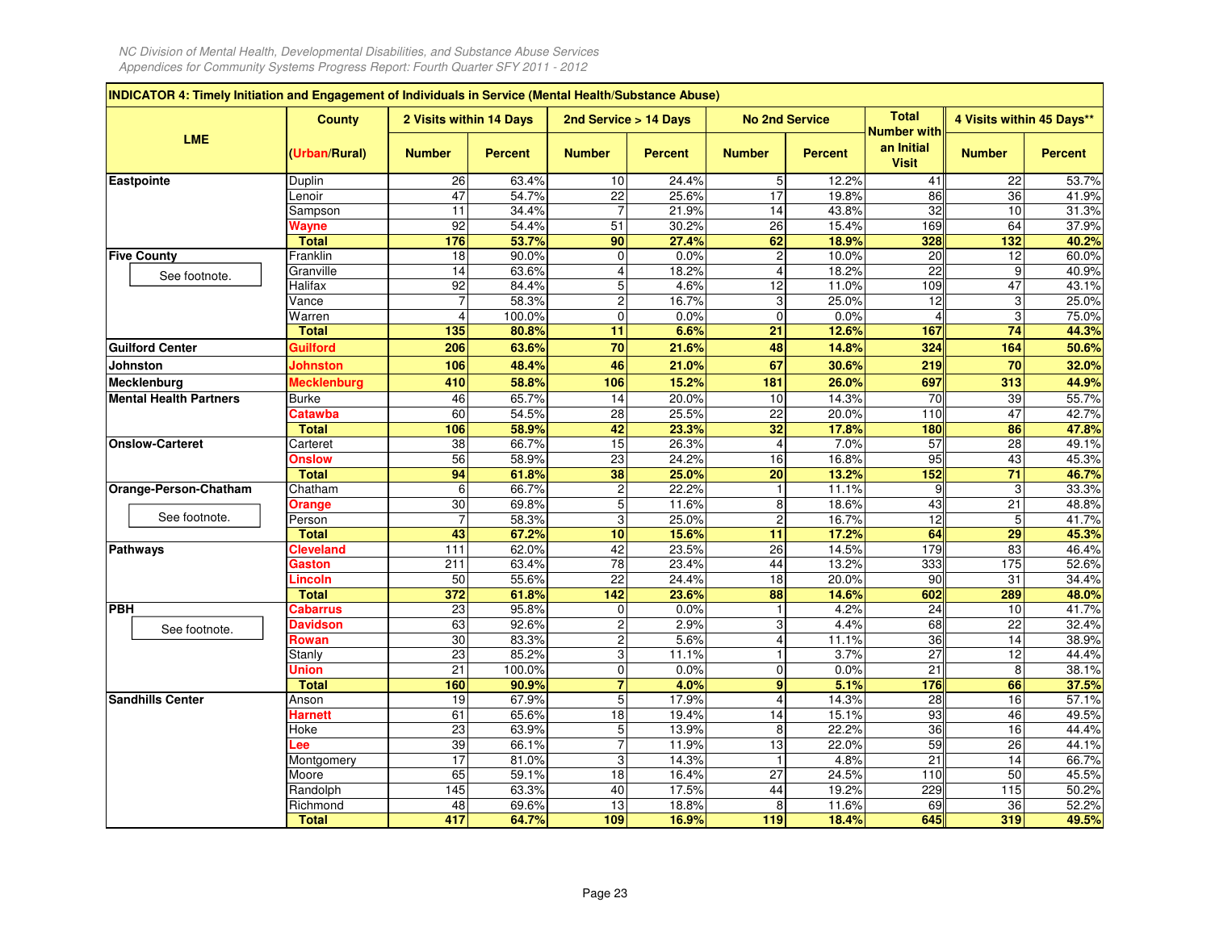**INDICATOR 4: Timely Initiation and Engagement of Individuals in Service (Mental Health/Substance Abuse)**

| LME | County (Urban/Rural) | 2 Visits within 14 Days | | 2nd Service > 14 Days | | No 2nd Service | | Total Number with an Initial Visit | 4 Visits within 45 Days** | |
|---|---|---|---|---|---|---|---|---|---|---|
| | | Number | Percent | Number | Percent | Number | Percent | | Number | Percent |
| **Eastpointe** | Duplin | 26 | 63.4% | 10 | 24.4% | 5 | 12.2% | 41 | 22 | 53.7% |
| | Lenoir | 47 | 54.7% | 22 | 25.6% | 17 | 19.8% | 86 | 36 | 41.9% |
| | Sampson | 11 | 34.4% | 7 | 21.9% | 14 | 43.8% | 32 | 10 | 31.3% |
| | **Wayne** | 92 | 54.4% | 51 | 30.2% | 26 | 15.4% | 169 | 64 | 37.9% |
| | **Total** | **176** | **53.7%** | **90** | **27.4%** | **62** | **18.9%** | **328** | **132** | **40.2%** |
| **Five County** (See footnote.) | Franklin | 18 | 90.0% | 0 | 0.0% | 2 | 10.0% | 20 | 12 | 60.0% |
| | Granville | 14 | 63.6% | 4 | 18.2% | 4 | 18.2% | 22 | 9 | 40.9% |
| | Halifax | 92 | 84.4% | 5 | 4.6% | 12 | 11.0% | 109 | 47 | 43.1% |
| | Vance | 7 | 58.3% | 2 | 16.7% | 3 | 25.0% | 12 | 3 | 25.0% |
| | Warren | 4 | 100.0% | 0 | 0.0% | 0 | 0.0% | 4 | 3 | 75.0% |
| | **Total** | **135** | **80.8%** | **11** | **6.6%** | **21** | **12.6%** | **167** | **74** | **44.3%** |
| **Guilford Center** | **Guilford** | **206** | **63.6%** | **70** | **21.6%** | **48** | **14.8%** | **324** | **164** | **50.6%** |
| **Johnston** | **Johnston** | **106** | **48.4%** | **46** | **21.0%** | **67** | **30.6%** | **219** | **70** | **32.0%** |
| **Mecklenburg** | **Mecklenburg** | **410** | **58.8%** | **106** | **15.2%** | **181** | **26.0%** | **697** | **313** | **44.9%** |
| **Mental Health Partners** | Burke | 46 | 65.7% | 14 | 20.0% | 10 | 14.3% | 70 | 39 | 55.7% |
| | **Catawba** | 60 | 54.5% | 28 | 25.5% | 22 | 20.0% | 110 | 47 | 42.7% |
| | **Total** | **106** | **58.9%** | **42** | **23.3%** | **32** | **17.8%** | **180** | **86** | **47.8%** |
| **Onslow-Carteret** | Carteret | 38 | 66.7% | 15 | 26.3% | 4 | 7.0% | 57 | 28 | 49.1% |
| | **Onslow** | 56 | 58.9% | 23 | 24.2% | 16 | 16.8% | 95 | 43 | 45.3% |
| | **Total** | **94** | **61.8%** | **38** | **25.0%** | **20** | **13.2%** | **152** | **71** | **46.7%** |
| **Orange-Person-Chatham** (See footnote.) | Chatham | 6 | 66.7% | 2 | 22.2% | 1 | 11.1% | 9 | 3 | 33.3% |
| | **Orange** | 30 | 69.8% | 5 | 11.6% | 8 | 18.6% | 43 | 21 | 48.8% |
| | Person | 7 | 58.3% | 3 | 25.0% | 2 | 16.7% | 12 | 5 | 41.7% |
| | **Total** | **43** | **67.2%** | **10** | **15.6%** | **11** | **17.2%** | **64** | **29** | **45.3%** |
| **Pathways** | **Cleveland** | 111 | 62.0% | 42 | 23.5% | 26 | 14.5% | 179 | 83 | 46.4% |
| | **Gaston** | 211 | 63.4% | 78 | 23.4% | 44 | 13.2% | 333 | 175 | 52.6% |
| | **Lincoln** | 50 | 55.6% | 22 | 24.4% | 18 | 20.0% | 90 | 31 | 34.4% |
| | **Total** | **372** | **61.8%** | **142** | **23.6%** | **88** | **14.6%** | **602** | **289** | **48.0%** |
| **PBH** (See footnote.) | **Cabarrus** | 23 | 95.8% | 0 | 0.0% | 1 | 4.2% | 24 | 10 | 41.7% |
| | **Davidson** | 63 | 92.6% | 2 | 2.9% | 3 | 4.4% | 68 | 22 | 32.4% |
| | **Rowan** | 30 | 83.3% | 2 | 5.6% | 4 | 11.1% | 36 | 14 | 38.9% |
| | Stanly | 23 | 85.2% | 3 | 11.1% | 1 | 3.7% | 27 | 12 | 44.4% |
| | **Union** | 21 | 100.0% | 0 | 0.0% | 0 | 0.0% | 21 | 8 | 38.1% |
| | **Total** | **160** | **90.9%** | **7** | **4.0%** | **9** | **5.1%** | **176** | **66** | **37.5%** |
| **Sandhills Center** | Anson | 19 | 67.9% | 5 | 17.9% | 4 | 14.3% | 28 | 16 | 57.1% |
| | **Harnett** | 61 | 65.6% | 18 | 19.4% | 14 | 15.1% | 93 | 46 | 49.5% |
| | Hoke | 23 | 63.9% | 5 | 13.9% | 8 | 22.2% | 36 | 16 | 44.4% |
| | **Lee** | 39 | 66.1% | 7 | 11.9% | 13 | 22.0% | 59 | 26 | 44.1% |
| | Montgomery | 17 | 81.0% | 3 | 14.3% | 1 | 4.8% | 21 | 14 | 66.7% |
| | Moore | 65 | 59.1% | 18 | 16.4% | 27 | 24.5% | 110 | 50 | 45.5% |
| | Randolph | 145 | 63.3% | 40 | 17.5% | 44 | 19.2% | 229 | 115 | 50.2% |
| | Richmond | 48 | 69.6% | 13 | 18.8% | 8 | 11.6% | 69 | 36 | 52.2% |
| | **Total** | **417** | **64.7%** | **109** | **16.9%** | **119** | **18.4%** | **645** | **319** | **49.5%** |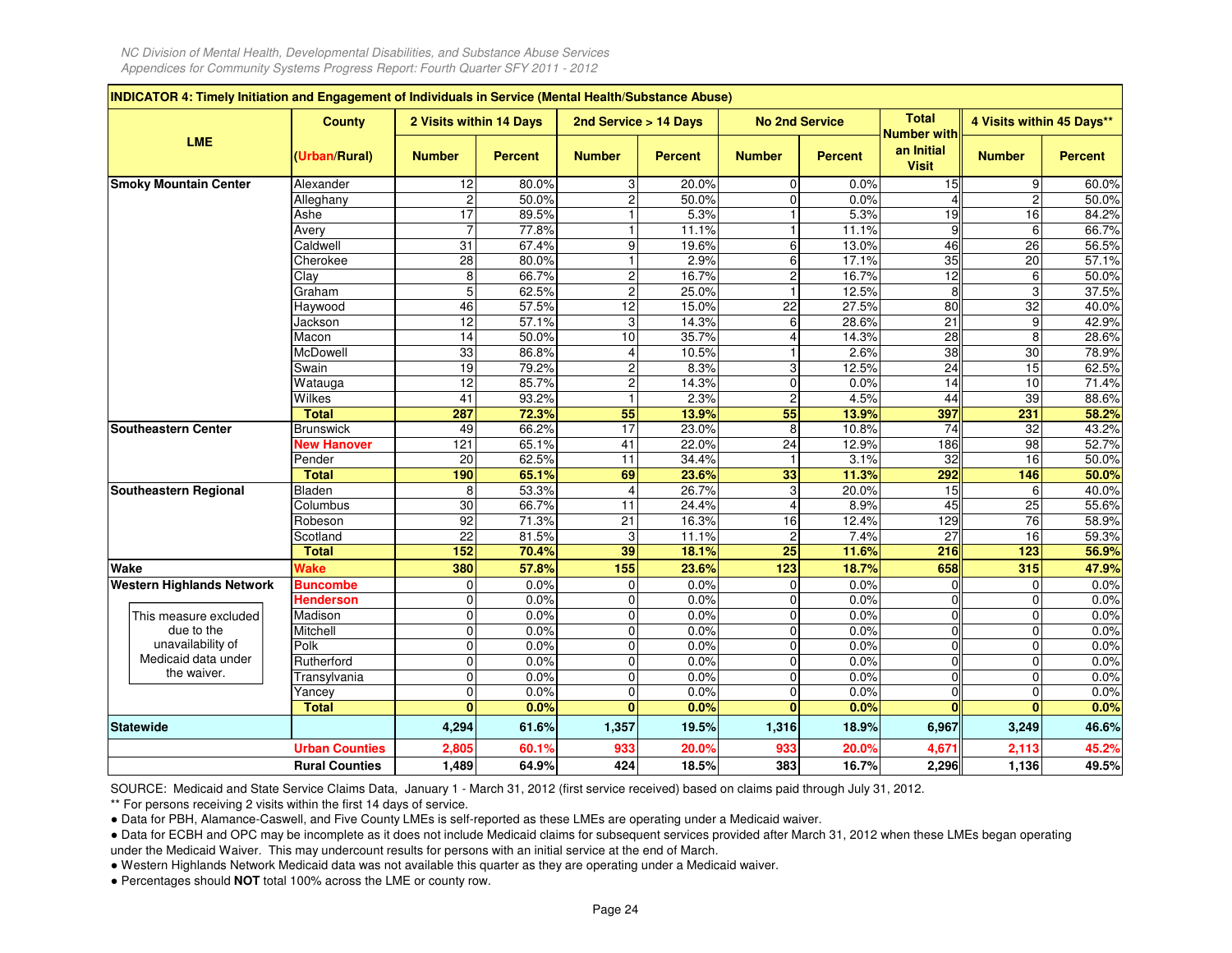## INDICATOR 4: Timely Initiation and Engagement of Individuals in Service (Mental Health/Substance Abuse)

| LME | County | 2 Visits within 14 Days | | 2nd Service > 14 Days | | No 2nd Service | | Total Number with an Initial Visit | 4 Visits within 45 Days** | |
|---|---|---|---|---|---|---|---|---|---|---|
| | (Urban/Rural) | Number | Percent | Number | Percent | Number | Percent | | Number | Percent |
| Smoky Mountain Center | Alexander | 12 | 80.0% | 3 | 20.0% | 0 | 0.0% | 15 | 9 | 60.0% |
| | Alleghany | 2 | 50.0% | 2 | 50.0% | 0 | 0.0% | 4 | 2 | 50.0% |
| | Ashe | 17 | 89.5% | 1 | 5.3% | 1 | 5.3% | 19 | 16 | 84.2% |
| | Avery | 7 | 77.8% | 1 | 11.1% | 1 | 11.1% | 9 | 6 | 66.7% |
| | Caldwell | 31 | 67.4% | 9 | 19.6% | 6 | 13.0% | 46 | 26 | 56.5% |
| | Cherokee | 28 | 80.0% | 1 | 2.9% | 6 | 17.1% | 35 | 20 | 57.1% |
| | Clay | 8 | 66.7% | 2 | 16.7% | 2 | 16.7% | 12 | 6 | 50.0% |
| | Graham | 5 | 62.5% | 2 | 25.0% | 1 | 12.5% | 8 | 3 | 37.5% |
| | Haywood | 46 | 57.5% | 12 | 15.0% | 22 | 27.5% | 80 | 32 | 40.0% |
| | Jackson | 12 | 57.1% | 3 | 14.3% | 6 | 28.6% | 21 | 9 | 42.9% |
| | Macon | 14 | 50.0% | 10 | 35.7% | 4 | 14.3% | 28 | 8 | 28.6% |
| | McDowell | 33 | 86.8% | 4 | 10.5% | 1 | 2.6% | 38 | 30 | 78.9% |
| | Swain | 19 | 79.2% | 2 | 8.3% | 3 | 12.5% | 24 | 15 | 62.5% |
| | Watauga | 12 | 85.7% | 2 | 14.3% | 0 | 0.0% | 14 | 10 | 71.4% |
| | Wilkes | 41 | 93.2% | 1 | 2.3% | 2 | 4.5% | 44 | 39 | 88.6% |
| | **Total** | **287** | **72.3%** | **55** | **13.9%** | **55** | **13.9%** | **397** | **231** | **58.2%** |
| Southeastern Center | Brunswick | 49 | 66.2% | 17 | 23.0% | 8 | 10.8% | 74 | 32 | 43.2% |
| | **New Hanover** | 121 | 65.1% | 41 | 22.0% | 24 | 12.9% | 186 | 98 | 52.7% |
| | Pender | 20 | 62.5% | 11 | 34.4% | 1 | 3.1% | 32 | 16 | 50.0% |
| | **Total** | **190** | **65.1%** | **69** | **23.6%** | **33** | **11.3%** | **292** | **146** | **50.0%** |
| Southeastern Regional | Bladen | 8 | 53.3% | 4 | 26.7% | 3 | 20.0% | 15 | 6 | 40.0% |
| | Columbus | 30 | 66.7% | 11 | 24.4% | 4 | 8.9% | 45 | 25 | 55.6% |
| | Robeson | 92 | 71.3% | 21 | 16.3% | 16 | 12.4% | 129 | 76 | 58.9% |
| | Scotland | 22 | 81.5% | 3 | 11.1% | 2 | 7.4% | 27 | 16 | 59.3% |
| | **Total** | **152** | **70.4%** | **39** | **18.1%** | **25** | **11.6%** | **216** | **123** | **56.9%** |
| Wake | **Wake** | **380** | **57.8%** | **155** | **23.6%** | **123** | **18.7%** | **658** | **315** | **47.9%** |
| Western Highlands Network | **Buncombe** | 0 | 0.0% | 0 | 0.0% | 0 | 0.0% | 0 | 0 | 0.0% |
| | **Henderson** | 0 | 0.0% | 0 | 0.0% | 0 | 0.0% | 0 | 0 | 0.0% |
| This measure excluded due to the unavailability of Medicaid data under the waiver. | Madison | 0 | 0.0% | 0 | 0.0% | 0 | 0.0% | 0 | 0 | 0.0% |
| | Mitchell | 0 | 0.0% | 0 | 0.0% | 0 | 0.0% | 0 | 0 | 0.0% |
| | Polk | 0 | 0.0% | 0 | 0.0% | 0 | 0.0% | 0 | 0 | 0.0% |
| | Rutherford | 0 | 0.0% | 0 | 0.0% | 0 | 0.0% | 0 | 0 | 0.0% |
| | Transylvania | 0 | 0.0% | 0 | 0.0% | 0 | 0.0% | 0 | 0 | 0.0% |
| | Yancey | 0 | 0.0% | 0 | 0.0% | 0 | 0.0% | 0 | 0 | 0.0% |
| | **Total** | **0** | **0.0%** | **0** | **0.0%** | **0** | **0.0%** | **0** | **0** | **0.0%** |
| **Statewide** | | **4,294** | **61.6%** | **1,357** | **19.5%** | **1,316** | **18.9%** | **6,967** | **3,249** | **46.6%** |
| | **Urban Counties** | **2,805** | **60.1%** | **933** | **20.0%** | **933** | **20.0%** | **4,671** | **2,113** | **45.2%** |
| | **Rural Counties** | **1,489** | **64.9%** | **424** | **18.5%** | **383** | **16.7%** | **2,296** | **1,136** | **49.5%** |

SOURCE: Medicaid and State Service Claims Data, January 1 - March 31, 2012 (first service received) based on claims paid through July 31, 2012.

** For persons receiving 2 visits within the first 14 days of service.

- Data for PBH, Alamance-Caswell, and Five County LMEs is self-reported as these LMEs are operating under a Medicaid waiver.
- Data for ECBH and OPC may be incomplete as it does not include Medicaid claims for subsequent services provided after March 31, 2012 when these LMEs began operating under the Medicaid Waiver. This may undercount results for persons with an initial service at the end of March.
- Western Highlands Network Medicaid data was not available this quarter as they are operating under a Medicaid waiver.
- Percentages should **NOT** total 100% across the LME or county row.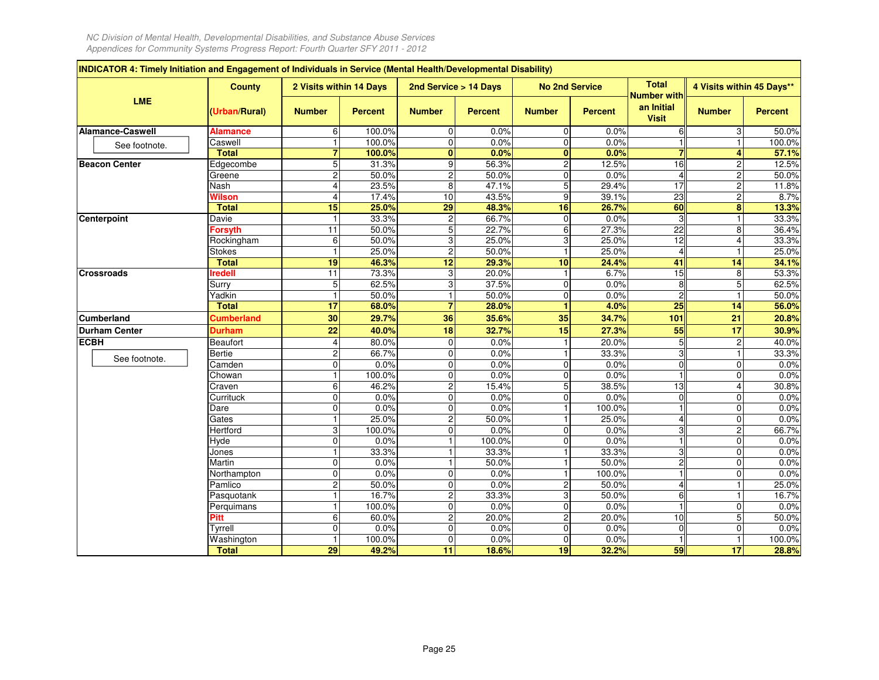*NC Division of Mental Health, Developmental Disabilities, and Substance Abuse Services*
*Appendices for Community Systems Progress Report: Fourth Quarter SFY 2011 - 2012*

**INDICATOR 4: Timely Initiation and Engagement of Individuals in Service (Mental Health/Developmental Disability)**

| LME | County (Urban/Rural) | 2 Visits within 14 Days | | 2nd Service > 14 Days | | No 2nd Service | | Total Number with an Initial Visit | 4 Visits within 45 Days** | |
|---|---|---|---|---|---|---|---|---|---|---|
| | | Number | Percent | Number | Percent | Number | Percent | | Number | Percent |
| **Alamance-Caswell** | **Alamance** | 6 | 100.0% | 0 | 0.0% | 0 | 0.0% | 6 | 3 | 50.0% |
| See footnote. | Caswell | 1 | 100.0% | 0 | 0.0% | 0 | 0.0% | 1 | 1 | 100.0% |
| | **Total** | **7** | **100.0%** | **0** | **0.0%** | **0** | **0.0%** | **7** | **4** | **57.1%** |
| **Beacon Center** | Edgecombe | 5 | 31.3% | 9 | 56.3% | 2 | 12.5% | 16 | 2 | 12.5% |
| | Greene | 2 | 50.0% | 2 | 50.0% | 0 | 0.0% | 4 | 2 | 50.0% |
| | Nash | 4 | 23.5% | 8 | 47.1% | 5 | 29.4% | 17 | 2 | 11.8% |
| | **Wilson** | 4 | 17.4% | 10 | 43.5% | 9 | 39.1% | 23 | 2 | 8.7% |
| | **Total** | **15** | **25.0%** | **29** | **48.3%** | **16** | **26.7%** | **60** | **8** | **13.3%** |
| **Centerpoint** | Davie | 1 | 33.3% | 2 | 66.7% | 0 | 0.0% | 3 | 1 | 33.3% |
| | **Forsyth** | 11 | 50.0% | 5 | 22.7% | 6 | 27.3% | 22 | 8 | 36.4% |
| | Rockingham | 6 | 50.0% | 3 | 25.0% | 3 | 25.0% | 12 | 4 | 33.3% |
| | Stokes | 1 | 25.0% | 2 | 50.0% | 1 | 25.0% | 4 | 1 | 25.0% |
| | **Total** | **19** | **46.3%** | **12** | **29.3%** | **10** | **24.4%** | **41** | **14** | **34.1%** |
| **Crossroads** | **Iredell** | 11 | 73.3% | 3 | 20.0% | 1 | 6.7% | 15 | 8 | 53.3% |
| | Surry | 5 | 62.5% | 3 | 37.5% | 0 | 0.0% | 8 | 5 | 62.5% |
| | Yadkin | 1 | 50.0% | 1 | 50.0% | 0 | 0.0% | 2 | 1 | 50.0% |
| | **Total** | **17** | **68.0%** | **7** | **28.0%** | **1** | **4.0%** | **25** | **14** | **56.0%** |
| **Cumberland** | **Cumberland** | **30** | **29.7%** | **36** | **35.6%** | **35** | **34.7%** | **101** | **21** | **20.8%** |
| **Durham Center** | **Durham** | **22** | **40.0%** | **18** | **32.7%** | **15** | **27.3%** | **55** | **17** | **30.9%** |
| **ECBH** | Beaufort | 4 | 80.0% | 0 | 0.0% | 1 | 20.0% | 5 | 2 | 40.0% |
| See footnote. | Bertie | 2 | 66.7% | 0 | 0.0% | 1 | 33.3% | 3 | 1 | 33.3% |
| | Camden | 0 | 0.0% | 0 | 0.0% | 0 | 0.0% | 0 | 0 | 0.0% |
| | Chowan | 1 | 100.0% | 0 | 0.0% | 0 | 0.0% | 1 | 0 | 0.0% |
| | Craven | 6 | 46.2% | 2 | 15.4% | 5 | 38.5% | 13 | 4 | 30.8% |
| | Currituck | 0 | 0.0% | 0 | 0.0% | 0 | 0.0% | 0 | 0 | 0.0% |
| | Dare | 0 | 0.0% | 0 | 0.0% | 1 | 100.0% | 1 | 0 | 0.0% |
| | Gates | 1 | 25.0% | 2 | 50.0% | 1 | 25.0% | 4 | 0 | 0.0% |
| | Hertford | 3 | 100.0% | 0 | 0.0% | 0 | 0.0% | 3 | 2 | 66.7% |
| | Hyde | 0 | 0.0% | 1 | 100.0% | 0 | 0.0% | 1 | 0 | 0.0% |
| | Jones | 1 | 33.3% | 1 | 33.3% | 1 | 33.3% | 3 | 0 | 0.0% |
| | Martin | 0 | 0.0% | 1 | 50.0% | 1 | 50.0% | 2 | 0 | 0.0% |
| | Northampton | 0 | 0.0% | 0 | 0.0% | 1 | 100.0% | 1 | 0 | 0.0% |
| | Pamlico | 2 | 50.0% | 0 | 0.0% | 2 | 50.0% | 4 | 1 | 25.0% |
| | Pasquotank | 1 | 16.7% | 2 | 33.3% | 3 | 50.0% | 6 | 1 | 16.7% |
| | Perquimans | 1 | 100.0% | 0 | 0.0% | 0 | 0.0% | 1 | 0 | 0.0% |
| | **Pitt** | 6 | 60.0% | 2 | 20.0% | 2 | 20.0% | 10 | 5 | 50.0% |
| | Tyrrell | 0 | 0.0% | 0 | 0.0% | 0 | 0.0% | 0 | 0 | 0.0% |
| | Washington | 1 | 100.0% | 0 | 0.0% | 0 | 0.0% | 1 | 1 | 100.0% |
| | **Total** | **29** | **49.2%** | **11** | **18.6%** | **19** | **32.2%** | **59** | **17** | **28.8%** |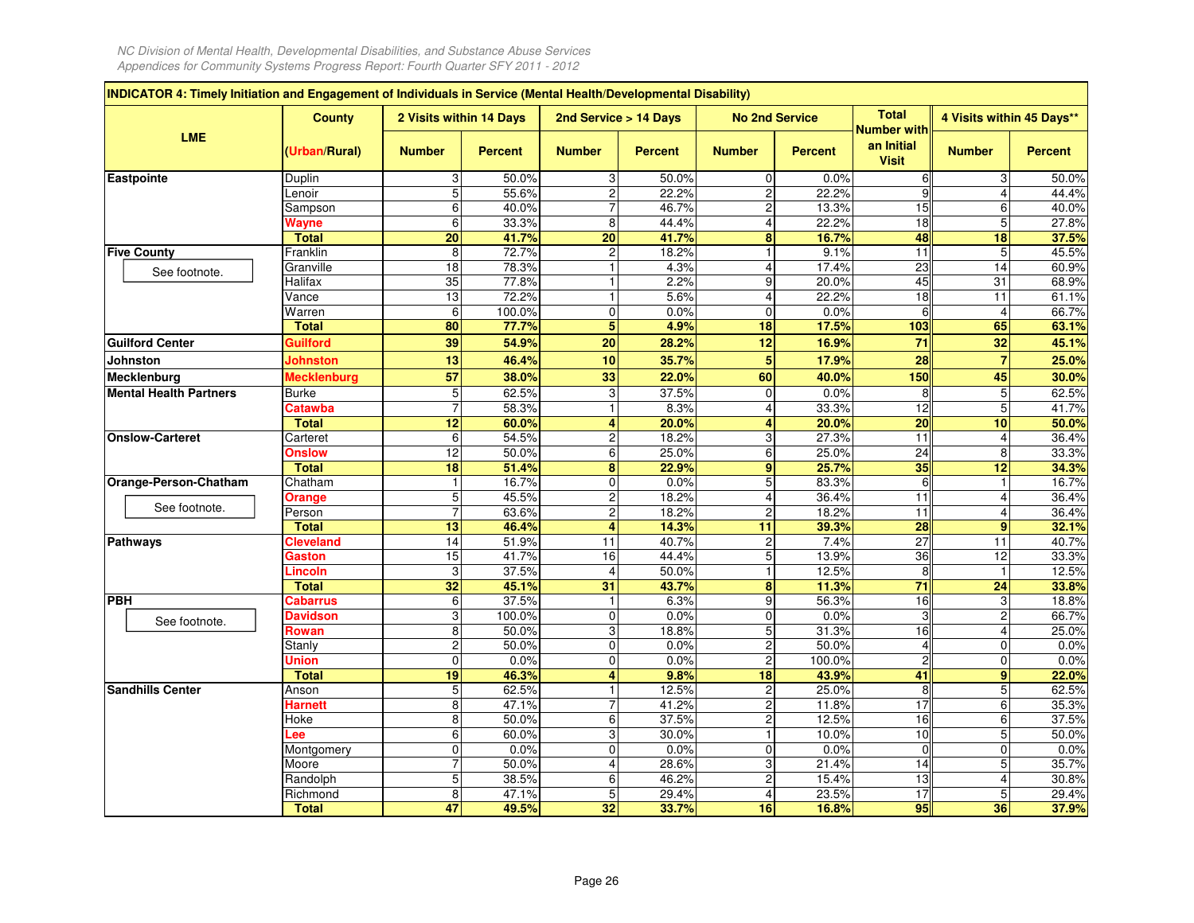*NC Division of Mental Health, Developmental Disabilities, and Substance Abuse Services*
*Appendices for Community Systems Progress Report: Fourth Quarter SFY 2011 - 2012*

**INDICATOR 4: Timely Initiation and Engagement of Individuals in Service (Mental Health/Developmental Disability)**

| LME | County (Urban/Rural) | 2 Visits within 14 Days | | 2nd Service > 14 Days | | No 2nd Service | | Total Number with an Initial Visit | 4 Visits within 45 Days** | |
|---|---|---|---|---|---|---|---|---|---|---|
| | | Number | Percent | Number | Percent | Number | Percent | | Number | Percent |
| **Eastpointe** | Duplin | 3 | 50.0% | 3 | 50.0% | 0 | 0.0% | 6 | 3 | 50.0% |
| | Lenoir | 5 | 55.6% | 2 | 22.2% | 2 | 22.2% | 9 | 4 | 44.4% |
| | Sampson | 6 | 40.0% | 7 | 46.7% | 2 | 13.3% | 15 | 6 | 40.0% |
| | **Wayne** | 6 | 33.3% | 8 | 44.4% | 4 | 22.2% | 18 | 5 | 27.8% |
| | **Total** | **20** | **41.7%** | **20** | **41.7%** | **8** | **16.7%** | **48** | **18** | **37.5%** |
| **Five County** (See footnote.) | Franklin | 8 | 72.7% | 2 | 18.2% | 1 | 9.1% | 11 | 5 | 45.5% |
| | Granville | 18 | 78.3% | 1 | 4.3% | 4 | 17.4% | 23 | 14 | 60.9% |
| | Halifax | 35 | 77.8% | 1 | 2.2% | 9 | 20.0% | 45 | 31 | 68.9% |
| | Vance | 13 | 72.2% | 1 | 5.6% | 4 | 22.2% | 18 | 11 | 61.1% |
| | Warren | 6 | 100.0% | 0 | 0.0% | 0 | 0.0% | 6 | 4 | 66.7% |
| | **Total** | **80** | **77.7%** | **5** | **4.9%** | **18** | **17.5%** | **103** | **65** | **63.1%** |
| **Guilford Center** | **Guilford** | **39** | **54.9%** | **20** | **28.2%** | **12** | **16.9%** | **71** | **32** | **45.1%** |
| **Johnston** | **Johnston** | **13** | **46.4%** | **10** | **35.7%** | **5** | **17.9%** | **28** | **7** | **25.0%** |
| **Mecklenburg** | **Mecklenburg** | **57** | **38.0%** | **33** | **22.0%** | **60** | **40.0%** | **150** | **45** | **30.0%** |
| **Mental Health Partners** | Burke | 5 | 62.5% | 3 | 37.5% | 0 | 0.0% | 8 | 5 | 62.5% |
| | **Catawba** | 7 | 58.3% | 1 | 8.3% | 4 | 33.3% | 12 | 5 | 41.7% |
| | **Total** | **12** | **60.0%** | **4** | **20.0%** | **4** | **20.0%** | **20** | **10** | **50.0%** |
| **Onslow-Carteret** | Carteret | 6 | 54.5% | 2 | 18.2% | 3 | 27.3% | 11 | 4 | 36.4% |
| | **Onslow** | 12 | 50.0% | 6 | 25.0% | 6 | 25.0% | 24 | 8 | 33.3% |
| | **Total** | **18** | **51.4%** | **8** | **22.9%** | **9** | **25.7%** | **35** | **12** | **34.3%** |
| **Orange-Person-Chatham** (See footnote.) | Chatham | 1 | 16.7% | 0 | 0.0% | 5 | 83.3% | 6 | 1 | 16.7% |
| | **Orange** | 5 | 45.5% | 2 | 18.2% | 4 | 36.4% | 11 | 4 | 36.4% |
| | Person | 7 | 63.6% | 2 | 18.2% | 2 | 18.2% | 11 | 4 | 36.4% |
| | **Total** | **13** | **46.4%** | **4** | **14.3%** | **11** | **39.3%** | **28** | **9** | **32.1%** |
| **Pathways** | **Cleveland** | 14 | 51.9% | 11 | 40.7% | 2 | 7.4% | 27 | 11 | 40.7% |
| | **Gaston** | 15 | 41.7% | 16 | 44.4% | 5 | 13.9% | 36 | 12 | 33.3% |
| | **Lincoln** | 3 | 37.5% | 4 | 50.0% | 1 | 12.5% | 8 | 1 | 12.5% |
| | **Total** | **32** | **45.1%** | **31** | **43.7%** | **8** | **11.3%** | **71** | **24** | **33.8%** |
| **PBH** (See footnote.) | **Cabarrus** | 6 | 37.5% | 1 | 6.3% | 9 | 56.3% | 16 | 3 | 18.8% |
| | **Davidson** | 3 | 100.0% | 0 | 0.0% | 0 | 0.0% | 3 | 2 | 66.7% |
| | **Rowan** | 8 | 50.0% | 3 | 18.8% | 5 | 31.3% | 16 | 4 | 25.0% |
| | Stanly | 2 | 50.0% | 0 | 0.0% | 2 | 50.0% | 4 | 0 | 0.0% |
| | **Union** | 0 | 0.0% | 0 | 0.0% | 2 | 100.0% | 2 | 0 | 0.0% |
| | **Total** | **19** | **46.3%** | **4** | **9.8%** | **18** | **43.9%** | **41** | **9** | **22.0%** |
| **Sandhills Center** | Anson | 5 | 62.5% | 1 | 12.5% | 2 | 25.0% | 8 | 5 | 62.5% |
| | **Harnett** | 8 | 47.1% | 7 | 41.2% | 2 | 11.8% | 17 | 6 | 35.3% |
| | Hoke | 8 | 50.0% | 6 | 37.5% | 2 | 12.5% | 16 | 6 | 37.5% |
| | **Lee** | 6 | 60.0% | 3 | 30.0% | 1 | 10.0% | 10 | 5 | 50.0% |
| | Montgomery | 0 | 0.0% | 0 | 0.0% | 0 | 0.0% | 0 | 0 | 0.0% |
| | Moore | 7 | 50.0% | 4 | 28.6% | 3 | 21.4% | 14 | 5 | 35.7% |
| | Randolph | 5 | 38.5% | 6 | 46.2% | 2 | 15.4% | 13 | 4 | 30.8% |
| | Richmond | 8 | 47.1% | 5 | 29.4% | 4 | 23.5% | 17 | 5 | 29.4% |
| | **Total** | **47** | **49.5%** | **32** | **33.7%** | **16** | **16.8%** | **95** | **36** | **37.9%** |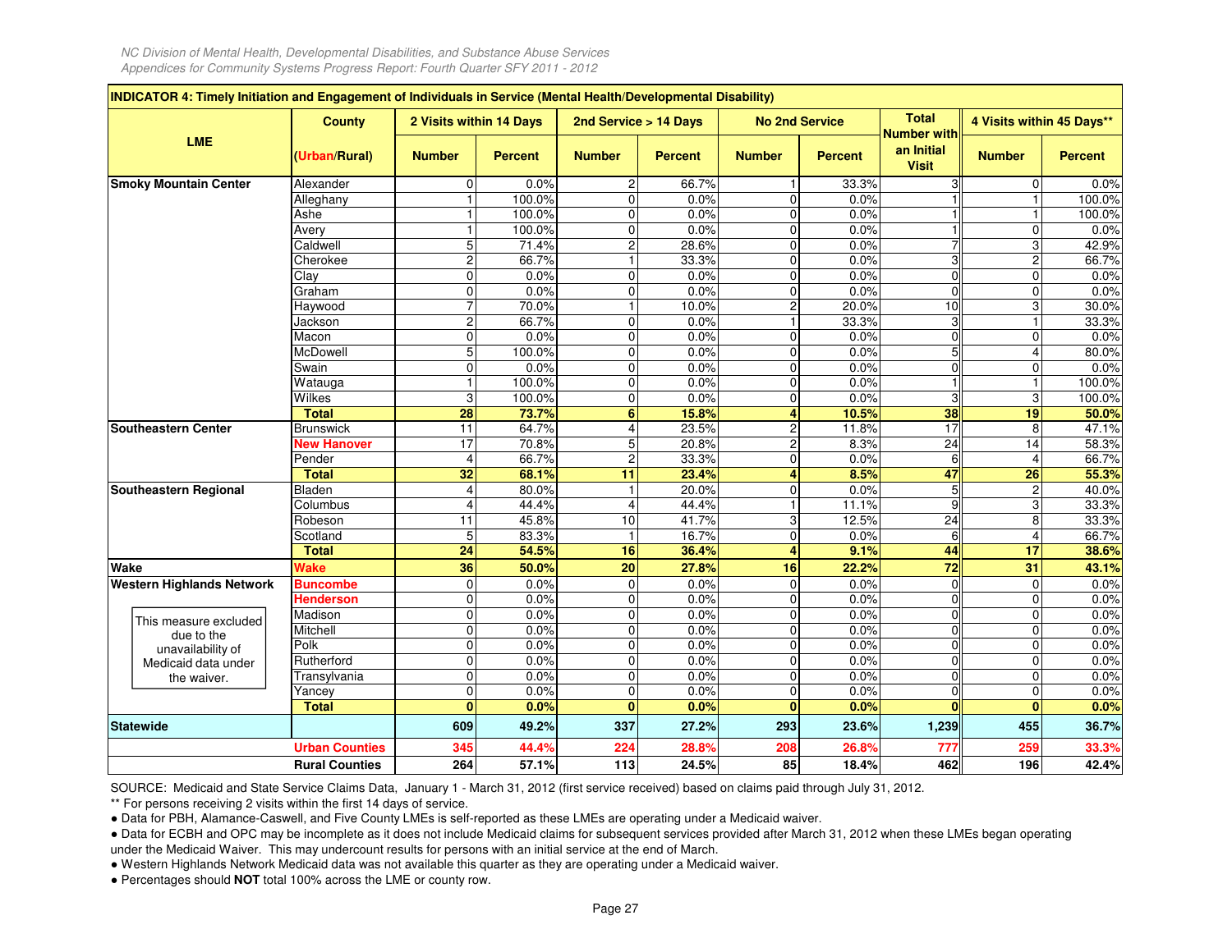| INDICATOR 4: Timely Initiation and Engagement of Individuals in Service (Mental Health/Developmental Disability) | | | | | | | | | | |
|---|---|---|---|---|---|---|---|---|---|---|
| LME | County (Urban/Rural) | 2 Visits within 14 Days | | 2nd Service > 14 Days | | No 2nd Service | | Total Number with an Initial Visit | 4 Visits within 45 Days** | |
| | | Number | Percent | Number | Percent | Number | Percent | | Number | Percent |
| **Smoky Mountain Center** | Alexander | 0 | 0.0% | 2 | 66.7% | 1 | 33.3% | 3 | 0 | 0.0% |
| | Alleghany | 1 | 100.0% | 0 | 0.0% | 0 | 0.0% | 1 | 1 | 100.0% |
| | Ashe | 1 | 100.0% | 0 | 0.0% | 0 | 0.0% | 1 | 1 | 100.0% |
| | Avery | 1 | 100.0% | 0 | 0.0% | 0 | 0.0% | 1 | 0 | 0.0% |
| | Caldwell | 5 | 71.4% | 2 | 28.6% | 0 | 0.0% | 7 | 3 | 42.9% |
| | Cherokee | 2 | 66.7% | 1 | 33.3% | 0 | 0.0% | 3 | 2 | 66.7% |
| | Clay | 0 | 0.0% | 0 | 0.0% | 0 | 0.0% | 0 | 0 | 0.0% |
| | Graham | 0 | 0.0% | 0 | 0.0% | 0 | 0.0% | 0 | 0 | 0.0% |
| | Haywood | 7 | 70.0% | 1 | 10.0% | 2 | 20.0% | 10 | 3 | 30.0% |
| | Jackson | 2 | 66.7% | 0 | 0.0% | 1 | 33.3% | 3 | 1 | 33.3% |
| | Macon | 0 | 0.0% | 0 | 0.0% | 0 | 0.0% | 0 | 0 | 0.0% |
| | McDowell | 5 | 100.0% | 0 | 0.0% | 0 | 0.0% | 5 | 4 | 80.0% |
| | Swain | 0 | 0.0% | 0 | 0.0% | 0 | 0.0% | 0 | 0 | 0.0% |
| | Watauga | 1 | 100.0% | 0 | 0.0% | 0 | 0.0% | 1 | 1 | 100.0% |
| | Wilkes | 3 | 100.0% | 0 | 0.0% | 0 | 0.0% | 3 | 3 | 100.0% |
| | **Total** | **28** | **73.7%** | **6** | **15.8%** | **4** | **10.5%** | **38** | **19** | **50.0%** |
| **Southeastern Center** | Brunswick | 11 | 64.7% | 4 | 23.5% | 2 | 11.8% | 17 | 8 | 47.1% |
| | **New Hanover** | 17 | 70.8% | 5 | 20.8% | 2 | 8.3% | 24 | 14 | 58.3% |
| | Pender | 4 | 66.7% | 2 | 33.3% | 0 | 0.0% | 6 | 4 | 66.7% |
| | **Total** | **32** | **68.1%** | **11** | **23.4%** | **4** | **8.5%** | **47** | **26** | **55.3%** |
| **Southeastern Regional** | Bladen | 4 | 80.0% | 1 | 20.0% | 0 | 0.0% | 5 | 2 | 40.0% |
| | Columbus | 4 | 44.4% | 4 | 44.4% | 1 | 11.1% | 9 | 3 | 33.3% |
| | Robeson | 11 | 45.8% | 10 | 41.7% | 3 | 12.5% | 24 | 8 | 33.3% |
| | Scotland | 5 | 83.3% | 1 | 16.7% | 0 | 0.0% | 6 | 4 | 66.7% |
| | **Total** | **24** | **54.5%** | **16** | **36.4%** | **4** | **9.1%** | **44** | **17** | **38.6%** |
| **Wake** | **Wake** | **36** | **50.0%** | **20** | **27.8%** | **16** | **22.2%** | **72** | **31** | **43.1%** |
| **Western Highlands Network** | **Buncombe** | 0 | 0.0% | 0 | 0.0% | 0 | 0.0% | 0 | 0 | 0.0% |
| | **Henderson** | 0 | 0.0% | 0 | 0.0% | 0 | 0.0% | 0 | 0 | 0.0% |
| This measure excluded due to the unavailability of Medicaid data under the waiver. | Madison | 0 | 0.0% | 0 | 0.0% | 0 | 0.0% | 0 | 0 | 0.0% |
| | Mitchell | 0 | 0.0% | 0 | 0.0% | 0 | 0.0% | 0 | 0 | 0.0% |
| | Polk | 0 | 0.0% | 0 | 0.0% | 0 | 0.0% | 0 | 0 | 0.0% |
| | Rutherford | 0 | 0.0% | 0 | 0.0% | 0 | 0.0% | 0 | 0 | 0.0% |
| | Transylvania | 0 | 0.0% | 0 | 0.0% | 0 | 0.0% | 0 | 0 | 0.0% |
| | Yancey | 0 | 0.0% | 0 | 0.0% | 0 | 0.0% | 0 | 0 | 0.0% |
| | **Total** | **0** | **0.0%** | **0** | **0.0%** | **0** | **0.0%** | **0** | **0** | **0.0%** |
| **Statewide** | | **609** | **49.2%** | **337** | **27.2%** | **293** | **23.6%** | **1,239** | **455** | **36.7%** |
| | **Urban Counties** | **345** | **44.4%** | **224** | **28.8%** | **208** | **26.8%** | **777** | **259** | **33.3%** |
| | **Rural Counties** | **264** | **57.1%** | **113** | **24.5%** | **85** | **18.4%** | **462** | **196** | **42.4%** |

SOURCE: Medicaid and State Service Claims Data, January 1 - March 31, 2012 (first service received) based on claims paid through July 31, 2012.

** For persons receiving 2 visits within the first 14 days of service.

- Data for PBH, Alamance-Caswell, and Five County LMEs is self-reported as these LMEs are operating under a Medicaid waiver.
- Data for ECBH and OPC may be incomplete as it does not include Medicaid claims for subsequent services provided after March 31, 2012 when these LMEs began operating under the Medicaid Waiver. This may undercount results for persons with an initial service at the end of March.
- Western Highlands Network Medicaid data was not available this quarter as they are operating under a Medicaid waiver.
- Percentages should **NOT** total 100% across the LME or county row.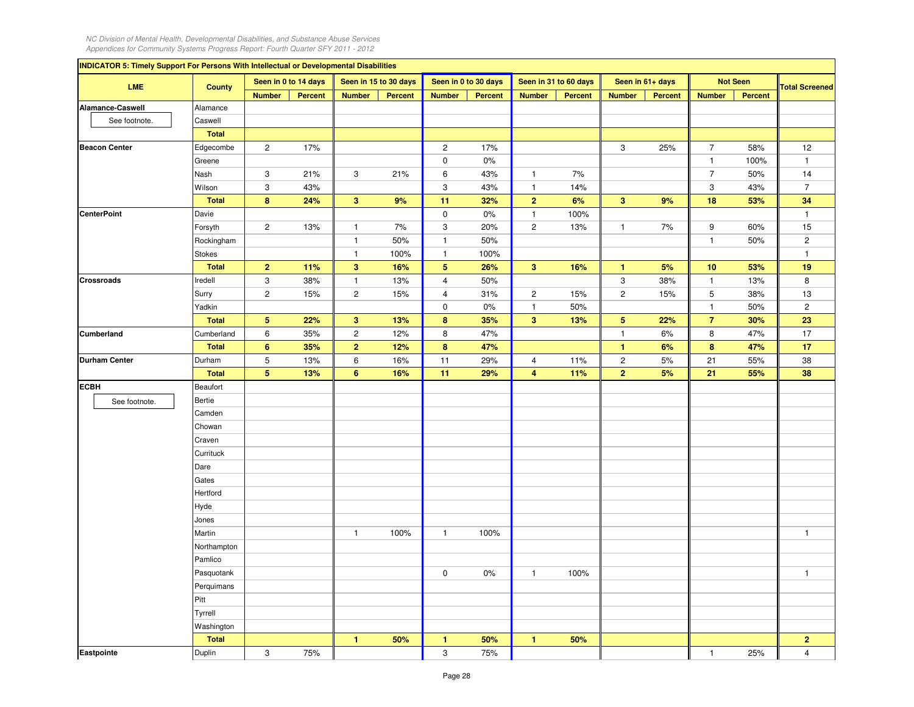| INDICATOR 5: Timely Support For Persons With Intellectual or Developmental Disabilities | | | | | | | | | | | | | | |
|---|---|---|---|---|---|---|---|---|---|---|---|---|---|---|
| LME | County | Seen in 0 to 14 days | | Seen in 15 to 30 days | | Seen in 0 to 30 days | | Seen in 31 to 60 days | | Seen in 61+ days | | Not Seen | | Total Screened |
| | | Number | Percent | Number | Percent | Number | Percent | Number | Percent | Number | Percent | Number | Percent | |
| Alamance-Caswell | Alamance | | | | | | | | | | | | | |
| See footnote. | Caswell | | | | | | | | | | | | | |
| | **Total** | | | | | | | | | | | | | |
| Beacon Center | Edgecombe | 2 | 17% | | | 2 | 17% | | | 3 | 25% | 7 | 58% | 12 |
| | Greene | | | | | 0 | 0% | | | | | 1 | 100% | 1 |
| | Nash | 3 | 21% | 3 | 21% | 6 | 43% | 1 | 7% | | | 7 | 50% | 14 |
| | Wilson | 3 | 43% | | | 3 | 43% | 1 | 14% | | | 3 | 43% | 7 |
| | **Total** | **8** | **24%** | **3** | **9%** | **11** | **32%** | **2** | **6%** | **3** | **9%** | **18** | **53%** | **34** |
| CenterPoint | Davie | | | | | 0 | 0% | 1 | 100% | | | | | 1 |
| | Forsyth | 2 | 13% | 1 | 7% | 3 | 20% | 2 | 13% | 1 | 7% | 9 | 60% | 15 |
| | Rockingham | | | 1 | 50% | 1 | 50% | | | | | 1 | 50% | 2 |
| | Stokes | | | 1 | 100% | 1 | 100% | | | | | | | 1 |
| | **Total** | **2** | **11%** | **3** | **16%** | **5** | **26%** | **3** | **16%** | **1** | **5%** | **10** | **53%** | **19** |
| Crossroads | Iredell | 3 | 38% | 1 | 13% | 4 | 50% | | | 3 | 38% | 1 | 13% | 8 |
| | Surry | 2 | 15% | 2 | 15% | 4 | 31% | 2 | 15% | 2 | 15% | 5 | 38% | 13 |
| | Yadkin | | | | | 0 | 0% | 1 | 50% | | | 1 | 50% | 2 |
| | **Total** | **5** | **22%** | **3** | **13%** | **8** | **35%** | **3** | **13%** | **5** | **22%** | **7** | **30%** | **23** |
| Cumberland | Cumberland | 6 | 35% | 2 | 12% | 8 | 47% | | | 1 | 6% | 8 | 47% | 17 |
| | **Total** | **6** | **35%** | **2** | **12%** | **8** | **47%** | | | **1** | **6%** | **8** | **47%** | **17** |
| Durham Center | Durham | 5 | 13% | 6 | 16% | 11 | 29% | 4 | 11% | 2 | 5% | 21 | 55% | 38 |
| | **Total** | **5** | **13%** | **6** | **16%** | **11** | **29%** | **4** | **11%** | **2** | **5%** | **21** | **55%** | **38** |
| ECBH | Beaufort | | | | | | | | | | | | | |
| See footnote. | Bertie | | | | | | | | | | | | | |
| | Camden | | | | | | | | | | | | | |
| | Chowan | | | | | | | | | | | | | |
| | Craven | | | | | | | | | | | | | |
| | Currituck | | | | | | | | | | | | | |
| | Dare | | | | | | | | | | | | | |
| | Gates | | | | | | | | | | | | | |
| | Hertford | | | | | | | | | | | | | |
| | Hyde | | | | | | | | | | | | | |
| | Jones | | | | | | | | | | | | | |
| | Martin | | | 1 | 100% | 1 | 100% | | | | | | | 1 |
| | Northampton | | | | | | | | | | | | | |
| | Pamlico | | | | | | | | | | | | | |
| | Pasquotank | | | | | 0 | 0% | 1 | 100% | | | | | 1 |
| | Perquimans | | | | | | | | | | | | | |
| | Pitt | | | | | | | | | | | | | |
| | Tyrrell | | | | | | | | | | | | | |
| | Washington | | | | | | | | | | | | | |
| | **Total** | | | **1** | **50%** | **1** | **50%** | **1** | **50%** | | | | | **2** |
| Eastpointe | Duplin | 3 | 75% | | | 3 | 75% | | | | | 1 | 25% | 4 |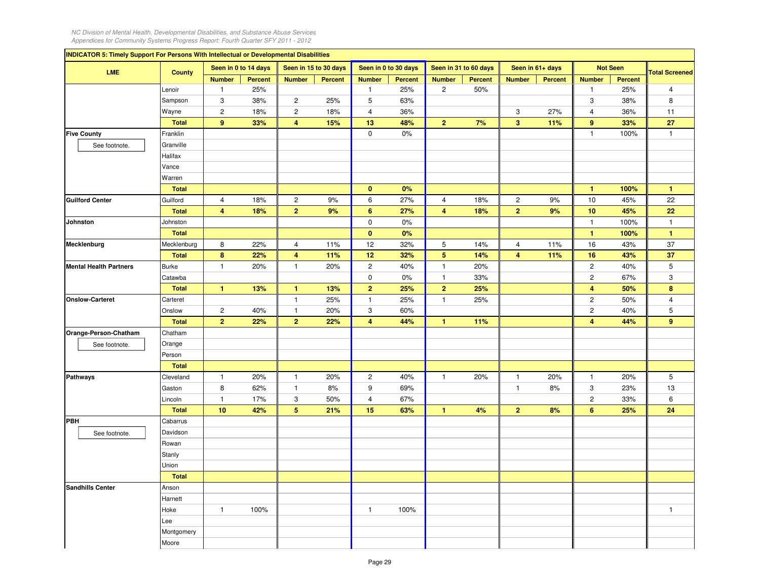| INDICATOR 5: Timely Support For Persons With Intellectual or Developmental Disabilities | | | | | | | | | | | | | | | |
|---|---|---|---|---|---|---|---|---|---|---|---|---|---|---|---|
| LME | County | Seen in 0 to 14 days | | Seen in 15 to 30 days | | Seen in 0 to 30 days | | Seen in 31 to 60 days | | Seen in 61+ days | | Not Seen | | Total Screened |
| | | Number | Percent | Number | Percent | Number | Percent | Number | Percent | Number | Percent | Number | Percent | |
| | Lenoir | 1 | 25% | | | 1 | 25% | 2 | 50% | | | 1 | 25% | 4 |
| | Sampson | 3 | 38% | 2 | 25% | 5 | 63% | | | | | 3 | 38% | 8 |
| | Wayne | 2 | 18% | 2 | 18% | 4 | 36% | | | 3 | 27% | 4 | 36% | 11 |
| | **Total** | **9** | **33%** | **4** | **15%** | **13** | **48%** | **2** | **7%** | **3** | **11%** | **9** | **33%** | **27** |
| **Five County** | Franklin | | | | | 0 | 0% | | | | | 1 | 100% | 1 |
| See footnote. | Granville | | | | | | | | | | | | | |
| | Halifax | | | | | | | | | | | | | |
| | Vance | | | | | | | | | | | | | |
| | Warren | | | | | | | | | | | | | |
| | **Total** | | | | | **0** | **0%** | | | | | **1** | **100%** | **1** |
| **Guilford Center** | Guilford | 4 | 18% | 2 | 9% | 6 | 27% | 4 | 18% | 2 | 9% | 10 | 45% | 22 |
| | **Total** | **4** | **18%** | **2** | **9%** | **6** | **27%** | **4** | **18%** | **2** | **9%** | **10** | **45%** | **22** |
| **Johnston** | Johnston | | | | | 0 | 0% | | | | | 1 | 100% | 1 |
| | **Total** | | | | | **0** | **0%** | | | | | **1** | **100%** | **1** |
| **Mecklenburg** | Mecklenburg | 8 | 22% | 4 | 11% | 12 | 32% | 5 | 14% | 4 | 11% | 16 | 43% | 37 |
| | **Total** | **8** | **22%** | **4** | **11%** | **12** | **32%** | **5** | **14%** | **4** | **11%** | **16** | **43%** | **37** |
| **Mental Health Partners** | Burke | 1 | 20% | 1 | 20% | 2 | 40% | 1 | 20% | | | 2 | 40% | 5 |
| | Catawba | | | | | 0 | 0% | 1 | 33% | | | 2 | 67% | 3 |
| | **Total** | **1** | **13%** | **1** | **13%** | **2** | **25%** | **2** | **25%** | | | **4** | **50%** | **8** |
| **Onslow-Carteret** | Carteret | | | 1 | 25% | 1 | 25% | 1 | 25% | | | 2 | 50% | 4 |
| | Onslow | 2 | 40% | 1 | 20% | 3 | 60% | | | | | 2 | 40% | 5 |
| | **Total** | **2** | **22%** | **2** | **22%** | **4** | **44%** | **1** | **11%** | | | **4** | **44%** | **9** |
| **Orange-Person-Chatham** | Chatham | | | | | | | | | | | | | |
| See footnote. | Orange | | | | | | | | | | | | | |
| | Person | | | | | | | | | | | | | |
| | **Total** | | | | | | | | | | | | | |
| **Pathways** | Cleveland | 1 | 20% | 1 | 20% | 2 | 40% | 1 | 20% | 1 | 20% | 1 | 20% | 5 |
| | Gaston | 8 | 62% | 1 | 8% | 9 | 69% | | | 1 | 8% | 3 | 23% | 13 |
| | Lincoln | 1 | 17% | 3 | 50% | 4 | 67% | | | | | 2 | 33% | 6 |
| | **Total** | **10** | **42%** | **5** | **21%** | **15** | **63%** | **1** | **4%** | **2** | **8%** | **6** | **25%** | **24** |
| **PBH** | Cabarrus | | | | | | | | | | | | | |
| See footnote. | Davidson | | | | | | | | | | | | | |
| | Rowan | | | | | | | | | | | | | |
| | Stanly | | | | | | | | | | | | | |
| | Union | | | | | | | | | | | | | |
| | **Total** | | | | | | | | | | | | | |
| **Sandhills Center** | Anson | | | | | | | | | | | | | |
| | Harnett | | | | | | | | | | | | | |
| | Hoke | 1 | 100% | | | 1 | 100% | | | | | | | 1 |
| | Lee | | | | | | | | | | | | | |
| | Montgomery | | | | | | | | | | | | | |
| | Moore | | | | | | | | | | | | | |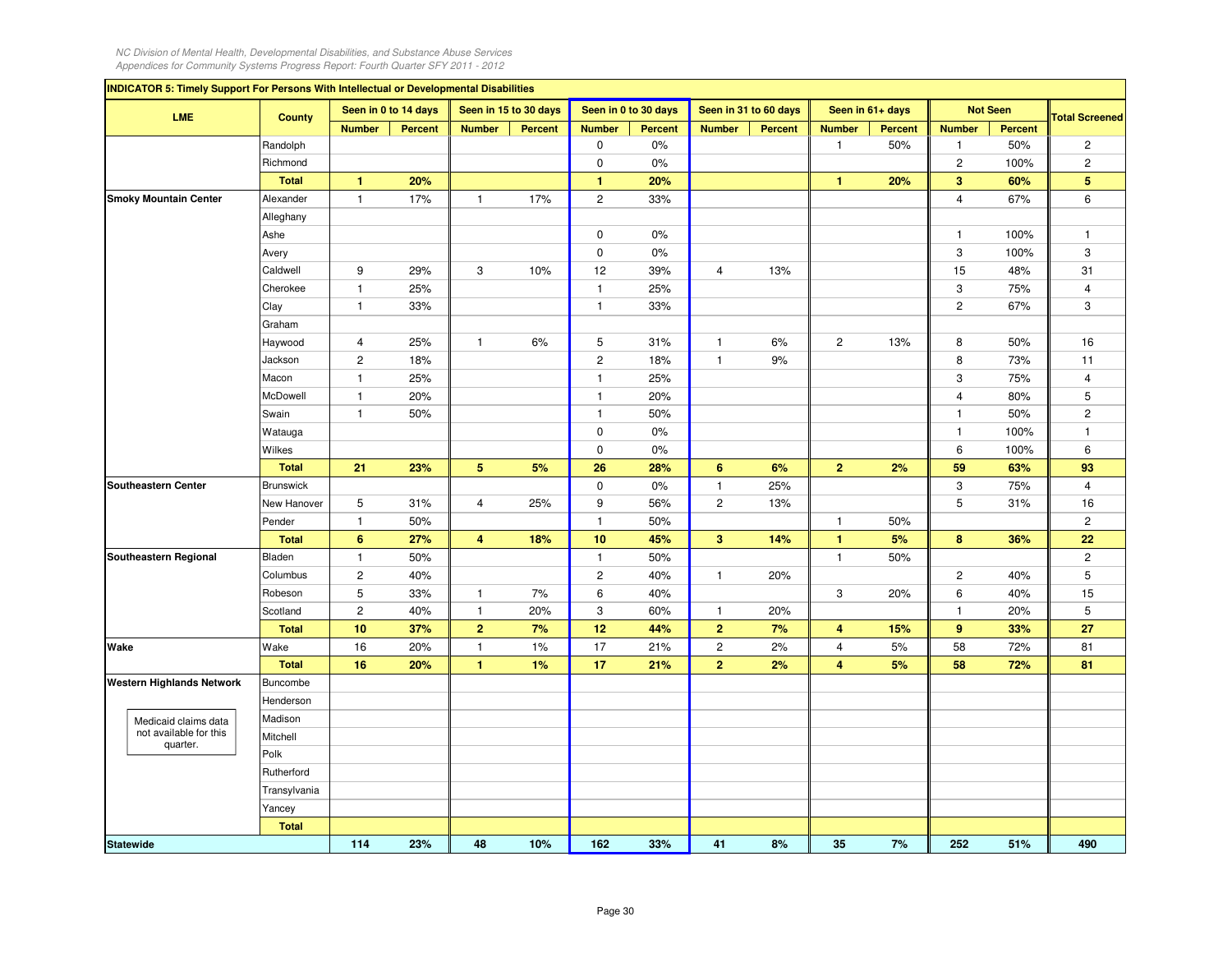**INDICATOR 5: Timely Support For Persons With Intellectual or Developmental Disabilities**

| LME | County | Seen in 0 to 14 days | | Seen in 15 to 30 days | | Seen in 0 to 30 days | | Seen in 31 to 60 days | | Seen in 61+ days | | Not Seen | | Total Screened |
|---|---|---|---|---|---|---|---|---|---|---|---|---|---|---|
| | | Number | Percent | Number | Percent | Number | Percent | Number | Percent | Number | Percent | Number | Percent | |
| | Randolph | | | | | 0 | 0% | | | 1 | 50% | 1 | 50% | 2 |
| | Richmond | | | | | 0 | 0% | | | | | 2 | 100% | 2 |
| | **Total** | **1** | **20%** | | | **1** | **20%** | | | **1** | **20%** | **3** | **60%** | **5** |
| **Smoky Mountain Center** | Alexander | 1 | 17% | 1 | 17% | 2 | 33% | | | | | 4 | 67% | 6 |
| | Alleghany | | | | | | | | | | | | | |
| | Ashe | | | | | 0 | 0% | | | | | 1 | 100% | 1 |
| | Avery | | | | | 0 | 0% | | | | | 3 | 100% | 3 |
| | Caldwell | 9 | 29% | 3 | 10% | 12 | 39% | 4 | 13% | | | 15 | 48% | 31 |
| | Cherokee | 1 | 25% | | | 1 | 25% | | | | | 3 | 75% | 4 |
| | Clay | 1 | 33% | | | 1 | 33% | | | | | 2 | 67% | 3 |
| | Graham | | | | | | | | | | | | | |
| | Haywood | 4 | 25% | 1 | 6% | 5 | 31% | 1 | 6% | 2 | 13% | 8 | 50% | 16 |
| | Jackson | 2 | 18% | | | 2 | 18% | 1 | 9% | | | 8 | 73% | 11 |
| | Macon | 1 | 25% | | | 1 | 25% | | | | | 3 | 75% | 4 |
| | McDowell | 1 | 20% | | | 1 | 20% | | | | | 4 | 80% | 5 |
| | Swain | 1 | 50% | | | 1 | 50% | | | | | 1 | 50% | 2 |
| | Watauga | | | | | 0 | 0% | | | | | 1 | 100% | 1 |
| | Wilkes | | | | | 0 | 0% | | | | | 6 | 100% | 6 |
| | **Total** | **21** | **23%** | **5** | **5%** | **26** | **28%** | **6** | **6%** | **2** | **2%** | **59** | **63%** | **93** |
| **Southeastern Center** | Brunswick | | | | | 0 | 0% | 1 | 25% | | | 3 | 75% | 4 |
| | New Hanover | 5 | 31% | 4 | 25% | 9 | 56% | 2 | 13% | | | 5 | 31% | 16 |
| | Pender | 1 | 50% | | | 1 | 50% | | | 1 | 50% | | | 2 |
| | **Total** | **6** | **27%** | **4** | **18%** | **10** | **45%** | **3** | **14%** | **1** | **5%** | **8** | **36%** | **22** |
| **Southeastern Regional** | Bladen | 1 | 50% | | | 1 | 50% | | | 1 | 50% | | | 2 |
| | Columbus | 2 | 40% | | | 2 | 40% | 1 | 20% | | | 2 | 40% | 5 |
| | Robeson | 5 | 33% | 1 | 7% | 6 | 40% | | | 3 | 20% | 6 | 40% | 15 |
| | Scotland | 2 | 40% | 1 | 20% | 3 | 60% | 1 | 20% | | | 1 | 20% | 5 |
| | **Total** | **10** | **37%** | **2** | **7%** | **12** | **44%** | **2** | **7%** | **4** | **15%** | **9** | **33%** | **27** |
| **Wake** | Wake | 16 | 20% | 1 | 1% | 17 | 21% | 2 | 2% | 4 | 5% | 58 | 72% | 81 |
| | **Total** | **16** | **20%** | **1** | **1%** | **17** | **21%** | **2** | **2%** | **4** | **5%** | **58** | **72%** | **81** |
| **Western Highlands Network** (Medicaid claims data not available for this quarter.) | Buncombe | | | | | | | | | | | | | |
| | Henderson | | | | | | | | | | | | | |
| | Madison | | | | | | | | | | | | | |
| | Mitchell | | | | | | | | | | | | | |
| | Polk | | | | | | | | | | | | | |
| | Rutherford | | | | | | | | | | | | | |
| | Transylvania | | | | | | | | | | | | | |
| | Yancey | | | | | | | | | | | | | |
| | **Total** | | | | | | | | | | | | | |
| **Statewide** | | **114** | **23%** | **48** | **10%** | **162** | **33%** | **41** | **8%** | **35** | **7%** | **252** | **51%** | **490** |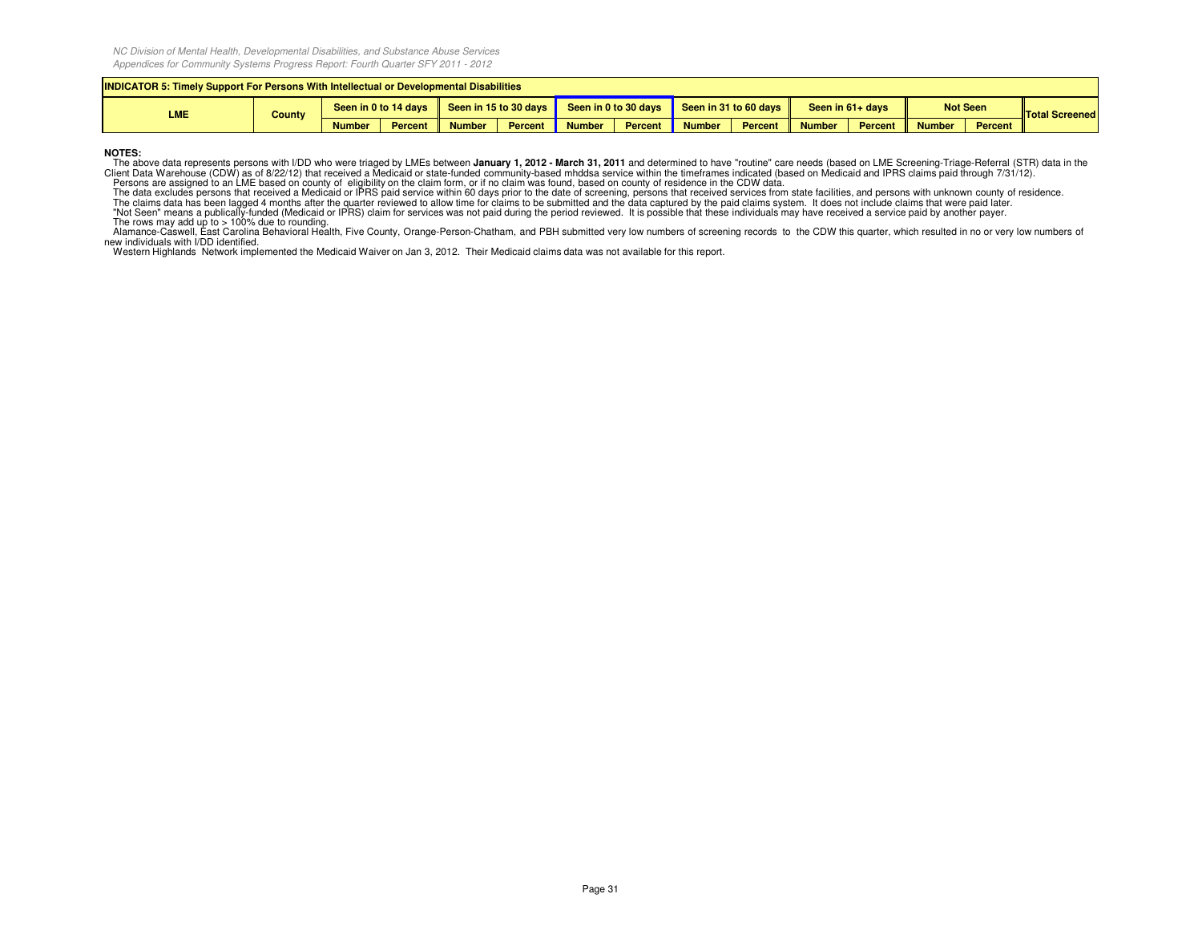**INDICATOR 5: Timely Support For Persons With Intellectual or Developmental Disabilities**

| LME | County | Seen in 0 to 14 days | | Seen in 15 to 30 days | | Seen in 0 to 30 days | | Seen in 31 to 60 days | | Seen in 61+ days | | Not Seen | | Total Screened |
|---|---|---|---|---|---|---|---|---|---|---|---|---|---|---|
| | | Number | Percent | Number | Percent | Number | Percent | Number | Percent | Number | Percent | Number | Percent | |

**NOTES:**

The above data represents persons with I/DD who were triaged by LMEs between **January 1, 2012 - March 31, 2011** and determined to have "routine" care needs (based on LME Screening-Triage-Referral (STR) data in the Client Data Warehouse (CDW) as of 8/22/12) that received a Medicaid or state-funded community-based mhddsa service within the timeframes indicated (based on Medicaid and IPRS claims paid through 7/31/12).

Persons are assigned to an LME based on county of eligibility on the claim form, or if no claim was found, based on county of residence in the CDW data.

The data excludes persons that received a Medicaid or IPRS paid service within 60 days prior to the date of screening, persons that received services from state facilities, and persons with unknown county of residence.

The claims data has been lagged 4 months after the quarter reviewed to allow time for claims to be submitted and the data captured by the paid claims system. It does not include claims that were paid later.

"Not Seen" means a publically-funded (Medicaid or IPRS) claim for services was not paid during the period reviewed. It is possible that these individuals may have received a service paid by another payer.

The rows may add up to > 100% due to rounding.

Alamance-Caswell, East Carolina Behavioral Health, Five County, Orange-Person-Chatham, and PBH submitted very low numbers of screening records to the CDW this quarter, which resulted in no or very low numbers of new individuals with I/DD identified.

Western Highlands Network implemented the Medicaid Waiver on Jan 3, 2012. Their Medicaid claims data was not available for this report.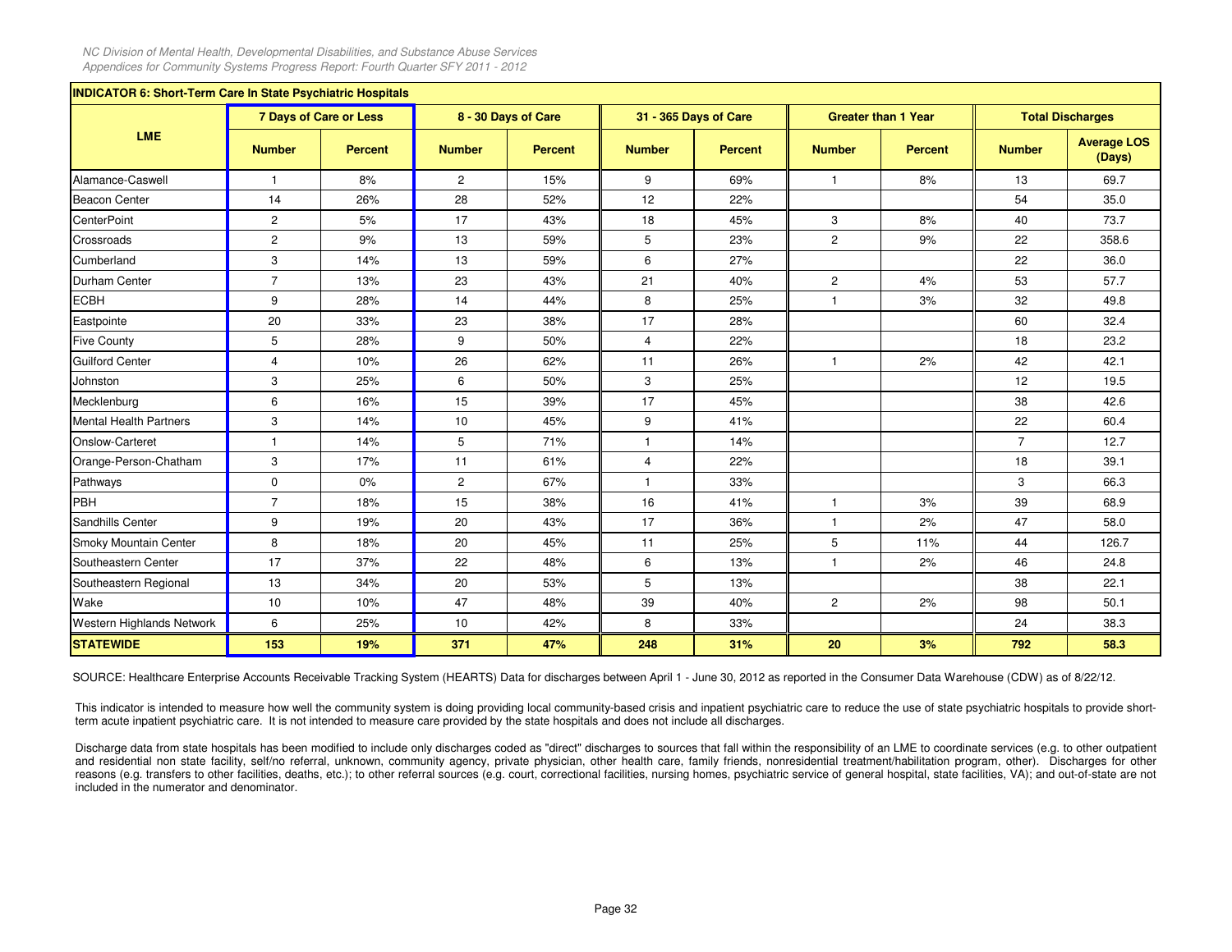**INDICATOR 6: Short-Term Care In State Psychiatric Hospitals**

| LME | 7 Days of Care or Less | | 8 - 30 Days of Care | | 31 - 365 Days of Care | | Greater than 1 Year | | Total Discharges | |
|---|---|---|---|---|---|---|---|---|---|---|
| | Number | Percent | Number | Percent | Number | Percent | Number | Percent | Number | Average LOS (Days) |
| Alamance-Caswell | 1 | 8% | 2 | 15% | 9 | 69% | 1 | 8% | 13 | 69.7 |
| Beacon Center | 14 | 26% | 28 | 52% | 12 | 22% | | | 54 | 35.0 |
| CenterPoint | 2 | 5% | 17 | 43% | 18 | 45% | 3 | 8% | 40 | 73.7 |
| Crossroads | 2 | 9% | 13 | 59% | 5 | 23% | 2 | 9% | 22 | 358.6 |
| Cumberland | 3 | 14% | 13 | 59% | 6 | 27% | | | 22 | 36.0 |
| Durham Center | 7 | 13% | 23 | 43% | 21 | 40% | 2 | 4% | 53 | 57.7 |
| ECBH | 9 | 28% | 14 | 44% | 8 | 25% | 1 | 3% | 32 | 49.8 |
| Eastpointe | 20 | 33% | 23 | 38% | 17 | 28% | | | 60 | 32.4 |
| Five County | 5 | 28% | 9 | 50% | 4 | 22% | | | 18 | 23.2 |
| Guilford Center | 4 | 10% | 26 | 62% | 11 | 26% | 1 | 2% | 42 | 42.1 |
| Johnston | 3 | 25% | 6 | 50% | 3 | 25% | | | 12 | 19.5 |
| Mecklenburg | 6 | 16% | 15 | 39% | 17 | 45% | | | 38 | 42.6 |
| Mental Health Partners | 3 | 14% | 10 | 45% | 9 | 41% | | | 22 | 60.4 |
| Onslow-Carteret | 1 | 14% | 5 | 71% | 1 | 14% | | | 7 | 12.7 |
| Orange-Person-Chatham | 3 | 17% | 11 | 61% | 4 | 22% | | | 18 | 39.1 |
| Pathways | 0 | 0% | 2 | 67% | 1 | 33% | | | 3 | 66.3 |
| PBH | 7 | 18% | 15 | 38% | 16 | 41% | 1 | 3% | 39 | 68.9 |
| Sandhills Center | 9 | 19% | 20 | 43% | 17 | 36% | 1 | 2% | 47 | 58.0 |
| Smoky Mountain Center | 8 | 18% | 20 | 45% | 11 | 25% | 5 | 11% | 44 | 126.7 |
| Southeastern Center | 17 | 37% | 22 | 48% | 6 | 13% | 1 | 2% | 46 | 24.8 |
| Southeastern Regional | 13 | 34% | 20 | 53% | 5 | 13% | | | 38 | 22.1 |
| Wake | 10 | 10% | 47 | 48% | 39 | 40% | 2 | 2% | 98 | 50.1 |
| Western Highlands Network | 6 | 25% | 10 | 42% | 8 | 33% | | | 24 | 38.3 |
| **STATEWIDE** | **153** | **19%** | **371** | **47%** | **248** | **31%** | **20** | **3%** | **792** | **58.3** |

SOURCE: Healthcare Enterprise Accounts Receivable Tracking System (HEARTS) Data for discharges between April 1 - June 30, 2012 as reported in the Consumer Data Warehouse (CDW) as of 8/22/12.

This indicator is intended to measure how well the community system is doing providing local community-based crisis and inpatient psychiatric care to reduce the use of state psychiatric hospitals to provide short-term acute inpatient psychiatric care. It is not intended to measure care provided by the state hospitals and does not include all discharges.

Discharge data from state hospitals has been modified to include only discharges coded as "direct" discharges to sources that fall within the responsibility of an LME to coordinate services (e.g. to other outpatient and residential non state facility, self/no referral, unknown, community agency, private physician, other health care, family friends, nonresidential treatment/habilitation program, other). Discharges for other reasons (e.g. transfers to other facilities, deaths, etc.); to other referral sources (e.g. court, correctional facilities, nursing homes, psychiatric service of general hospital, state facilities, VA); and out-of-state are not included in the numerator and denominator.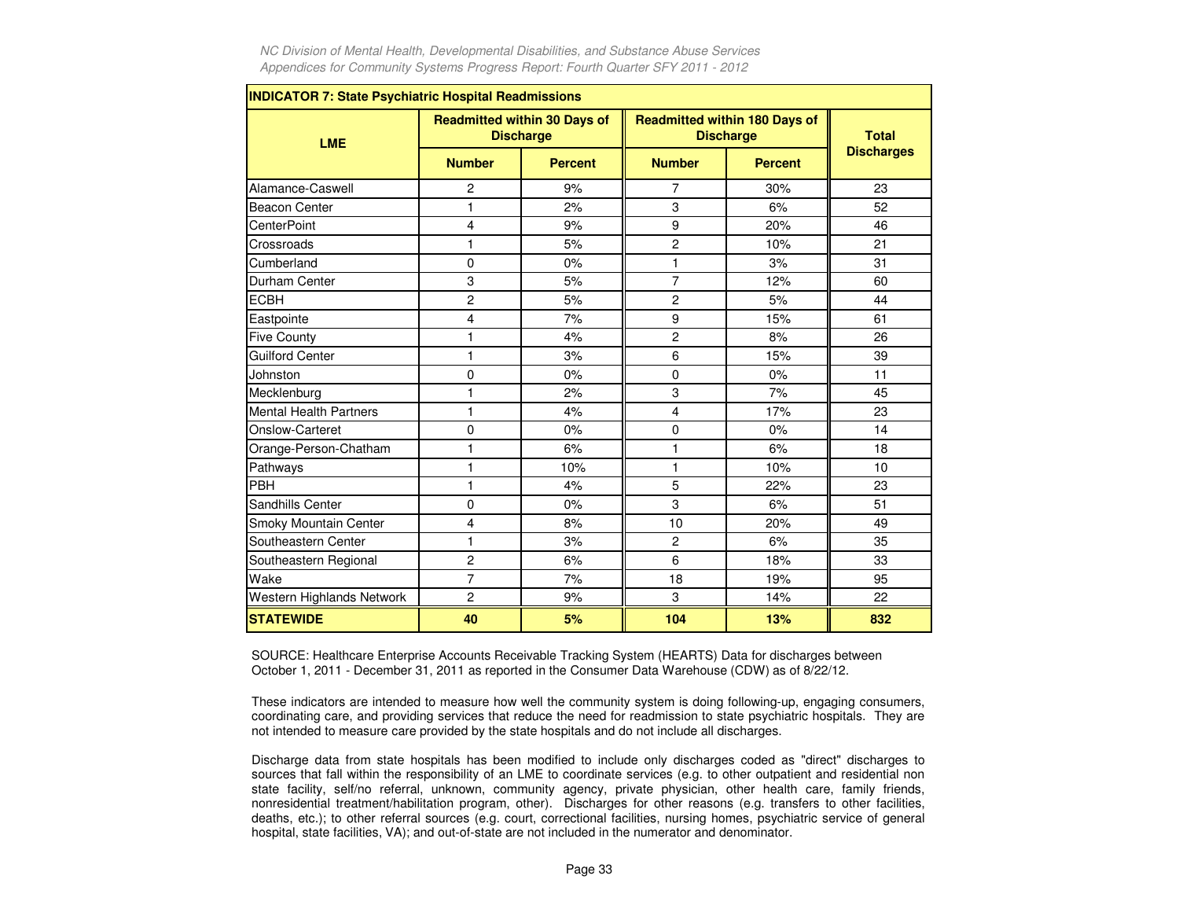| INDICATOR 7: State Psychiatric Hospital Readmissions | | | | | |
|---|---|---|---|---|---|
| LME | Readmitted within 30 Days of Discharge | | Readmitted within 180 Days of Discharge | | Total Discharges |
| | Number | Percent | Number | Percent | |
| Alamance-Caswell | 2 | 9% | 7 | 30% | 23 |
| Beacon Center | 1 | 2% | 3 | 6% | 52 |
| CenterPoint | 4 | 9% | 9 | 20% | 46 |
| Crossroads | 1 | 5% | 2 | 10% | 21 |
| Cumberland | 0 | 0% | 1 | 3% | 31 |
| Durham Center | 3 | 5% | 7 | 12% | 60 |
| ECBH | 2 | 5% | 2 | 5% | 44 |
| Eastpointe | 4 | 7% | 9 | 15% | 61 |
| Five County | 1 | 4% | 2 | 8% | 26 |
| Guilford Center | 1 | 3% | 6 | 15% | 39 |
| Johnston | 0 | 0% | 0 | 0% | 11 |
| Mecklenburg | 1 | 2% | 3 | 7% | 45 |
| Mental Health Partners | 1 | 4% | 4 | 17% | 23 |
| Onslow-Carteret | 0 | 0% | 0 | 0% | 14 |
| Orange-Person-Chatham | 1 | 6% | 1 | 6% | 18 |
| Pathways | 1 | 10% | 1 | 10% | 10 |
| PBH | 1 | 4% | 5 | 22% | 23 |
| Sandhills Center | 0 | 0% | 3 | 6% | 51 |
| Smoky Mountain Center | 4 | 8% | 10 | 20% | 49 |
| Southeastern Center | 1 | 3% | 2 | 6% | 35 |
| Southeastern Regional | 2 | 6% | 6 | 18% | 33 |
| Wake | 7 | 7% | 18 | 19% | 95 |
| Western Highlands Network | 2 | 9% | 3 | 14% | 22 |
| **STATEWIDE** | **40** | **5%** | **104** | **13%** | **832** |

SOURCE: Healthcare Enterprise Accounts Receivable Tracking System (HEARTS) Data for discharges between October 1, 2011 - December 31, 2011 as reported in the Consumer Data Warehouse (CDW) as of 8/22/12.

These indicators are intended to measure how well the community system is doing following-up, engaging consumers, coordinating care, and providing services that reduce the need for readmission to state psychiatric hospitals. They are not intended to measure care provided by the state hospitals and do not include all discharges.

Discharge data from state hospitals has been modified to include only discharges coded as "direct" discharges to sources that fall within the responsibility of an LME to coordinate services (e.g. to other outpatient and residential non state facility, self/no referral, unknown, community agency, private physician, other health care, family friends, nonresidential treatment/habilitation program, other). Discharges for other reasons (e.g. transfers to other facilities, deaths, etc.); to other referral sources (e.g. court, correctional facilities, nursing homes, psychiatric service of general hospital, state facilities, VA); and out-of-state are not included in the numerator and denominator.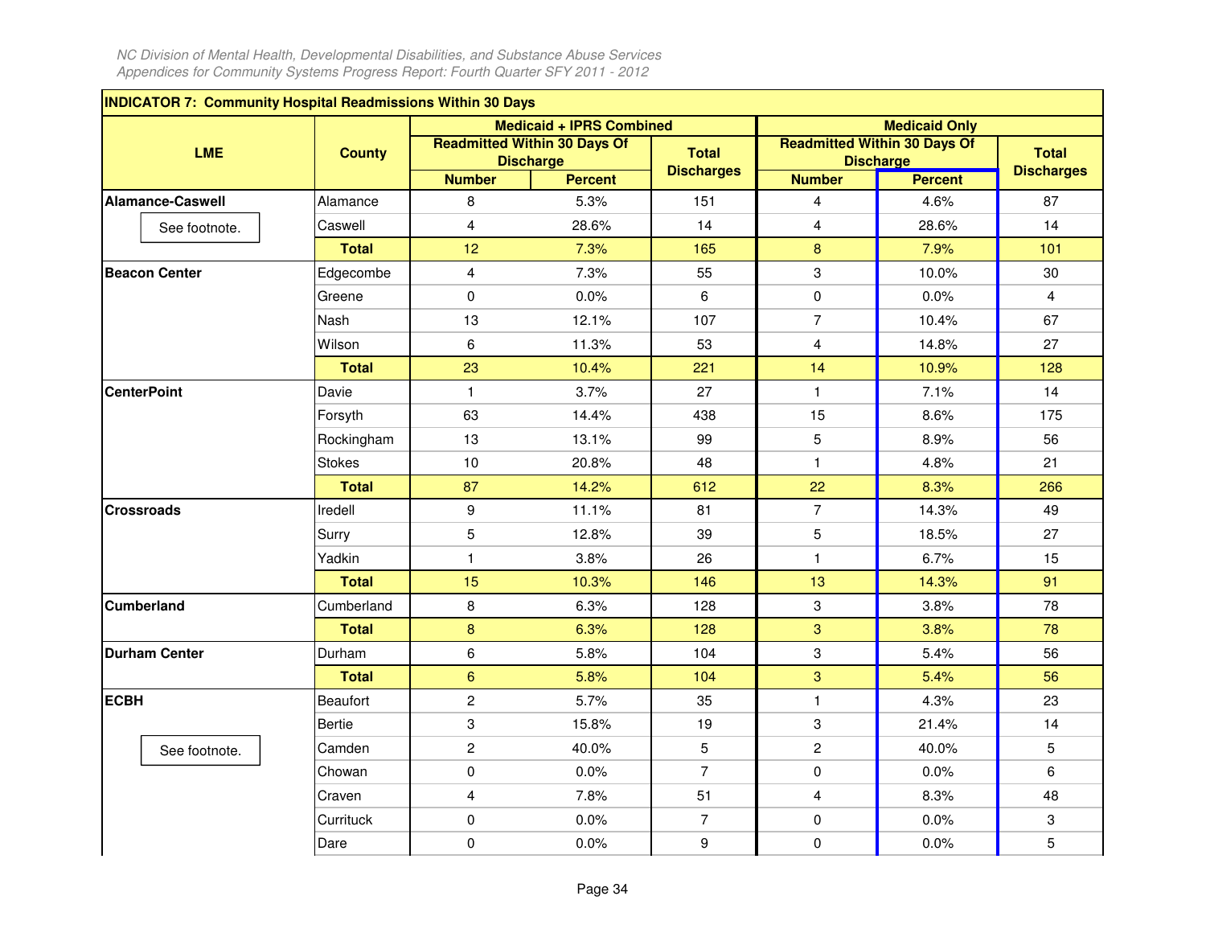| INDICATOR 7: Community Hospital Readmissions Within 30 Days | | | | | | | | |
|---|---|---|---|---|---|---|---|---|
| LME | County | Medicaid + IPRS Combined | | | Medicaid Only | | | |
| | | Readmitted Within 30 Days Of Discharge | | Total Discharges | Readmitted Within 30 Days Of Discharge | | Total Discharges | |
| | | Number | Percent | | Number | Percent | | |
| **Alamance-Caswell** | Alamance | 8 | 5.3% | 151 | 4 | 4.6% | 87 | |
| See footnote. | Caswell | 4 | 28.6% | 14 | 4 | 28.6% | 14 | |
| | **Total** | 12 | 7.3% | 165 | 8 | 7.9% | 101 | |
| **Beacon Center** | Edgecombe | 4 | 7.3% | 55 | 3 | 10.0% | 30 | |
| | Greene | 0 | 0.0% | 6 | 0 | 0.0% | 4 | |
| | Nash | 13 | 12.1% | 107 | 7 | 10.4% | 67 | |
| | Wilson | 6 | 11.3% | 53 | 4 | 14.8% | 27 | |
| | **Total** | 23 | 10.4% | 221 | 14 | 10.9% | 128 | |
| **CenterPoint** | Davie | 1 | 3.7% | 27 | 1 | 7.1% | 14 | |
| | Forsyth | 63 | 14.4% | 438 | 15 | 8.6% | 175 | |
| | Rockingham | 13 | 13.1% | 99 | 5 | 8.9% | 56 | |
| | Stokes | 10 | 20.8% | 48 | 1 | 4.8% | 21 | |
| | **Total** | 87 | 14.2% | 612 | 22 | 8.3% | 266 | |
| **Crossroads** | Iredell | 9 | 11.1% | 81 | 7 | 14.3% | 49 | |
| | Surry | 5 | 12.8% | 39 | 5 | 18.5% | 27 | |
| | Yadkin | 1 | 3.8% | 26 | 1 | 6.7% | 15 | |
| | **Total** | 15 | 10.3% | 146 | 13 | 14.3% | 91 | |
| **Cumberland** | Cumberland | 8 | 6.3% | 128 | 3 | 3.8% | 78 | |
| | **Total** | 8 | 6.3% | 128 | 3 | 3.8% | 78 | |
| **Durham Center** | Durham | 6 | 5.8% | 104 | 3 | 5.4% | 56 | |
| | **Total** | 6 | 5.8% | 104 | 3 | 5.4% | 56 | |
| **ECBH** | Beaufort | 2 | 5.7% | 35 | 1 | 4.3% | 23 | |
| | Bertie | 3 | 15.8% | 19 | 3 | 21.4% | 14 | |
| See footnote. | Camden | 2 | 40.0% | 5 | 2 | 40.0% | 5 | |
| | Chowan | 0 | 0.0% | 7 | 0 | 0.0% | 6 | |
| | Craven | 4 | 7.8% | 51 | 4 | 8.3% | 48 | |
| | Currituck | 0 | 0.0% | 7 | 0 | 0.0% | 3 | |
| | Dare | 0 | 0.0% | 9 | 0 | 0.0% | 5 | |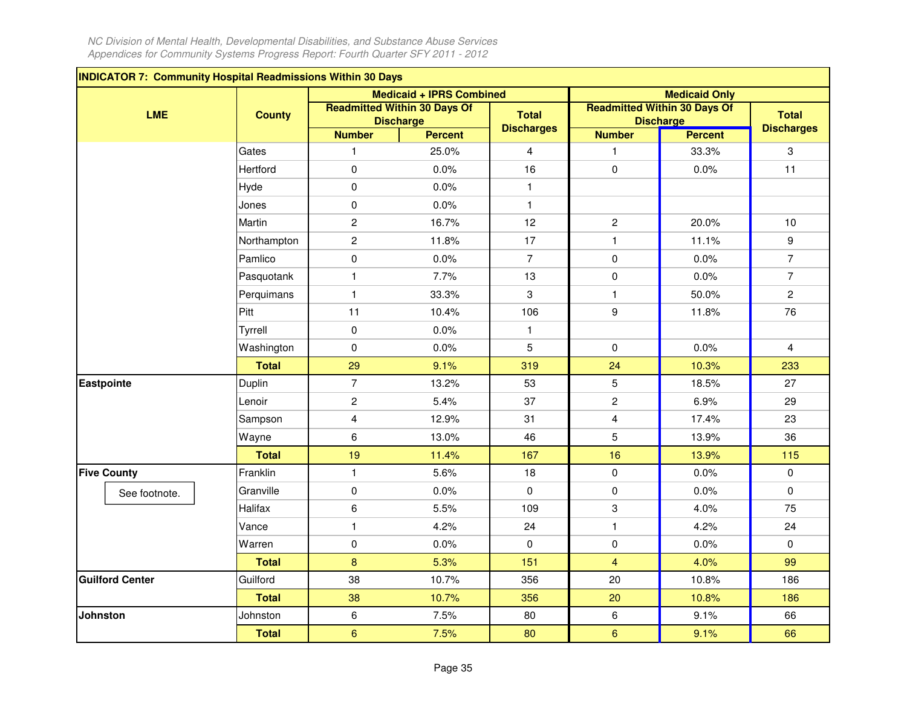| INDICATOR 7: Community Hospital Readmissions Within 30 Days | | | | | | | | |
|---|---|---|---|---|---|---|---|---|
| LME | County | Medicaid + IPRS Combined | | | Medicaid Only | | | |
| | | Readmitted Within 30 Days Of Discharge | | Total Discharges | Readmitted Within 30 Days Of Discharge | | Total Discharges |
| | | Number | Percent | | Number | Percent | |
| | Gates | 1 | 25.0% | 4 | 1 | 33.3% | 3 |
| | Hertford | 0 | 0.0% | 16 | 0 | 0.0% | 11 |
| | Hyde | 0 | 0.0% | 1 | | | |
| | Jones | 0 | 0.0% | 1 | | | |
| | Martin | 2 | 16.7% | 12 | 2 | 20.0% | 10 |
| | Northampton | 2 | 11.8% | 17 | 1 | 11.1% | 9 |
| | Pamlico | 0 | 0.0% | 7 | 0 | 0.0% | 7 |
| | Pasquotank | 1 | 7.7% | 13 | 0 | 0.0% | 7 |
| | Perquimans | 1 | 33.3% | 3 | 1 | 50.0% | 2 |
| | Pitt | 11 | 10.4% | 106 | 9 | 11.8% | 76 |
| | Tyrrell | 0 | 0.0% | 1 | | | |
| | Washington | 0 | 0.0% | 5 | 0 | 0.0% | 4 |
| | **Total** | 29 | 9.1% | 319 | 24 | 10.3% | 233 |
| **Eastpointe** | Duplin | 7 | 13.2% | 53 | 5 | 18.5% | 27 |
| | Lenoir | 2 | 5.4% | 37 | 2 | 6.9% | 29 |
| | Sampson | 4 | 12.9% | 31 | 4 | 17.4% | 23 |
| | Wayne | 6 | 13.0% | 46 | 5 | 13.9% | 36 |
| | **Total** | 19 | 11.4% | 167 | 16 | 13.9% | 115 |
| **Five County** | Franklin | 1 | 5.6% | 18 | 0 | 0.0% | 0 |
| See footnote. | Granville | 0 | 0.0% | 0 | 0 | 0.0% | 0 |
| | Halifax | 6 | 5.5% | 109 | 3 | 4.0% | 75 |
| | Vance | 1 | 4.2% | 24 | 1 | 4.2% | 24 |
| | Warren | 0 | 0.0% | 0 | 0 | 0.0% | 0 |
| | **Total** | 8 | 5.3% | 151 | 4 | 4.0% | 99 |
| **Guilford Center** | Guilford | 38 | 10.7% | 356 | 20 | 10.8% | 186 |
| | **Total** | 38 | 10.7% | 356 | 20 | 10.8% | 186 |
| **Johnston** | Johnston | 6 | 7.5% | 80 | 6 | 9.1% | 66 |
| | **Total** | 6 | 7.5% | 80 | 6 | 9.1% | 66 |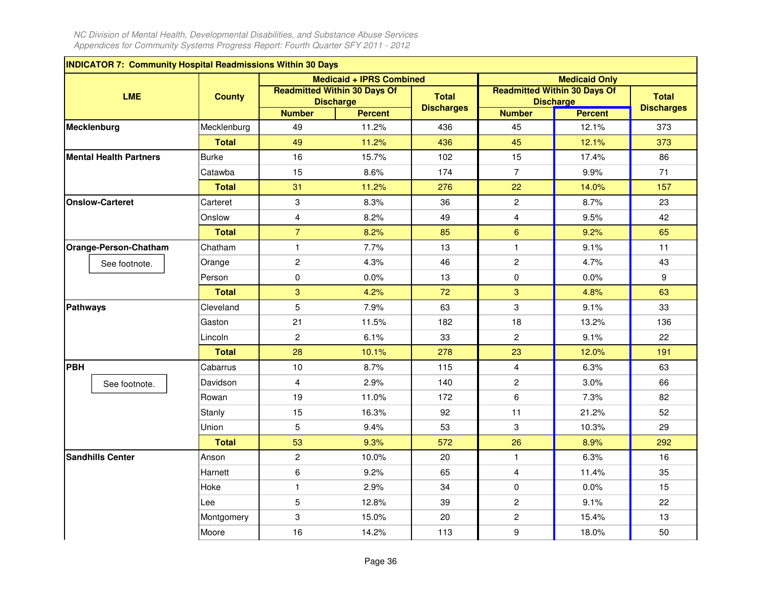## INDICATOR 7: Community Hospital Readmissions Within 30 Days

| LME | County | Medicaid + IPRS Combined | | | Medicaid Only | | |
|---|---|---|---|---|---|---|---|
| | | Readmitted Within 30 Days Of Discharge | | Total Discharges | Readmitted Within 30 Days Of Discharge | | Total Discharges |
| | | Number | Percent | | Number | Percent | |
| **Mecklenburg** | Mecklenburg | 49 | 11.2% | 436 | 45 | 12.1% | 373 |
| | **Total** | 49 | 11.2% | 436 | 45 | 12.1% | 373 |
| **Mental Health Partners** | Burke | 16 | 15.7% | 102 | 15 | 17.4% | 86 |
| | Catawba | 15 | 8.6% | 174 | 7 | 9.9% | 71 |
| | **Total** | 31 | 11.2% | 276 | 22 | 14.0% | 157 |
| **Onslow-Carteret** | Carteret | 3 | 8.3% | 36 | 2 | 8.7% | 23 |
| | Onslow | 4 | 8.2% | 49 | 4 | 9.5% | 42 |
| | **Total** | 7 | 8.2% | 85 | 6 | 9.2% | 65 |
| **Orange-Person-Chatham** | Chatham | 1 | 7.7% | 13 | 1 | 9.1% | 11 |
| See footnote. | Orange | 2 | 4.3% | 46 | 2 | 4.7% | 43 |
| | Person | 0 | 0.0% | 13 | 0 | 0.0% | 9 |
| | **Total** | 3 | 4.2% | 72 | 3 | 4.8% | 63 |
| **Pathways** | Cleveland | 5 | 7.9% | 63 | 3 | 9.1% | 33 |
| | Gaston | 21 | 11.5% | 182 | 18 | 13.2% | 136 |
| | Lincoln | 2 | 6.1% | 33 | 2 | 9.1% | 22 |
| | **Total** | 28 | 10.1% | 278 | 23 | 12.0% | 191 |
| **PBH** | Cabarrus | 10 | 8.7% | 115 | 4 | 6.3% | 63 |
| See footnote. | Davidson | 4 | 2.9% | 140 | 2 | 3.0% | 66 |
| | Rowan | 19 | 11.0% | 172 | 6 | 7.3% | 82 |
| | Stanly | 15 | 16.3% | 92 | 11 | 21.2% | 52 |
| | Union | 5 | 9.4% | 53 | 3 | 10.3% | 29 |
| | **Total** | 53 | 9.3% | 572 | 26 | 8.9% | 292 |
| **Sandhills Center** | Anson | 2 | 10.0% | 20 | 1 | 6.3% | 16 |
| | Harnett | 6 | 9.2% | 65 | 4 | 11.4% | 35 |
| | Hoke | 1 | 2.9% | 34 | 0 | 0.0% | 15 |
| | Lee | 5 | 12.8% | 39 | 2 | 9.1% | 22 |
| | Montgomery | 3 | 15.0% | 20 | 2 | 15.4% | 13 |
| | Moore | 16 | 14.2% | 113 | 9 | 18.0% | 50 |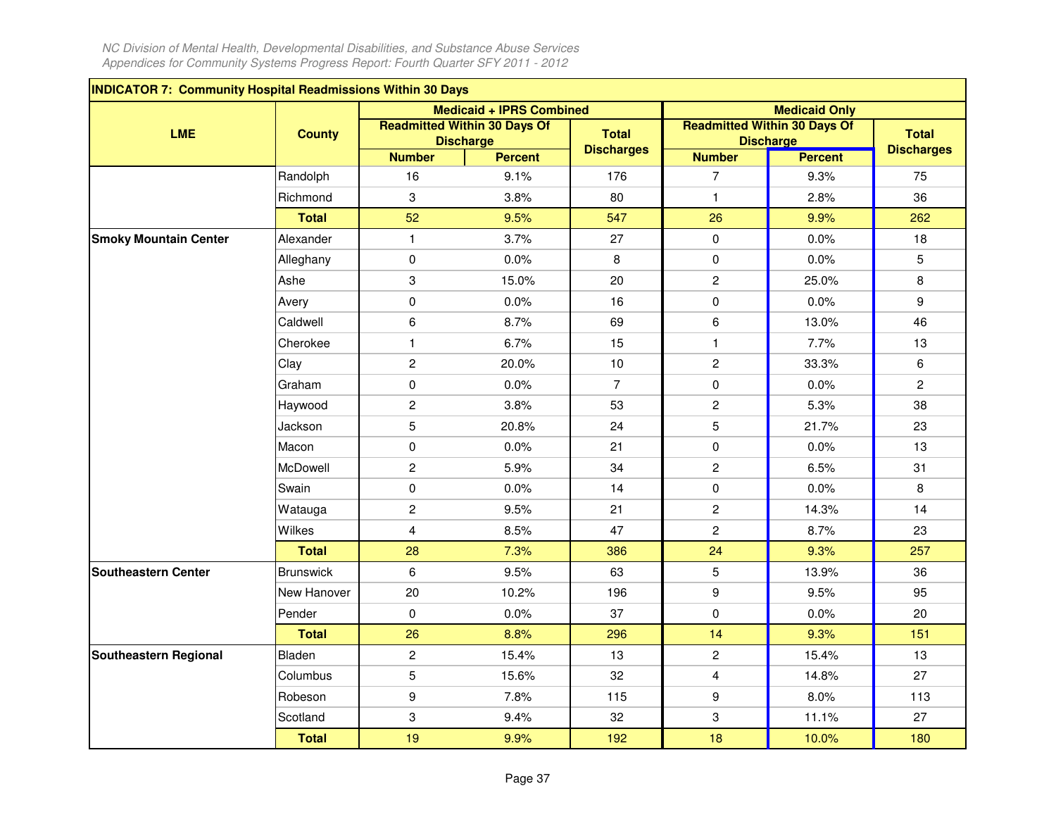*NC Division of Mental Health, Developmental Disabilities, and Substance Abuse Services*
*Appendices for Community Systems Progress Report: Fourth Quarter SFY 2011 - 2012*

| INDICATOR 7: Community Hospital Readmissions Within 30 Days | | | | | | | |
|---|---|---|---|---|---|---|---|
| LME | County | Medicaid + IPRS Combined | | | Medicaid Only | | |
| | | Readmitted Within 30 Days Of Discharge | | Total Discharges | Readmitted Within 30 Days Of Discharge | | Total Discharges |
| | | Number | Percent | | Number | Percent | |
| | Randolph | 16 | 9.1% | 176 | 7 | 9.3% | 75 |
| | Richmond | 3 | 3.8% | 80 | 1 | 2.8% | 36 |
| | **Total** | 52 | 9.5% | 547 | 26 | 9.9% | 262 |
| **Smoky Mountain Center** | Alexander | 1 | 3.7% | 27 | 0 | 0.0% | 18 |
| | Alleghany | 0 | 0.0% | 8 | 0 | 0.0% | 5 |
| | Ashe | 3 | 15.0% | 20 | 2 | 25.0% | 8 |
| | Avery | 0 | 0.0% | 16 | 0 | 0.0% | 9 |
| | Caldwell | 6 | 8.7% | 69 | 6 | 13.0% | 46 |
| | Cherokee | 1 | 6.7% | 15 | 1 | 7.7% | 13 |
| | Clay | 2 | 20.0% | 10 | 2 | 33.3% | 6 |
| | Graham | 0 | 0.0% | 7 | 0 | 0.0% | 2 |
| | Haywood | 2 | 3.8% | 53 | 2 | 5.3% | 38 |
| | Jackson | 5 | 20.8% | 24 | 5 | 21.7% | 23 |
| | Macon | 0 | 0.0% | 21 | 0 | 0.0% | 13 |
| | McDowell | 2 | 5.9% | 34 | 2 | 6.5% | 31 |
| | Swain | 0 | 0.0% | 14 | 0 | 0.0% | 8 |
| | Watauga | 2 | 9.5% | 21 | 2 | 14.3% | 14 |
| | Wilkes | 4 | 8.5% | 47 | 2 | 8.7% | 23 |
| | **Total** | 28 | 7.3% | 386 | 24 | 9.3% | 257 |
| **Southeastern Center** | Brunswick | 6 | 9.5% | 63 | 5 | 13.9% | 36 |
| | New Hanover | 20 | 10.2% | 196 | 9 | 9.5% | 95 |
| | Pender | 0 | 0.0% | 37 | 0 | 0.0% | 20 |
| | **Total** | 26 | 8.8% | 296 | 14 | 9.3% | 151 |
| **Southeastern Regional** | Bladen | 2 | 15.4% | 13 | 2 | 15.4% | 13 |
| | Columbus | 5 | 15.6% | 32 | 4 | 14.8% | 27 |
| | Robeson | 9 | 7.8% | 115 | 9 | 8.0% | 113 |
| | Scotland | 3 | 9.4% | 32 | 3 | 11.1% | 27 |
| | **Total** | 19 | 9.9% | 192 | 18 | 10.0% | 180 |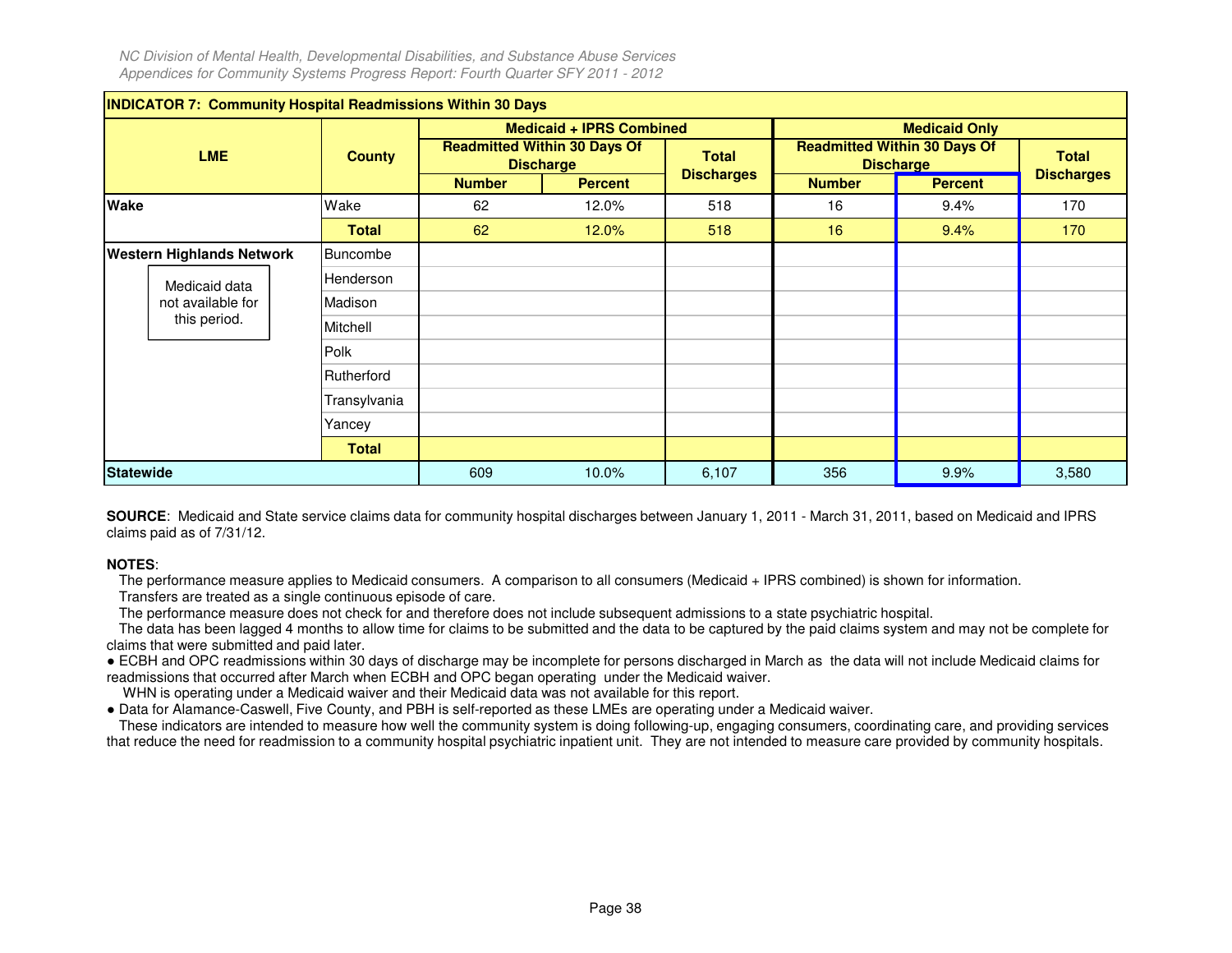| INDICATOR 7: Community Hospital Readmissions Within 30 Days | | | | | | | |
|---|---|---|---|---|---|---|---|
| LME | County | Medicaid + IPRS Combined | | | Medicaid Only | | |
| | | Readmitted Within 30 Days Of Discharge | | Total Discharges | Readmitted Within 30 Days Of Discharge | | Total Discharges |
| | | Number | Percent | | Number | Percent | |
| **Wake** | Wake | 62 | 12.0% | 518 | 16 | 9.4% | 170 |
| | **Total** | 62 | 12.0% | 518 | 16 | 9.4% | 170 |
| **Western Highlands Network** | Buncombe | | | | | | |
| Medicaid data not available for this period. | Henderson | | | | | | |
| | Madison | | | | | | |
| | Mitchell | | | | | | |
| | Polk | | | | | | |
| | Rutherford | | | | | | |
| | Transylvania | | | | | | |
| | Yancey | | | | | | |
| | **Total** | | | | | | |
| **Statewide** | | 609 | 10.0% | 6,107 | 356 | 9.9% | 3,580 |

**SOURCE**: Medicaid and State service claims data for community hospital discharges between January 1, 2011 - March 31, 2011, based on Medicaid and IPRS claims paid as of 7/31/12.

**NOTES**:

The performance measure applies to Medicaid consumers. A comparison to all consumers (Medicaid + IPRS combined) is shown for information.

Transfers are treated as a single continuous episode of care.

The performance measure does not check for and therefore does not include subsequent admissions to a state psychiatric hospital.

The data has been lagged 4 months to allow time for claims to be submitted and the data to be captured by the paid claims system and may not be complete for claims that were submitted and paid later.

- ECBH and OPC readmissions within 30 days of discharge may be incomplete for persons discharged in March as the data will not include Medicaid claims for readmissions that occurred after March when ECBH and OPC began operating under the Medicaid waiver.

WHN is operating under a Medicaid waiver and their Medicaid data was not available for this report.

- Data for Alamance-Caswell, Five County, and PBH is self-reported as these LMEs are operating under a Medicaid waiver.

These indicators are intended to measure how well the community system is doing following-up, engaging consumers, coordinating care, and providing services that reduce the need for readmission to a community hospital psychiatric inpatient unit. They are not intended to measure care provided by community hospitals.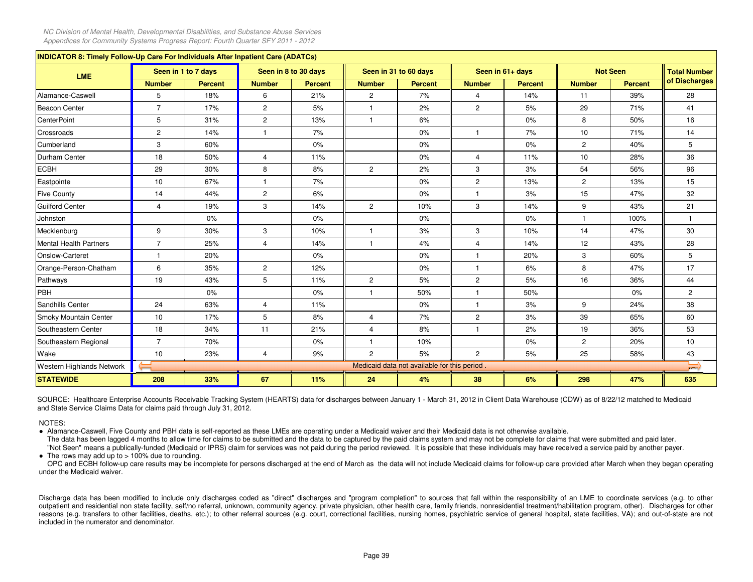*NC Division of Mental Health, Developmental Disabilities, and Substance Abuse Services*
*Appendices for Community Systems Progress Report: Fourth Quarter SFY 2011 - 2012*

**INDICATOR 8: Timely Follow-Up Care For Individuals After Inpatient Care (ADATCs)**

| LME | Seen in 1 to 7 days | | Seen in 8 to 30 days | | Seen in 31 to 60 days | | Seen in 61+ days | | Not Seen | | Total Number of Discharges |
|---|---|---|---|---|---|---|---|---|---|---|---|
| | Number | Percent | Number | Percent | Number | Percent | Number | Percent | Number | Percent | |
| Alamance-Caswell | 5 | 18% | 6 | 21% | 2 | 7% | 4 | 14% | 11 | 39% | 28 |
| Beacon Center | 7 | 17% | 2 | 5% | 1 | 2% | 2 | 5% | 29 | 71% | 41 |
| CenterPoint | 5 | 31% | 2 | 13% | 1 | 6% | | 0% | 8 | 50% | 16 |
| Crossroads | 2 | 14% | 1 | 7% | | 0% | 1 | 7% | 10 | 71% | 14 |
| Cumberland | 3 | 60% | | 0% | | 0% | | 0% | 2 | 40% | 5 |
| Durham Center | 18 | 50% | 4 | 11% | | 0% | 4 | 11% | 10 | 28% | 36 |
| ECBH | 29 | 30% | 8 | 8% | 2 | 2% | 3 | 3% | 54 | 56% | 96 |
| Eastpointe | 10 | 67% | 1 | 7% | | 0% | 2 | 13% | 2 | 13% | 15 |
| Five County | 14 | 44% | 2 | 6% | | 0% | 1 | 3% | 15 | 47% | 32 |
| Guilford Center | 4 | 19% | 3 | 14% | 2 | 10% | 3 | 14% | 9 | 43% | 21 |
| Johnston | | 0% | | 0% | | 0% | | 0% | 1 | 100% | 1 |
| Mecklenburg | 9 | 30% | 3 | 10% | 1 | 3% | 3 | 10% | 14 | 47% | 30 |
| Mental Health Partners | 7 | 25% | 4 | 14% | 1 | 4% | 4 | 14% | 12 | 43% | 28 |
| Onslow-Carteret | 1 | 20% | | 0% | | 0% | 1 | 20% | 3 | 60% | 5 |
| Orange-Person-Chatham | 6 | 35% | 2 | 12% | | 0% | 1 | 6% | 8 | 47% | 17 |
| Pathways | 19 | 43% | 5 | 11% | 2 | 5% | 2 | 5% | 16 | 36% | 44 |
| PBH | | 0% | | 0% | 1 | 50% | 1 | 50% | | 0% | 2 |
| Sandhills Center | 24 | 63% | 4 | 11% | | 0% | 1 | 3% | 9 | 24% | 38 |
| Smoky Mountain Center | 10 | 17% | 5 | 8% | 4 | 7% | 2 | 3% | 39 | 65% | 60 |
| Southeastern Center | 18 | 34% | 11 | 21% | 4 | 8% | 1 | 2% | 19 | 36% | 53 |
| Southeastern Regional | 7 | 70% | | 0% | 1 | 10% | | 0% | 2 | 20% | 10 |
| Wake | 10 | 23% | 4 | 9% | 2 | 5% | 2 | 5% | 25 | 58% | 43 |
| Western Highlands Network | Medicaid data not available for this period . | | | | | | | | | | |
| **STATEWIDE** | **208** | **33%** | **67** | **11%** | **24** | **4%** | **38** | **6%** | **298** | **47%** | **635** |

SOURCE: Healthcare Enterprise Accounts Receivable Tracking System (HEARTS) data for discharges between January 1 - March 31, 2012 in Client Data Warehouse (CDW) as of 8/22/12 matched to Medicaid and State Service Claims Data for claims paid through July 31, 2012.

NOTES:

- Alamance-Caswell, Five County and PBH data is self-reported as these LMEs are operating under a Medicaid waiver and their Medicaid data is not otherwise available.
  The data has been lagged 4 months to allow time for claims to be submitted and the data to be captured by the paid claims system and may not be complete for claims that were submitted and paid later.
  "Not Seen" means a publically-funded (Medicaid or IPRS) claim for services was not paid during the period reviewed. It is possible that these individuals may have received a service paid by another payer.
- The rows may add up to > 100% due to rounding.
  OPC and ECBH follow-up care results may be incomplete for persons discharged at the end of March as the data will not include Medicaid claims for follow-up care provided after March when they began operating under the Medicaid waiver.

Discharge data has been modified to include only discharges coded as "direct" discharges and "program completion" to sources that fall within the responsibility of an LME to coordinate services (e.g. to other outpatient and residential non state facility, self/no referral, unknown, community agency, private physician, other health care, family friends, nonresidential treatment/habilitation program, other). Discharges for other reasons (e.g. transfers to other facilities, deaths, etc.); to other referral sources (e.g. court, correctional facilities, nursing homes, psychiatric service of general hospital, state facilities, VA); and out-of-state are not included in the numerator and denominator.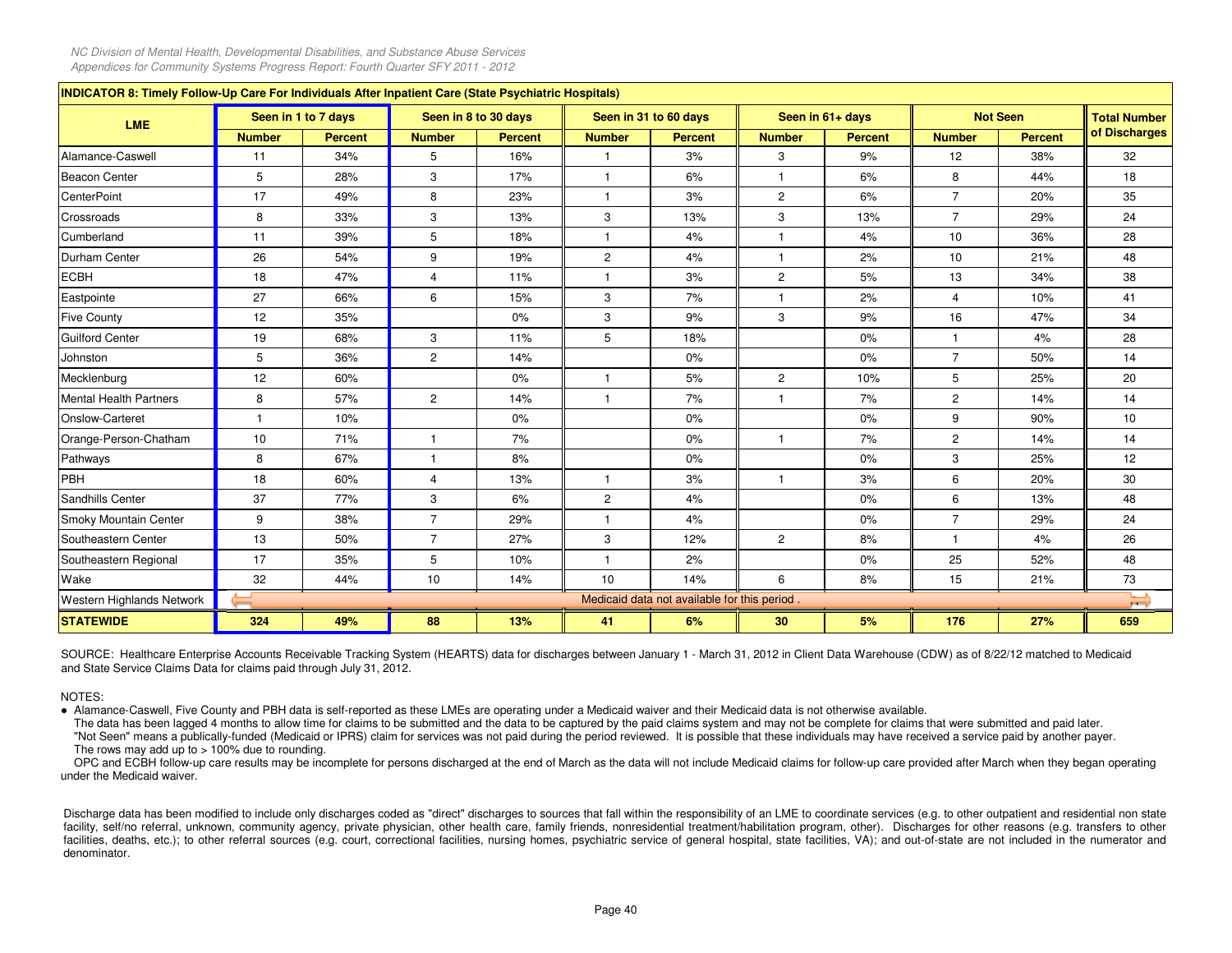## INDICATOR 8: Timely Follow-Up Care For Individuals After Inpatient Care (State Psychiatric Hospitals)

| LME | Seen in 1 to 7 days | | Seen in 8 to 30 days | | Seen in 31 to 60 days | | Seen in 61+ days | | Not Seen | | Total Number of Discharges |
|---|---|---|---|---|---|---|---|---|---|---|---|
| | Number | Percent | Number | Percent | Number | Percent | Number | Percent | Number | Percent | |
| Alamance-Caswell | 11 | 34% | 5 | 16% | 1 | 3% | 3 | 9% | 12 | 38% | 32 |
| Beacon Center | 5 | 28% | 3 | 17% | 1 | 6% | 1 | 6% | 8 | 44% | 18 |
| CenterPoint | 17 | 49% | 8 | 23% | 1 | 3% | 2 | 6% | 7 | 20% | 35 |
| Crossroads | 8 | 33% | 3 | 13% | 3 | 13% | 3 | 13% | 7 | 29% | 24 |
| Cumberland | 11 | 39% | 5 | 18% | 1 | 4% | 1 | 4% | 10 | 36% | 28 |
| Durham Center | 26 | 54% | 9 | 19% | 2 | 4% | 1 | 2% | 10 | 21% | 48 |
| ECBH | 18 | 47% | 4 | 11% | 1 | 3% | 2 | 5% | 13 | 34% | 38 |
| Eastpointe | 27 | 66% | 6 | 15% | 3 | 7% | 1 | 2% | 4 | 10% | 41 |
| Five County | 12 | 35% | | 0% | 3 | 9% | 3 | 9% | 16 | 47% | 34 |
| Guilford Center | 19 | 68% | 3 | 11% | 5 | 18% | | 0% | 1 | 4% | 28 |
| Johnston | 5 | 36% | 2 | 14% | | 0% | | 0% | 7 | 50% | 14 |
| Mecklenburg | 12 | 60% | | 0% | 1 | 5% | 2 | 10% | 5 | 25% | 20 |
| Mental Health Partners | 8 | 57% | 2 | 14% | 1 | 7% | 1 | 7% | 2 | 14% | 14 |
| Onslow-Carteret | 1 | 10% | | 0% | | 0% | | 0% | 9 | 90% | 10 |
| Orange-Person-Chatham | 10 | 71% | 1 | 7% | | 0% | 1 | 7% | 2 | 14% | 14 |
| Pathways | 8 | 67% | 1 | 8% | | 0% | | 0% | 3 | 25% | 12 |
| PBH | 18 | 60% | 4 | 13% | 1 | 3% | 1 | 3% | 6 | 20% | 30 |
| Sandhills Center | 37 | 77% | 3 | 6% | 2 | 4% | | 0% | 6 | 13% | 48 |
| Smoky Mountain Center | 9 | 38% | 7 | 29% | 1 | 4% | | 0% | 7 | 29% | 24 |
| Southeastern Center | 13 | 50% | 7 | 27% | 3 | 12% | 2 | 8% | 1 | 4% | 26 |
| Southeastern Regional | 17 | 35% | 5 | 10% | 1 | 2% | | 0% | 25 | 52% | 48 |
| Wake | 32 | 44% | 10 | 14% | 10 | 14% | 6 | 8% | 15 | 21% | 73 |
| Western Highlands Network | Medicaid data not available for this period . | | | | | | | | | | |
| **STATEWIDE** | **324** | **49%** | **88** | **13%** | **41** | **6%** | **30** | **5%** | **176** | **27%** | **659** |

SOURCE: Healthcare Enterprise Accounts Receivable Tracking System (HEARTS) data for discharges between January 1 - March 31, 2012 in Client Data Warehouse (CDW) as of 8/22/12 matched to Medicaid and State Service Claims Data for claims paid through July 31, 2012.

NOTES:

- Alamance-Caswell, Five County and PBH data is self-reported as these LMEs are operating under a Medicaid waiver and their Medicaid data is not otherwise available.

The data has been lagged 4 months to allow time for claims to be submitted and the data to be captured by the paid claims system and may not be complete for claims that were submitted and paid later.

"Not Seen" means a publically-funded (Medicaid or IPRS) claim for services was not paid during the period reviewed. It is possible that these individuals may have received a service paid by another payer.

The rows may add up to > 100% due to rounding.

OPC and ECBH follow-up care results may be incomplete for persons discharged at the end of March as the data will not include Medicaid claims for follow-up care provided after March when they began operating under the Medicaid waiver.

Discharge data has been modified to include only discharges coded as "direct" discharges to sources that fall within the responsibility of an LME to coordinate services (e.g. to other outpatient and residential non state facility, self/no referral, unknown, community agency, private physician, other health care, family friends, nonresidential treatment/habilitation program, other). Discharges for other reasons (e.g. transfers to other facilities, deaths, etc.); to other referral sources (e.g. court, correctional facilities, nursing homes, psychiatric service of general hospital, state facilities, VA); and out-of-state are not included in the numerator and denominator.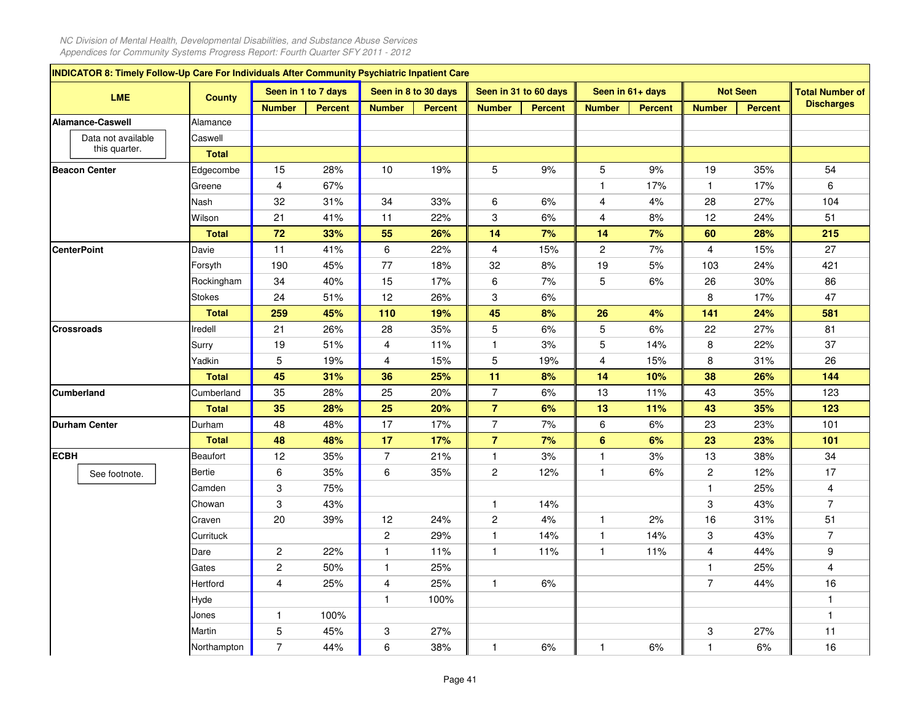**INDICATOR 8: Timely Follow-Up Care For Individuals After Community Psychiatric Inpatient Care**

| LME | County | Seen in 1 to 7 days | | Seen in 8 to 30 days | | Seen in 31 to 60 days | | Seen in 61+ days | | Not Seen | | Total Number of Discharges |
|---|---|---|---|---|---|---|---|---|---|---|---|---|
| | | Number | Percent | Number | Percent | Number | Percent | Number | Percent | Number | Percent | |
| **Alamance-Caswell** | Alamance | | | | | | | | | | | |
| Data not available this quarter. | Caswell | | | | | | | | | | | |
| | **Total** | | | | | | | | | | | |
| **Beacon Center** | Edgecombe | 15 | 28% | 10 | 19% | 5 | 9% | 5 | 9% | 19 | 35% | 54 |
| | Greene | 4 | 67% | | | | | 1 | 17% | 1 | 17% | 6 |
| | Nash | 32 | 31% | 34 | 33% | 6 | 6% | 4 | 4% | 28 | 27% | 104 |
| | Wilson | 21 | 41% | 11 | 22% | 3 | 6% | 4 | 8% | 12 | 24% | 51 |
| | **Total** | **72** | **33%** | **55** | **26%** | **14** | **7%** | **14** | **7%** | **60** | **28%** | **215** |
| **CenterPoint** | Davie | 11 | 41% | 6 | 22% | 4 | 15% | 2 | 7% | 4 | 15% | 27 |
| | Forsyth | 190 | 45% | 77 | 18% | 32 | 8% | 19 | 5% | 103 | 24% | 421 |
| | Rockingham | 34 | 40% | 15 | 17% | 6 | 7% | 5 | 6% | 26 | 30% | 86 |
| | Stokes | 24 | 51% | 12 | 26% | 3 | 6% | | | 8 | 17% | 47 |
| | **Total** | **259** | **45%** | **110** | **19%** | **45** | **8%** | **26** | **4%** | **141** | **24%** | **581** |
| **Crossroads** | Iredell | 21 | 26% | 28 | 35% | 5 | 6% | 5 | 6% | 22 | 27% | 81 |
| | Surry | 19 | 51% | 4 | 11% | 1 | 3% | 5 | 14% | 8 | 22% | 37 |
| | Yadkin | 5 | 19% | 4 | 15% | 5 | 19% | 4 | 15% | 8 | 31% | 26 |
| | **Total** | **45** | **31%** | **36** | **25%** | **11** | **8%** | **14** | **10%** | **38** | **26%** | **144** |
| **Cumberland** | Cumberland | 35 | 28% | 25 | 20% | 7 | 6% | 13 | 11% | 43 | 35% | 123 |
| | **Total** | **35** | **28%** | **25** | **20%** | **7** | **6%** | **13** | **11%** | **43** | **35%** | **123** |
| **Durham Center** | Durham | 48 | 48% | 17 | 17% | 7 | 7% | 6 | 6% | 23 | 23% | 101 |
| | **Total** | **48** | **48%** | **17** | **17%** | **7** | **7%** | **6** | **6%** | **23** | **23%** | **101** |
| **ECBH** | Beaufort | 12 | 35% | 7 | 21% | 1 | 3% | 1 | 3% | 13 | 38% | 34 |
| See footnote. | Bertie | 6 | 35% | 6 | 35% | 2 | 12% | 1 | 6% | 2 | 12% | 17 |
| | Camden | 3 | 75% | | | | | | | 1 | 25% | 4 |
| | Chowan | 3 | 43% | | | 1 | 14% | | | 3 | 43% | 7 |
| | Craven | 20 | 39% | 12 | 24% | 2 | 4% | 1 | 2% | 16 | 31% | 51 |
| | Currituck | | | 2 | 29% | 1 | 14% | 1 | 14% | 3 | 43% | 7 |
| | Dare | 2 | 22% | 1 | 11% | 1 | 11% | 1 | 11% | 4 | 44% | 9 |
| | Gates | 2 | 50% | 1 | 25% | | | | | 1 | 25% | 4 |
| | Hertford | 4 | 25% | 4 | 25% | 1 | 6% | | | 7 | 44% | 16 |
| | Hyde | | | 1 | 100% | | | | | | | 1 |
| | Jones | 1 | 100% | | | | | | | | | 1 |
| | Martin | 5 | 45% | 3 | 27% | | | | | 3 | 27% | 11 |
| | Northampton | 7 | 44% | 6 | 38% | 1 | 6% | 1 | 6% | 1 | 6% | 16 |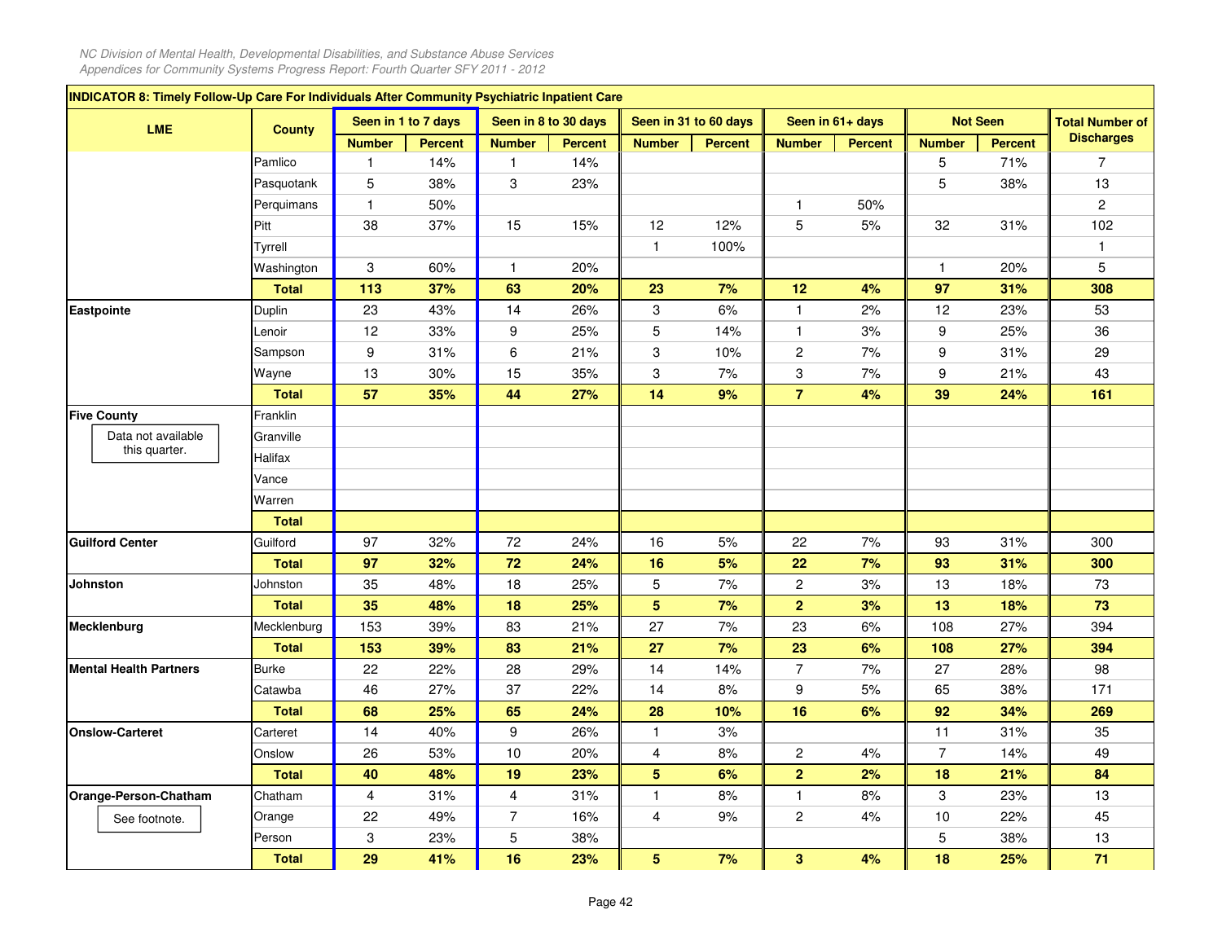## INDICATOR 8: Timely Follow-Up Care For Individuals After Community Psychiatric Inpatient Care

| LME | County | Seen in 1 to 7 days | | Seen in 8 to 30 days | | Seen in 31 to 60 days | | Seen in 61+ days | | Not Seen | | Total Number of Discharges |
|---|---|---|---|---|---|---|---|---|---|---|---|---|
| | | Number | Percent | Number | Percent | Number | Percent | Number | Percent | Number | Percent | |
| | Pamlico | 1 | 14% | 1 | 14% | | | | | 5 | 71% | 7 |
| | Pasquotank | 5 | 38% | 3 | 23% | | | | | 5 | 38% | 13 |
| | Perquimans | 1 | 50% | | | | | 1 | 50% | | | 2 |
| | Pitt | 38 | 37% | 15 | 15% | 12 | 12% | 5 | 5% | 32 | 31% | 102 |
| | Tyrrell | | | | | 1 | 100% | | | | | 1 |
| | Washington | 3 | 60% | 1 | 20% | | | | | 1 | 20% | 5 |
| | **Total** | **113** | **37%** | **63** | **20%** | **23** | **7%** | **12** | **4%** | **97** | **31%** | **308** |
| **Eastpointe** | Duplin | 23 | 43% | 14 | 26% | 3 | 6% | 1 | 2% | 12 | 23% | 53 |
| | Lenoir | 12 | 33% | 9 | 25% | 5 | 14% | 1 | 3% | 9 | 25% | 36 |
| | Sampson | 9 | 31% | 6 | 21% | 3 | 10% | 2 | 7% | 9 | 31% | 29 |
| | Wayne | 13 | 30% | 15 | 35% | 3 | 7% | 3 | 7% | 9 | 21% | 43 |
| | **Total** | **57** | **35%** | **44** | **27%** | **14** | **9%** | **7** | **4%** | **39** | **24%** | **161** |
| **Five County** | Franklin | | | | | | | | | | | |
| Data not available this quarter. | Granville | | | | | | | | | | | |
| | Halifax | | | | | | | | | | | |
| | Vance | | | | | | | | | | | |
| | Warren | | | | | | | | | | | |
| | **Total** | | | | | | | | | | | |
| **Guilford Center** | Guilford | 97 | 32% | 72 | 24% | 16 | 5% | 22 | 7% | 93 | 31% | 300 |
| | **Total** | **97** | **32%** | **72** | **24%** | **16** | **5%** | **22** | **7%** | **93** | **31%** | **300** |
| **Johnston** | Johnston | 35 | 48% | 18 | 25% | 5 | 7% | 2 | 3% | 13 | 18% | 73 |
| | **Total** | **35** | **48%** | **18** | **25%** | **5** | **7%** | **2** | **3%** | **13** | **18%** | **73** |
| **Mecklenburg** | Mecklenburg | 153 | 39% | 83 | 21% | 27 | 7% | 23 | 6% | 108 | 27% | 394 |
| | **Total** | **153** | **39%** | **83** | **21%** | **27** | **7%** | **23** | **6%** | **108** | **27%** | **394** |
| **Mental Health Partners** | Burke | 22 | 22% | 28 | 29% | 14 | 14% | 7 | 7% | 27 | 28% | 98 |
| | Catawba | 46 | 27% | 37 | 22% | 14 | 8% | 9 | 5% | 65 | 38% | 171 |
| | **Total** | **68** | **25%** | **65** | **24%** | **28** | **10%** | **16** | **6%** | **92** | **34%** | **269** |
| **Onslow-Carteret** | Carteret | 14 | 40% | 9 | 26% | 1 | 3% | | | 11 | 31% | 35 |
| | Onslow | 26 | 53% | 10 | 20% | 4 | 8% | 2 | 4% | 7 | 14% | 49 |
| | **Total** | **40** | **48%** | **19** | **23%** | **5** | **6%** | **2** | **2%** | **18** | **21%** | **84** |
| **Orange-Person-Chatham** | Chatham | 4 | 31% | 4 | 31% | 1 | 8% | 1 | 8% | 3 | 23% | 13 |
| See footnote. | Orange | 22 | 49% | 7 | 16% | 4 | 9% | 2 | 4% | 10 | 22% | 45 |
| | Person | 3 | 23% | 5 | 38% | | | | | 5 | 38% | 13 |
| | **Total** | **29** | **41%** | **16** | **23%** | **5** | **7%** | **3** | **4%** | **18** | **25%** | **71** |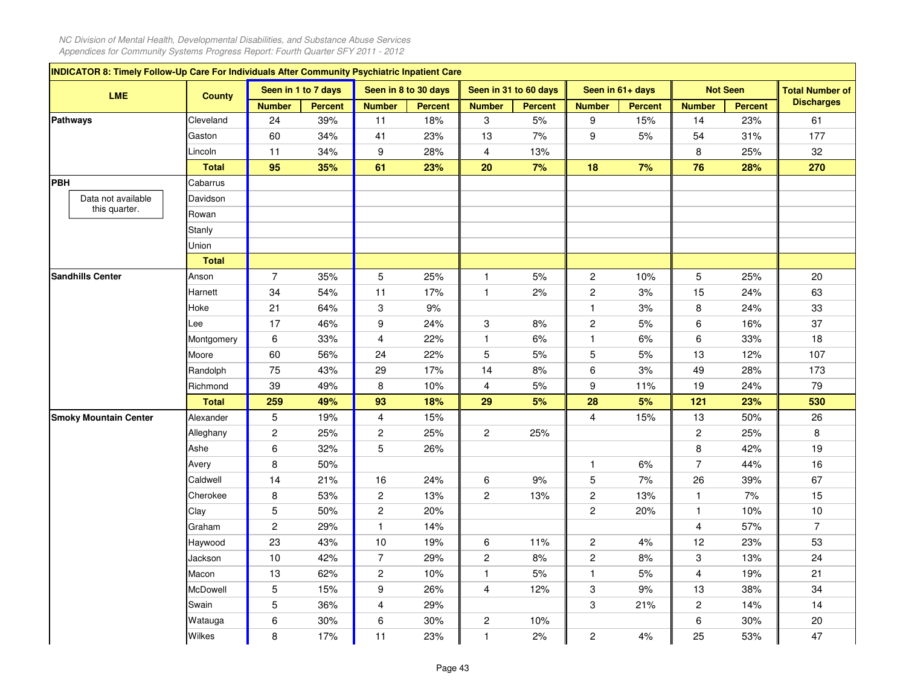*NC Division of Mental Health, Developmental Disabilities, and Substance Abuse Services*
*Appendices for Community Systems Progress Report: Fourth Quarter SFY 2011 - 2012*

**INDICATOR 8: Timely Follow-Up Care For Individuals After Community Psychiatric Inpatient Care**

| LME | County | Seen in 1 to 7 days | | Seen in 8 to 30 days | | Seen in 31 to 60 days | | Seen in 61+ days | | Not Seen | | Total Number of Discharges |
|---|---|---|---|---|---|---|---|---|---|---|---|---|
| | | Number | Percent | Number | Percent | Number | Percent | Number | Percent | Number | Percent | |
| **Pathways** | Cleveland | 24 | 39% | 11 | 18% | 3 | 5% | 9 | 15% | 14 | 23% | 61 |
| | Gaston | 60 | 34% | 41 | 23% | 13 | 7% | 9 | 5% | 54 | 31% | 177 |
| | Lincoln | 11 | 34% | 9 | 28% | 4 | 13% | | | 8 | 25% | 32 |
| | **Total** | **95** | **35%** | **61** | **23%** | **20** | **7%** | **18** | **7%** | **76** | **28%** | **270** |
| **PBH** | Cabarrus | | | | | | | | | | | |
| Data not available this quarter. | Davidson | | | | | | | | | | | |
| | Rowan | | | | | | | | | | | |
| | Stanly | | | | | | | | | | | |
| | Union | | | | | | | | | | | |
| | **Total** | | | | | | | | | | | |
| **Sandhills Center** | Anson | 7 | 35% | 5 | 25% | 1 | 5% | 2 | 10% | 5 | 25% | 20 |
| | Harnett | 34 | 54% | 11 | 17% | 1 | 2% | 2 | 3% | 15 | 24% | 63 |
| | Hoke | 21 | 64% | 3 | 9% | | | 1 | 3% | 8 | 24% | 33 |
| | Lee | 17 | 46% | 9 | 24% | 3 | 8% | 2 | 5% | 6 | 16% | 37 |
| | Montgomery | 6 | 33% | 4 | 22% | 1 | 6% | 1 | 6% | 6 | 33% | 18 |
| | Moore | 60 | 56% | 24 | 22% | 5 | 5% | 5 | 5% | 13 | 12% | 107 |
| | Randolph | 75 | 43% | 29 | 17% | 14 | 8% | 6 | 3% | 49 | 28% | 173 |
| | Richmond | 39 | 49% | 8 | 10% | 4 | 5% | 9 | 11% | 19 | 24% | 79 |
| | **Total** | **259** | **49%** | **93** | **18%** | **29** | **5%** | **28** | **5%** | **121** | **23%** | **530** |
| **Smoky Mountain Center** | Alexander | 5 | 19% | 4 | 15% | | | 4 | 15% | 13 | 50% | 26 |
| | Alleghany | 2 | 25% | 2 | 25% | 2 | 25% | | | 2 | 25% | 8 |
| | Ashe | 6 | 32% | 5 | 26% | | | | | 8 | 42% | 19 |
| | Avery | 8 | 50% | | | | | 1 | 6% | 7 | 44% | 16 |
| | Caldwell | 14 | 21% | 16 | 24% | 6 | 9% | 5 | 7% | 26 | 39% | 67 |
| | Cherokee | 8 | 53% | 2 | 13% | 2 | 13% | 2 | 13% | 1 | 7% | 15 |
| | Clay | 5 | 50% | 2 | 20% | | | 2 | 20% | 1 | 10% | 10 |
| | Graham | 2 | 29% | 1 | 14% | | | | | 4 | 57% | 7 |
| | Haywood | 23 | 43% | 10 | 19% | 6 | 11% | 2 | 4% | 12 | 23% | 53 |
| | Jackson | 10 | 42% | 7 | 29% | 2 | 8% | 2 | 8% | 3 | 13% | 24 |
| | Macon | 13 | 62% | 2 | 10% | 1 | 5% | 1 | 5% | 4 | 19% | 21 |
| | McDowell | 5 | 15% | 9 | 26% | 4 | 12% | 3 | 9% | 13 | 38% | 34 |
| | Swain | 5 | 36% | 4 | 29% | | | 3 | 21% | 2 | 14% | 14 |
| | Watauga | 6 | 30% | 6 | 30% | 2 | 10% | | | 6 | 30% | 20 |
| | Wilkes | 8 | 17% | 11 | 23% | 1 | 2% | 2 | 4% | 25 | 53% | 47 |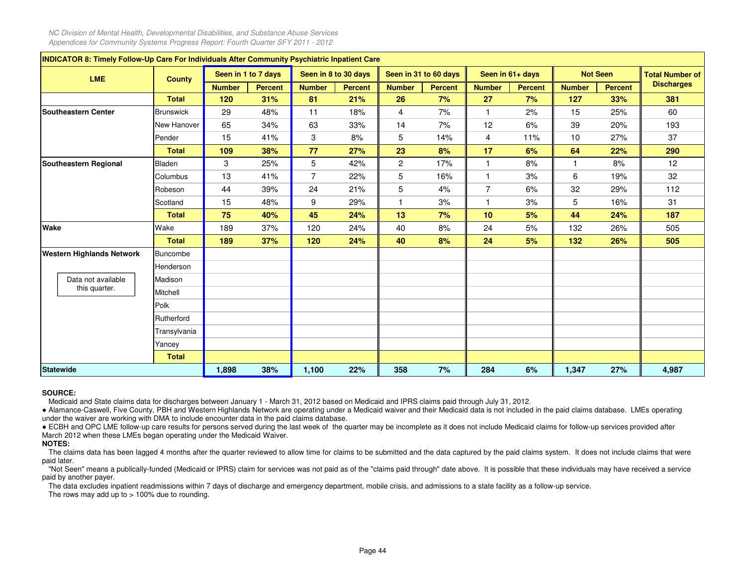*NC Division of Mental Health, Developmental Disabilities, and Substance Abuse Services*
*Appendices for Community Systems Progress Report: Fourth Quarter SFY 2011 - 2012*

## INDICATOR 8: Timely Follow-Up Care For Individuals After Community Psychiatric Inpatient Care

| LME | County | Seen in 1 to 7 days | | Seen in 8 to 30 days | | Seen in 31 to 60 days | | Seen in 61+ days | | Not Seen | | Total Number of Discharges |
|---|---|---|---|---|---|---|---|---|---|---|---|---|
| | | Number | Percent | Number | Percent | Number | Percent | Number | Percent | Number | Percent | |
| | **Total** | **120** | **31%** | **81** | **21%** | **26** | **7%** | **27** | **7%** | **127** | **33%** | **381** |
| **Southeastern Center** | Brunswick | 29 | 48% | 11 | 18% | 4 | 7% | 1 | 2% | 15 | 25% | 60 |
| | New Hanover | 65 | 34% | 63 | 33% | 14 | 7% | 12 | 6% | 39 | 20% | 193 |
| | Pender | 15 | 41% | 3 | 8% | 5 | 14% | 4 | 11% | 10 | 27% | 37 |
| | **Total** | **109** | **38%** | **77** | **27%** | **23** | **8%** | **17** | **6%** | **64** | **22%** | **290** |
| **Southeastern Regional** | Bladen | 3 | 25% | 5 | 42% | 2 | 17% | 1 | 8% | 1 | 8% | 12 |
| | Columbus | 13 | 41% | 7 | 22% | 5 | 16% | 1 | 3% | 6 | 19% | 32 |
| | Robeson | 44 | 39% | 24 | 21% | 5 | 4% | 7 | 6% | 32 | 29% | 112 |
| | Scotland | 15 | 48% | 9 | 29% | 1 | 3% | 1 | 3% | 5 | 16% | 31 |
| | **Total** | **75** | **40%** | **45** | **24%** | **13** | **7%** | **10** | **5%** | **44** | **24%** | **187** |
| **Wake** | Wake | 189 | 37% | 120 | 24% | 40 | 8% | 24 | 5% | 132 | 26% | 505 |
| | **Total** | **189** | **37%** | **120** | **24%** | **40** | **8%** | **24** | **5%** | **132** | **26%** | **505** |
| **Western Highlands Network** | Buncombe | | | | | | | | | | | |
| | Henderson | | | | | | | | | | | |
| Data not available this quarter. | Madison | | | | | | | | | | | |
| | Mitchell | | | | | | | | | | | |
| | Polk | | | | | | | | | | | |
| | Rutherford | | | | | | | | | | | |
| | Transylvania | | | | | | | | | | | |
| | Yancey | | | | | | | | | | | |
| | **Total** | | | | | | | | | | | |
| **Statewide** | | **1,898** | **38%** | **1,100** | **22%** | **358** | **7%** | **284** | **6%** | **1,347** | **27%** | **4,987** |

**SOURCE:**

Medicaid and State claims data for discharges between January 1 - March 31, 2012 based on Medicaid and IPRS claims paid through July 31, 2012.

- Alamance-Caswell, Five County, PBH and Western Highlands Network are operating under a Medicaid waiver and their Medicaid data is not included in the paid claims database. LMEs operating under the waiver are working with DMA to include encounter data in the paid claims database.
- ECBH and OPC LME follow-up care results for persons served during the last week of the quarter may be incomplete as it does not include Medicaid claims for follow-up services provided after March 2012 when these LMEs began operating under the Medicaid Waiver.

**NOTES:**

The claims data has been lagged 4 months after the quarter reviewed to allow time for claims to be submitted and the data captured by the paid claims system. It does not include claims that were paid later.

"Not Seen" means a publically-funded (Medicaid or IPRS) claim for services was not paid as of the "claims paid through" date above. It is possible that these individuals may have received a service paid by another payer.

The data excludes inpatient readmissions within 7 days of discharge and emergency department, mobile crisis, and admissions to a state facility as a follow-up service.

The rows may add up to > 100% due to rounding.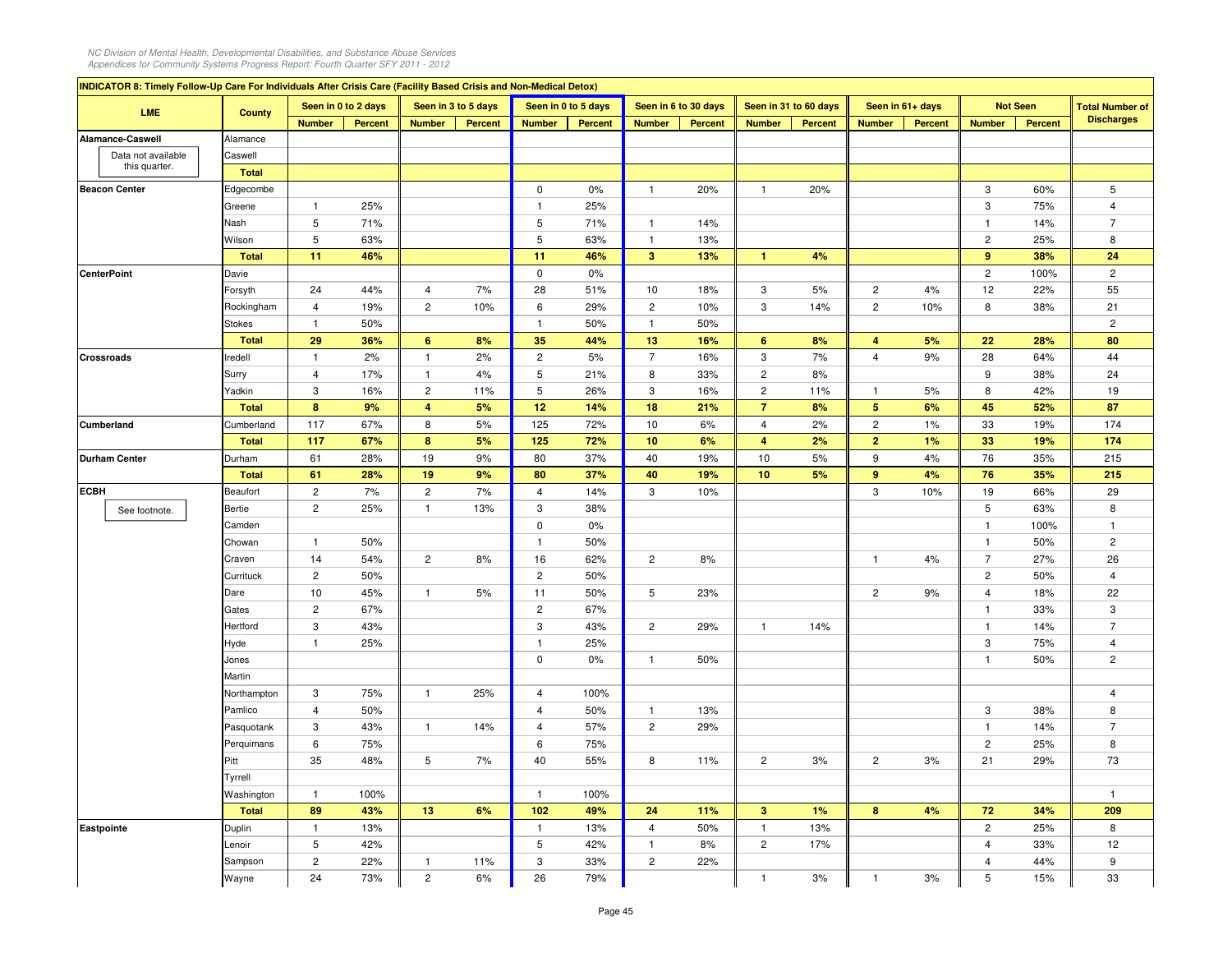**INDICATOR 8: Timely Follow-Up Care For Individuals After Crisis Care (Facility Based Crisis and Non-Medical Detox)**

| LME | County | Seen in 0 to 2 days | | Seen in 3 to 5 days | | Seen in 0 to 5 days | | Seen in 6 to 30 days | | Seen in 31 to 60 days | | Seen in 61+ days | | Not Seen | | Total Number of Discharges |
|---|---|---|---|---|---|---|---|---|---|---|---|---|---|---|---|---|
| | | Number | Percent | Number | Percent | Number | Percent | Number | Percent | Number | Percent | Number | Percent | Number | Percent | |
| Alamance-Caswell | Alamance | | | | | | | | | | | | | | | |
| Data not available this quarter. | Caswell | | | | | | | | | | | | | | | |
| | **Total** | | | | | | | | | | | | | | | |
| **Beacon Center** | Edgecombe | | | | | 0 | 0% | 1 | 20% | 1 | 20% | | | 3 | 60% | 5 |
| | Greene | 1 | 25% | | | 1 | 25% | | | | | | | 3 | 75% | 4 |
| | Nash | 5 | 71% | | | 5 | 71% | 1 | 14% | | | | | 1 | 14% | 7 |
| | Wilson | 5 | 63% | | | 5 | 63% | 1 | 13% | | | | | 2 | 25% | 8 |
| | **Total** | **11** | **46%** | | | **11** | **46%** | **3** | **13%** | **1** | **4%** | | | **9** | **38%** | **24** |
| **CenterPoint** | Davie | | | | | 0 | 0% | | | | | | | 2 | 100% | 2 |
| | Forsyth | 24 | 44% | 4 | 7% | 28 | 51% | 10 | 18% | 3 | 5% | 2 | 4% | 12 | 22% | 55 |
| | Rockingham | 4 | 19% | 2 | 10% | 6 | 29% | 2 | 10% | 3 | 14% | 2 | 10% | 8 | 38% | 21 |
| | Stokes | 1 | 50% | | | 1 | 50% | 1 | 50% | | | | | | | 2 |
| | **Total** | **29** | **36%** | **6** | **8%** | **35** | **44%** | **13** | **16%** | **6** | **8%** | **4** | **5%** | **22** | **28%** | **80** |
| **Crossroads** | Iredell | 1 | 2% | 1 | 2% | 2 | 5% | 7 | 16% | 3 | 7% | 4 | 9% | 28 | 64% | 44 |
| | Surry | 4 | 17% | 1 | 4% | 5 | 21% | 8 | 33% | 2 | 8% | | | 9 | 38% | 24 |
| | Yadkin | 3 | 16% | 2 | 11% | 5 | 26% | 3 | 16% | 2 | 11% | 1 | 5% | 8 | 42% | 19 |
| | **Total** | **8** | **9%** | **4** | **5%** | **12** | **14%** | **18** | **21%** | **7** | **8%** | **5** | **6%** | **45** | **52%** | **87** |
| **Cumberland** | Cumberland | 117 | 67% | 8 | 5% | 125 | 72% | 10 | 6% | 4 | 2% | 2 | 1% | 33 | 19% | 174 |
| | **Total** | **117** | **67%** | **8** | **5%** | **125** | **72%** | **10** | **6%** | **4** | **2%** | **2** | **1%** | **33** | **19%** | **174** |
| **Durham Center** | Durham | 61 | 28% | 19 | 9% | 80 | 37% | 40 | 19% | 10 | 5% | 9 | 4% | 76 | 35% | 215 |
| | **Total** | **61** | **28%** | **19** | **9%** | **80** | **37%** | **40** | **19%** | **10** | **5%** | **9** | **4%** | **76** | **35%** | **215** |
| **ECBH** | Beaufort | 2 | 7% | 2 | 7% | 4 | 14% | 3 | 10% | | | 3 | 10% | 19 | 66% | 29 |
| See footnote. | Bertie | 2 | 25% | 1 | 13% | 3 | 38% | | | | | | | 5 | 63% | 8 |
| | Camden | | | | | 0 | 0% | | | | | | | 1 | 100% | 1 |
| | Chowan | 1 | 50% | | | 1 | 50% | | | | | | | 1 | 50% | 2 |
| | Craven | 14 | 54% | 2 | 8% | 16 | 62% | 2 | 8% | | | 1 | 4% | 7 | 27% | 26 |
| | Currituck | 2 | 50% | | | 2 | 50% | | | | | | | 2 | 50% | 4 |
| | Dare | 10 | 45% | 1 | 5% | 11 | 50% | 5 | 23% | | | 2 | 9% | 4 | 18% | 22 |
| | Gates | 2 | 67% | | | 2 | 67% | | | | | | | 1 | 33% | 3 |
| | Hertford | 3 | 43% | | | 3 | 43% | 2 | 29% | 1 | 14% | | | 1 | 14% | 7 |
| | Hyde | 1 | 25% | | | 1 | 25% | | | | | | | 3 | 75% | 4 |
| | Jones | | | | | 0 | 0% | 1 | 50% | | | | | 1 | 50% | 2 |
| | Martin | | | | | | | | | | | | | | | |
| | Northampton | 3 | 75% | 1 | 25% | 4 | 100% | | | | | | | | | 4 |
| | Pamlico | 4 | 50% | | | 4 | 50% | 1 | 13% | | | | | 3 | 38% | 8 |
| | Pasquotank | 3 | 43% | 1 | 14% | 4 | 57% | 2 | 29% | | | | | 1 | 14% | 7 |
| | Perquimans | 6 | 75% | | | 6 | 75% | | | | | | | 2 | 25% | 8 |
| | Pitt | 35 | 48% | 5 | 7% | 40 | 55% | 8 | 11% | 2 | 3% | 2 | 3% | 21 | 29% | 73 |
| | Tyrrell | | | | | | | | | | | | | | | |
| | Washington | 1 | 100% | | | 1 | 100% | | | | | | | | | 1 |
| | **Total** | **89** | **43%** | **13** | **6%** | **102** | **49%** | **24** | **11%** | **3** | **1%** | **8** | **4%** | **72** | **34%** | **209** |
| **Eastpointe** | Duplin | 1 | 13% | | | 1 | 13% | 4 | 50% | 1 | 13% | | | 2 | 25% | 8 |
| | Lenoir | 5 | 42% | | | 5 | 42% | 1 | 8% | 2 | 17% | | | 4 | 33% | 12 |
| | Sampson | 2 | 22% | 1 | 11% | 3 | 33% | 2 | 22% | | | | | 4 | 44% | 9 |
| | Wayne | 24 | 73% | 2 | 6% | 26 | 79% | | | 1 | 3% | 1 | 3% | 5 | 15% | 33 |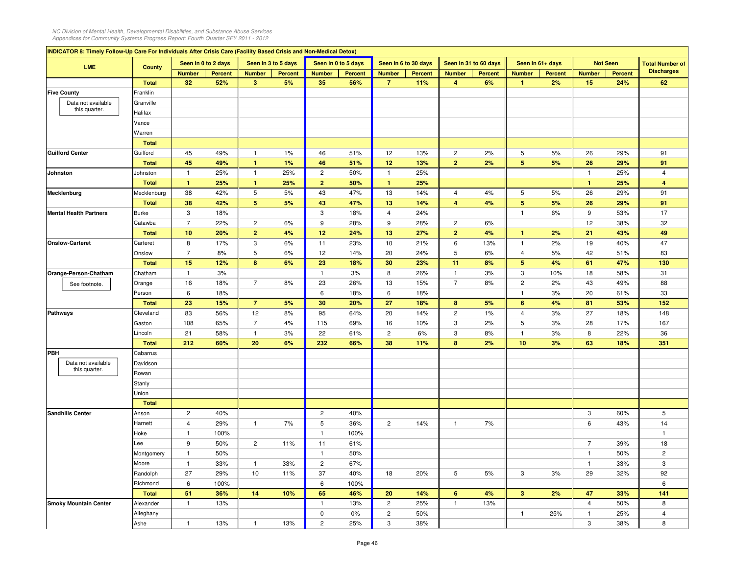*NC Division of Mental Health, Developmental Disabilities, and Substance Abuse Services*
*Appendices for Community Systems Progress Report: Fourth Quarter SFY 2011 - 2012*

**INDICATOR 8: Timely Follow-Up Care For Individuals After Crisis Care (Facility Based Crisis and Non-Medical Detox)**

| LME | County | Seen in 0 to 2 days | | Seen in 3 to 5 days | | Seen in 0 to 5 days | | Seen in 6 to 30 days | | Seen in 31 to 60 days | | Seen in 61+ days | | Not Seen | | Total Number of Discharges |
|---|---|---|---|---|---|---|---|---|---|---|---|---|---|---|---|---|
| | | Number | Percent | Number | Percent | Number | Percent | Number | Percent | Number | Percent | Number | Percent | Number | Percent | |
| | **Total** | **32** | **52%** | **3** | **5%** | **35** | **56%** | **7** | **11%** | **4** | **6%** | **1** | **2%** | **15** | **24%** | **62** |
| **Five County** | Franklin | | | | | | | | | | | | | | | |
| Data not available this quarter. | Granville | | | | | | | | | | | | | | | |
| | Halifax | | | | | | | | | | | | | | | |
| | Vance | | | | | | | | | | | | | | | |
| | Warren | | | | | | | | | | | | | | | |
| | **Total** | | | | | | | | | | | | | | | |
| **Guilford Center** | Guilford | 45 | 49% | 1 | 1% | 46 | 51% | 12 | 13% | 2 | 2% | 5 | 5% | 26 | 29% | 91 |
| | **Total** | **45** | **49%** | **1** | **1%** | **46** | **51%** | **12** | **13%** | **2** | **2%** | **5** | **5%** | **26** | **29%** | **91** |
| **Johnston** | Johnston | 1 | 25% | 1 | 25% | 2 | 50% | 1 | 25% | | | | | 1 | 25% | 4 |
| | **Total** | **1** | **25%** | **1** | **25%** | **2** | **50%** | **1** | **25%** | | | | | **1** | **25%** | **4** |
| **Mecklenburg** | Mecklenburg | 38 | 42% | 5 | 5% | 43 | 47% | 13 | 14% | 4 | 4% | 5 | 5% | 26 | 29% | 91 |
| | **Total** | **38** | **42%** | **5** | **5%** | **43** | **47%** | **13** | **14%** | **4** | **4%** | **5** | **5%** | **26** | **29%** | **91** |
| **Mental Health Partners** | Burke | 3 | 18% | | | 3 | 18% | 4 | 24% | | | 1 | 6% | 9 | 53% | 17 |
| | Catawba | 7 | 22% | 2 | 6% | 9 | 28% | 9 | 28% | 2 | 6% | | | 12 | 38% | 32 |
| | **Total** | **10** | **20%** | **2** | **4%** | **12** | **24%** | **13** | **27%** | **2** | **4%** | **1** | **2%** | **21** | **43%** | **49** |
| **Onslow-Carteret** | Carteret | 8 | 17% | 3 | 6% | 11 | 23% | 10 | 21% | 6 | 13% | 1 | 2% | 19 | 40% | 47 |
| | Onslow | 7 | 8% | 5 | 6% | 12 | 14% | 20 | 24% | 5 | 6% | 4 | 5% | 42 | 51% | 83 |
| | **Total** | **15** | **12%** | **8** | **6%** | **23** | **18%** | **30** | **23%** | **11** | **8%** | **5** | **4%** | **61** | **47%** | **130** |
| **Orange-Person-Chatham** | Chatham | 1 | 3% | | | 1 | 3% | 8 | 26% | 1 | 3% | 3 | 10% | 18 | 58% | 31 |
| See footnote. | Orange | 16 | 18% | 7 | 8% | 23 | 26% | 13 | 15% | 7 | 8% | 2 | 2% | 43 | 49% | 88 |
| | Person | 6 | 18% | | | 6 | 18% | 6 | 18% | | | 1 | 3% | 20 | 61% | 33 |
| | **Total** | **23** | **15%** | **7** | **5%** | **30** | **20%** | **27** | **18%** | **8** | **5%** | **6** | **4%** | **81** | **53%** | **152** |
| **Pathways** | Cleveland | 83 | 56% | 12 | 8% | 95 | 64% | 20 | 14% | 2 | 1% | 4 | 3% | 27 | 18% | 148 |
| | Gaston | 108 | 65% | 7 | 4% | 115 | 69% | 16 | 10% | 3 | 2% | 5 | 3% | 28 | 17% | 167 |
| | Lincoln | 21 | 58% | 1 | 3% | 22 | 61% | 2 | 6% | 3 | 8% | 1 | 3% | 8 | 22% | 36 |
| | **Total** | **212** | **60%** | **20** | **6%** | **232** | **66%** | **38** | **11%** | **8** | **2%** | **10** | **3%** | **63** | **18%** | **351** |
| **PBH** | Cabarrus | | | | | | | | | | | | | | | |
| Data not available this quarter. | Davidson | | | | | | | | | | | | | | | |
| | Rowan | | | | | | | | | | | | | | | |
| | Stanly | | | | | | | | | | | | | | | |
| | Union | | | | | | | | | | | | | | | |
| | **Total** | | | | | | | | | | | | | | | |
| **Sandhills Center** | Anson | 2 | 40% | | | 2 | 40% | | | | | | | 3 | 60% | 5 |
| | Harnett | 4 | 29% | 1 | 7% | 5 | 36% | 2 | 14% | 1 | 7% | | | 6 | 43% | 14 |
| | Hoke | 1 | 100% | | | 1 | 100% | | | | | | | | | 1 |
| | Lee | 9 | 50% | 2 | 11% | 11 | 61% | | | | | | | 7 | 39% | 18 |
| | Montgomery | 1 | 50% | | | 1 | 50% | | | | | | | 1 | 50% | 2 |
| | Moore | 1 | 33% | 1 | 33% | 2 | 67% | | | | | | | 1 | 33% | 3 |
| | Randolph | 27 | 29% | 10 | 11% | 37 | 40% | 18 | 20% | 5 | 5% | 3 | 3% | 29 | 32% | 92 |
| | Richmond | 6 | 100% | | | 6 | 100% | | | | | | | | | 6 |
| | **Total** | **51** | **36%** | **14** | **10%** | **65** | **46%** | **20** | **14%** | **6** | **4%** | **3** | **2%** | **47** | **33%** | **141** |
| **Smoky Mountain Center** | Alexander | 1 | 13% | | | 1 | 13% | 2 | 25% | 1 | 13% | | | 4 | 50% | 8 |
| | Alleghany | | | | | 0 | 0% | 2 | 50% | | | 1 | 25% | 1 | 25% | 4 |
| | Ashe | 1 | 13% | 1 | 13% | 2 | 25% | 3 | 38% | | | | | 3 | 38% | 8 |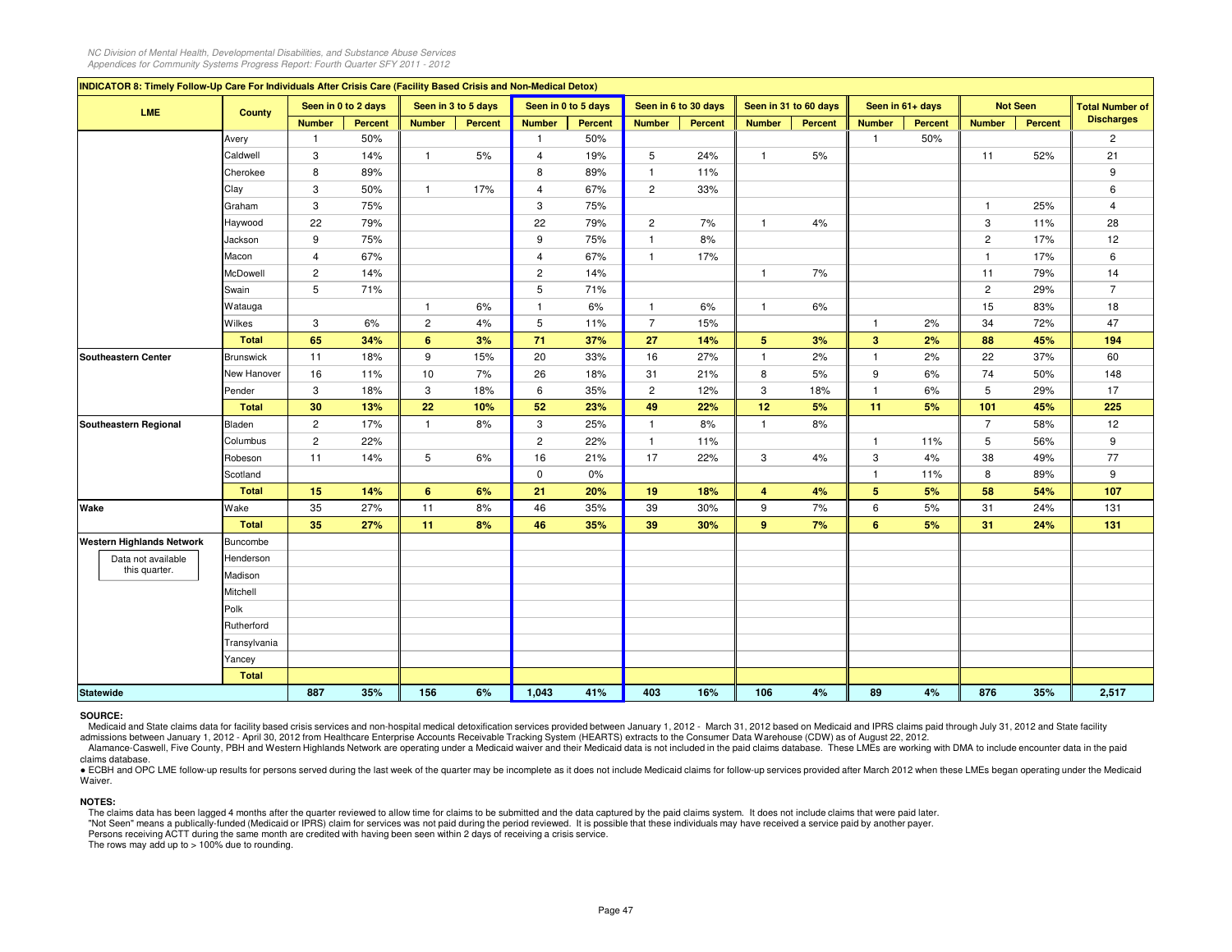**INDICATOR 8: Timely Follow-Up Care For Individuals After Crisis Care (Facility Based Crisis and Non-Medical Detox)**

| LME | County | Seen in 0 to 2 days | | Seen in 3 to 5 days | | Seen in 0 to 5 days | | Seen in 6 to 30 days | | Seen in 31 to 60 days | | Seen in 61+ days | | Not Seen | | Total Number of Discharges |
|---|---|---|---|---|---|---|---|---|---|---|---|---|---|---|---|---|
| | | Number | Percent | Number | Percent | Number | Percent | Number | Percent | Number | Percent | Number | Percent | Number | Percent | |
| | Avery | 1 | 50% | | | 1 | 50% | | | | | 1 | 50% | | | 2 |
| | Caldwell | 3 | 14% | 1 | 5% | 4 | 19% | 5 | 24% | 1 | 5% | | | 11 | 52% | 21 |
| | Cherokee | 8 | 89% | | | 8 | 89% | 1 | 11% | | | | | | | 9 |
| | Clay | 3 | 50% | 1 | 17% | 4 | 67% | 2 | 33% | | | | | | | 6 |
| | Graham | 3 | 75% | | | 3 | 75% | | | | | | | 1 | 25% | 4 |
| | Haywood | 22 | 79% | | | 22 | 79% | 2 | 7% | 1 | 4% | | | 3 | 11% | 28 |
| | Jackson | 9 | 75% | | | 9 | 75% | 1 | 8% | | | | | 2 | 17% | 12 |
| | Macon | 4 | 67% | | | 4 | 67% | 1 | 17% | | | | | 1 | 17% | 6 |
| | McDowell | 2 | 14% | | | 2 | 14% | | | 1 | 7% | | | 11 | 79% | 14 |
| | Swain | 5 | 71% | | | 5 | 71% | | | | | | | 2 | 29% | 7 |
| | Watauga | | | 1 | 6% | 1 | 6% | 1 | 6% | 1 | 6% | | | 15 | 83% | 18 |
| | Wilkes | 3 | 6% | 2 | 4% | 5 | 11% | 7 | 15% | | | 1 | 2% | 34 | 72% | 47 |
| | **Total** | **65** | **34%** | **6** | **3%** | **71** | **37%** | **27** | **14%** | **5** | **3%** | **3** | **2%** | **88** | **45%** | **194** |
| **Southeastern Center** | Brunswick | 11 | 18% | 9 | 15% | 20 | 33% | 16 | 27% | 1 | 2% | 1 | 2% | 22 | 37% | 60 |
| | New Hanover | 16 | 11% | 10 | 7% | 26 | 18% | 31 | 21% | 8 | 5% | 9 | 6% | 74 | 50% | 148 |
| | Pender | 3 | 18% | 3 | 18% | 6 | 35% | 2 | 12% | 3 | 18% | 1 | 6% | 5 | 29% | 17 |
| | **Total** | **30** | **13%** | **22** | **10%** | **52** | **23%** | **49** | **22%** | **12** | **5%** | **11** | **5%** | **101** | **45%** | **225** |
| **Southeastern Regional** | Bladen | 2 | 17% | 1 | 8% | 3 | 25% | 1 | 8% | 1 | 8% | | | 7 | 58% | 12 |
| | Columbus | 2 | 22% | | | 2 | 22% | 1 | 11% | | | 1 | 11% | 5 | 56% | 9 |
| | Robeson | 11 | 14% | 5 | 6% | 16 | 21% | 17 | 22% | 3 | 4% | 3 | 4% | 38 | 49% | 77 |
| | Scotland | | | | | 0 | 0% | | | | | 1 | 11% | 8 | 89% | 9 |
| | **Total** | **15** | **14%** | **6** | **6%** | **21** | **20%** | **19** | **18%** | **4** | **4%** | **5** | **5%** | **58** | **54%** | **107** |
| **Wake** | Wake | 35 | 27% | 11 | 8% | 46 | 35% | 39 | 30% | 9 | 7% | 6 | 5% | 31 | 24% | 131 |
| | **Total** | **35** | **27%** | **11** | **8%** | **46** | **35%** | **39** | **30%** | **9** | **7%** | **6** | **5%** | **31** | **24%** | **131** |
| **Western Highlands Network** | Buncombe | | | | | | | | | | | | | | | |
| Data not available this quarter. | Henderson | | | | | | | | | | | | | | | |
| | Madison | | | | | | | | | | | | | | | |
| | Mitchell | | | | | | | | | | | | | | | |
| | Polk | | | | | | | | | | | | | | | |
| | Rutherford | | | | | | | | | | | | | | | |
| | Transylvania | | | | | | | | | | | | | | | |
| | Yancey | | | | | | | | | | | | | | | |
| | **Total** | | | | | | | | | | | | | | | |
| **Statewide** | | **887** | **35%** | **156** | **6%** | **1,043** | **41%** | **403** | **16%** | **106** | **4%** | **89** | **4%** | **876** | **35%** | **2,517** |

**SOURCE:**

Medicaid and State claims data for facility based crisis services and non-hospital medical detoxification services provided between January 1, 2012 - March 31, 2012 based on Medicaid and IPRS claims paid through July 31, 2012 and State facility admissions between January 1, 2012 - April 30, 2012 from Healthcare Enterprise Accounts Receivable Tracking System (HEARTS) extracts to the Consumer Data Warehouse (CDW) as of August 22, 2012.

Alamance-Caswell, Five County, PBH and Western Highlands Network are operating under a Medicaid waiver and their Medicaid data is not included in the paid claims database. These LMEs are working with DMA to include encounter data in the paid claims database.

● ECBH and OPC LME follow-up results for persons served during the last week of the quarter may be incomplete as it does not include Medicaid claims for follow-up services provided after March 2012 when these LMEs began operating under the Medicaid Waiver.

**NOTES:**

The claims data has been lagged 4 months after the quarter reviewed to allow time for claims to be submitted and the data captured by the paid claims system. It does not include claims that were paid later.

"Not Seen" means a publically-funded (Medicaid or IPRS) claim for services was not paid during the period reviewed. It is possible that these individuals may have received a service paid by another payer.

Persons receiving ACTT during the same month are credited with having been seen within 2 days of receiving a crisis service.

The rows may add up to > 100% due to rounding.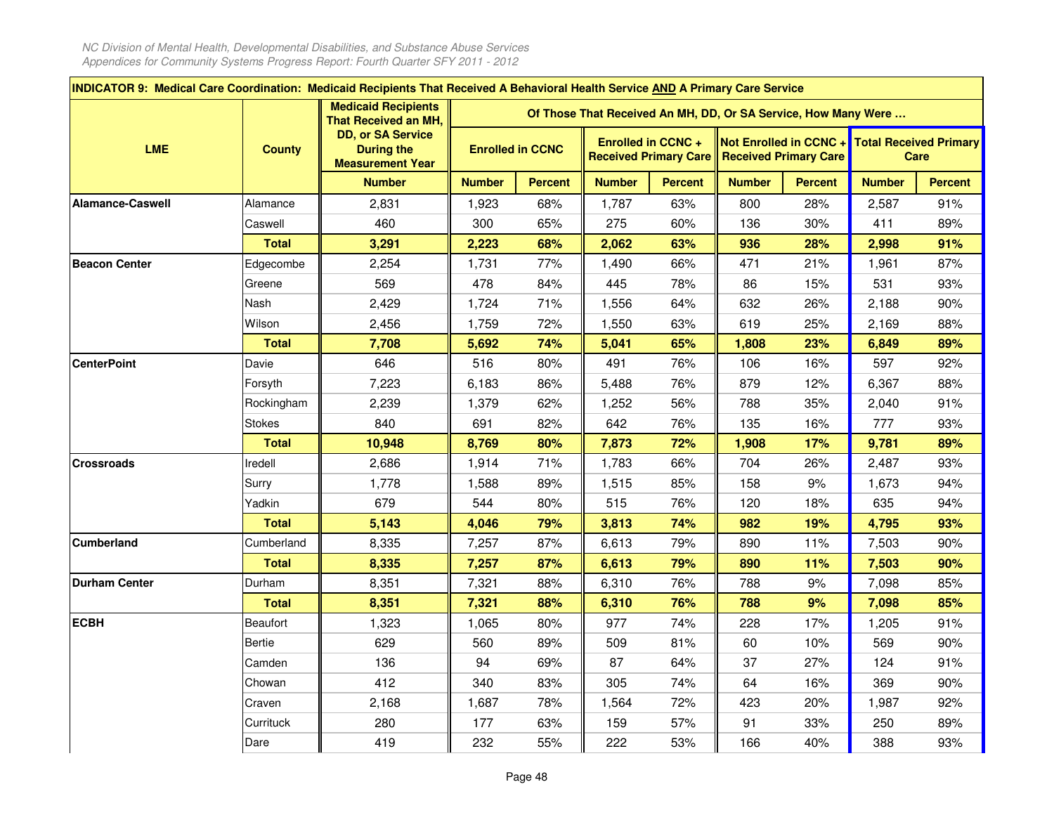| INDICATOR 9: Medical Care Coordination: Medicaid Recipients That Received A Behavioral Health Service **AND** A Primary Care Service | | | | | | | | | | |
|---|---|---|---|---|---|---|---|---|---|---|
| LME | County | Medicaid Recipients That Received an MH, DD, or SA Service During the Measurement Year | Of Those That Received An MH, DD, Or SA Service, How Many Were … | | | | | | | |
| | | | Enrolled in CCNC | | Enrolled in CCNC + Received Primary Care | | Not Enrolled in CCNC + Received Primary Care | | Total Received Primary Care | |
| | | Number | Number | Percent | Number | Percent | Number | Percent | Number | Percent |
| **Alamance-Caswell** | Alamance | 2,831 | 1,923 | 68% | 1,787 | 63% | 800 | 28% | 2,587 | 91% |
| | Caswell | 460 | 300 | 65% | 275 | 60% | 136 | 30% | 411 | 89% |
| | **Total** | **3,291** | **2,223** | **68%** | **2,062** | **63%** | **936** | **28%** | **2,998** | **91%** |
| **Beacon Center** | Edgecombe | 2,254 | 1,731 | 77% | 1,490 | 66% | 471 | 21% | 1,961 | 87% |
| | Greene | 569 | 478 | 84% | 445 | 78% | 86 | 15% | 531 | 93% |
| | Nash | 2,429 | 1,724 | 71% | 1,556 | 64% | 632 | 26% | 2,188 | 90% |
| | Wilson | 2,456 | 1,759 | 72% | 1,550 | 63% | 619 | 25% | 2,169 | 88% |
| | **Total** | **7,708** | **5,692** | **74%** | **5,041** | **65%** | **1,808** | **23%** | **6,849** | **89%** |
| **CenterPoint** | Davie | 646 | 516 | 80% | 491 | 76% | 106 | 16% | 597 | 92% |
| | Forsyth | 7,223 | 6,183 | 86% | 5,488 | 76% | 879 | 12% | 6,367 | 88% |
| | Rockingham | 2,239 | 1,379 | 62% | 1,252 | 56% | 788 | 35% | 2,040 | 91% |
| | Stokes | 840 | 691 | 82% | 642 | 76% | 135 | 16% | 777 | 93% |
| | **Total** | **10,948** | **8,769** | **80%** | **7,873** | **72%** | **1,908** | **17%** | **9,781** | **89%** |
| **Crossroads** | Iredell | 2,686 | 1,914 | 71% | 1,783 | 66% | 704 | 26% | 2,487 | 93% |
| | Surry | 1,778 | 1,588 | 89% | 1,515 | 85% | 158 | 9% | 1,673 | 94% |
| | Yadkin | 679 | 544 | 80% | 515 | 76% | 120 | 18% | 635 | 94% |
| | **Total** | **5,143** | **4,046** | **79%** | **3,813** | **74%** | **982** | **19%** | **4,795** | **93%** |
| **Cumberland** | Cumberland | 8,335 | 7,257 | 87% | 6,613 | 79% | 890 | 11% | 7,503 | 90% |
| | **Total** | **8,335** | **7,257** | **87%** | **6,613** | **79%** | **890** | **11%** | **7,503** | **90%** |
| **Durham Center** | Durham | 8,351 | 7,321 | 88% | 6,310 | 76% | 788 | 9% | 7,098 | 85% |
| | **Total** | **8,351** | **7,321** | **88%** | **6,310** | **76%** | **788** | **9%** | **7,098** | **85%** |
| **ECBH** | Beaufort | 1,323 | 1,065 | 80% | 977 | 74% | 228 | 17% | 1,205 | 91% |
| | Bertie | 629 | 560 | 89% | 509 | 81% | 60 | 10% | 569 | 90% |
| | Camden | 136 | 94 | 69% | 87 | 64% | 37 | 27% | 124 | 91% |
| | Chowan | 412 | 340 | 83% | 305 | 74% | 64 | 16% | 369 | 90% |
| | Craven | 2,168 | 1,687 | 78% | 1,564 | 72% | 423 | 20% | 1,987 | 92% |
| | Currituck | 280 | 177 | 63% | 159 | 57% | 91 | 33% | 250 | 89% |
| | Dare | 419 | 232 | 55% | 222 | 53% | 166 | 40% | 388 | 93% |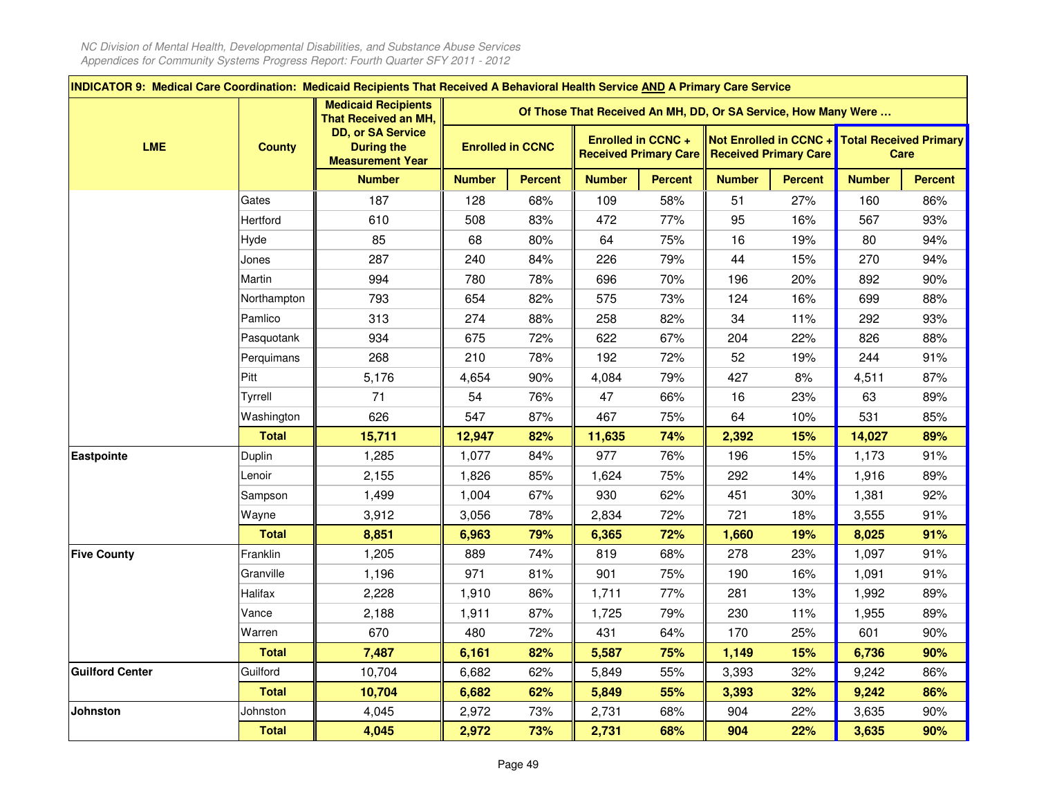**INDICATOR 9: Medical Care Coordination: Medicaid Recipients That Received A Behavioral Health Service AND A Primary Care Service**

| LME | County | Medicaid Recipients That Received an MH, DD, or SA Service During the Measurement Year | Of Those That Received An MH, DD, Or SA Service, How Many Were … | | | | | | | |
|---|---|---|---|---|---|---|---|---|---|---|
| | | | Enrolled in CCNC | | Enrolled in CCNC + Received Primary Care | | Not Enrolled in CCNC + Received Primary Care | | Total Received Primary Care | |
| | | Number | Number | Percent | Number | Percent | Number | Percent | Number | Percent |
| | Gates | 187 | 128 | 68% | 109 | 58% | 51 | 27% | 160 | 86% |
| | Hertford | 610 | 508 | 83% | 472 | 77% | 95 | 16% | 567 | 93% |
| | Hyde | 85 | 68 | 80% | 64 | 75% | 16 | 19% | 80 | 94% |
| | Jones | 287 | 240 | 84% | 226 | 79% | 44 | 15% | 270 | 94% |
| | Martin | 994 | 780 | 78% | 696 | 70% | 196 | 20% | 892 | 90% |
| | Northampton | 793 | 654 | 82% | 575 | 73% | 124 | 16% | 699 | 88% |
| | Pamlico | 313 | 274 | 88% | 258 | 82% | 34 | 11% | 292 | 93% |
| | Pasquotank | 934 | 675 | 72% | 622 | 67% | 204 | 22% | 826 | 88% |
| | Perquimans | 268 | 210 | 78% | 192 | 72% | 52 | 19% | 244 | 91% |
| | Pitt | 5,176 | 4,654 | 90% | 4,084 | 79% | 427 | 8% | 4,511 | 87% |
| | Tyrrell | 71 | 54 | 76% | 47 | 66% | 16 | 23% | 63 | 89% |
| | Washington | 626 | 547 | 87% | 467 | 75% | 64 | 10% | 531 | 85% |
| | **Total** | **15,711** | **12,947** | **82%** | **11,635** | **74%** | **2,392** | **15%** | **14,027** | **89%** |
| **Eastpointe** | Duplin | 1,285 | 1,077 | 84% | 977 | 76% | 196 | 15% | 1,173 | 91% |
| | Lenoir | 2,155 | 1,826 | 85% | 1,624 | 75% | 292 | 14% | 1,916 | 89% |
| | Sampson | 1,499 | 1,004 | 67% | 930 | 62% | 451 | 30% | 1,381 | 92% |
| | Wayne | 3,912 | 3,056 | 78% | 2,834 | 72% | 721 | 18% | 3,555 | 91% |
| | **Total** | **8,851** | **6,963** | **79%** | **6,365** | **72%** | **1,660** | **19%** | **8,025** | **91%** |
| **Five County** | Franklin | 1,205 | 889 | 74% | 819 | 68% | 278 | 23% | 1,097 | 91% |
| | Granville | 1,196 | 971 | 81% | 901 | 75% | 190 | 16% | 1,091 | 91% |
| | Halifax | 2,228 | 1,910 | 86% | 1,711 | 77% | 281 | 13% | 1,992 | 89% |
| | Vance | 2,188 | 1,911 | 87% | 1,725 | 79% | 230 | 11% | 1,955 | 89% |
| | Warren | 670 | 480 | 72% | 431 | 64% | 170 | 25% | 601 | 90% |
| | **Total** | **7,487** | **6,161** | **82%** | **5,587** | **75%** | **1,149** | **15%** | **6,736** | **90%** |
| **Guilford Center** | Guilford | 10,704 | 6,682 | 62% | 5,849 | 55% | 3,393 | 32% | 9,242 | 86% |
| | **Total** | **10,704** | **6,682** | **62%** | **5,849** | **55%** | **3,393** | **32%** | **9,242** | **86%** |
| **Johnston** | Johnston | 4,045 | 2,972 | 73% | 2,731 | 68% | 904 | 22% | 3,635 | 90% |
| | **Total** | **4,045** | **2,972** | **73%** | **2,731** | **68%** | **904** | **22%** | **3,635** | **90%** |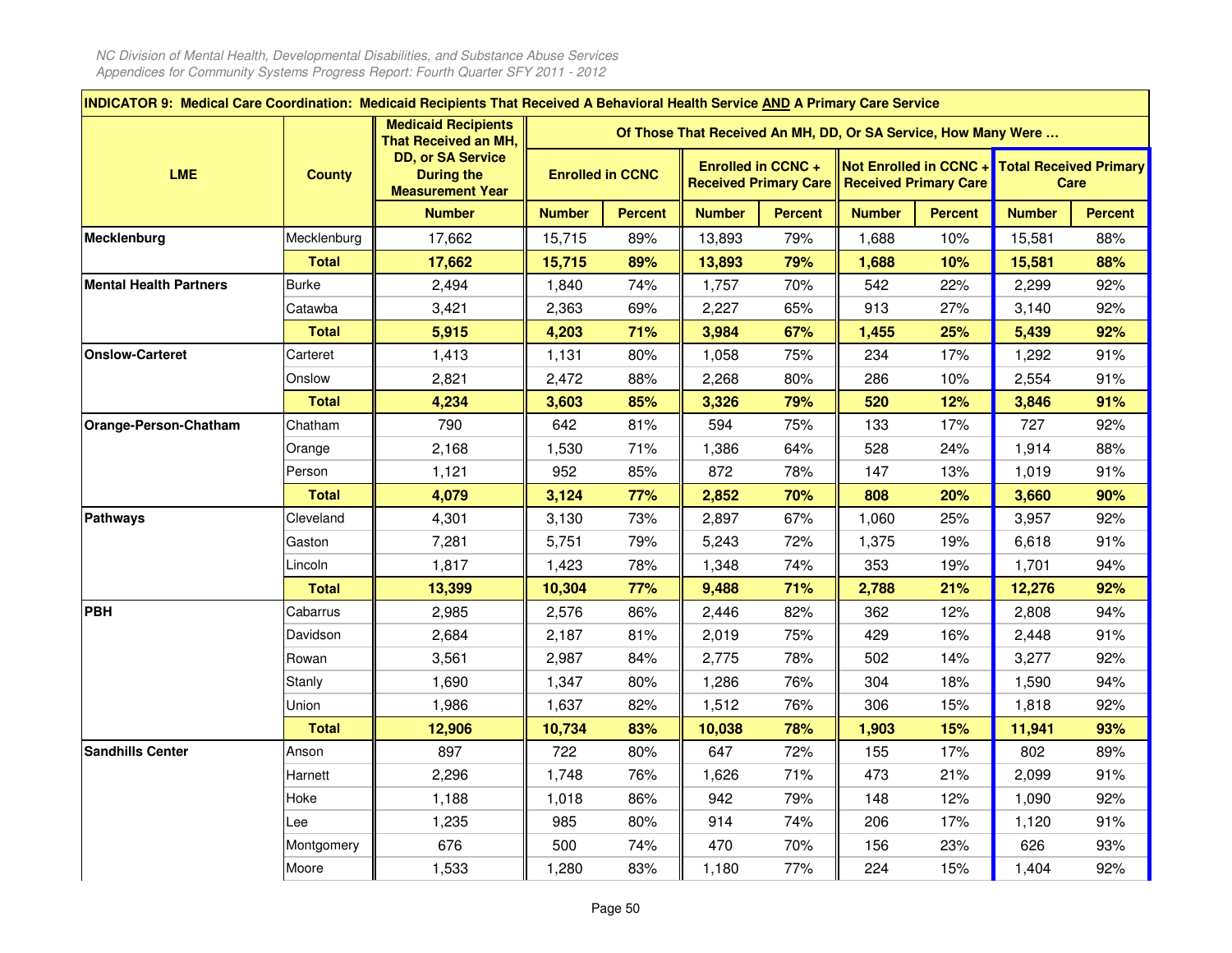## INDICATOR 9: Medical Care Coordination: Medicaid Recipients That Received A Behavioral Health Service AND A Primary Care Service

| LME | County | Medicaid Recipients That Received an MH, DD, or SA Service During the Measurement Year | Of Those That Received An MH, DD, Or SA Service, How Many Were … | | | | | | | |
|---|---|---|---|---|---|---|---|---|---|---|
| | | | Enrolled in CCNC | | Enrolled in CCNC + Received Primary Care | | Not Enrolled in CCNC + Received Primary Care | | Total Received Primary Care | |
| | | Number | Number | Percent | Number | Percent | Number | Percent | Number | Percent |
| **Mecklenburg** | Mecklenburg | 17,662 | 15,715 | 89% | 13,893 | 79% | 1,688 | 10% | 15,581 | 88% |
| | **Total** | **17,662** | **15,715** | **89%** | **13,893** | **79%** | **1,688** | **10%** | **15,581** | **88%** |
| **Mental Health Partners** | Burke | 2,494 | 1,840 | 74% | 1,757 | 70% | 542 | 22% | 2,299 | 92% |
| | Catawba | 3,421 | 2,363 | 69% | 2,227 | 65% | 913 | 27% | 3,140 | 92% |
| | **Total** | **5,915** | **4,203** | **71%** | **3,984** | **67%** | **1,455** | **25%** | **5,439** | **92%** |
| **Onslow-Carteret** | Carteret | 1,413 | 1,131 | 80% | 1,058 | 75% | 234 | 17% | 1,292 | 91% |
| | Onslow | 2,821 | 2,472 | 88% | 2,268 | 80% | 286 | 10% | 2,554 | 91% |
| | **Total** | **4,234** | **3,603** | **85%** | **3,326** | **79%** | **520** | **12%** | **3,846** | **91%** |
| **Orange-Person-Chatham** | Chatham | 790 | 642 | 81% | 594 | 75% | 133 | 17% | 727 | 92% |
| | Orange | 2,168 | 1,530 | 71% | 1,386 | 64% | 528 | 24% | 1,914 | 88% |
| | Person | 1,121 | 952 | 85% | 872 | 78% | 147 | 13% | 1,019 | 91% |
| | **Total** | **4,079** | **3,124** | **77%** | **2,852** | **70%** | **808** | **20%** | **3,660** | **90%** |
| **Pathways** | Cleveland | 4,301 | 3,130 | 73% | 2,897 | 67% | 1,060 | 25% | 3,957 | 92% |
| | Gaston | 7,281 | 5,751 | 79% | 5,243 | 72% | 1,375 | 19% | 6,618 | 91% |
| | Lincoln | 1,817 | 1,423 | 78% | 1,348 | 74% | 353 | 19% | 1,701 | 94% |
| | **Total** | **13,399** | **10,304** | **77%** | **9,488** | **71%** | **2,788** | **21%** | **12,276** | **92%** |
| **PBH** | Cabarrus | 2,985 | 2,576 | 86% | 2,446 | 82% | 362 | 12% | 2,808 | 94% |
| | Davidson | 2,684 | 2,187 | 81% | 2,019 | 75% | 429 | 16% | 2,448 | 91% |
| | Rowan | 3,561 | 2,987 | 84% | 2,775 | 78% | 502 | 14% | 3,277 | 92% |
| | Stanly | 1,690 | 1,347 | 80% | 1,286 | 76% | 304 | 18% | 1,590 | 94% |
| | Union | 1,986 | 1,637 | 82% | 1,512 | 76% | 306 | 15% | 1,818 | 92% |
| | **Total** | **12,906** | **10,734** | **83%** | **10,038** | **78%** | **1,903** | **15%** | **11,941** | **93%** |
| **Sandhills Center** | Anson | 897 | 722 | 80% | 647 | 72% | 155 | 17% | 802 | 89% |
| | Harnett | 2,296 | 1,748 | 76% | 1,626 | 71% | 473 | 21% | 2,099 | 91% |
| | Hoke | 1,188 | 1,018 | 86% | 942 | 79% | 148 | 12% | 1,090 | 92% |
| | Lee | 1,235 | 985 | 80% | 914 | 74% | 206 | 17% | 1,120 | 91% |
| | Montgomery | 676 | 500 | 74% | 470 | 70% | 156 | 23% | 626 | 93% |
| | Moore | 1,533 | 1,280 | 83% | 1,180 | 77% | 224 | 15% | 1,404 | 92% |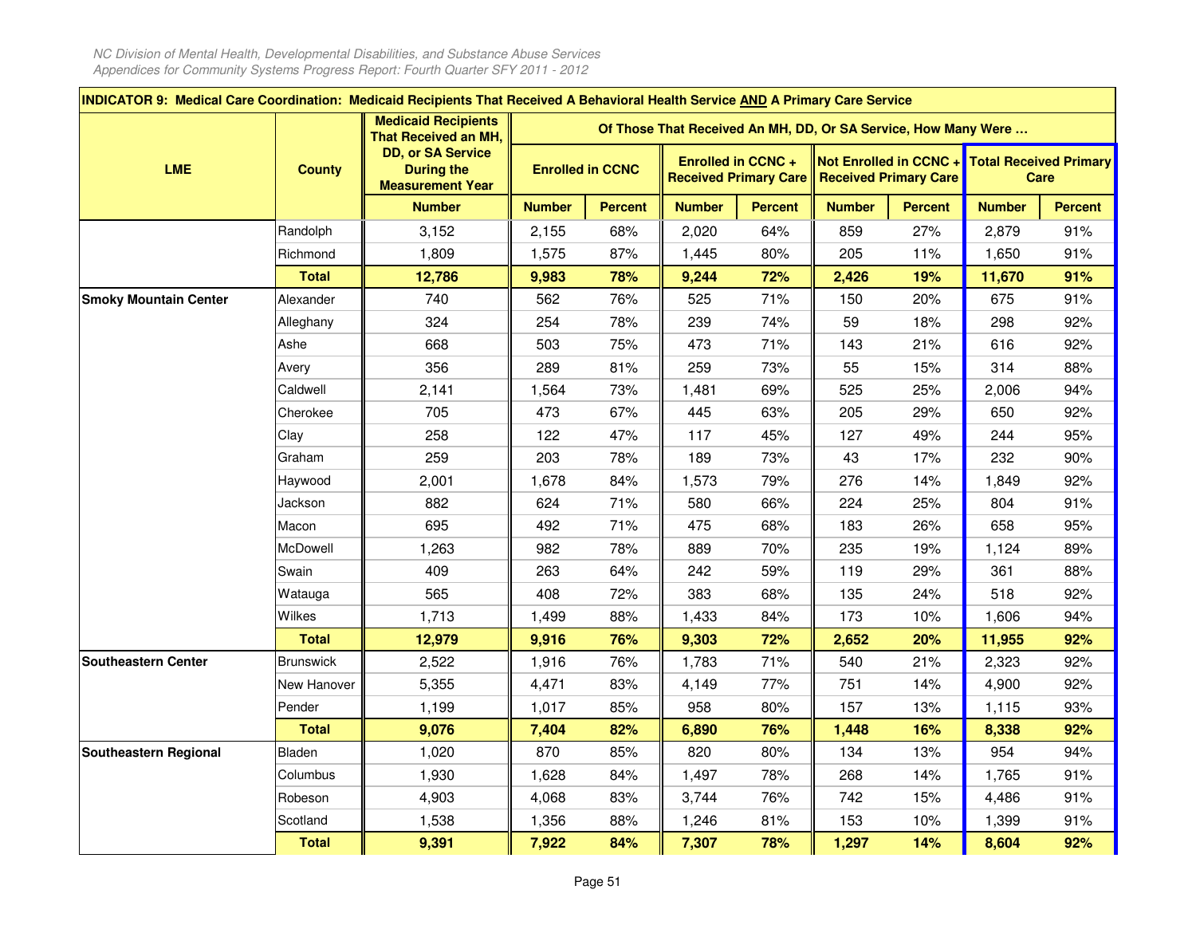| INDICATOR 9: Medical Care Coordination: Medicaid Recipients That Received A Behavioral Health Service AND A Primary Care Service | | | | | | | | | | |
|---|---|---|---|---|---|---|---|---|---|---|
| LME | County | Medicaid Recipients That Received an MH, DD, or SA Service During the Measurement Year | Of Those That Received An MH, DD, Or SA Service, How Many Were … | | | | | | | |
| | | | Enrolled in CCNC | | Enrolled in CCNC + Received Primary Care | | Not Enrolled in CCNC + Received Primary Care | | Total Received Primary Care | |
| | | Number | Number | Percent | Number | Percent | Number | Percent | Number | Percent |
| | Randolph | 3,152 | 2,155 | 68% | 2,020 | 64% | 859 | 27% | 2,879 | 91% |
| | Richmond | 1,809 | 1,575 | 87% | 1,445 | 80% | 205 | 11% | 1,650 | 91% |
| | **Total** | **12,786** | **9,983** | **78%** | **9,244** | **72%** | **2,426** | **19%** | **11,670** | **91%** |
| **Smoky Mountain Center** | Alexander | 740 | 562 | 76% | 525 | 71% | 150 | 20% | 675 | 91% |
| | Alleghany | 324 | 254 | 78% | 239 | 74% | 59 | 18% | 298 | 92% |
| | Ashe | 668 | 503 | 75% | 473 | 71% | 143 | 21% | 616 | 92% |
| | Avery | 356 | 289 | 81% | 259 | 73% | 55 | 15% | 314 | 88% |
| | Caldwell | 2,141 | 1,564 | 73% | 1,481 | 69% | 525 | 25% | 2,006 | 94% |
| | Cherokee | 705 | 473 | 67% | 445 | 63% | 205 | 29% | 650 | 92% |
| | Clay | 258 | 122 | 47% | 117 | 45% | 127 | 49% | 244 | 95% |
| | Graham | 259 | 203 | 78% | 189 | 73% | 43 | 17% | 232 | 90% |
| | Haywood | 2,001 | 1,678 | 84% | 1,573 | 79% | 276 | 14% | 1,849 | 92% |
| | Jackson | 882 | 624 | 71% | 580 | 66% | 224 | 25% | 804 | 91% |
| | Macon | 695 | 492 | 71% | 475 | 68% | 183 | 26% | 658 | 95% |
| | McDowell | 1,263 | 982 | 78% | 889 | 70% | 235 | 19% | 1,124 | 89% |
| | Swain | 409 | 263 | 64% | 242 | 59% | 119 | 29% | 361 | 88% |
| | Watauga | 565 | 408 | 72% | 383 | 68% | 135 | 24% | 518 | 92% |
| | Wilkes | 1,713 | 1,499 | 88% | 1,433 | 84% | 173 | 10% | 1,606 | 94% |
| | **Total** | **12,979** | **9,916** | **76%** | **9,303** | **72%** | **2,652** | **20%** | **11,955** | **92%** |
| **Southeastern Center** | Brunswick | 2,522 | 1,916 | 76% | 1,783 | 71% | 540 | 21% | 2,323 | 92% |
| | New Hanover | 5,355 | 4,471 | 83% | 4,149 | 77% | 751 | 14% | 4,900 | 92% |
| | Pender | 1,199 | 1,017 | 85% | 958 | 80% | 157 | 13% | 1,115 | 93% |
| | **Total** | **9,076** | **7,404** | **82%** | **6,890** | **76%** | **1,448** | **16%** | **8,338** | **92%** |
| **Southeastern Regional** | Bladen | 1,020 | 870 | 85% | 820 | 80% | 134 | 13% | 954 | 94% |
| | Columbus | 1,930 | 1,628 | 84% | 1,497 | 78% | 268 | 14% | 1,765 | 91% |
| | Robeson | 4,903 | 4,068 | 83% | 3,744 | 76% | 742 | 15% | 4,486 | 91% |
| | Scotland | 1,538 | 1,356 | 88% | 1,246 | 81% | 153 | 10% | 1,399 | 91% |
| | **Total** | **9,391** | **7,922** | **84%** | **7,307** | **78%** | **1,297** | **14%** | **8,604** | **92%** |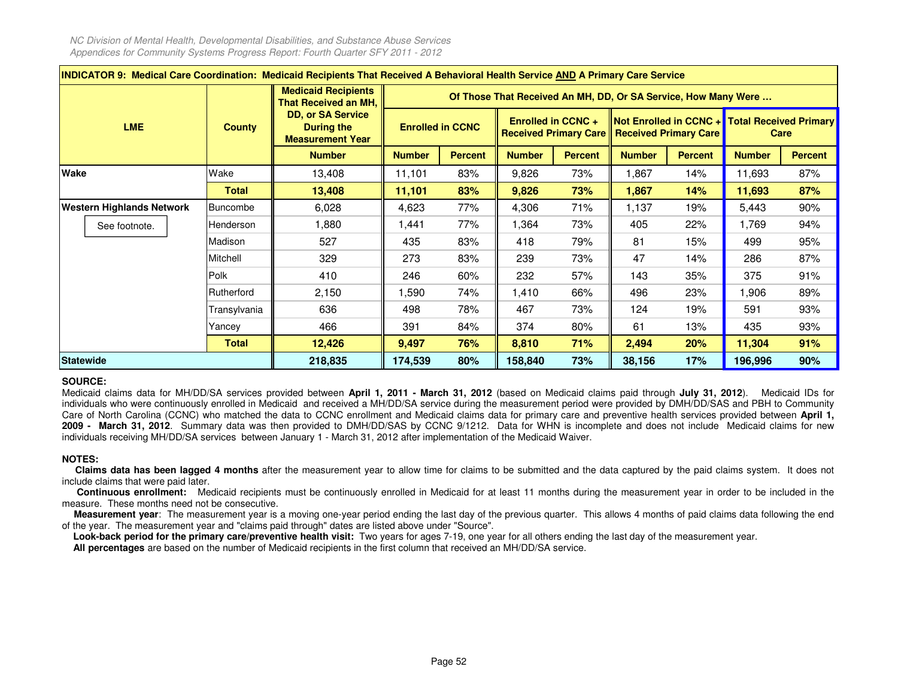NC Division of Mental Health, Developmental Disabilities, and Substance Abuse Services
Appendices for Community Systems Progress Report: Fourth Quarter SFY 2011 - 2012

**INDICATOR 9: Medical Care Coordination: Medicaid Recipients That Received A Behavioral Health Service AND A Primary Care Service**

| LME | County | Medicaid Recipients That Received an MH, DD, or SA Service During the Measurement Year | Of Those That Received An MH, DD, Or SA Service, How Many Were … | | | | | | | |
|---|---|---|---|---|---|---|---|---|---|---|
| | | | Enrolled in CCNC | | Enrolled in CCNC + Received Primary Care | | Not Enrolled in CCNC + Received Primary Care | | Total Received Primary Care | |
| | | Number | Number | Percent | Number | Percent | Number | Percent | Number | Percent |
| Wake | Wake | 13,408 | 11,101 | 83% | 9,826 | 73% | 1,867 | 14% | 11,693 | 87% |
| | **Total** | **13,408** | **11,101** | **83%** | **9,826** | **73%** | **1,867** | **14%** | **11,693** | **87%** |
| Western Highlands Network | Buncombe | 6,028 | 4,623 | 77% | 4,306 | 71% | 1,137 | 19% | 5,443 | 90% |
| See footnote. | Henderson | 1,880 | 1,441 | 77% | 1,364 | 73% | 405 | 22% | 1,769 | 94% |
| | Madison | 527 | 435 | 83% | 418 | 79% | 81 | 15% | 499 | 95% |
| | Mitchell | 329 | 273 | 83% | 239 | 73% | 47 | 14% | 286 | 87% |
| | Polk | 410 | 246 | 60% | 232 | 57% | 143 | 35% | 375 | 91% |
| | Rutherford | 2,150 | 1,590 | 74% | 1,410 | 66% | 496 | 23% | 1,906 | 89% |
| | Transylvania | 636 | 498 | 78% | 467 | 73% | 124 | 19% | 591 | 93% |
| | Yancey | 466 | 391 | 84% | 374 | 80% | 61 | 13% | 435 | 93% |
| | **Total** | **12,426** | **9,497** | **76%** | **8,810** | **71%** | **2,494** | **20%** | **11,304** | **91%** |
| **Statewide** | | **218,835** | **174,539** | **80%** | **158,840** | **73%** | **38,156** | **17%** | **196,996** | **90%** |

**SOURCE:**

Medicaid claims data for MH/DD/SA services provided between **April 1, 2011 - March 31, 2012** (based on Medicaid claims paid through **July 31, 2012**). Medicaid IDs for individuals who were continuously enrolled in Medicaid and received a MH/DD/SA service during the measurement period were provided by DMH/DD/SAS and PBH to Community Care of North Carolina (CCNC) who matched the data to CCNC enrollment and Medicaid claims data for primary care and preventive health services provided between **April 1, 2009 - March 31, 2012**. Summary data was then provided to DMH/DD/SAS by CCNC 9/1212. Data for WHN is incomplete and does not include Medicaid claims for new individuals receiving MH/DD/SA services between January 1 - March 31, 2012 after implementation of the Medicaid Waiver.

**NOTES:**

**Claims data has been lagged 4 months** after the measurement year to allow time for claims to be submitted and the data captured by the paid claims system. It does not include claims that were paid later.

**Continuous enrollment:** Medicaid recipients must be continuously enrolled in Medicaid for at least 11 months during the measurement year in order to be included in the measure. These months need not be consecutive.

**Measurement year**: The measurement year is a moving one-year period ending the last day of the previous quarter. This allows 4 months of paid claims data following the end of the year. The measurement year and "claims paid through" dates are listed above under "Source".

**Look-back period for the primary care/preventive health visit:** Two years for ages 7-19, one year for all others ending the last day of the measurement year.

**All percentages** are based on the number of Medicaid recipients in the first column that received an MH/DD/SA service.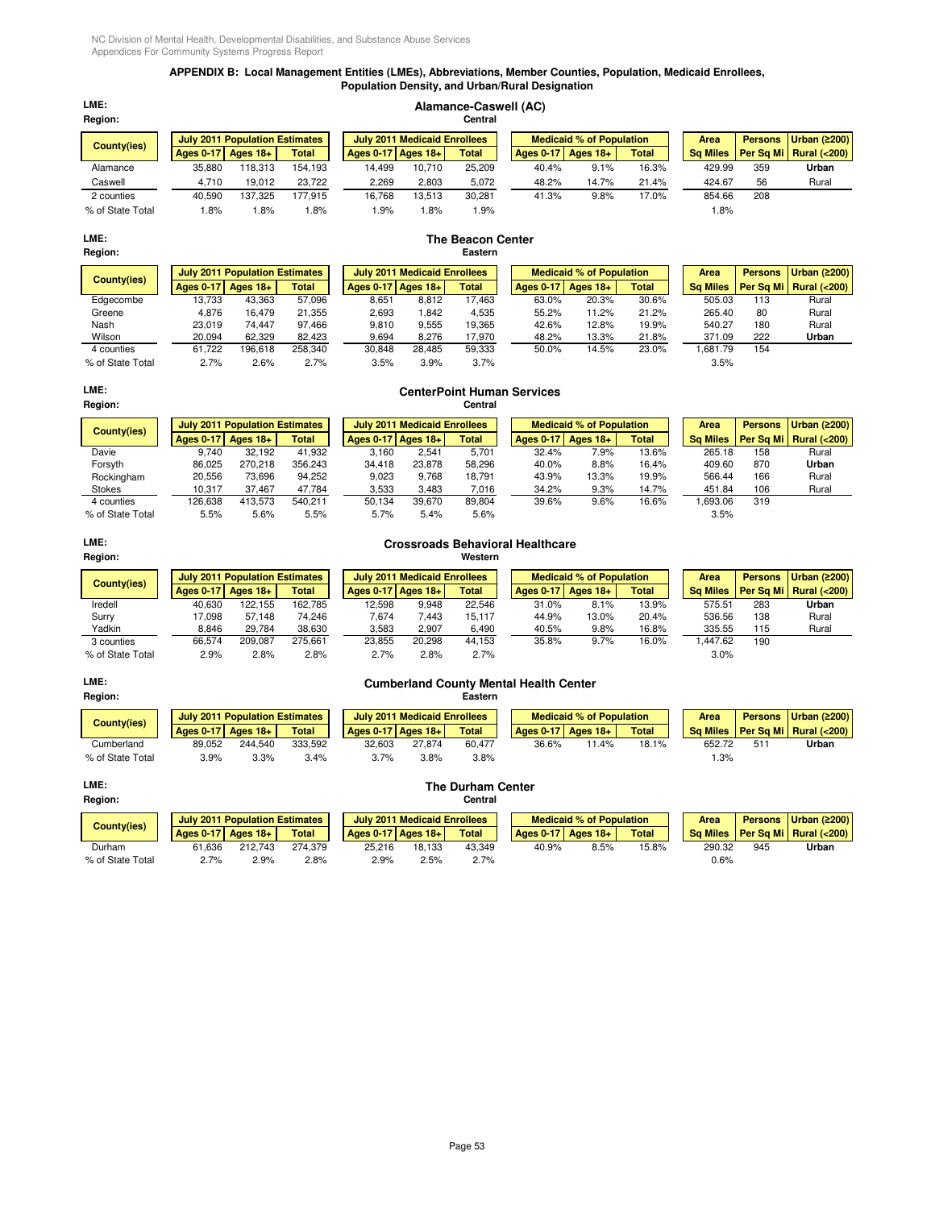NC Division of Mental Health, Developmental Disabilities, and Substance Abuse Services
Appendices For Community Systems Progress Report

## APPENDIX B: Local Management Entities (LMEs), Abbreviations, Member Counties, Population, Medicaid Enrollees, Population Density, and Urban/Rural Designation

**LME:** Alamance-Caswell (AC)
**Region:** Central

| County(ies) | July 2011 Population Estimates | | | July 2011 Medicaid Enrollees | | | Medicaid % of Population | | | Area | Persons | Urban (≥200) |
|---|---|---|---|---|---|---|---|---|---|---|---|---|
| | Ages 0-17 | Ages 18+ | Total | Ages 0-17 | Ages 18+ | Total | Ages 0-17 | Ages 18+ | Total | Sq Miles | Per Sq Mi | Rural (<200) |
| Alamance | 35,880 | 118,313 | 154,193 | 14,499 | 10,710 | 25,209 | 40.4% | 9.1% | 16.3% | 429.99 | 359 | Urban |
| Caswell | 4,710 | 19,012 | 23,722 | 2,269 | 2,803 | 5,072 | 48.2% | 14.7% | 21.4% | 424.67 | 56 | Rural |
| 2 counties | 40,590 | 137,325 | 177,915 | 16,768 | 13,513 | 30,281 | 41.3% | 9.8% | 17.0% | 854.66 | 208 | |
| % of State Total | 1.8% | 1.8% | 1.8% | 1.9% | 1.8% | 1.9% | | | | 1.8% | | |

**LME:** The Beacon Center
**Region:** Eastern

| County(ies) | July 2011 Population Estimates | | | July 2011 Medicaid Enrollees | | | Medicaid % of Population | | | Area | Persons | Urban (≥200) |
|---|---|---|---|---|---|---|---|---|---|---|---|---|
| | Ages 0-17 | Ages 18+ | Total | Ages 0-17 | Ages 18+ | Total | Ages 0-17 | Ages 18+ | Total | Sq Miles | Per Sq Mi | Rural (<200) |
| Edgecombe | 13,733 | 43,363 | 57,096 | 8,651 | 8,812 | 17,463 | 63.0% | 20.3% | 30.6% | 505.03 | 113 | Rural |
| Greene | 4,876 | 16,479 | 21,355 | 2,693 | 1,842 | 4,535 | 55.2% | 11.2% | 21.2% | 265.40 | 80 | Rural |
| Nash | 23,019 | 74,447 | 97,466 | 9,810 | 9,555 | 19,365 | 42.6% | 12.8% | 19.9% | 540.27 | 180 | Rural |
| Wilson | 20,094 | 62,329 | 82,423 | 9,694 | 8,276 | 17,970 | 48.2% | 13.3% | 21.8% | 371.09 | 222 | Urban |
| 4 counties | 61,722 | 196,618 | 258,340 | 30,848 | 28,485 | 59,333 | 50.0% | 14.5% | 23.0% | 1,681.79 | 154 | |
| % of State Total | 2.7% | 2.6% | 2.7% | 3.5% | 3.9% | 3.7% | | | | 3.5% | | |

**LME:** CenterPoint Human Services
**Region:** Central

| County(ies) | July 2011 Population Estimates | | | July 2011 Medicaid Enrollees | | | Medicaid % of Population | | | Area | Persons | Urban (≥200) |
|---|---|---|---|---|---|---|---|---|---|---|---|---|
| | Ages 0-17 | Ages 18+ | Total | Ages 0-17 | Ages 18+ | Total | Ages 0-17 | Ages 18+ | Total | Sq Miles | Per Sq Mi | Rural (<200) |
| Davie | 9,740 | 32,192 | 41,932 | 3,160 | 2,541 | 5,701 | 32.4% | 7.9% | 13.6% | 265.18 | 158 | Rural |
| Forsyth | 86,025 | 270,218 | 356,243 | 34,418 | 23,878 | 58,296 | 40.0% | 8.8% | 16.4% | 409.60 | 870 | Urban |
| Rockingham | 20,556 | 73,696 | 94,252 | 9,023 | 9,768 | 18,791 | 43.9% | 13.3% | 19.9% | 566.44 | 166 | Rural |
| Stokes | 10,317 | 37,467 | 47,784 | 3,533 | 3,483 | 7,016 | 34.2% | 9.3% | 14.7% | 451.84 | 106 | Rural |
| 4 counties | 126,638 | 413,573 | 540,211 | 50,134 | 39,670 | 89,804 | 39.6% | 9.6% | 16.6% | 1,693.06 | 319 | |
| % of State Total | 5.5% | 5.6% | 5.5% | 5.7% | 5.4% | 5.6% | | | | 3.5% | | |

**LME:** Crossroads Behavioral Healthcare
**Region:** Western

| County(ies) | July 2011 Population Estimates | | | July 2011 Medicaid Enrollees | | | Medicaid % of Population | | | Area | Persons | Urban (≥200) |
|---|---|---|---|---|---|---|---|---|---|---|---|---|
| | Ages 0-17 | Ages 18+ | Total | Ages 0-17 | Ages 18+ | Total | Ages 0-17 | Ages 18+ | Total | Sq Miles | Per Sq Mi | Rural (<200) |
| Iredell | 40,630 | 122,155 | 162,785 | 12,598 | 9,948 | 22,546 | 31.0% | 8.1% | 13.9% | 575.51 | 283 | Urban |
| Surry | 17,098 | 57,148 | 74,246 | 7,674 | 7,443 | 15,117 | 44.9% | 13.0% | 20.4% | 536.56 | 138 | Rural |
| Yadkin | 8,846 | 29,784 | 38,630 | 3,583 | 2,907 | 6,490 | 40.5% | 9.8% | 16.8% | 335.55 | 115 | Rural |
| 3 counties | 66,574 | 209,087 | 275,661 | 23,855 | 20,298 | 44,153 | 35.8% | 9.7% | 16.0% | 1,447.62 | 190 | |
| % of State Total | 2.9% | 2.8% | 2.8% | 2.7% | 2.8% | 2.7% | | | | 3.0% | | |

**LME:** Cumberland County Mental Health Center
**Region:** Eastern

| County(ies) | July 2011 Population Estimates | | | July 2011 Medicaid Enrollees | | | Medicaid % of Population | | | Area | Persons | Urban (≥200) |
|---|---|---|---|---|---|---|---|---|---|---|---|---|
| | Ages 0-17 | Ages 18+ | Total | Ages 0-17 | Ages 18+ | Total | Ages 0-17 | Ages 18+ | Total | Sq Miles | Per Sq Mi | Rural (<200) |
| Cumberland | 89,052 | 244,540 | 333,592 | 32,603 | 27,874 | 60,477 | 36.6% | 11.4% | 18.1% | 652.72 | 511 | Urban |
| % of State Total | 3.9% | 3.3% | 3.4% | 3.7% | 3.8% | 3.8% | | | | 1.3% | | |

**LME:** The Durham Center
**Region:** Central

| County(ies) | July 2011 Population Estimates | | | July 2011 Medicaid Enrollees | | | Medicaid % of Population | | | Area | Persons | Urban (≥200) |
|---|---|---|---|---|---|---|---|---|---|---|---|---|
| | Ages 0-17 | Ages 18+ | Total | Ages 0-17 | Ages 18+ | Total | Ages 0-17 | Ages 18+ | Total | Sq Miles | Per Sq Mi | Rural (<200) |
| Durham | 61,636 | 212,743 | 274,379 | 25,216 | 18,133 | 43,349 | 40.9% | 8.5% | 15.8% | 290.32 | 945 | Urban |
| % of State Total | 2.7% | 2.9% | 2.8% | 2.9% | 2.5% | 2.7% | | | | 0.6% | | |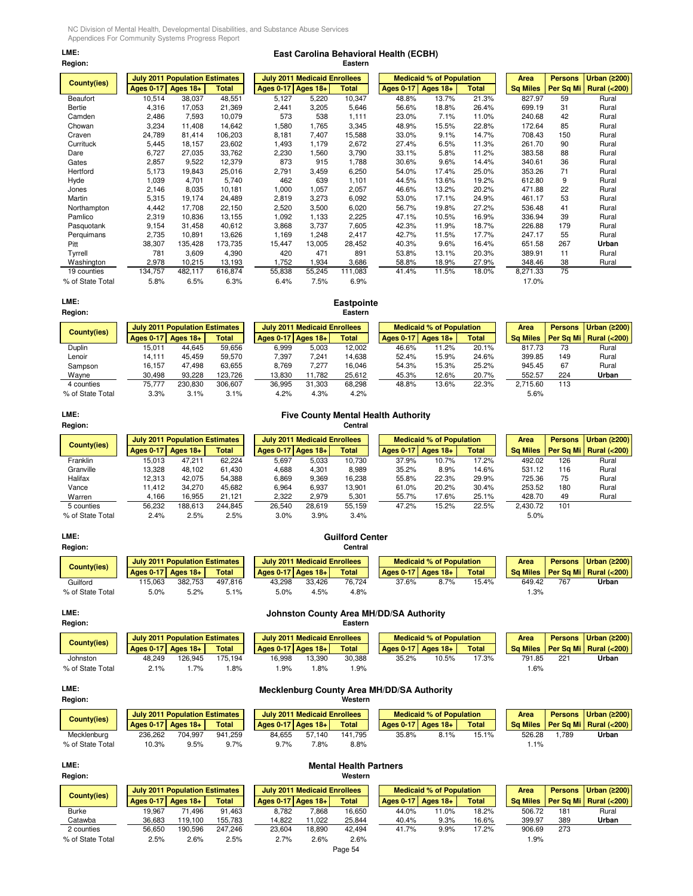**LME:** East Carolina Behavioral Health (ECBH)
**Region:** Eastern

| County(ies) | July 2011 Population Estimates | | | July 2011 Medicaid Enrollees | | | Medicaid % of Population | | | Area | Persons | Urban (≥200) |
|---|---|---|---|---|---|---|---|---|---|---|---|---|
| | Ages 0-17 | Ages 18+ | Total | Ages 0-17 | Ages 18+ | Total | Ages 0-17 | Ages 18+ | Total | Sq Miles | Per Sq Mi | Rural (<200) |
| Beaufort | 10,514 | 38,037 | 48,551 | 5,127 | 5,220 | 10,347 | 48.8% | 13.7% | 21.3% | 827.97 | 59 | Rural |
| Bertie | 4,316 | 17,053 | 21,369 | 2,441 | 3,205 | 5,646 | 56.6% | 18.8% | 26.4% | 699.19 | 31 | Rural |
| Camden | 2,486 | 7,593 | 10,079 | 573 | 538 | 1,111 | 23.0% | 7.1% | 11.0% | 240.68 | 42 | Rural |
| Chowan | 3,234 | 11,408 | 14,642 | 1,580 | 1,765 | 3,345 | 48.9% | 15.5% | 22.8% | 172.64 | 85 | Rural |
| Craven | 24,789 | 81,414 | 106,203 | 8,181 | 7,407 | 15,588 | 33.0% | 9.1% | 14.7% | 708.43 | 150 | Rural |
| Currituck | 5,445 | 18,157 | 23,602 | 1,493 | 1,179 | 2,672 | 27.4% | 6.5% | 11.3% | 261.70 | 90 | Rural |
| Dare | 6,727 | 27,035 | 33,762 | 2,230 | 1,560 | 3,790 | 33.1% | 5.8% | 11.2% | 383.58 | 88 | Rural |
| Gates | 2,857 | 9,522 | 12,379 | 873 | 915 | 1,788 | 30.6% | 9.6% | 14.4% | 340.61 | 36 | Rural |
| Hertford | 5,173 | 19,843 | 25,016 | 2,791 | 3,459 | 6,250 | 54.0% | 17.4% | 25.0% | 353.26 | 71 | Rural |
| Hyde | 1,039 | 4,701 | 5,740 | 462 | 639 | 1,101 | 44.5% | 13.6% | 19.2% | 612.80 | 9 | Rural |
| Jones | 2,146 | 8,035 | 10,181 | 1,000 | 1,057 | 2,057 | 46.6% | 13.2% | 20.2% | 471.88 | 22 | Rural |
| Martin | 5,315 | 19,174 | 24,489 | 2,819 | 3,273 | 6,092 | 53.0% | 17.1% | 24.9% | 461.17 | 53 | Rural |
| Northampton | 4,442 | 17,708 | 22,150 | 2,520 | 3,500 | 6,020 | 56.7% | 19.8% | 27.2% | 536.48 | 41 | Rural |
| Pamlico | 2,319 | 10,836 | 13,155 | 1,092 | 1,133 | 2,225 | 47.1% | 10.5% | 16.9% | 336.94 | 39 | Rural |
| Pasquotank | 9,154 | 31,458 | 40,612 | 3,868 | 3,737 | 7,605 | 42.3% | 11.9% | 18.7% | 226.88 | 179 | Rural |
| Perquimans | 2,735 | 10,891 | 13,626 | 1,169 | 1,248 | 2,417 | 42.7% | 11.5% | 17.7% | 247.17 | 55 | Rural |
| Pitt | 38,307 | 135,428 | 173,735 | 15,447 | 13,005 | 28,452 | 40.3% | 9.6% | 16.4% | 651.58 | 267 | **Urban** |
| Tyrrell | 781 | 3,609 | 4,390 | 420 | 471 | 891 | 53.8% | 13.1% | 20.3% | 389.91 | 11 | Rural |
| Washington | 2,978 | 10,215 | 13,193 | 1,752 | 1,934 | 3,686 | 58.8% | 18.9% | 27.9% | 348.46 | 38 | Rural |
| 19 counties | 134,757 | 482,117 | 616,874 | 55,838 | 55,245 | 111,083 | 41.4% | 11.5% | 18.0% | 8,271.33 | 75 | |
| % of State Total | 5.8% | 6.5% | 6.3% | 6.4% | 7.5% | 6.9% | | | | 17.0% | | |

**LME:** Eastpointe
**Region:** Eastern

| County(ies) | July 2011 Population Estimates | | | July 2011 Medicaid Enrollees | | | Medicaid % of Population | | | Area | Persons | Urban (≥200) |
|---|---|---|---|---|---|---|---|---|---|---|---|---|
| | Ages 0-17 | Ages 18+ | Total | Ages 0-17 | Ages 18+ | Total | Ages 0-17 | Ages 18+ | Total | Sq Miles | Per Sq Mi | Rural (<200) |
| Duplin | 15,011 | 44,645 | 59,656 | 6,999 | 5,003 | 12,002 | 46.6% | 11.2% | 20.1% | 817.73 | 73 | Rural |
| Lenoir | 14,111 | 45,459 | 59,570 | 7,397 | 7,241 | 14,638 | 52.4% | 15.9% | 24.6% | 399.85 | 149 | Rural |
| Sampson | 16,157 | 47,498 | 63,655 | 8,769 | 7,277 | 16,046 | 54.3% | 15.3% | 25.2% | 945.45 | 67 | Rural |
| Wayne | 30,498 | 93,228 | 123,726 | 13,830 | 11,782 | 25,612 | 45.3% | 12.6% | 20.7% | 552.57 | 224 | **Urban** |
| 4 counties | 75,777 | 230,830 | 306,607 | 36,995 | 31,303 | 68,298 | 48.8% | 13.6% | 22.3% | 2,715.60 | 113 | |
| % of State Total | 3.3% | 3.1% | 3.1% | 4.2% | 4.3% | 4.2% | | | | 5.6% | | |

**LME:** Five County Mental Health Authority
**Region:** Central

| County(ies) | July 2011 Population Estimates | | | July 2011 Medicaid Enrollees | | | Medicaid % of Population | | | Area | Persons | Urban (≥200) |
|---|---|---|---|---|---|---|---|---|---|---|---|---|
| | Ages 0-17 | Ages 18+ | Total | Ages 0-17 | Ages 18+ | Total | Ages 0-17 | Ages 18+ | Total | Sq Miles | Per Sq Mi | Rural (<200) |
| Franklin | 15,013 | 47,211 | 62,224 | 5,697 | 5,033 | 10,730 | 37.9% | 10.7% | 17.2% | 492.02 | 126 | Rural |
| Granville | 13,328 | 48,102 | 61,430 | 4,688 | 4,301 | 8,989 | 35.2% | 8.9% | 14.6% | 531.12 | 116 | Rural |
| Halifax | 12,313 | 42,075 | 54,388 | 6,869 | 9,369 | 16,238 | 55.8% | 22.3% | 29.9% | 725.36 | 75 | Rural |
| Vance | 11,412 | 34,270 | 45,682 | 6,964 | 6,937 | 13,901 | 61.0% | 20.2% | 30.4% | 253.52 | 180 | Rural |
| Warren | 4,166 | 16,955 | 21,121 | 2,322 | 2,979 | 5,301 | 55.7% | 17.6% | 25.1% | 428.70 | 49 | Rural |
| 5 counties | 56,232 | 188,613 | 244,845 | 26,540 | 28,619 | 55,159 | 47.2% | 15.2% | 22.5% | 2,430.72 | 101 | |
| % of State Total | 2.4% | 2.5% | 2.5% | 3.0% | 3.9% | 3.4% | | | | 5.0% | | |

**LME:** Guilford Center
**Region:** Central

| County(ies) | July 2011 Population Estimates | | | July 2011 Medicaid Enrollees | | | Medicaid % of Population | | | Area | Persons | Urban (≥200) |
|---|---|---|---|---|---|---|---|---|---|---|---|---|
| | Ages 0-17 | Ages 18+ | Total | Ages 0-17 | Ages 18+ | Total | Ages 0-17 | Ages 18+ | Total | Sq Miles | Per Sq Mi | Rural (<200) |
| Guilford | 115,063 | 382,753 | 497,816 | 43,298 | 33,426 | 76,724 | 37.6% | 8.7% | 15.4% | 649.42 | 767 | **Urban** |
| % of State Total | 5.0% | 5.2% | 5.1% | 5.0% | 4.5% | 4.8% | | | | 1.3% | | |

**LME:** Johnston County Area MH/DD/SA Authority
**Region:** Eastern

| County(ies) | July 2011 Population Estimates | | | July 2011 Medicaid Enrollees | | | Medicaid % of Population | | | Area | Persons | Urban (≥200) |
|---|---|---|---|---|---|---|---|---|---|---|---|---|
| | Ages 0-17 | Ages 18+ | Total | Ages 0-17 | Ages 18+ | Total | Ages 0-17 | Ages 18+ | Total | Sq Miles | Per Sq Mi | Rural (<200) |
| Johnston | 48,249 | 126,945 | 175,194 | 16,998 | 13,390 | 30,388 | 35.2% | 10.5% | 17.3% | 791.85 | 221 | **Urban** |
| % of State Total | 2.1% | 1.7% | 1.8% | 1.9% | 1.8% | 1.9% | | | | 1.6% | | |

**LME:** Mecklenburg County Area MH/DD/SA Authority
**Region:** Western

| County(ies) | July 2011 Population Estimates | | | July 2011 Medicaid Enrollees | | | Medicaid % of Population | | | Area | Persons | Urban (≥200) |
|---|---|---|---|---|---|---|---|---|---|---|---|---|
| | Ages 0-17 | Ages 18+ | Total | Ages 0-17 | Ages 18+ | Total | Ages 0-17 | Ages 18+ | Total | Sq Miles | Per Sq Mi | Rural (<200) |
| Mecklenburg | 236,262 | 704,997 | 941,259 | 84,655 | 57,140 | 141,795 | 35.8% | 8.1% | 15.1% | 526.28 | 1,789 | **Urban** |
| % of State Total | 10.3% | 9.5% | 9.7% | 9.7% | 7.8% | 8.8% | | | | 1.1% | | |

**LME:** Mental Health Partners
**Region:** Western

| County(ies) | July 2011 Population Estimates | | | July 2011 Medicaid Enrollees | | | Medicaid % of Population | | | Area | Persons | Urban (≥200) |
|---|---|---|---|---|---|---|---|---|---|---|---|---|
| | Ages 0-17 | Ages 18+ | Total | Ages 0-17 | Ages 18+ | Total | Ages 0-17 | Ages 18+ | Total | Sq Miles | Per Sq Mi | Rural (<200) |
| Burke | 19,967 | 71,496 | 91,463 | 8,782 | 7,868 | 16,650 | 44.0% | 11.0% | 18.2% | 506.72 | 181 | Rural |
| Catawba | 36,683 | 119,100 | 155,783 | 14,822 | 11,022 | 25,844 | 40.4% | 9.3% | 16.6% | 399.97 | 389 | **Urban** |
| 2 counties | 56,650 | 190,596 | 247,246 | 23,604 | 18,890 | 42,494 | 41.7% | 9.9% | 17.2% | 906.69 | 273 | |
| % of State Total | 2.5% | 2.6% | 2.5% | 2.7% | 2.6% | 2.6% | | | | 1.9% | | |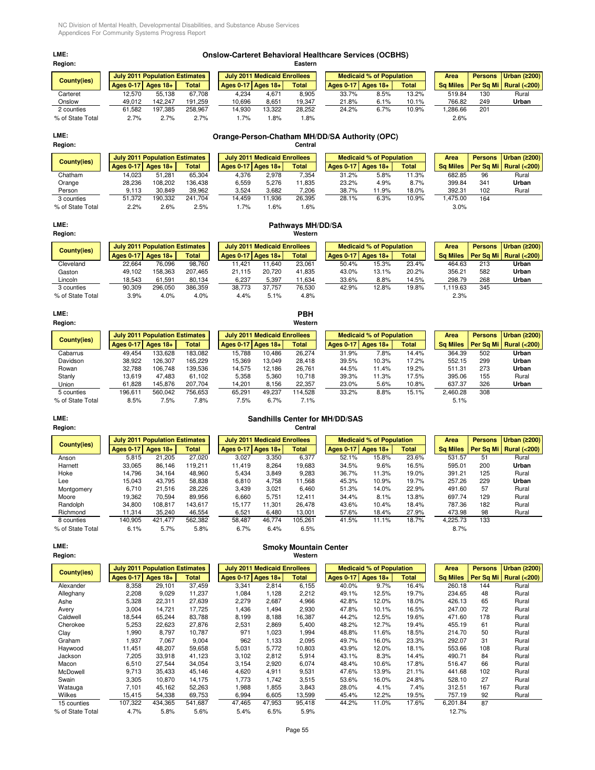**LME:** Onslow-Carteret Behavioral Healthcare Services (OCBHS)
**Region:** Eastern

| County(ies) | July 2011 Population Estimates | | | July 2011 Medicaid Enrollees | | | Medicaid % of Population | | | Area | Persons | Urban (≥200) |
|---|---|---|---|---|---|---|---|---|---|---|---|---|
| | Ages 0-17 | Ages 18+ | Total | Ages 0-17 | Ages 18+ | Total | Ages 0-17 | Ages 18+ | Total | Sq Miles | Per Sq Mi | Rural (<200) |
| Carteret | 12,570 | 55,138 | 67,708 | 4,234 | 4,671 | 8,905 | 33.7% | 8.5% | 13.2% | 519.84 | 130 | Rural |
| Onslow | 49,012 | 142,247 | 191,259 | 10,696 | 8,651 | 19,347 | 21.8% | 6.1% | 10.1% | 766.82 | 249 | **Urban** |
| 2 counties | 61,582 | 197,385 | 258,967 | 14,930 | 13,322 | 28,252 | 24.2% | 6.7% | 10.9% | 1,286.66 | 201 | |
| % of State Total | 2.7% | 2.7% | 2.7% | 1.7% | 1.8% | 1.8% | | | | 2.6% | | |

**LME:** Orange-Person-Chatham MH/DD/SA Authority (OPC)
**Region:** Central

| County(ies) | July 2011 Population Estimates | | | July 2011 Medicaid Enrollees | | | Medicaid % of Population | | | Area | Persons | Urban (≥200) |
|---|---|---|---|---|---|---|---|---|---|---|---|---|
| | Ages 0-17 | Ages 18+ | Total | Ages 0-17 | Ages 18+ | Total | Ages 0-17 | Ages 18+ | Total | Sq Miles | Per Sq Mi | Rural (<200) |
| Chatham | 14,023 | 51,281 | 65,304 | 4,376 | 2,978 | 7,354 | 31.2% | 5.8% | 11.3% | 682.85 | 96 | Rural |
| Orange | 28,236 | 108,202 | 136,438 | 6,559 | 5,276 | 11,835 | 23.2% | 4.9% | 8.7% | 399.84 | 341 | **Urban** |
| Person | 9,113 | 30,849 | 39,962 | 3,524 | 3,682 | 7,206 | 38.7% | 11.9% | 18.0% | 392.31 | 102 | Rural |
| 3 counties | 51,372 | 190,332 | 241,704 | 14,459 | 11,936 | 26,395 | 28.1% | 6.3% | 10.9% | 1,475.00 | 164 | |
| % of State Total | 2.2% | 2.6% | 2.5% | 1.7% | 1.6% | 1.6% | | | | 3.0% | | |

**LME:** Pathways MH/DD/SA
**Region:** Western

| County(ies) | July 2011 Population Estimates | | | July 2011 Medicaid Enrollees | | | Medicaid % of Population | | | Area | Persons | Urban (≥200) |
|---|---|---|---|---|---|---|---|---|---|---|---|---|
| | Ages 0-17 | Ages 18+ | Total | Ages 0-17 | Ages 18+ | Total | Ages 0-17 | Ages 18+ | Total | Sq Miles | Per Sq Mi | Rural (<200) |
| Cleveland | 22,664 | 76,096 | 98,760 | 11,421 | 11,640 | 23,061 | 50.4% | 15.3% | 23.4% | 464.63 | 213 | **Urban** |
| Gaston | 49,102 | 158,363 | 207,465 | 21,115 | 20,720 | 41,835 | 43.0% | 13.1% | 20.2% | 356.21 | 582 | **Urban** |
| Lincoln | 18,543 | 61,591 | 80,134 | 6,237 | 5,397 | 11,634 | 33.6% | 8.8% | 14.5% | 298.79 | 268 | **Urban** |
| 3 counties | 90,309 | 296,050 | 386,359 | 38,773 | 37,757 | 76,530 | 42.9% | 12.8% | 19.8% | 1,119.63 | 345 | |
| % of State Total | 3.9% | 4.0% | 4.0% | 4.4% | 5.1% | 4.8% | | | | 2.3% | | |

**LME:** PBH
**Region:** Western

| County(ies) | July 2011 Population Estimates | | | July 2011 Medicaid Enrollees | | | Medicaid % of Population | | | Area | Persons | Urban (≥200) |
|---|---|---|---|---|---|---|---|---|---|---|---|---|
| | Ages 0-17 | Ages 18+ | Total | Ages 0-17 | Ages 18+ | Total | Ages 0-17 | Ages 18+ | Total | Sq Miles | Per Sq Mi | Rural (<200) |
| Cabarrus | 49,454 | 133,628 | 183,082 | 15,788 | 10,486 | 26,274 | 31.9% | 7.8% | 14.4% | 364.39 | 502 | **Urban** |
| Davidson | 38,922 | 126,307 | 165,229 | 15,369 | 13,049 | 28,418 | 39.5% | 10.3% | 17.2% | 552.15 | 299 | **Urban** |
| Rowan | 32,788 | 106,748 | 139,536 | 14,575 | 12,186 | 26,761 | 44.5% | 11.4% | 19.2% | 511.31 | 273 | **Urban** |
| Stanly | 13,619 | 47,483 | 61,102 | 5,358 | 5,360 | 10,718 | 39.3% | 11.3% | 17.5% | 395.06 | 155 | Rural |
| Union | 61,828 | 145,876 | 207,704 | 14,201 | 8,156 | 22,357 | 23.0% | 5.6% | 10.8% | 637.37 | 326 | **Urban** |
| 5 counties | 196,611 | 560,042 | 756,653 | 65,291 | 49,237 | 114,528 | 33.2% | 8.8% | 15.1% | 2,460.28 | 308 | |
| % of State Total | 8.5% | 7.5% | 7.8% | 7.5% | 6.7% | 7.1% | | | | 5.1% | | |

**LME:** Sandhills Center for MH/DD/SAS
**Region:** Central

| County(ies) | July 2011 Population Estimates | | | July 2011 Medicaid Enrollees | | | Medicaid % of Population | | | Area | Persons | Urban (≥200) |
|---|---|---|---|---|---|---|---|---|---|---|---|---|
| | Ages 0-17 | Ages 18+ | Total | Ages 0-17 | Ages 18+ | Total | Ages 0-17 | Ages 18+ | Total | Sq Miles | Per Sq Mi | Rural (<200) |
| Anson | 5,815 | 21,205 | 27,020 | 3,027 | 3,350 | 6,377 | 52.1% | 15.8% | 23.6% | 531.57 | 51 | Rural |
| Harnett | 33,065 | 86,146 | 119,211 | 11,419 | 8,264 | 19,683 | 34.5% | 9.6% | 16.5% | 595.01 | 200 | **Urban** |
| Hoke | 14,796 | 34,164 | 48,960 | 5,434 | 3,849 | 9,283 | 36.7% | 11.3% | 19.0% | 391.21 | 125 | Rural |
| Lee | 15,043 | 43,795 | 58,838 | 6,810 | 4,758 | 11,568 | 45.3% | 10.9% | 19.7% | 257.26 | 229 | **Urban** |
| Montgomery | 6,710 | 21,516 | 28,226 | 3,439 | 3,021 | 6,460 | 51.3% | 14.0% | 22.9% | 491.60 | 57 | Rural |
| Moore | 19,362 | 70,594 | 89,956 | 6,660 | 5,751 | 12,411 | 34.4% | 8.1% | 13.8% | 697.74 | 129 | Rural |
| Randolph | 34,800 | 108,817 | 143,617 | 15,177 | 11,301 | 26,478 | 43.6% | 10.4% | 18.4% | 787.36 | 182 | Rural |
| Richmond | 11,314 | 35,240 | 46,554 | 6,521 | 6,480 | 13,001 | 57.6% | 18.4% | 27.9% | 473.98 | 98 | Rural |
| 8 counties | 140,905 | 421,477 | 562,382 | 58,487 | 46,774 | 105,261 | 41.5% | 11.1% | 18.7% | 4,225.73 | 133 | |
| % of State Total | 6.1% | 5.7% | 5.8% | 6.7% | 6.4% | 6.5% | | | | 8.7% | | |

**LME:** Smoky Mountain Center
**Region:** Western

| County(ies) | July 2011 Population Estimates | | | July 2011 Medicaid Enrollees | | | Medicaid % of Population | | | Area | Persons | Urban (≥200) |
|---|---|---|---|---|---|---|---|---|---|---|---|---|
| | Ages 0-17 | Ages 18+ | Total | Ages 0-17 | Ages 18+ | Total | Ages 0-17 | Ages 18+ | Total | Sq Miles | Per Sq Mi | Rural (<200) |
| Alexander | 8,358 | 29,101 | 37,459 | 3,341 | 2,814 | 6,155 | 40.0% | 9.7% | 16.4% | 260.18 | 144 | Rural |
| Alleghany | 2,208 | 9,029 | 11,237 | 1,084 | 1,128 | 2,212 | 49.1% | 12.5% | 19.7% | 234.65 | 48 | Rural |
| Ashe | 5,328 | 22,311 | 27,639 | 2,279 | 2,687 | 4,966 | 42.8% | 12.0% | 18.0% | 426.13 | 65 | Rural |
| Avery | 3,004 | 14,721 | 17,725 | 1,436 | 1,494 | 2,930 | 47.8% | 10.1% | 16.5% | 247.00 | 72 | Rural |
| Caldwell | 18,544 | 65,244 | 83,788 | 8,199 | 8,188 | 16,387 | 44.2% | 12.5% | 19.6% | 471.60 | 178 | Rural |
| Cherokee | 5,253 | 22,623 | 27,876 | 2,531 | 2,869 | 5,400 | 48.2% | 12.7% | 19.4% | 455.19 | 61 | Rural |
| Clay | 1,990 | 8,797 | 10,787 | 971 | 1,023 | 1,994 | 48.8% | 11.6% | 18.5% | 214.70 | 50 | Rural |
| Graham | 1,937 | 7,067 | 9,004 | 962 | 1,133 | 2,095 | 49.7% | 16.0% | 23.3% | 292.07 | 31 | Rural |
| Haywood | 11,451 | 48,207 | 59,658 | 5,031 | 5,772 | 10,803 | 43.9% | 12.0% | 18.1% | 553.66 | 108 | Rural |
| Jackson | 7,205 | 33,918 | 41,123 | 3,102 | 2,812 | 5,914 | 43.1% | 8.3% | 14.4% | 490.71 | 84 | Rural |
| Macon | 6,510 | 27,544 | 34,054 | 3,154 | 2,920 | 6,074 | 48.4% | 10.6% | 17.8% | 516.47 | 66 | Rural |
| McDowell | 9,713 | 35,433 | 45,146 | 4,620 | 4,911 | 9,531 | 47.6% | 13.9% | 21.1% | 441.68 | 102 | Rural |
| Swain | 3,305 | 10,870 | 14,175 | 1,773 | 1,742 | 3,515 | 53.6% | 16.0% | 24.8% | 528.10 | 27 | Rural |
| Watauga | 7,101 | 45,162 | 52,263 | 1,988 | 1,855 | 3,843 | 28.0% | 4.1% | 7.4% | 312.51 | 167 | Rural |
| Wilkes | 15,415 | 54,338 | 69,753 | 6,994 | 6,605 | 13,599 | 45.4% | 12.2% | 19.5% | 757.19 | 92 | Rural |
| 15 counties | 107,322 | 434,365 | 541,687 | 47,465 | 47,953 | 95,418 | 44.2% | 11.0% | 17.6% | 6,201.84 | 87 | |
| % of State Total | 4.7% | 5.8% | 5.6% | 5.4% | 6.5% | 5.9% | | | | 12.7% | | |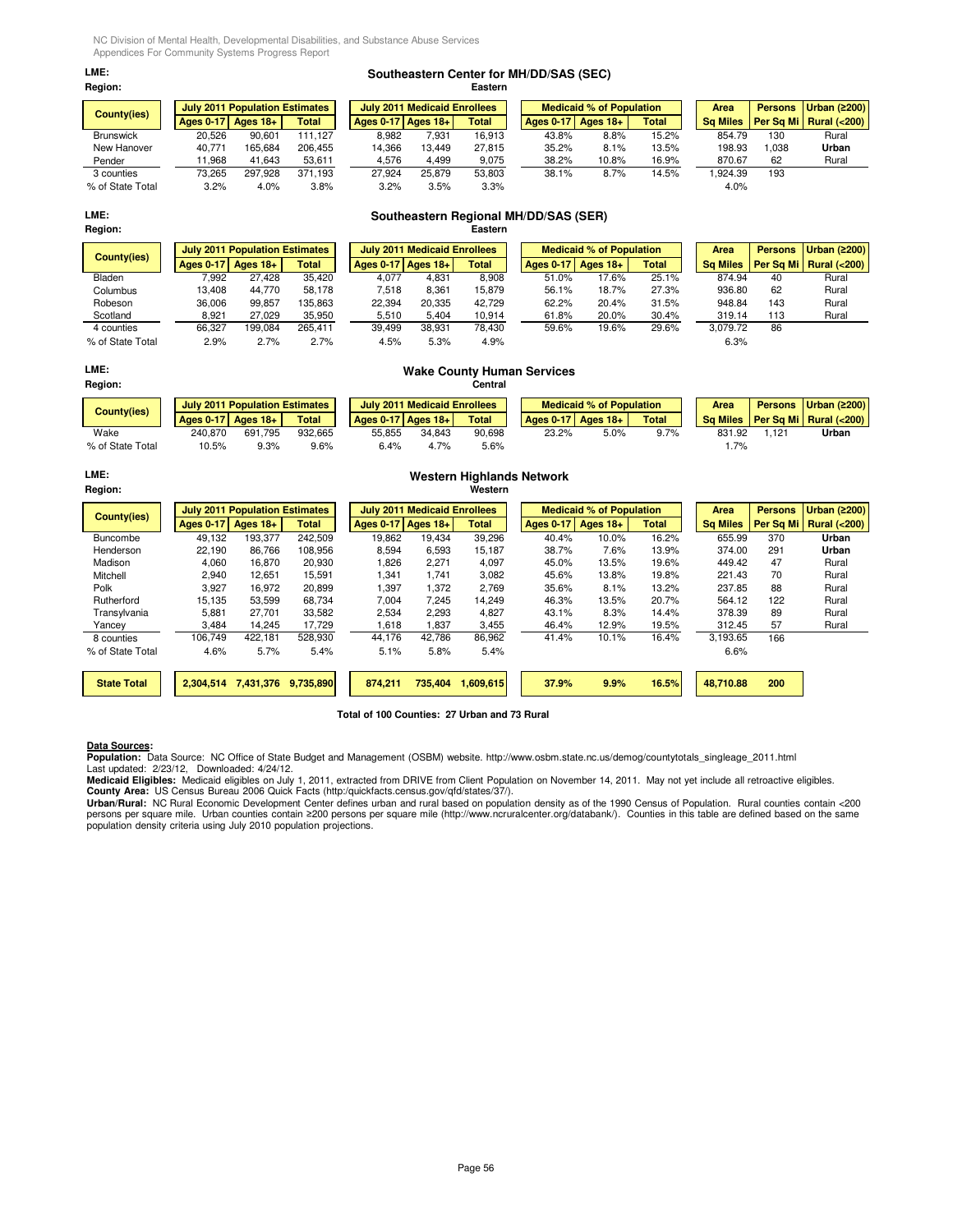**LME:** Southeastern Center for MH/DD/SAS (SEC)
**Region:** Eastern

| County(ies) | July 2011 Population Estimates | | | July 2011 Medicaid Enrollees | | | Medicaid % of Population | | | Area | Persons | Urban (≥200) |
|---|---|---|---|---|---|---|---|---|---|---|---|---|
| | Ages 0-17 | Ages 18+ | Total | Ages 0-17 | Ages 18+ | Total | Ages 0-17 | Ages 18+ | Total | Sq Miles | Per Sq Mi | Rural (<200) |
| Brunswick | 20,526 | 90,601 | 111,127 | 8,982 | 7,931 | 16,913 | 43.8% | 8.8% | 15.2% | 854.79 | 130 | Rural |
| New Hanover | 40,771 | 165,684 | 206,455 | 14,366 | 13,449 | 27,815 | 35.2% | 8.1% | 13.5% | 198.93 | 1,038 | **Urban** |
| Pender | 11,968 | 41,643 | 53,611 | 4,576 | 4,499 | 9,075 | 38.2% | 10.8% | 16.9% | 870.67 | 62 | Rural |
| 3 counties | 73,265 | 297,928 | 371,193 | 27,924 | 25,879 | 53,803 | 38.1% | 8.7% | 14.5% | 1,924.39 | 193 | |
| % of State Total | 3.2% | 4.0% | 3.8% | 3.2% | 3.5% | 3.3% | | | | 4.0% | | |

**LME:** Southeastern Regional MH/DD/SAS (SER)
**Region:** Eastern

| County(ies) | July 2011 Population Estimates | | | July 2011 Medicaid Enrollees | | | Medicaid % of Population | | | Area | Persons | Urban (≥200) |
|---|---|---|---|---|---|---|---|---|---|---|---|---|
| | Ages 0-17 | Ages 18+ | Total | Ages 0-17 | Ages 18+ | Total | Ages 0-17 | Ages 18+ | Total | Sq Miles | Per Sq Mi | Rural (<200) |
| Bladen | 7,992 | 27,428 | 35,420 | 4,077 | 4,831 | 8,908 | 51.0% | 17.6% | 25.1% | 874.94 | 40 | Rural |
| Columbus | 13,408 | 44,770 | 58,178 | 7,518 | 8,361 | 15,879 | 56.1% | 18.7% | 27.3% | 936.80 | 62 | Rural |
| Robeson | 36,006 | 99,857 | 135,863 | 22,394 | 20,335 | 42,729 | 62.2% | 20.4% | 31.5% | 948.84 | 143 | Rural |
| Scotland | 8,921 | 27,029 | 35,950 | 5,510 | 5,404 | 10,914 | 61.8% | 20.0% | 30.4% | 319.14 | 113 | Rural |
| 4 counties | 66,327 | 199,084 | 265,411 | 39,499 | 38,931 | 78,430 | 59.6% | 19.6% | 29.6% | 3,079.72 | 86 | |
| % of State Total | 2.9% | 2.7% | 2.7% | 4.5% | 5.3% | 4.9% | | | | 6.3% | | |

**LME:** Wake County Human Services
**Region:** Central

| County(ies) | July 2011 Population Estimates | | | July 2011 Medicaid Enrollees | | | Medicaid % of Population | | | Area | Persons | Urban (≥200) |
|---|---|---|---|---|---|---|---|---|---|---|---|---|
| | Ages 0-17 | Ages 18+ | Total | Ages 0-17 | Ages 18+ | Total | Ages 0-17 | Ages 18+ | Total | Sq Miles | Per Sq Mi | Rural (<200) |
| Wake | 240,870 | 691,795 | 932,665 | 55,855 | 34,843 | 90,698 | 23.2% | 5.0% | 9.7% | 831.92 | 1,121 | **Urban** |
| % of State Total | 10.5% | 9.3% | 9.6% | 6.4% | 4.7% | 5.6% | | | | 1.7% | | |

**LME:** Western Highlands Network
**Region:** Western

| County(ies) | July 2011 Population Estimates | | | July 2011 Medicaid Enrollees | | | Medicaid % of Population | | | Area | Persons | Urban (≥200) |
|---|---|---|---|---|---|---|---|---|---|---|---|---|
| | Ages 0-17 | Ages 18+ | Total | Ages 0-17 | Ages 18+ | Total | Ages 0-17 | Ages 18+ | Total | Sq Miles | Per Sq Mi | Rural (<200) |
| Buncombe | 49,132 | 193,377 | 242,509 | 19,862 | 19,434 | 39,296 | 40.4% | 10.0% | 16.2% | 655.99 | 370 | **Urban** |
| Henderson | 22,190 | 86,766 | 108,956 | 8,594 | 6,593 | 15,187 | 38.7% | 7.6% | 13.9% | 374.00 | 291 | **Urban** |
| Madison | 4,060 | 16,870 | 20,930 | 1,826 | 2,271 | 4,097 | 45.0% | 13.5% | 19.6% | 449.42 | 47 | Rural |
| Mitchell | 2,940 | 12,651 | 15,591 | 1,341 | 1,741 | 3,082 | 45.6% | 13.8% | 19.8% | 221.43 | 70 | Rural |
| Polk | 3,927 | 16,972 | 20,899 | 1,397 | 1,372 | 2,769 | 35.6% | 8.1% | 13.2% | 237.85 | 88 | Rural |
| Rutherford | 15,135 | 53,599 | 68,734 | 7,004 | 7,245 | 14,249 | 46.3% | 13.5% | 20.7% | 564.12 | 122 | Rural |
| Transylvania | 5,881 | 27,701 | 33,582 | 2,534 | 2,293 | 4,827 | 43.1% | 8.3% | 14.4% | 378.39 | 89 | Rural |
| Yancey | 3,484 | 14,245 | 17,729 | 1,618 | 1,837 | 3,455 | 46.4% | 12.9% | 19.5% | 312.45 | 57 | Rural |
| 8 counties | 106,749 | 422,181 | 528,930 | 44,176 | 42,786 | 86,962 | 41.4% | 10.1% | 16.4% | 3,193.65 | 166 | |
| % of State Total | 4.6% | 5.7% | 5.4% | 5.1% | 5.8% | 5.4% | | | | 6.6% | | |
| **State Total** | **2,304,514** | **7,431,376** | **9,735,890** | **874,211** | **735,404** | **1,609,615** | **37.9%** | **9.9%** | **16.5%** | **48,710.88** | **200** | |

**Total of 100 Counties: 27 Urban and 73 Rural**

**Data Sources:**
**Population:** Data Source: NC Office of State Budget and Management (OSBM) website. http://www.osbm.state.nc.us/demog/countytotals_singleage_2011.html
Last updated: 2/23/12, Downloaded: 4/24/12.
**Medicaid Eligibles:** Medicaid eligibles on July 1, 2011, extracted from DRIVE from Client Population on November 14, 2011. May not yet include all retroactive eligibles.
**County Area:** US Census Bureau 2006 Quick Facts (http:quickfacts.census.gov/qfd/states/37/).
**Urban/Rural:** NC Rural Economic Development Center defines urban and rural based on population density as of the 1990 Census of Population. Rural counties contain <200 persons per square mile. Urban counties contain ≥200 persons per square mile (http://www.ncruralcenter.org/databank/). Counties in this table are defined based on the same population density criteria using July 2010 population projections.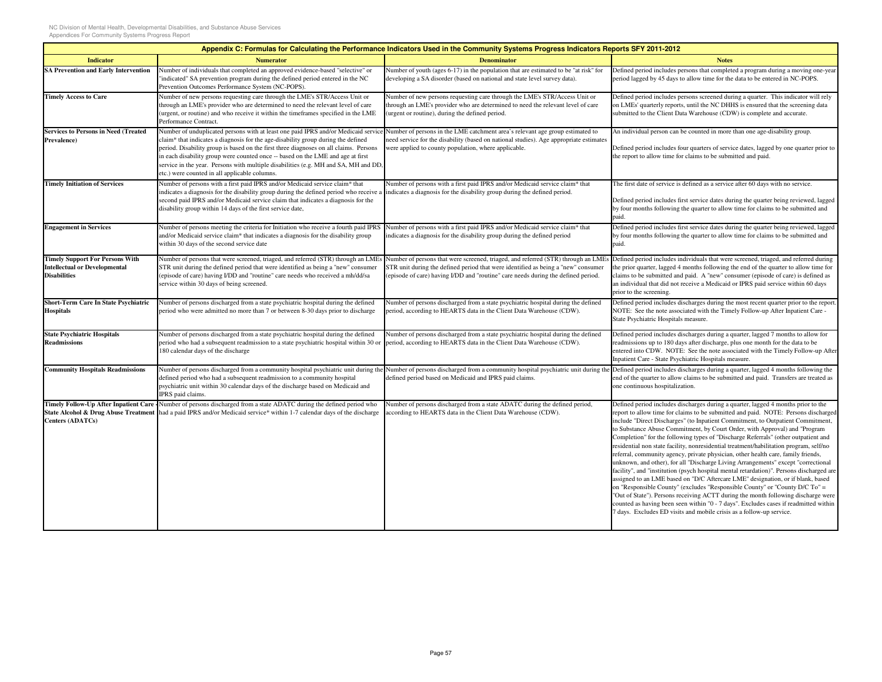| Appendix C: Formulas for Calculating the Performance Indicators Used in the Community Systems Progress Indicators Reports SFY 2011-2012 | | | |
|---|---|---|---|
| **Indicator** | **Numerator** | **Denominator** | **Notes** |
| **SA Prevention and Early Intervention** | Number of individuals that completed an approved evidence-based "selective" or "indicated" SA prevention program during the defined period entered in the NC Prevention Outcomes Performance System (NC-POPS). | Number of youth (ages 6-17) in the population that are estimated to be "at risk" for developing a SA disorder (based on national and state level survey data). | Defined period includes persons that completed a program during a moving one-year period lagged by 45 days to allow time for the data to be entered in NC-POPS. |
| **Timely Access to Care** | Number of new persons requesting care through the LME's STR/Access Unit or through an LME's provider who are determined to need the relevant level of care (urgent, or routine) and who receive it within the timeframes specified in the LME Performance Contract. | Number of new persons requesting care through the LME's STR/Access Unit or through an LME's provider who are determined to need the relevant level of care (urgent or routine), during the defined period. | Defined period includes persons screened during a quarter. This indicator will rely on LMEs' quarterly reports, until the NC DHHS is ensured that the screening data submitted to the Client Data Warehouse (CDW) is complete and accurate. |
| **Services to Persons in Need (Treated Prevalence)** | Number of unduplicated persons with at least one paid IPRS and/or Medicaid service claim* that indicates a diagnosis for the age-disability group during the defined period. Disability group is based on the first three diagnoses on all claims. Persons in each disability group were counted once -- based on the LME and age at first service in the year. Persons with multiple disabilities (e.g. MH and SA, MH and DD, etc.) were counted in all applicable columns. | Number of persons in the LME catchment area's relevant age group estimated to need service for the disability (based on national studies). Age appropriate estimates were applied to county population, where applicable. | An individual person can be counted in more than one age-disability group.<br><br>Defined period includes four quarters of service dates, lagged by one quarter prior to the report to allow time for claims to be submitted and paid. |
| **Timely Initiation of Services** | Number of persons with a first paid IPRS and/or Medicaid service claim* that indicates a diagnosis for the disability group during the defined period who receive a second paid IPRS and/or Medicaid service claim that indicates a diagnosis for the disability group within 14 days of the first service date, | Number of persons with a first paid IPRS and/or Medicaid service claim* that indicates a diagnosis for the disability group during the defined period. | The first date of service is defined as a service after 60 days with no service.<br><br>Defined period includes first service dates during the quarter being reviewed, lagged by four months following the quarter to allow time for claims to be submitted and paid. |
| **Engagement in Services** | Number of persons meeting the criteria for Initiation who receive a fourth paid IPRS and/or Medicaid service claim* that indicates a diagnosis for the disability group within 30 days of the second service date | Number of persons with a first paid IPRS and/or Medicaid service claim* that indicates a diagnosis for the disability group during the defined period | Defined period includes first service dates during the quarter being reviewed, lagged by four months following the quarter to allow time for claims to be submitted and paid. |
| **Timely Support For Persons With Intellectual or Developmental Disabilities** | Number of persons that were screened, triaged, and referred (STR) through an LMEs STR unit during the defined period that were identified as being a "new" consumer (episode of care) having I/DD and "routine" care needs who received a mh/dd/sa service within 30 days of being screened. | Number of persons that were screened, triaged, and referred (STR) through an LMEs STR unit during the defined period that were identified as being a "new" consumer (episode of care) having I/DD and "routine" care needs during the defined period. | Defined period includes individuals that were screened, triaged, and referred during the prior quarter, lagged 4 months following the end of the quarter to allow time for claims to be submitted and paid. A "new" consumer (episode of care) is defined as an individual that did not receive a Medicaid or IPRS paid service within 60 days prior to the screening. |
| **Short-Term Care In State Psychiatric Hospitals** | Number of persons discharged from a state psychiatric hospital during the defined period who were admitted no more than 7 or between 8-30 days prior to discharge | Number of persons discharged from a state psychiatric hospital during the defined period, according to HEARTS data in the Client Data Warehouse (CDW). | Defined period includes discharges during the most recent quarter prior to the report. NOTE: See the note associated with the Timely Follow-up After Inpatient Care - State Psychiatric Hospitals measure. |
| **State Psychiatric Hospitals Readmissions** | Number of persons discharged from a state psychiatric hospital during the defined period who had a subsequent readmission to a state psychiatric hospital within 30 or 180 calendar days of the discharge | Number of persons discharged from a state psychiatric hospital during the defined period, according to HEARTS data in the Client Data Warehouse (CDW). | Defined period includes discharges during a quarter, lagged 7 months to allow for readmissions up to 180 days after discharge, plus one month for the data to be entered into CDW. NOTE: See the note associated with the Timely Follow-up After Inpatient Care - State Psychiatric Hospitals measure. |
| **Community Hospitals Readmissions** | Number of persons discharged from a community hospital psychiatric unit during the defined period who had a subsequent readmission to a community hospital psychiatric unit within 30 calendar days of the discharge based on Medicaid and IPRS paid claims. | Number of persons discharged from a community hospital psychiatric unit during the defined period based on Medicaid and IPRS paid claims. | Defined period includes discharges during a quarter, lagged 4 months following the end of the quarter to allow claims to be submitted and paid. Transfers are treated as one continuous hospitalization. |
| **Timely Follow-Up After Inpatient Care - State Alcohol & Drug Abuse Treatment Centers (ADATCs)** | Number of persons discharged from a state ADATC during the defined period who had a paid IPRS and/or Medicaid service* within 1-7 calendar days of the discharge | Number of persons discharged from a state ADATC during the defined period, according to HEARTS data in the Client Data Warehouse (CDW). | Defined period includes discharges during a quarter, lagged 4 months prior to the report to allow time for claims to be submitted and paid. NOTE: Persons discharged include "Direct Discharges" (to Inpatient Commitment, to Outpatient Commitment, to Substance Abuse Commitment, by Court Order, with Approval) and "Program Completion" for the following types of "Discharge Referrals" (other outpatient and residential non state facility, nonresidential treatment/habilitation program, self/no referral, community agency, private physician, other health care, family friends, unknown, and other), for all "Discharge Living Arrangements" except "correctional facility", and "institution (psych hospital mental retardation)". Persons discharged are assigned to an LME based on "D/C Aftercare LME" designation, or if blank, based on "Responsible County" (excludes "Responsible County" or "County D/C To" = "Out of State"). Persons receiving ACTT during the month following discharge were counted as having been seen within "0 - 7 days". Excludes cases if readmitted within 7 days. Excludes ED visits and mobile crisis as a follow-up service. |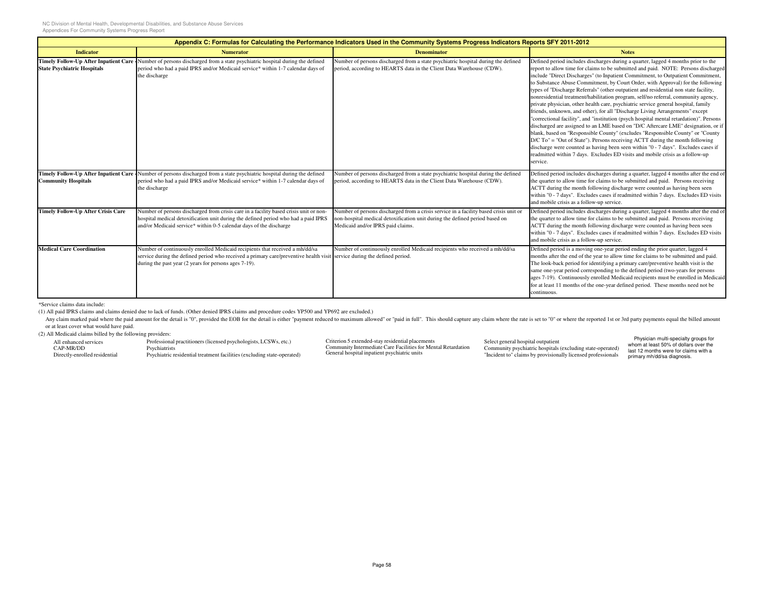| Appendix C: Formulas for Calculating the Performance Indicators Used in the Community Systems Progress Indicators Reports SFY 2011-2012 | | | |
|---|---|---|---|
| **Indicator** | **Numerator** | **Denominator** | **Notes** |
| **Timely Follow-Up After Inpatient Care - State Psychiatric Hospitals** | Number of persons discharged from a state psychiatric hospital during the defined period who had a paid IPRS and/or Medicaid service* within 1-7 calendar days of the discharge | Number of persons discharged from a state psychiatric hospital during the defined period, according to HEARTS data in the Client Data Warehouse (CDW). | Defined period includes discharges during a quarter, lagged 4 months prior to the report to allow time for claims to be submitted and paid. NOTE: Persons discharged include "Direct Discharges" (to Inpatient Commitment, to Outpatient Commitment, to Substance Abuse Commitment, by Court Order, with Approval) for the following types of "Discharge Referrals" (other outpatient and residential non state facility, nonresidential treatment/habilitation program, self/no referral, community agency, private physician, other health care, psychiatric service general hospital, family friends, unknown, and other), for all "Discharge Living Arrangements" except "correctional facility", and "institution (psych hospital mental retardation)". Persons discharged are assigned to an LME based on "D/C Aftercare LME" designation, or if blank, based on "Responsible County" (excludes "Responsible County" or "County D/C To" = "Out of State"). Persons receiving ACTT during the month following discharge were counted as having been seen within "0 - 7 days". Excludes cases if readmitted within 7 days. Excludes ED visits and mobile crisis as a follow-up service. |
| **Timely Follow-Up After Inpatient Care - Community Hospitals** | Number of persons discharged from a state psychiatric hospital during the defined period who had a paid IPRS and/or Medicaid service* within 1-7 calendar days of the discharge | Number of persons discharged from a state psychiatric hospital during the defined period, according to HEARTS data in the Client Data Warehouse (CDW). | Defined period includes discharges during a quarter, lagged 4 months after the end of the quarter to allow time for claims to be submitted and paid. Persons receiving ACTT during the month following discharge were counted as having been seen within "0 - 7 days". Excludes cases if readmitted within 7 days. Excludes ED visits and mobile crisis as a follow-up service. |
| **Timely Follow-Up After Crisis Care** | Number of persons discharged from crisis care in a facility based crisis unit or non-hospital medical detoxification unit during the defined period who had a paid IPRS and/or Medicaid service* within 0-5 calendar days of the discharge | Number of persons discharged from a crisis service in a facility based crisis unit or non-hospital medical detoxification unit during the defined period based on Medicaid and/or IPRS paid claims. | Defined period includes discharges during a quarter, lagged 4 months after the end of the quarter to allow time for claims to be submitted and paid. Persons receiving ACTT during the month following discharge were counted as having been seen within "0 - 7 days". Excludes cases if readmitted within 7 days. Excludes ED visits and mobile crisis as a follow-up service. |
| **Medical Care Coordination** | Number of continuously enrolled Medicaid recipients that received a mh/dd/sa service during the defined period who received a primary care/preventive health visit during the past year (2 years for persons ages 7-19). | Number of continuously enrolled Medicaid recipients who received a mh/dd/sa service during the defined period. | Defined period is a moving one-year period ending the prior quarter, lagged 4 months after the end of the year to allow time for claims to be submitted and paid. The look-back period for identifying a primary care/preventive health visit is the same one-year period corresponding to the defined period (two-years for persons ages 7-19). Continuously enrolled Medicaid recipients must be enrolled in Medicaid for at least 11 months of the one-year defined period. These months need not be continuous. |

*Service claims data include:

(1) All paid IPRS claims and claims denied due to lack of funds. (Other denied IPRS claims and procedure codes YP500 and YP692 are excluded.)

Any claim marked paid where the paid amount for the detail is "0", provided the EOB for the detail is either "payment reduced to maximum allowed" or "paid in full". This should capture any claim where the rate is set to "0" or where the reported 1st or 3rd party payments equal the billed amount or at least cover what would have paid.

(2) All Medicaid claims billed by the following providers:

- All enhanced services
- CAP-MR/DD
- Directly-enrolled residential
- Professional practitioners (licensed psychologists, LCSWs, etc.)
- Psychiatrists
- Psychiatric residential treatment facilities (excluding state-operated)
- Criterion 5 extended-stay residential placements
- Community Intermediate Care Facilities for Mental Retardation
- General hospital inpatient psychiatric units
- Select general hospital outpatient
- Community psychiatric hospitals (excluding state-operated)
- "Incident to" claims by provisionally licensed professionals
- Physician multi-specialty groups for whom at least 50% of dollars over the last 12 months were for claims with a primary mh/dd/sa diagnosis.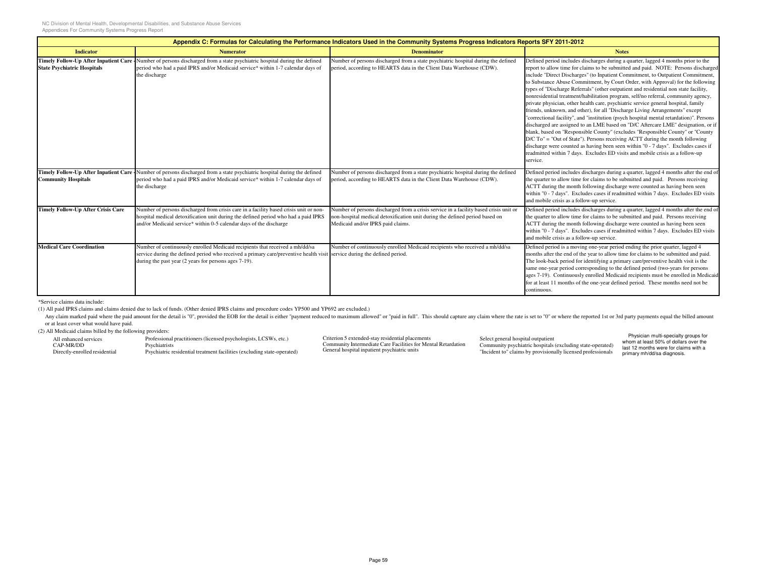## Appendix C: Formulas for Calculating the Performance Indicators Used in the Community Systems Progress Indicators Reports SFY 2011-2012

| Indicator | Numerator | Denominator | Notes |
|---|---|---|---|
| **Timely Follow-Up After Inpatient Care - State Psychiatric Hospitals** | Number of persons discharged from a state psychiatric hospital during the defined period who had a paid IPRS and/or Medicaid service* within 1-7 calendar days of the discharge | Number of persons discharged from a state psychiatric hospital during the defined period, according to HEARTS data in the Client Data Warehouse (CDW). | Defined period includes discharges during a quarter, lagged 4 months prior to the report to allow time for claims to be submitted and paid. NOTE: Persons discharged include "Direct Discharges" (to Inpatient Commitment, to Outpatient Commitment, to Substance Abuse Commitment, by Court Order, with Approval) for the following types of "Discharge Referrals" (other outpatient and residential non state facility, nonresidential treatment/habilitation program, self/no referral, community agency, private physician, other health care, psychiatric service general hospital, family friends, unknown, and other), for all "Discharge Living Arrangements" except "correctional facility", and "institution (psych hospital mental retardation)". Persons discharged are assigned to an LME based on "D/C Aftercare LME" designation, or if blank, based on "Responsible County" (excludes "Responsible County" or "County D/C To" = "Out of State"). Persons receiving ACTT during the month following discharge were counted as having been seen within "0 - 7 days". Excludes cases if readmitted within 7 days. Excludes ED visits and mobile crisis as a follow-up service. |
| **Timely Follow-Up After Inpatient Care - Community Hospitals** | Number of persons discharged from a state psychiatric hospital during the defined period who had a paid IPRS and/or Medicaid service* within 1-7 calendar days of the discharge | Number of persons discharged from a state psychiatric hospital during the defined period, according to HEARTS data in the Client Data Warehouse (CDW). | Defined period includes discharges during a quarter, lagged 4 months after the end of the quarter to allow time for claims to be submitted and paid. Persons receiving ACTT during the month following discharge were counted as having been seen within "0 - 7 days". Excludes cases if readmitted within 7 days. Excludes ED visits and mobile crisis as a follow-up service. |
| **Timely Follow-Up After Crisis Care** | Number of persons discharged from crisis care in a facility based crisis unit or non-hospital medical detoxification unit during the defined period who had a paid IPRS and/or Medicaid service* within 0-5 calendar days of the discharge | Number of persons discharged from a crisis service in a facility based crisis unit or non-hospital medical detoxification unit during the defined period based on Medicaid and/or IPRS paid claims. | Defined period includes discharges during a quarter, lagged 4 months after the end of the quarter to allow time for claims to be submitted and paid. Persons receiving ACTT during the month following discharge were counted as having been seen within "0 - 7 days". Excludes cases if readmitted within 7 days. Excludes ED visits and mobile crisis as a follow-up service. |
| **Medical Care Coordination** | Number of continuously enrolled Medicaid recipients that received a mh/dd/sa service during the defined period who received a primary care/preventive health visit during the past year (2 years for persons ages 7-19). | Number of continuously enrolled Medicaid recipients who received a mh/dd/sa service during the defined period. | Defined period is a moving one-year period ending the prior quarter, lagged 4 months after the end of the year to allow time for claims to be submitted and paid. The look-back period for identifying a primary care/preventive health visit is the same one-year period corresponding to the defined period (two-years for persons ages 7-19). Continuously enrolled Medicaid recipients must be enrolled in Medicaid for at least 11 months of the one-year defined period. These months need not be continuous. |

*Service claims data include:

(1) All paid IPRS claims and claims denied due to lack of funds. (Other denied IPRS claims and procedure codes YP500 and YP692 are excluded.)

Any claim marked paid where the paid amount for the detail is "0", provided the EOB for the detail is either "payment reduced to maximum allowed" or "paid in full". This should capture any claim where the rate is set to "0" or where the reported 1st or 3rd party payments equal the billed amount or at least cover what would have paid.

(2) All Medicaid claims billed by the following providers:

- All enhanced services
- CAP-MR/DD
- Directly-enrolled residential
- Professional practitioners (licensed psychologists, LCSWs, etc.)
- Psychiatrists
- Psychiatric residential treatment facilities (excluding state-operated)
- Criterion 5 extended-stay residential placements
- Community Intermediate Care Facilities for Mental Retardation
- General hospital inpatient psychiatric units
- Select general hospital outpatient
- Community psychiatric hospitals (excluding state-operated)
- "Incident to" claims by provisionally licensed professionals
- Physician multi-specialty groups for whom at least 50% of dollars over the last 12 months were for claims with a primary mh/dd/sa diagnosis.